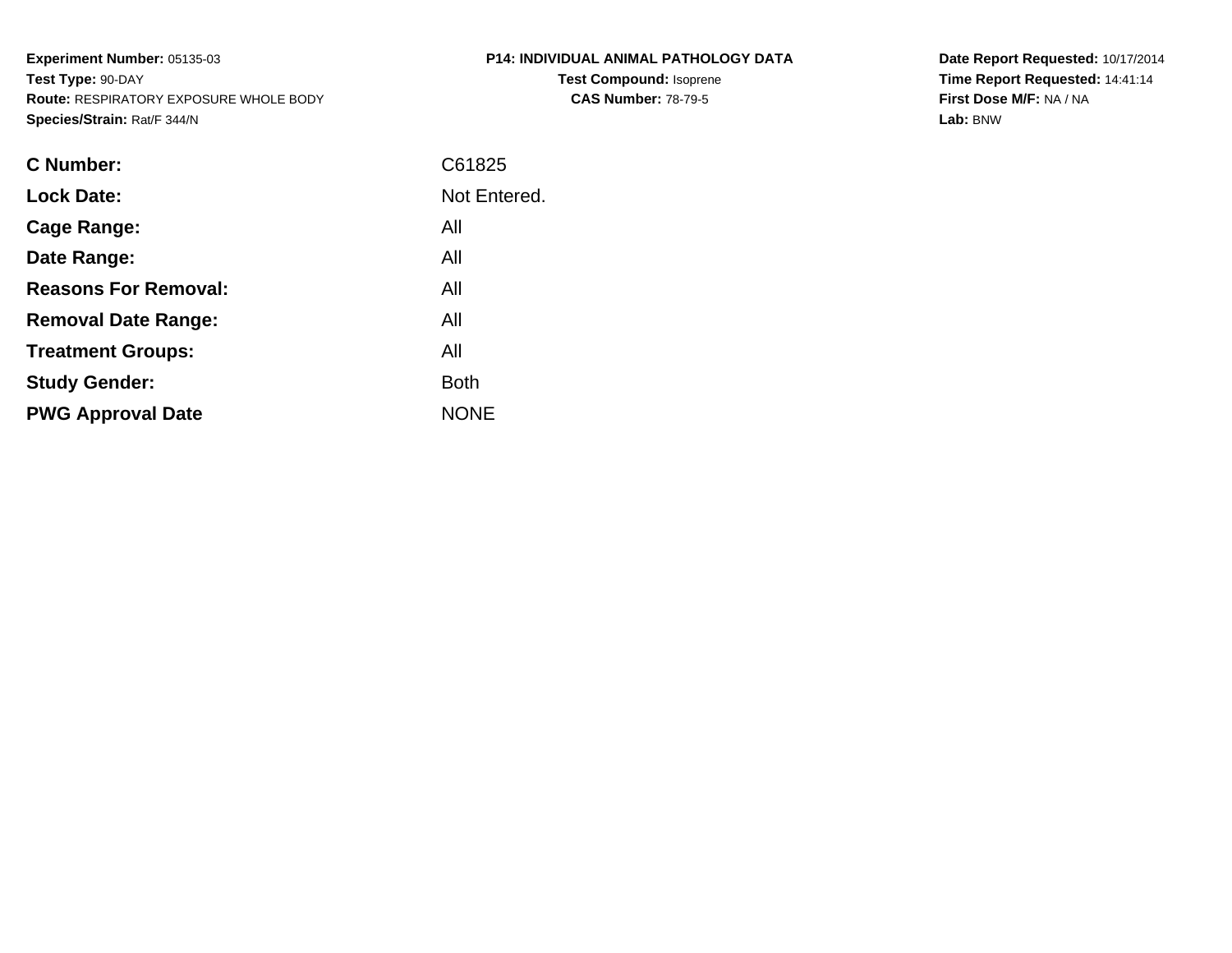**Experiment Number:** 05135-03
**Test Type:** 90-DAY
**Route:** RESPIRATORY EXPOSURE WHOLE BODY
**Species/Strain:** Rat/F 344/N

**P14: INDIVIDUAL ANIMAL PATHOLOGY DATA**
**Test Compound:** Isoprene
**CAS Number:** 78-79-5

**Date Report Requested:** 10/17/2014
**Time Report Requested:** 14:41:14
**First Dose M/F:** NA / NA
**Lab:** BNW

| | |
|---|---|
| **C Number:** | C61825 |
| **Lock Date:** | Not Entered. |
| **Cage Range:** | All |
| **Date Range:** | All |
| **Reasons For Removal:** | All |
| **Removal Date Range:** | All |
| **Treatment Groups:** | All |
| **Study Gender:** | Both |
| **PWG Approval Date** | NONE |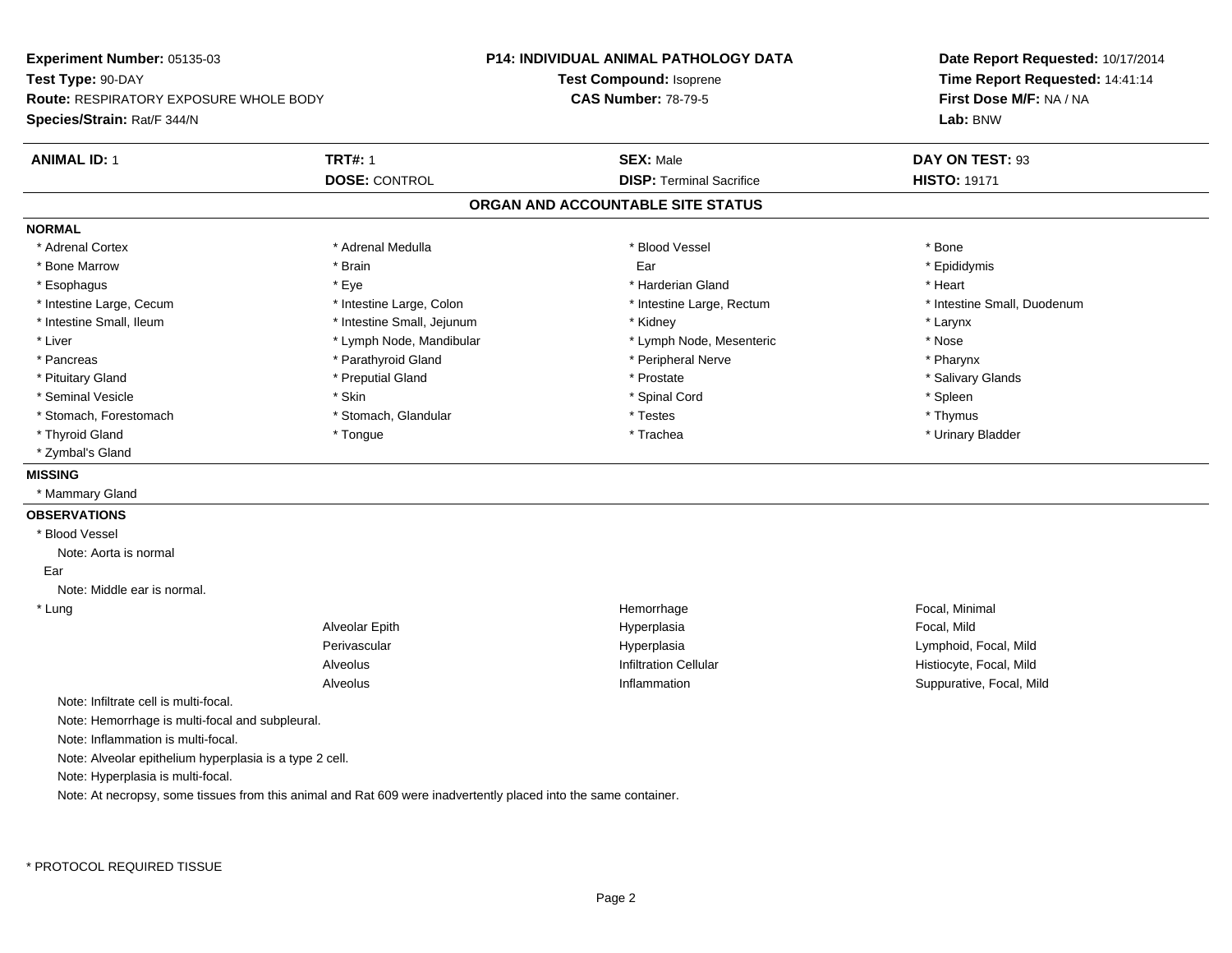**Experiment Number:** 05135-03
**Test Type:** 90-DAY
**Route:** RESPIRATORY EXPOSURE WHOLE BODY
**Species/Strain:** Rat/F 344/N

**P14: INDIVIDUAL ANIMAL PATHOLOGY DATA**
**Test Compound:** Isoprene
**CAS Number:** 78-79-5

**Date Report Requested:** 10/17/2014
**Time Report Requested:** 14:41:14
**First Dose M/F:** NA / NA
**Lab:** BNW

| **ANIMAL ID:** 1 | **TRT#:** 1 | **SEX:** Male | **DAY ON TEST:** 93 |
|---|---|---|---|
| | **DOSE:** CONTROL | **DISP:** Terminal Sacrifice | **HISTO:** 19171 |

## ORGAN AND ACCOUNTABLE SITE STATUS

### NORMAL

| | | | |
|---|---|---|---|
| * Adrenal Cortex | * Adrenal Medulla | * Blood Vessel | * Bone |
| * Bone Marrow | * Brain | Ear | * Epididymis |
| * Esophagus | * Eye | * Harderian Gland | * Heart |
| * Intestine Large, Cecum | * Intestine Large, Colon | * Intestine Large, Rectum | * Intestine Small, Duodenum |
| * Intestine Small, Ileum | * Intestine Small, Jejunum | * Kidney | * Larynx |
| * Liver | * Lymph Node, Mandibular | * Lymph Node, Mesenteric | * Nose |
| * Pancreas | * Parathyroid Gland | * Peripheral Nerve | * Pharynx |
| * Pituitary Gland | * Preputial Gland | * Prostate | * Salivary Glands |
| * Seminal Vesicle | * Skin | * Spinal Cord | * Spleen |
| * Stomach, Forestomach | * Stomach, Glandular | * Testes | * Thymus |
| * Thyroid Gland | * Tongue | * Trachea | * Urinary Bladder |
| * Zymbal's Gland | | | |

### MISSING

* Mammary Gland

### OBSERVATIONS

* Blood Vessel
  Note: Aorta is normal

Ear
  Note: Middle ear is normal.

| | | | |
|---|---|---|---|
| * Lung | | Hemorrhage | Focal, Minimal |
| | Alveolar Epith | Hyperplasia | Focal, Mild |
| | Perivascular | Hyperplasia | Lymphoid, Focal, Mild |
| | Alveolus | Infiltration Cellular | Histiocyte, Focal, Mild |
| | Alveolus | Inflammation | Suppurative, Focal, Mild |

Note: Infiltrate cell is multi-focal.
Note: Hemorrhage is multi-focal and subpleural.
Note: Inflammation is multi-focal.
Note: Alveolar epithelium hyperplasia is a type 2 cell.
Note: Hyperplasia is multi-focal.
Note: At necropsy, some tissues from this animal and Rat 609 were inadvertently placed into the same container.

* PROTOCOL REQUIRED TISSUE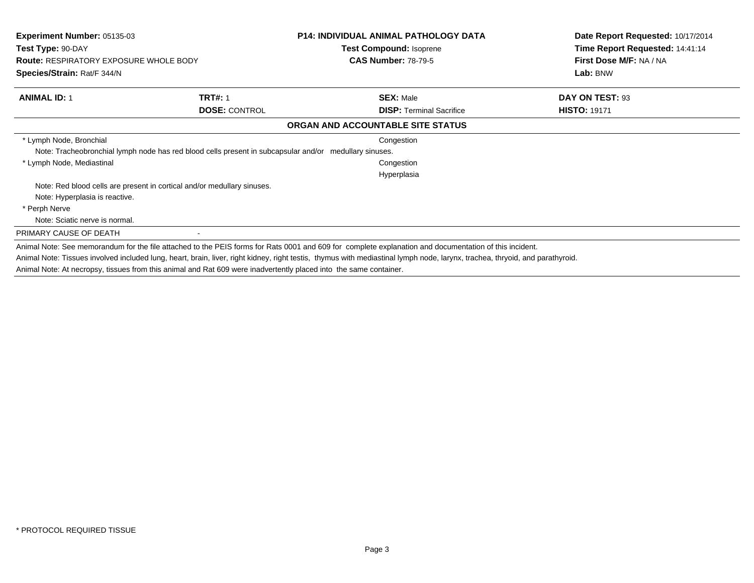**Experiment Number:** 05135-03
**Test Type:** 90-DAY
**Route:** RESPIRATORY EXPOSURE WHOLE BODY
**Species/Strain:** Rat/F 344/N

**P14: INDIVIDUAL ANIMAL PATHOLOGY DATA**
**Test Compound:** Isoprene
**CAS Number:** 78-79-5

**Date Report Requested:** 10/17/2014
**Time Report Requested:** 14:41:14
**First Dose M/F:** NA / NA
**Lab:** BNW

| **ANIMAL ID:** 1 | **TRT#:** 1 | **SEX:** Male | **DAY ON TEST:** 93 |
|---|---|---|---|
| | **DOSE:** CONTROL | **DISP:** Terminal Sacrifice | **HISTO:** 19171 |

## ORGAN AND ACCOUNTABLE SITE STATUS

| Site | Status |
|---|---|
| * Lymph Node, Bronchial | Congestion |
| Note: Tracheobronchial lymph node has red blood cells present in subcapsular and/or medullary sinuses. | |
| * Lymph Node, Mediastinal | Congestion |
| | Hyperplasia |
| Note: Red blood cells are present in cortical and/or medullary sinuses. | |
| Note: Hyperplasia is reactive. | |
| * Perph Nerve | |
| Note: Sciatic nerve is normal. | |

PRIMARY CAUSE OF DEATH -

Animal Note: See memorandum for the file attached to the PEIS forms for Rats 0001 and 609 for complete explanation and documentation of this incident.

Animal Note: Tissues involved included lung, heart, brain, liver, right kidney, right testis, thymus with mediastinal lymph node, larynx, trachea, thryoid, and parathyroid.

Animal Note: At necropsy, tissues from this animal and Rat 609 were inadvertently placed into the same container.

* PROTOCOL REQUIRED TISSUE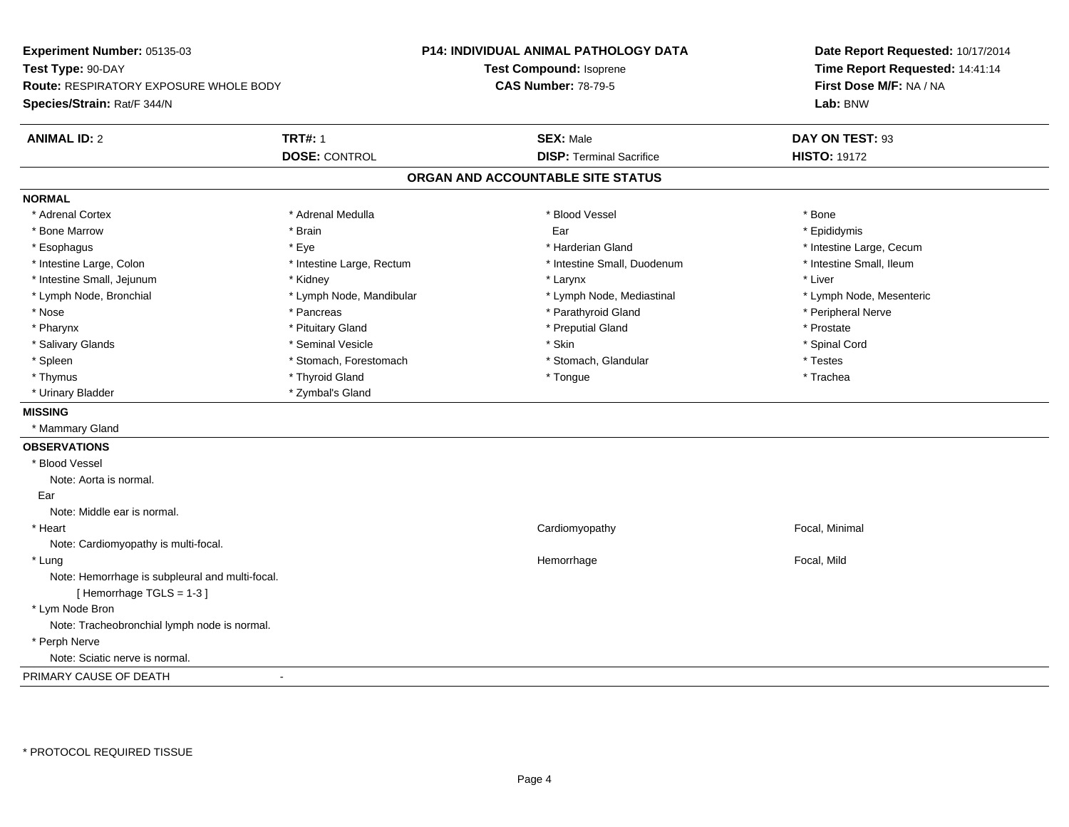**Experiment Number:** 05135-03
**Test Type:** 90-DAY
**Route:** RESPIRATORY EXPOSURE WHOLE BODY
**Species/Strain:** Rat/F 344/N

**P14: INDIVIDUAL ANIMAL PATHOLOGY DATA**
**Test Compound:** Isoprene
**CAS Number:** 78-79-5

**Date Report Requested:** 10/17/2014
**Time Report Requested:** 14:41:14
**First Dose M/F:** NA / NA
**Lab:** BNW

| **ANIMAL ID:** 2 | **TRT#:** 1 | **SEX:** Male | **DAY ON TEST:** 93 |
|---|---|---|---|
| | **DOSE:** CONTROL | **DISP:** Terminal Sacrifice | **HISTO:** 19172 |

## ORGAN AND ACCOUNTABLE SITE STATUS

**NORMAL**

| | | | |
|---|---|---|---|
| * Adrenal Cortex | * Adrenal Medulla | * Blood Vessel | * Bone |
| * Bone Marrow | * Brain | Ear | * Epididymis |
| * Esophagus | * Eye | * Harderian Gland | * Intestine Large, Cecum |
| * Intestine Large, Colon | * Intestine Large, Rectum | * Intestine Small, Duodenum | * Intestine Small, Ileum |
| * Intestine Small, Jejunum | * Kidney | * Larynx | * Liver |
| * Lymph Node, Bronchial | * Lymph Node, Mandibular | * Lymph Node, Mediastinal | * Lymph Node, Mesenteric |
| * Nose | * Pancreas | * Parathyroid Gland | * Peripheral Nerve |
| * Pharynx | * Pituitary Gland | * Preputial Gland | * Prostate |
| * Salivary Glands | * Seminal Vesicle | * Skin | * Spinal Cord |
| * Spleen | * Stomach, Forestomach | * Stomach, Glandular | * Testes |
| * Thymus | * Thyroid Gland | * Tongue | * Trachea |
| * Urinary Bladder | * Zymbal's Gland | | |

**MISSING**

* Mammary Gland

**OBSERVATIONS**

| | | |
|---|---|---|
| * Blood Vessel | | |
| Note: Aorta is normal. | | |
| Ear | | |
| Note: Middle ear is normal. | | |
| * Heart | Cardiomyopathy | Focal, Minimal |
| Note: Cardiomyopathy is multi-focal. | | |
| * Lung | Hemorrhage | Focal, Mild |
| Note: Hemorrhage is subpleural and multi-focal. | | |
| [ Hemorrhage TGLS = 1-3 ] | | |
| * Lym Node Bron | | |
| Note: Tracheobronchial lymph node is normal. | | |
| * Perph Nerve | | |
| Note: Sciatic nerve is normal. | | |

PRIMARY CAUSE OF DEATH -

\* PROTOCOL REQUIRED TISSUE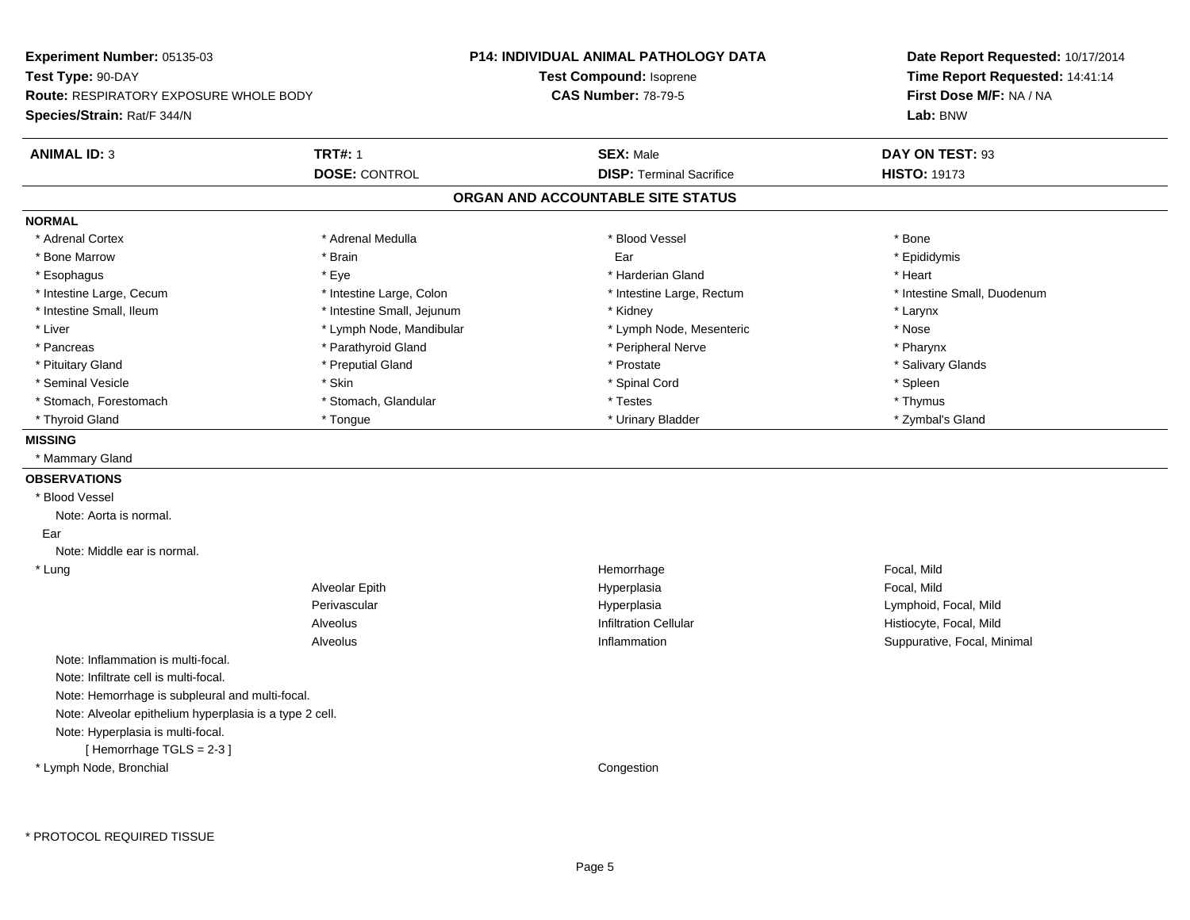**Experiment Number:** 05135-03
**Test Type:** 90-DAY
**Route:** RESPIRATORY EXPOSURE WHOLE BODY
**Species/Strain:** Rat/F 344/N

**P14: INDIVIDUAL ANIMAL PATHOLOGY DATA**
**Test Compound:** Isoprene
**CAS Number:** 78-79-5

**Date Report Requested:** 10/17/2014
**Time Report Requested:** 14:41:14
**First Dose M/F:** NA / NA
**Lab:** BNW

| **ANIMAL ID:** 3 | **TRT#:** 1 | **SEX:** Male | **DAY ON TEST:** 93 |
|---|---|---|---|
| | **DOSE:** CONTROL | **DISP:** Terminal Sacrifice | **HISTO:** 19173 |

## ORGAN AND ACCOUNTABLE SITE STATUS

**NORMAL**

| | | | |
|---|---|---|---|
| * Adrenal Cortex | * Adrenal Medulla | * Blood Vessel | * Bone |
| * Bone Marrow | * Brain | Ear | * Epididymis |
| * Esophagus | * Eye | * Harderian Gland | * Heart |
| * Intestine Large, Cecum | * Intestine Large, Colon | * Intestine Large, Rectum | * Intestine Small, Duodenum |
| * Intestine Small, Ileum | * Intestine Small, Jejunum | * Kidney | * Larynx |
| * Liver | * Lymph Node, Mandibular | * Lymph Node, Mesenteric | * Nose |
| * Pancreas | * Parathyroid Gland | * Peripheral Nerve | * Pharynx |
| * Pituitary Gland | * Preputial Gland | * Prostate | * Salivary Glands |
| * Seminal Vesicle | * Skin | * Spinal Cord | * Spleen |
| * Stomach, Forestomach | * Stomach, Glandular | * Testes | * Thymus |
| * Thyroid Gland | * Tongue | * Urinary Bladder | * Zymbal's Gland |

**MISSING**

* Mammary Gland

**OBSERVATIONS**

* Blood Vessel
  Note: Aorta is normal.

Ear
  Note: Middle ear is normal.

| | | | |
|---|---|---|---|
| * Lung | | Hemorrhage | Focal, Mild |
| | Alveolar Epith | Hyperplasia | Focal, Mild |
| | Perivascular | Hyperplasia | Lymphoid, Focal, Mild |
| | Alveolus | Infiltration Cellular | Histiocyte, Focal, Mild |
| | Alveolus | Inflammation | Suppurative, Focal, Minimal |

Note: Inflammation is multi-focal.
Note: Infiltrate cell is multi-focal.
Note: Hemorrhage is subpleural and multi-focal.
Note: Alveolar epithelium hyperplasia is a type 2 cell.
Note: Hyperplasia is multi-focal.
[ Hemorrhage TGLS = 2-3 ]

| | | | |
|---|---|---|---|
| * Lymph Node, Bronchial | | Congestion | |

* PROTOCOL REQUIRED TISSUE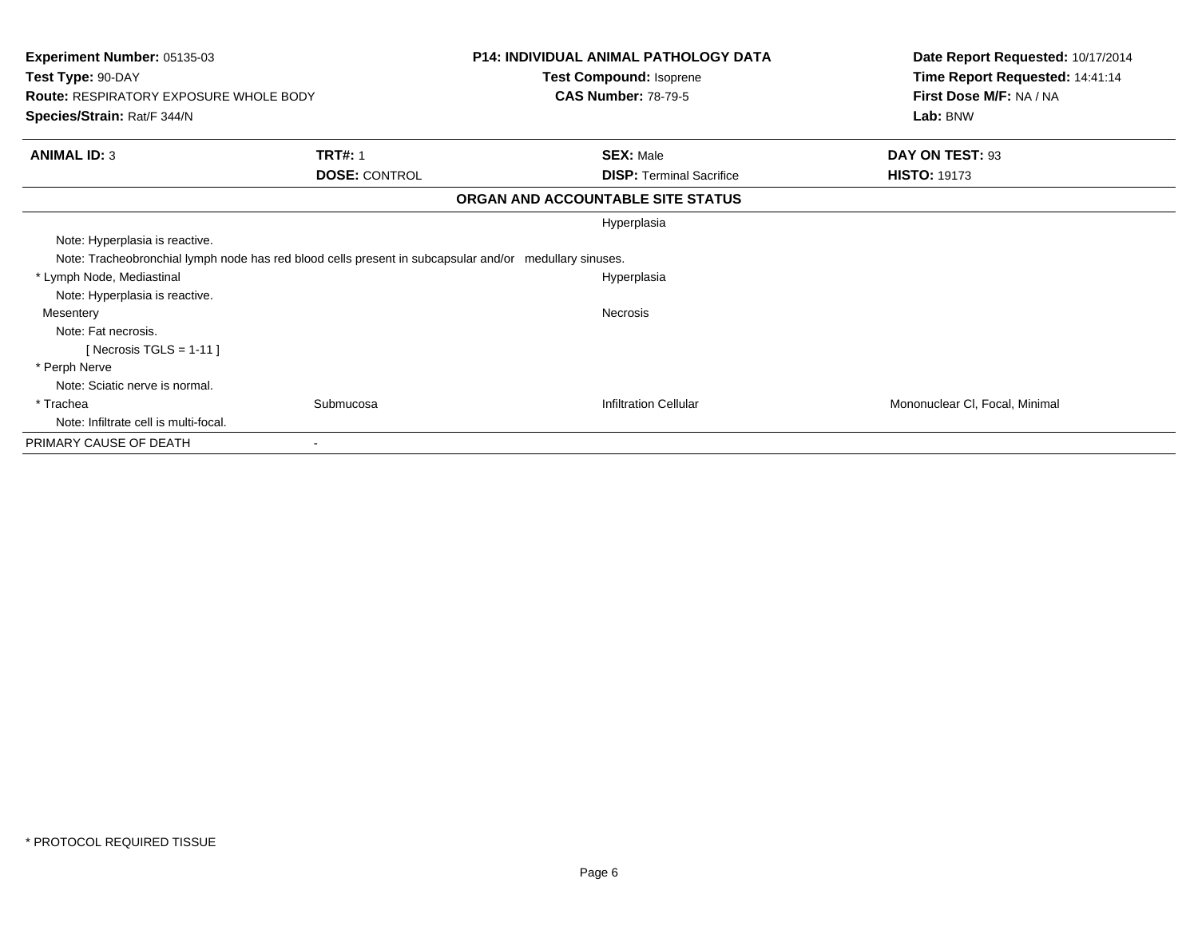**Experiment Number:** 05135-03
**Test Type:** 90-DAY
**Route:** RESPIRATORY EXPOSURE WHOLE BODY
**Species/Strain:** Rat/F 344/N

**P14: INDIVIDUAL ANIMAL PATHOLOGY DATA**
**Test Compound:** Isoprene
**CAS Number:** 78-79-5

**Date Report Requested:** 10/17/2014
**Time Report Requested:** 14:41:14
**First Dose M/F:** NA / NA
**Lab:** BNW

| **ANIMAL ID:** 3 | **TRT#:** 1 | **SEX:** Male | **DAY ON TEST:** 93 |
|---|---|---|---|
| | **DOSE:** CONTROL | **DISP:** Terminal Sacrifice | **HISTO:** 19173 |

**ORGAN AND ACCOUNTABLE SITE STATUS**

| | | | |
|---|---|---|---|
| | | Hyperplasia | |
| Note: Hyperplasia is reactive. | | | |
| Note: Tracheobronchial lymph node has red blood cells present in subcapsular and/or medullary sinuses. | | | |
| * Lymph Node, Mediastinal | | Hyperplasia | |
| Note: Hyperplasia is reactive. | | | |
| Mesentery | | Necrosis | |
| Note: Fat necrosis. | | | |
| [ Necrosis TGLS = 1-11 ] | | | |
| * Perph Nerve | | | |
| Note: Sciatic nerve is normal. | | | |
| * Trachea | Submucosa | Infiltration Cellular | Mononuclear Cl, Focal, Minimal |
| Note: Infiltrate cell is multi-focal. | | | |
| PRIMARY CAUSE OF DEATH | - | | |

* PROTOCOL REQUIRED TISSUE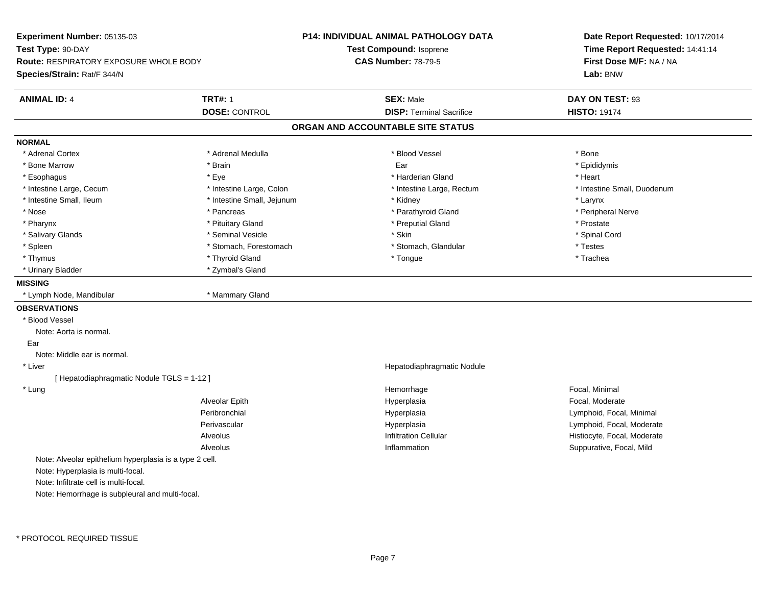**Experiment Number:** 05135-03
**Test Type:** 90-DAY
**Route:** RESPIRATORY EXPOSURE WHOLE BODY
**Species/Strain:** Rat/F 344/N

**P14: INDIVIDUAL ANIMAL PATHOLOGY DATA**
**Test Compound:** Isoprene
**CAS Number:** 78-79-5

**Date Report Requested:** 10/17/2014
**Time Report Requested:** 14:41:14
**First Dose M/F:** NA / NA
**Lab:** BNW

| **ANIMAL ID:** 4 | **TRT#:** 1 | **SEX:** Male | **DAY ON TEST:** 93 |
|---|---|---|---|
| | **DOSE:** CONTROL | **DISP:** Terminal Sacrifice | **HISTO:** 19174 |

## ORGAN AND ACCOUNTABLE SITE STATUS

**NORMAL**

| | | | |
|---|---|---|---|
| * Adrenal Cortex | * Adrenal Medulla | * Blood Vessel | * Bone |
| * Bone Marrow | * Brain | Ear | * Epididymis |
| * Esophagus | * Eye | * Harderian Gland | * Heart |
| * Intestine Large, Cecum | * Intestine Large, Colon | * Intestine Large, Rectum | * Intestine Small, Duodenum |
| * Intestine Small, Ileum | * Intestine Small, Jejunum | * Kidney | * Larynx |
| * Nose | * Pancreas | * Parathyroid Gland | * Peripheral Nerve |
| * Pharynx | * Pituitary Gland | * Preputial Gland | * Prostate |
| * Salivary Glands | * Seminal Vesicle | * Skin | * Spinal Cord |
| * Spleen | * Stomach, Forestomach | * Stomach, Glandular | * Testes |
| * Thymus | * Thyroid Gland | * Tongue | * Trachea |
| * Urinary Bladder | * Zymbal's Gland | | |

**MISSING**

| | |
|---|---|
| * Lymph Node, Mandibular | * Mammary Gland |

**OBSERVATIONS**

* Blood Vessel
  Note: Aorta is normal.

Ear
  Note: Middle ear is normal.

| | | | |
|---|---|---|---|
| * Liver | | Hepatodiaphragmatic Nodule | |
| [ Hepatodiaphragmatic Nodule TGLS = 1-12 ] | | | |
| * Lung | | Hemorrhage | Focal, Minimal |
| | Alveolar Epith | Hyperplasia | Focal, Moderate |
| | Peribronchial | Hyperplasia | Lymphoid, Focal, Minimal |
| | Perivascular | Hyperplasia | Lymphoid, Focal, Moderate |
| | Alveolus | Infiltration Cellular | Histiocyte, Focal, Moderate |
| | Alveolus | Inflammation | Suppurative, Focal, Mild |

Note: Alveolar epithelium hyperplasia is a type 2 cell.
Note: Hyperplasia is multi-focal.
Note: Infiltrate cell is multi-focal.
Note: Hemorrhage is subpleural and multi-focal.

* PROTOCOL REQUIRED TISSUE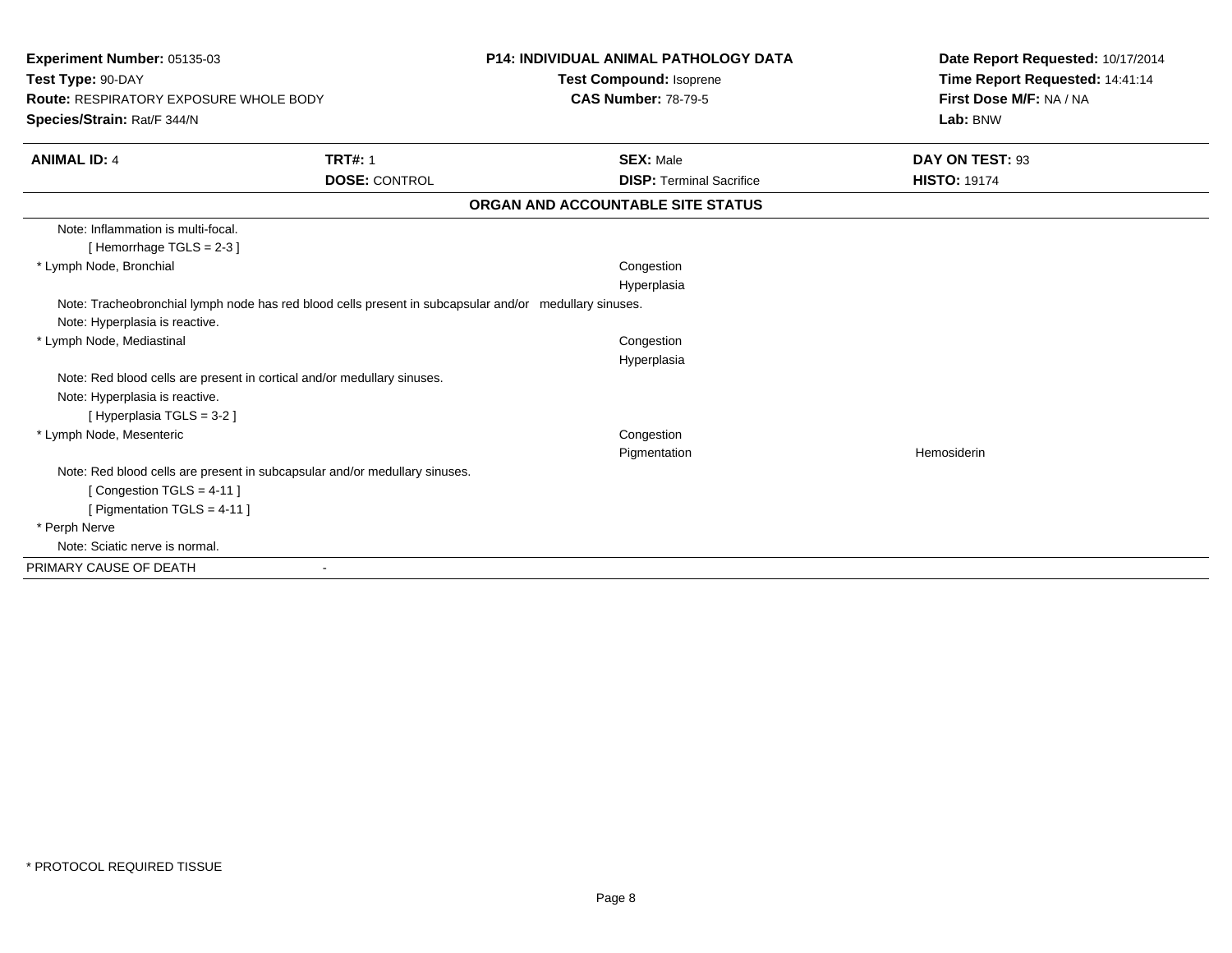**Experiment Number:** 05135-03
**Test Type:** 90-DAY
**Route:** RESPIRATORY EXPOSURE WHOLE BODY
**Species/Strain:** Rat/F 344/N

**P14: INDIVIDUAL ANIMAL PATHOLOGY DATA**
**Test Compound:** Isoprene
**CAS Number:** 78-79-5

**Date Report Requested:** 10/17/2014
**Time Report Requested:** 14:41:14
**First Dose M/F:** NA / NA
**Lab:** BNW

| **ANIMAL ID:** 4 | **TRT#:** 1 | **SEX:** Male | **DAY ON TEST:** 93 |
|---|---|---|---|
| | **DOSE:** CONTROL | **DISP:** Terminal Sacrifice | **HISTO:** 19174 |

**ORGAN AND ACCOUNTABLE SITE STATUS**

| | | |
|---|---|---|
| Note: Inflammation is multi-focal. | | |
| [ Hemorrhage TGLS = 2-3 ] | | |
| * Lymph Node, Bronchial | Congestion | |
| | Hyperplasia | |
| Note: Tracheobronchial lymph node has red blood cells present in subcapsular and/or medullary sinuses. | | |
| Note: Hyperplasia is reactive. | | |
| * Lymph Node, Mediastinal | Congestion | |
| | Hyperplasia | |
| Note: Red blood cells are present in cortical and/or medullary sinuses. | | |
| Note: Hyperplasia is reactive. | | |
| [ Hyperplasia TGLS = 3-2 ] | | |
| * Lymph Node, Mesenteric | Congestion | |
| | Pigmentation | Hemosiderin |
| Note: Red blood cells are present in subcapsular and/or medullary sinuses. | | |
| [ Congestion TGLS = 4-11 ] | | |
| [ Pigmentation TGLS = 4-11 ] | | |
| * Perph Nerve | | |
| Note: Sciatic nerve is normal. | | |

PRIMARY CAUSE OF DEATH -

* PROTOCOL REQUIRED TISSUE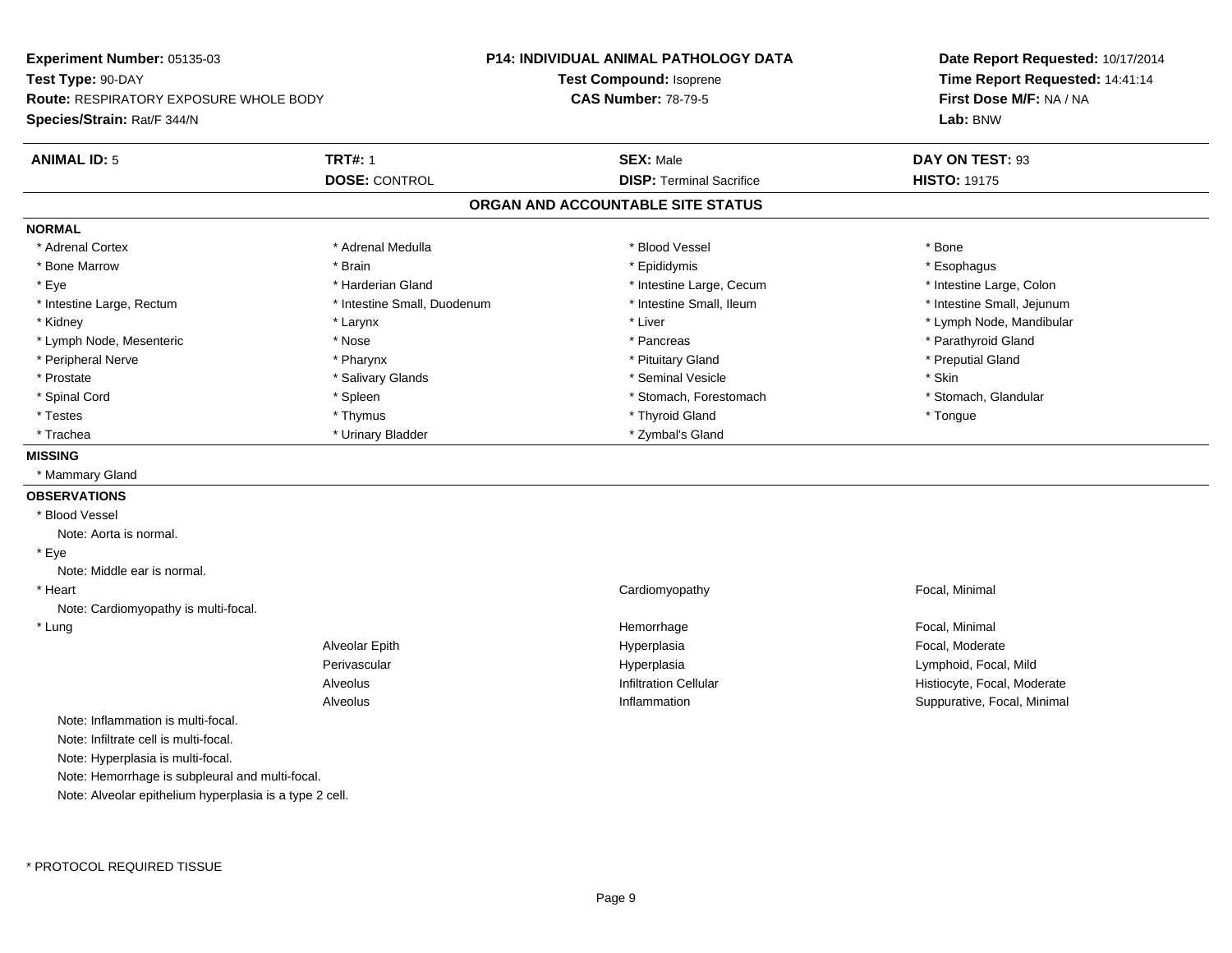**Experiment Number:** 05135-03
**Test Type:** 90-DAY
**Route:** RESPIRATORY EXPOSURE WHOLE BODY
**Species/Strain:** Rat/F 344/N

**P14: INDIVIDUAL ANIMAL PATHOLOGY DATA**
**Test Compound:** Isoprene
**CAS Number:** 78-79-5

**Date Report Requested:** 10/17/2014
**Time Report Requested:** 14:41:14
**First Dose M/F:** NA / NA
**Lab:** BNW

| **ANIMAL ID:** 5 | **TRT#:** 1 | **SEX:** Male | **DAY ON TEST:** 93 |
|---|---|---|---|
| | **DOSE:** CONTROL | **DISP:** Terminal Sacrifice | **HISTO:** 19175 |

## ORGAN AND ACCOUNTABLE SITE STATUS

### NORMAL

| | | | |
|---|---|---|---|
| * Adrenal Cortex | * Adrenal Medulla | * Blood Vessel | * Bone |
| * Bone Marrow | * Brain | * Epididymis | * Esophagus |
| * Eye | * Harderian Gland | * Intestine Large, Cecum | * Intestine Large, Colon |
| * Intestine Large, Rectum | * Intestine Small, Duodenum | * Intestine Small, Ileum | * Intestine Small, Jejunum |
| * Kidney | * Larynx | * Liver | * Lymph Node, Mandibular |
| * Lymph Node, Mesenteric | * Nose | * Pancreas | * Parathyroid Gland |
| * Peripheral Nerve | * Pharynx | * Pituitary Gland | * Preputial Gland |
| * Prostate | * Salivary Glands | * Seminal Vesicle | * Skin |
| * Spinal Cord | * Spleen | * Stomach, Forestomach | * Stomach, Glandular |
| * Testes | * Thymus | * Thyroid Gland | * Tongue |
| * Trachea | * Urinary Bladder | * Zymbal's Gland | |

### MISSING

* Mammary Gland

### OBSERVATIONS

* Blood Vessel
  Note: Aorta is normal.
* Eye
  Note: Middle ear is normal.

| Organ | Site | Finding | Qualifier |
|---|---|---|---|
| * Heart | | Cardiomyopathy | Focal, Minimal |

Note: Cardiomyopathy is multi-focal.

| Organ | Site | Finding | Qualifier |
|---|---|---|---|
| * Lung | | Hemorrhage | Focal, Minimal |
| | Alveolar Epith | Hyperplasia | Focal, Moderate |
| | Perivascular | Hyperplasia | Lymphoid, Focal, Mild |
| | Alveolus | Infiltration Cellular | Histiocyte, Focal, Moderate |
| | Alveolus | Inflammation | Suppurative, Focal, Minimal |

Note: Inflammation is multi-focal.
Note: Infiltrate cell is multi-focal.
Note: Hyperplasia is multi-focal.
Note: Hemorrhage is subpleural and multi-focal.
Note: Alveolar epithelium hyperplasia is a type 2 cell.

\* PROTOCOL REQUIRED TISSUE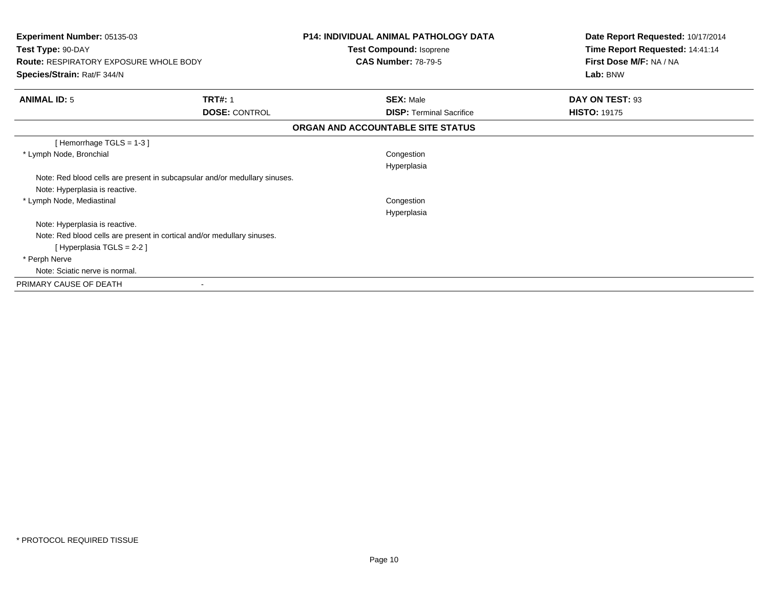**Experiment Number:** 05135-03
**Test Type:** 90-DAY
**Route:** RESPIRATORY EXPOSURE WHOLE BODY
**Species/Strain:** Rat/F 344/N

**P14: INDIVIDUAL ANIMAL PATHOLOGY DATA**
**Test Compound:** Isoprene
**CAS Number:** 78-79-5

**Date Report Requested:** 10/17/2014
**Time Report Requested:** 14:41:14
**First Dose M/F:** NA / NA
**Lab:** BNW

| **ANIMAL ID:** 5 | **TRT#:** 1 | **SEX:** Male | **DAY ON TEST:** 93 |
|---|---|---|---|
| | **DOSE:** CONTROL | **DISP:** Terminal Sacrifice | **HISTO:** 19175 |

## ORGAN AND ACCOUNTABLE SITE STATUS

[ Hemorrhage TGLS = 1-3 ]

| | |
|---|---|
| * Lymph Node, Bronchial | Congestion |
| | Hyperplasia |

Note: Red blood cells are present in subcapsular and/or medullary sinuses.
Note: Hyperplasia is reactive.

| | |
|---|---|
| * Lymph Node, Mediastinal | Congestion |
| | Hyperplasia |

Note: Hyperplasia is reactive.
Note: Red blood cells are present in cortical and/or medullary sinuses.
[ Hyperplasia TGLS = 2-2 ]

* Perph Nerve

Note: Sciatic nerve is normal.

PRIMARY CAUSE OF DEATH -

* PROTOCOL REQUIRED TISSUE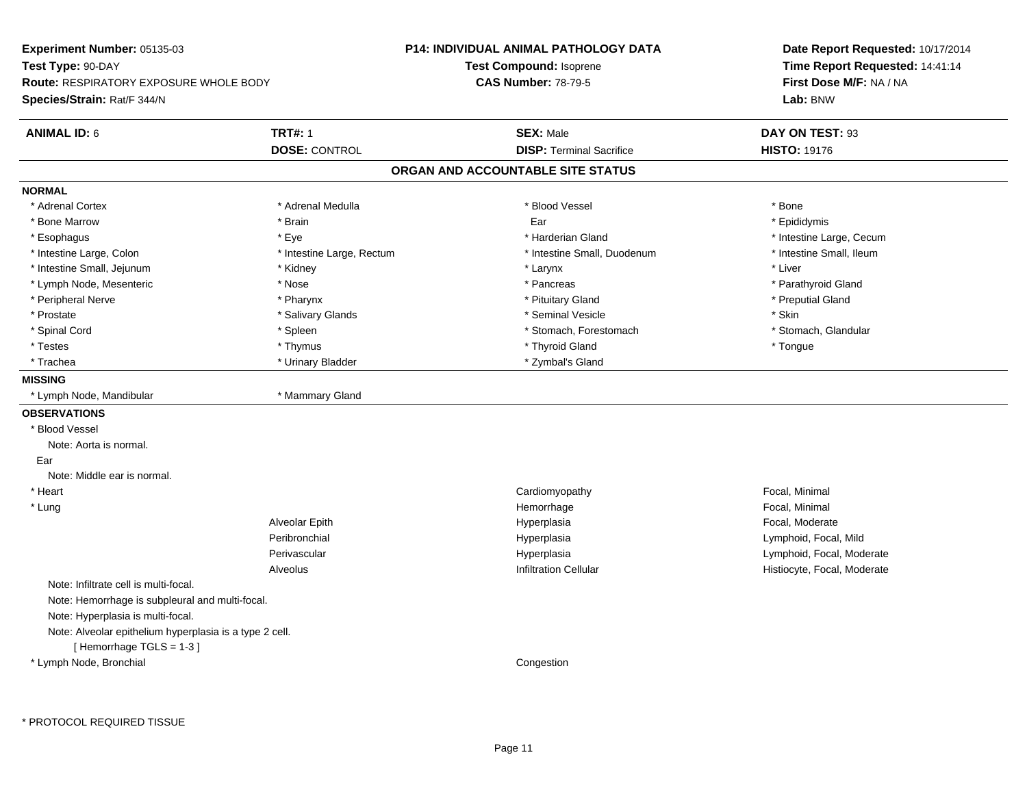**Experiment Number:** 05135-03
**Test Type:** 90-DAY
**Route:** RESPIRATORY EXPOSURE WHOLE BODY
**Species/Strain:** Rat/F 344/N

**P14: INDIVIDUAL ANIMAL PATHOLOGY DATA**
**Test Compound:** Isoprene
**CAS Number:** 78-79-5

**Date Report Requested:** 10/17/2014
**Time Report Requested:** 14:41:14
**First Dose M/F:** NA / NA
**Lab:** BNW

| **ANIMAL ID:** 6 | **TRT#:** 1 | **SEX:** Male | **DAY ON TEST:** 93 |
|---|---|---|---|
| | **DOSE:** CONTROL | **DISP:** Terminal Sacrifice | **HISTO:** 19176 |

## ORGAN AND ACCOUNTABLE SITE STATUS

**NORMAL**

| | | | |
|---|---|---|---|
| * Adrenal Cortex | * Adrenal Medulla | * Blood Vessel | * Bone |
| * Bone Marrow | * Brain | Ear | * Epididymis |
| * Esophagus | * Eye | * Harderian Gland | * Intestine Large, Cecum |
| * Intestine Large, Colon | * Intestine Large, Rectum | * Intestine Small, Duodenum | * Intestine Small, Ileum |
| * Intestine Small, Jejunum | * Kidney | * Larynx | * Liver |
| * Lymph Node, Mesenteric | * Nose | * Pancreas | * Parathyroid Gland |
| * Peripheral Nerve | * Pharynx | * Pituitary Gland | * Preputial Gland |
| * Prostate | * Salivary Glands | * Seminal Vesicle | * Skin |
| * Spinal Cord | * Spleen | * Stomach, Forestomach | * Stomach, Glandular |
| * Testes | * Thymus | * Thyroid Gland | * Tongue |
| * Trachea | * Urinary Bladder | * Zymbal's Gland | |

**MISSING**

| | |
|---|---|
| * Lymph Node, Mandibular | * Mammary Gland |

**OBSERVATIONS**

* Blood Vessel
  Note: Aorta is normal.

Ear
  Note: Middle ear is normal.

| | | | |
|---|---|---|---|
| * Heart | | Cardiomyopathy | Focal, Minimal |
| * Lung | | Hemorrhage | Focal, Minimal |
| | Alveolar Epith | Hyperplasia | Focal, Moderate |
| | Peribronchial | Hyperplasia | Lymphoid, Focal, Mild |
| | Perivascular | Hyperplasia | Lymphoid, Focal, Moderate |
| | Alveolus | Infiltration Cellular | Histiocyte, Focal, Moderate |

Note: Infiltrate cell is multi-focal.
Note: Hemorrhage is subpleural and multi-focal.
Note: Hyperplasia is multi-focal.
Note: Alveolar epithelium hyperplasia is a type 2 cell.
[ Hemorrhage TGLS = 1-3 ]

| | | | |
|---|---|---|---|
| * Lymph Node, Bronchial | | Congestion | |

* PROTOCOL REQUIRED TISSUE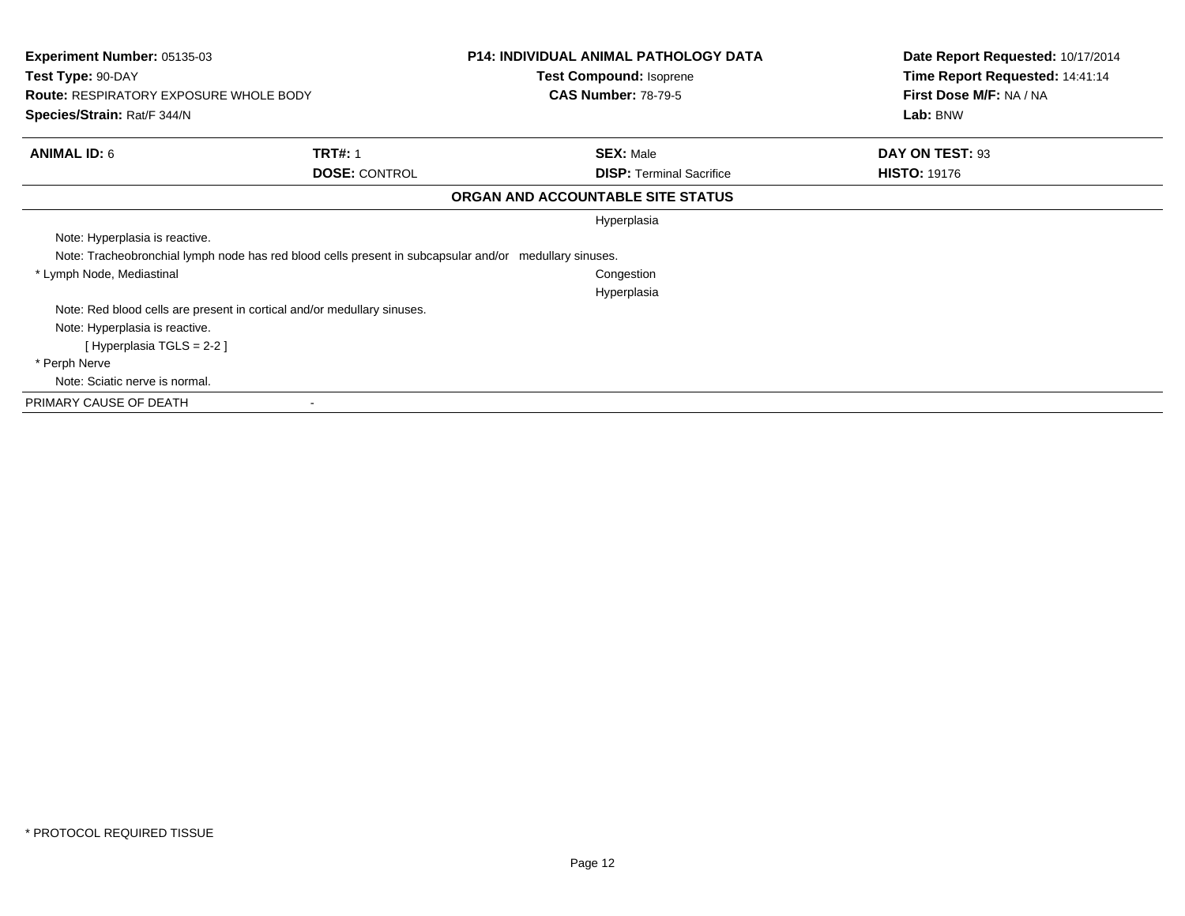**Experiment Number:** 05135-03
**Test Type:** 90-DAY
**Route:** RESPIRATORY EXPOSURE WHOLE BODY
**Species/Strain:** Rat/F 344/N

**P14: INDIVIDUAL ANIMAL PATHOLOGY DATA**
**Test Compound:** Isoprene
**CAS Number:** 78-79-5

**Date Report Requested:** 10/17/2014
**Time Report Requested:** 14:41:14
**First Dose M/F:** NA / NA
**Lab:** BNW

| **ANIMAL ID:** 6 | **TRT#:** 1 | **SEX:** Male | **DAY ON TEST:** 93 |
|---|---|---|---|
| | **DOSE:** CONTROL | **DISP:** Terminal Sacrifice | **HISTO:** 19176 |

**ORGAN AND ACCOUNTABLE SITE STATUS**

| | |
|---|---|
| | Hyperplasia |
| Note: Hyperplasia is reactive. | |
| Note: Tracheobronchial lymph node has red blood cells present in subcapsular and/or medullary sinuses. | |
| * Lymph Node, Mediastinal | Congestion |
| | Hyperplasia |
| Note: Red blood cells are present in cortical and/or medullary sinuses. | |
| Note: Hyperplasia is reactive. | |
| [ Hyperplasia TGLS = 2-2 ] | |
| * Perph Nerve | |
| Note: Sciatic nerve is normal. | |

PRIMARY CAUSE OF DEATH -

* PROTOCOL REQUIRED TISSUE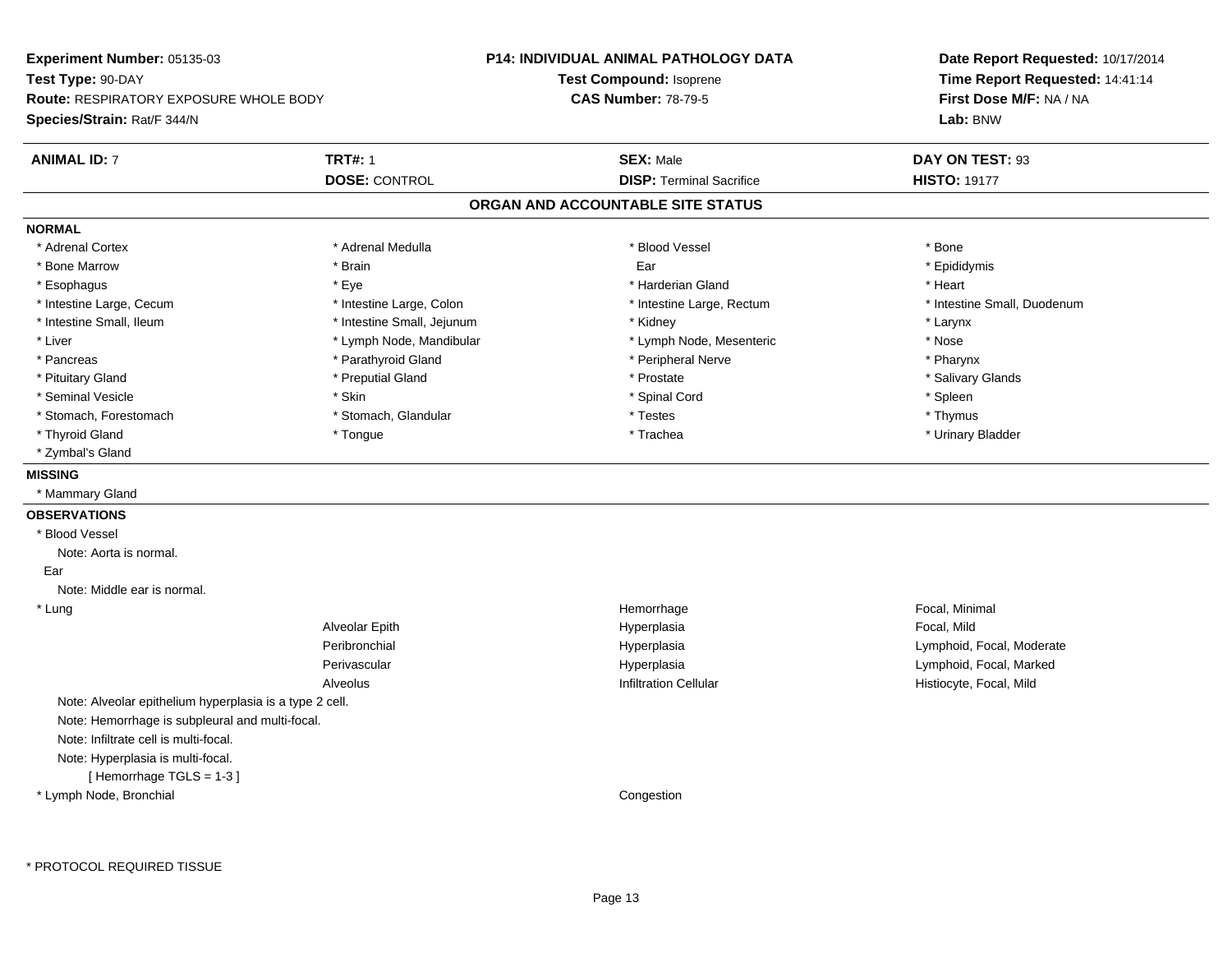**Experiment Number:** 05135-03
**Test Type:** 90-DAY
**Route:** RESPIRATORY EXPOSURE WHOLE BODY
**Species/Strain:** Rat/F 344/N

**P14: INDIVIDUAL ANIMAL PATHOLOGY DATA**
**Test Compound:** Isoprene
**CAS Number:** 78-79-5

**Date Report Requested:** 10/17/2014
**Time Report Requested:** 14:41:14
**First Dose M/F:** NA / NA
**Lab:** BNW

| **ANIMAL ID:** 7 | **TRT#:** 1 | **SEX:** Male | **DAY ON TEST:** 93 |
|---|---|---|---|
| | **DOSE:** CONTROL | **DISP:** Terminal Sacrifice | **HISTO:** 19177 |

**ORGAN AND ACCOUNTABLE SITE STATUS**

**NORMAL**

| | | | |
|---|---|---|---|
| * Adrenal Cortex | * Adrenal Medulla | * Blood Vessel | * Bone |
| * Bone Marrow | * Brain | Ear | * Epididymis |
| * Esophagus | * Eye | * Harderian Gland | * Heart |
| * Intestine Large, Cecum | * Intestine Large, Colon | * Intestine Large, Rectum | * Intestine Small, Duodenum |
| * Intestine Small, Ileum | * Intestine Small, Jejunum | * Kidney | * Larynx |
| * Liver | * Lymph Node, Mandibular | * Lymph Node, Mesenteric | * Nose |
| * Pancreas | * Parathyroid Gland | * Peripheral Nerve | * Pharynx |
| * Pituitary Gland | * Preputial Gland | * Prostate | * Salivary Glands |
| * Seminal Vesicle | * Skin | * Spinal Cord | * Spleen |
| * Stomach, Forestomach | * Stomach, Glandular | * Testes | * Thymus |
| * Thyroid Gland | * Tongue | * Trachea | * Urinary Bladder |
| * Zymbal's Gland | | | |

**MISSING**

* Mammary Gland

**OBSERVATIONS**

* Blood Vessel
  Note: Aorta is normal.

Ear
  Note: Middle ear is normal.

| | | | |
|---|---|---|---|
| * Lung | | Hemorrhage | Focal, Minimal |
| | Alveolar Epith | Hyperplasia | Focal, Mild |
| | Peribronchial | Hyperplasia | Lymphoid, Focal, Moderate |
| | Perivascular | Hyperplasia | Lymphoid, Focal, Marked |
| | Alveolus | Infiltration Cellular | Histiocyte, Focal, Mild |

  Note: Alveolar epithelium hyperplasia is a type 2 cell.
  Note: Hemorrhage is subpleural and multi-focal.
  Note: Infiltrate cell is multi-focal.
  Note: Hyperplasia is multi-focal.
  [ Hemorrhage TGLS = 1-3 ]

| | | | |
|---|---|---|---|
| * Lymph Node, Bronchial | | Congestion | |

* PROTOCOL REQUIRED TISSUE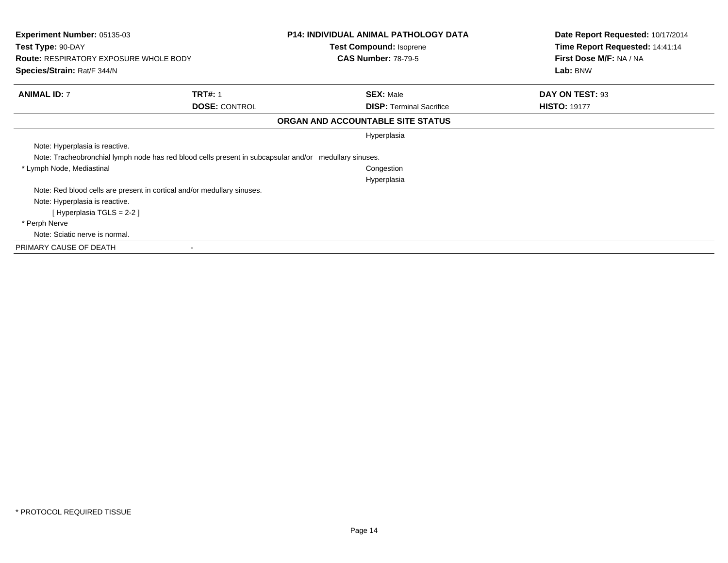**Experiment Number:** 05135-03
**Test Type:** 90-DAY
**Route:** RESPIRATORY EXPOSURE WHOLE BODY
**Species/Strain:** Rat/F 344/N

**P14: INDIVIDUAL ANIMAL PATHOLOGY DATA**
**Test Compound:** Isoprene
**CAS Number:** 78-79-5

**Date Report Requested:** 10/17/2014
**Time Report Requested:** 14:41:14
**First Dose M/F:** NA / NA
**Lab:** BNW

| **ANIMAL ID:** 7 | **TRT#:** 1 | **SEX:** Male | **DAY ON TEST:** 93 |
|---|---|---|---|
| | **DOSE:** CONTROL | **DISP:** Terminal Sacrifice | **HISTO:** 19177 |

**ORGAN AND ACCOUNTABLE SITE STATUS**

Hyperplasia

Note: Hyperplasia is reactive.

Note: Tracheobronchial lymph node has red blood cells present in subcapsular and/or medullary sinuses.

* Lymph Node, Mediastinal — Congestion
  Hyperplasia

Note: Red blood cells are present in cortical and/or medullary sinuses.

Note: Hyperplasia is reactive.

[ Hyperplasia TGLS = 2-2 ]

* Perph Nerve

Note: Sciatic nerve is normal.

PRIMARY CAUSE OF DEATH -

* PROTOCOL REQUIRED TISSUE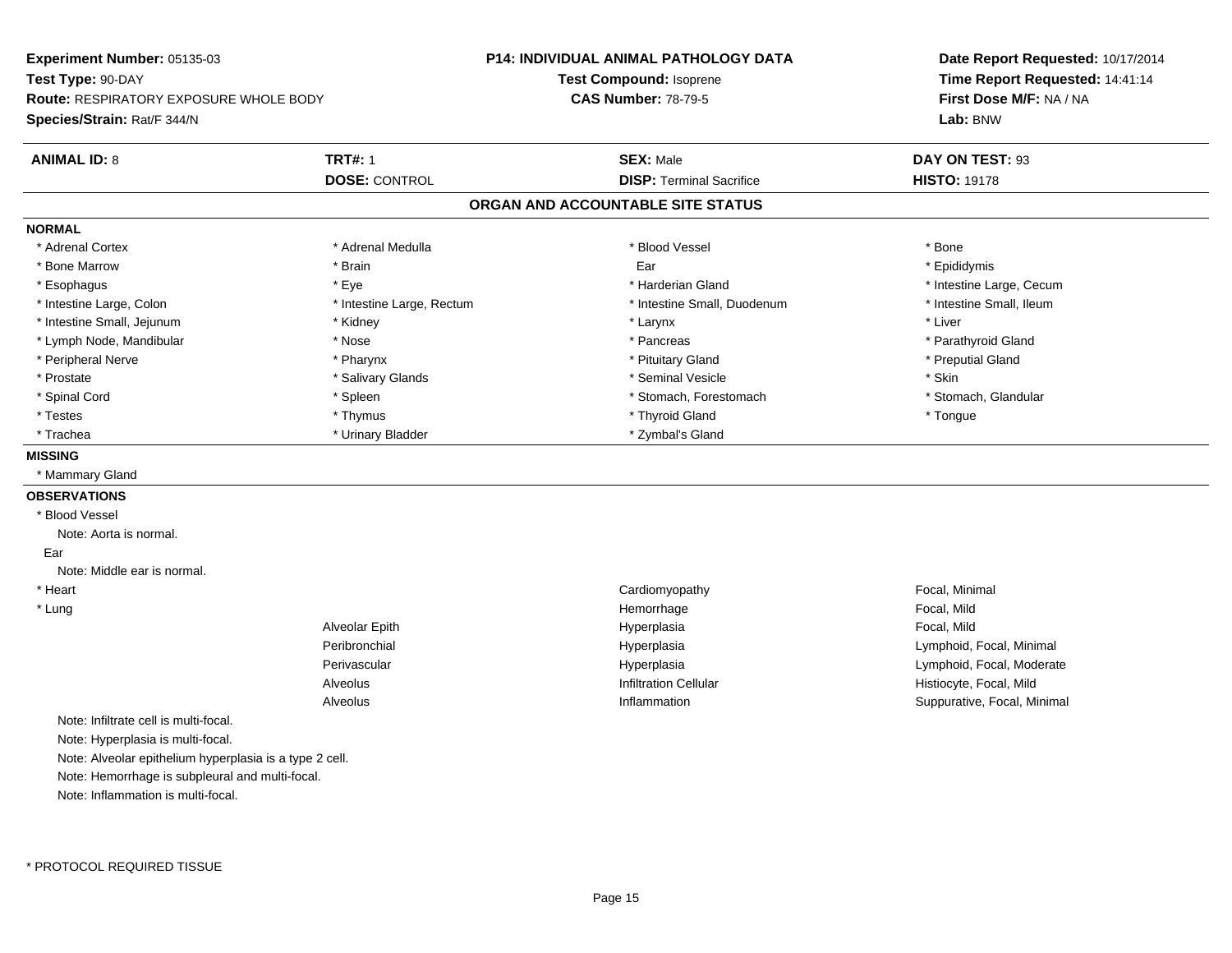**Experiment Number:** 05135-03
**Test Type:** 90-DAY
**Route:** RESPIRATORY EXPOSURE WHOLE BODY
**Species/Strain:** Rat/F 344/N

**P14: INDIVIDUAL ANIMAL PATHOLOGY DATA**
**Test Compound:** Isoprene
**CAS Number:** 78-79-5

**Date Report Requested:** 10/17/2014
**Time Report Requested:** 14:41:14
**First Dose M/F:** NA / NA
**Lab:** BNW

| **ANIMAL ID:** 8 | **TRT#:** 1 | **SEX:** Male | **DAY ON TEST:** 93 |
|---|---|---|---|
| | **DOSE:** CONTROL | **DISP:** Terminal Sacrifice | **HISTO:** 19178 |

## ORGAN AND ACCOUNTABLE SITE STATUS

**NORMAL**

| | | | |
|---|---|---|---|
| * Adrenal Cortex | * Adrenal Medulla | * Blood Vessel | * Bone |
| * Bone Marrow | * Brain | Ear | * Epididymis |
| * Esophagus | * Eye | * Harderian Gland | * Intestine Large, Cecum |
| * Intestine Large, Colon | * Intestine Large, Rectum | * Intestine Small, Duodenum | * Intestine Small, Ileum |
| * Intestine Small, Jejunum | * Kidney | * Larynx | * Liver |
| * Lymph Node, Mandibular | * Nose | * Pancreas | * Parathyroid Gland |
| * Peripheral Nerve | * Pharynx | * Pituitary Gland | * Preputial Gland |
| * Prostate | * Salivary Glands | * Seminal Vesicle | * Skin |
| * Spinal Cord | * Spleen | * Stomach, Forestomach | * Stomach, Glandular |
| * Testes | * Thymus | * Thyroid Gland | * Tongue |
| * Trachea | * Urinary Bladder | * Zymbal's Gland | |

**MISSING**

* Mammary Gland

**OBSERVATIONS**

* Blood Vessel
  Note: Aorta is normal.

Ear
  Note: Middle ear is normal.

| | | | |
|---|---|---|---|
| * Heart | | Cardiomyopathy | Focal, Minimal |
| * Lung | | Hemorrhage | Focal, Mild |
| | Alveolar Epith | Hyperplasia | Focal, Mild |
| | Peribronchial | Hyperplasia | Lymphoid, Focal, Minimal |
| | Perivascular | Hyperplasia | Lymphoid, Focal, Moderate |
| | Alveolus | Infiltration Cellular | Histiocyte, Focal, Mild |
| | Alveolus | Inflammation | Suppurative, Focal, Minimal |

Note: Infiltrate cell is multi-focal.
Note: Hyperplasia is multi-focal.
Note: Alveolar epithelium hyperplasia is a type 2 cell.
Note: Hemorrhage is subpleural and multi-focal.
Note: Inflammation is multi-focal.

* PROTOCOL REQUIRED TISSUE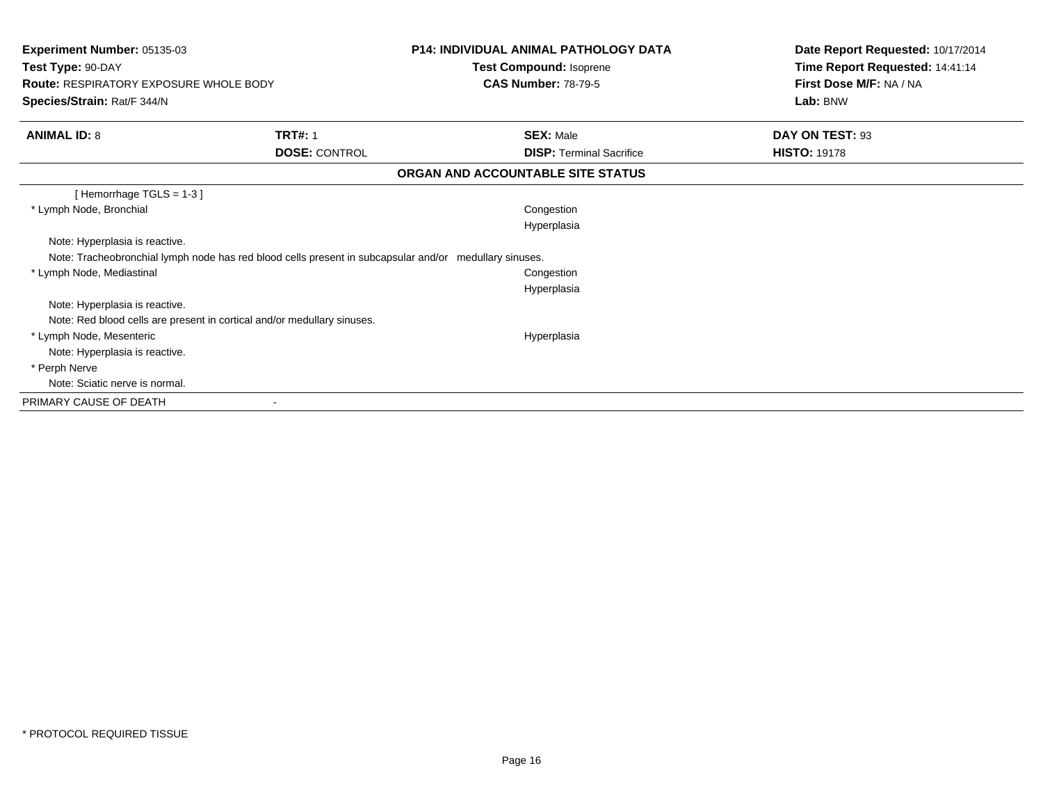**Experiment Number:** 05135-03
**Test Type:** 90-DAY
**Route:** RESPIRATORY EXPOSURE WHOLE BODY
**Species/Strain:** Rat/F 344/N

**P14: INDIVIDUAL ANIMAL PATHOLOGY DATA**
**Test Compound:** Isoprene
**CAS Number:** 78-79-5

**Date Report Requested:** 10/17/2014
**Time Report Requested:** 14:41:14
**First Dose M/F:** NA / NA
**Lab:** BNW

| **ANIMAL ID:** 8 | **TRT#:** 1 | **SEX:** Male | **DAY ON TEST:** 93 |
|---|---|---|---|
| | **DOSE:** CONTROL | **DISP:** Terminal Sacrifice | **HISTO:** 19178 |

**ORGAN AND ACCOUNTABLE SITE STATUS**

[ Hemorrhage TGLS = 1-3 ]

| | |
|---|---|
| * Lymph Node, Bronchial | Congestion |
| | Hyperplasia |
| Note: Hyperplasia is reactive. | |
| Note: Tracheobronchial lymph node has red blood cells present in subcapsular and/or medullary sinuses. | |
| * Lymph Node, Mediastinal | Congestion |
| | Hyperplasia |
| Note: Hyperplasia is reactive. | |
| Note: Red blood cells are present in cortical and/or medullary sinuses. | |
| * Lymph Node, Mesenteric | Hyperplasia |
| Note: Hyperplasia is reactive. | |
| * Perph Nerve | |
| Note: Sciatic nerve is normal. | |

PRIMARY CAUSE OF DEATH -

* PROTOCOL REQUIRED TISSUE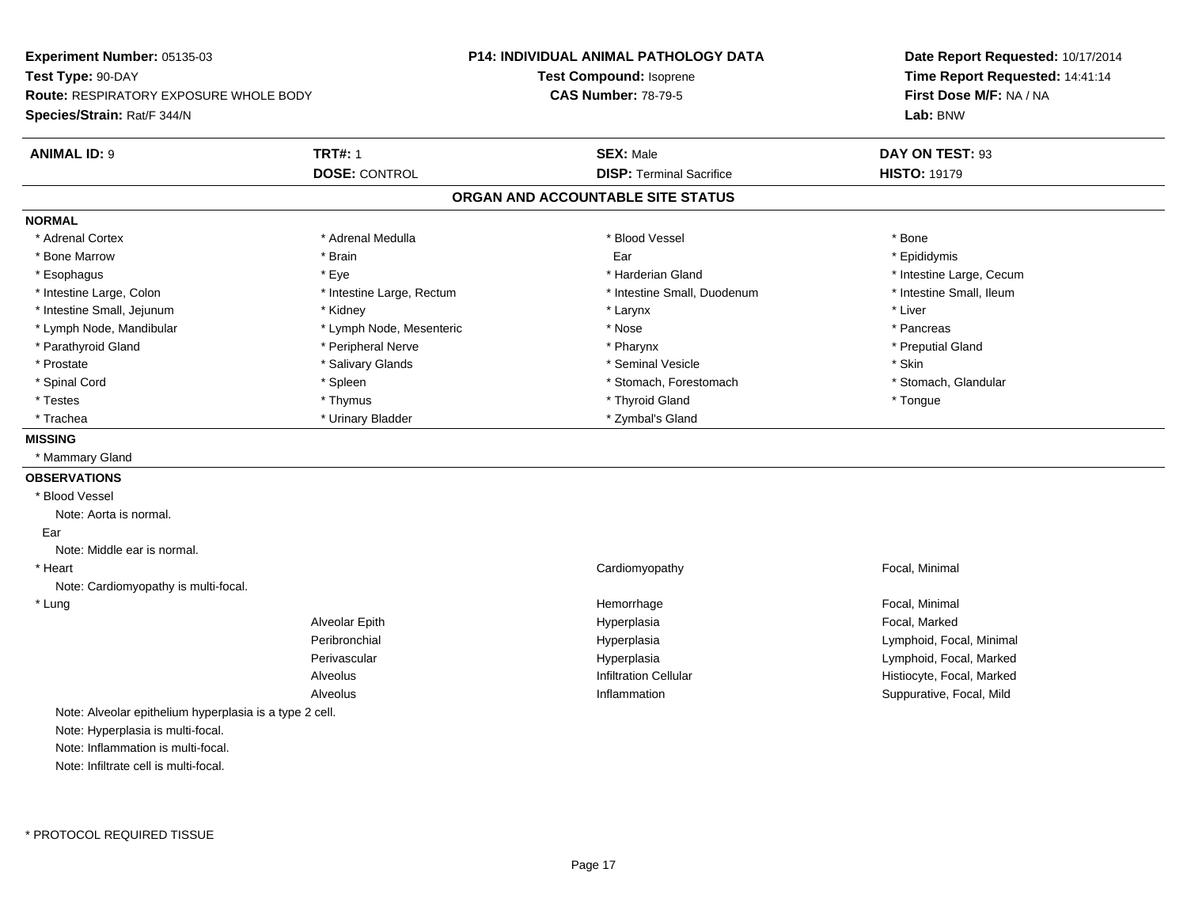**Experiment Number:** 05135-03
**Test Type:** 90-DAY
**Route:** RESPIRATORY EXPOSURE WHOLE BODY
**Species/Strain:** Rat/F 344/N

**P14: INDIVIDUAL ANIMAL PATHOLOGY DATA**
**Test Compound:** Isoprene
**CAS Number:** 78-79-5

**Date Report Requested:** 10/17/2014
**Time Report Requested:** 14:41:14
**First Dose M/F:** NA / NA
**Lab:** BNW

| **ANIMAL ID:** 9 | **TRT#:** 1 | **SEX:** Male | **DAY ON TEST:** 93 |
|---|---|---|---|
| | **DOSE:** CONTROL | **DISP:** Terminal Sacrifice | **HISTO:** 19179 |

## ORGAN AND ACCOUNTABLE SITE STATUS

**NORMAL**

| | | | |
|---|---|---|---|
| * Adrenal Cortex | * Adrenal Medulla | * Blood Vessel | * Bone |
| * Bone Marrow | * Brain | Ear | * Epididymis |
| * Esophagus | * Eye | * Harderian Gland | * Intestine Large, Cecum |
| * Intestine Large, Colon | * Intestine Large, Rectum | * Intestine Small, Duodenum | * Intestine Small, Ileum |
| * Intestine Small, Jejunum | * Kidney | * Larynx | * Liver |
| * Lymph Node, Mandibular | * Lymph Node, Mesenteric | * Nose | * Pancreas |
| * Parathyroid Gland | * Peripheral Nerve | * Pharynx | * Preputial Gland |
| * Prostate | * Salivary Glands | * Seminal Vesicle | * Skin |
| * Spinal Cord | * Spleen | * Stomach, Forestomach | * Stomach, Glandular |
| * Testes | * Thymus | * Thyroid Gland | * Tongue |
| * Trachea | * Urinary Bladder | * Zymbal's Gland | |

**MISSING**

* Mammary Gland

**OBSERVATIONS**

* Blood Vessel
  Note: Aorta is normal.

Ear
  Note: Middle ear is normal.

| | | | |
|---|---|---|---|
| * Heart | | Cardiomyopathy | Focal, Minimal |
| Note: Cardiomyopathy is multi-focal. | | | |
| * Lung | | Hemorrhage | Focal, Minimal |
| | Alveolar Epith | Hyperplasia | Focal, Marked |
| | Peribronchial | Hyperplasia | Lymphoid, Focal, Minimal |
| | Perivascular | Hyperplasia | Lymphoid, Focal, Marked |
| | Alveolus | Infiltration Cellular | Histiocyte, Focal, Marked |
| | Alveolus | Inflammation | Suppurative, Focal, Mild |

Note: Alveolar epithelium hyperplasia is a type 2 cell.
Note: Hyperplasia is multi-focal.
Note: Inflammation is multi-focal.
Note: Infiltrate cell is multi-focal.

* PROTOCOL REQUIRED TISSUE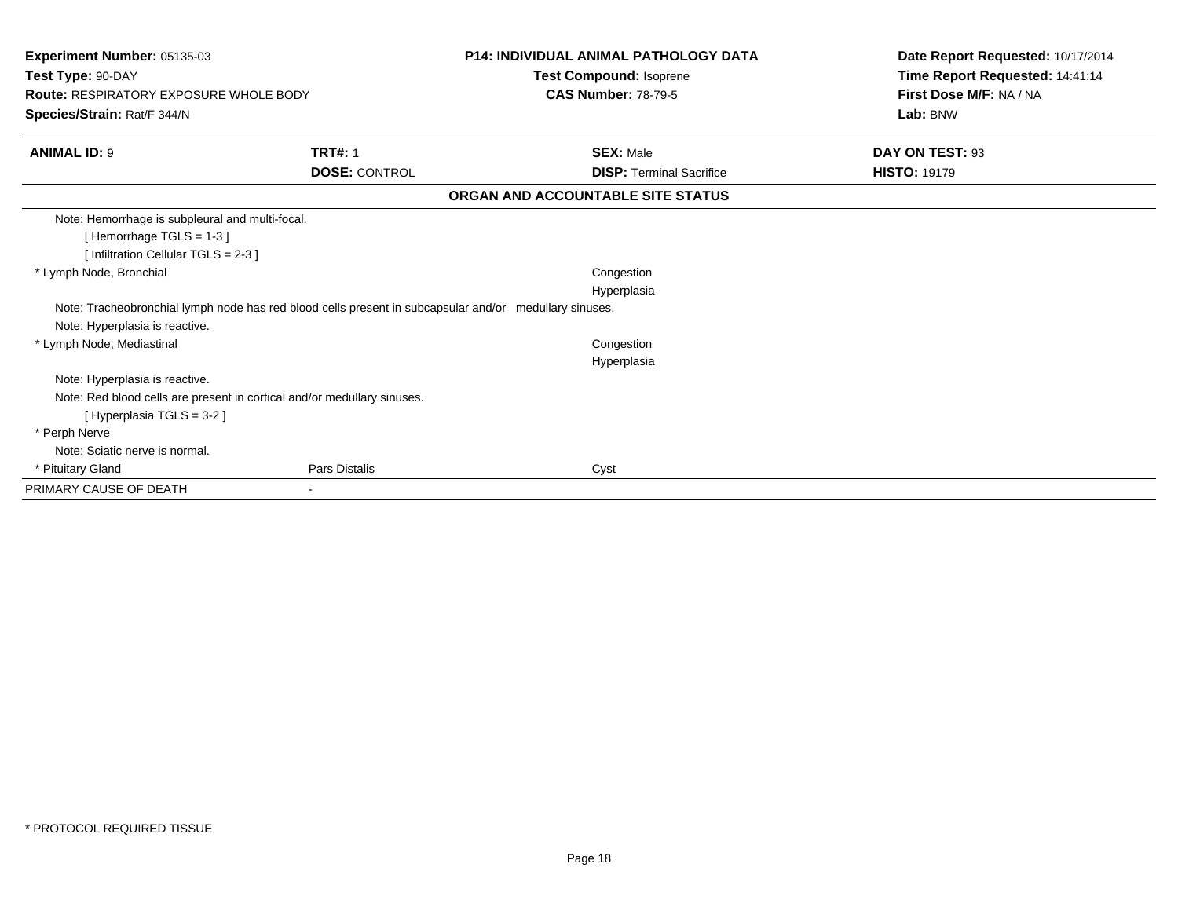**Experiment Number:** 05135-03
**Test Type:** 90-DAY
**Route:** RESPIRATORY EXPOSURE WHOLE BODY
**Species/Strain:** Rat/F 344/N

**P14: INDIVIDUAL ANIMAL PATHOLOGY DATA**
**Test Compound:** Isoprene
**CAS Number:** 78-79-5

**Date Report Requested:** 10/17/2014
**Time Report Requested:** 14:41:14
**First Dose M/F:** NA / NA
**Lab:** BNW

| **ANIMAL ID:** 9 | **TRT#:** 1 | **SEX:** Male | **DAY ON TEST:** 93 |
|---|---|---|---|
| | **DOSE:** CONTROL | **DISP:** Terminal Sacrifice | **HISTO:** 19179 |

**ORGAN AND ACCOUNTABLE SITE STATUS**

Note: Hemorrhage is subpleural and multi-focal.
[ Hemorrhage TGLS = 1-3 ]
[ Infiltration Cellular TGLS = 2-3 ]

| | | | |
|---|---|---|---|
| * Lymph Node, Bronchial | | Congestion | |
| | | Hyperplasia | |

Note: Tracheobronchial lymph node has red blood cells present in subcapsular and/or medullary sinuses.
Note: Hyperplasia is reactive.

| | | | |
|---|---|---|---|
| * Lymph Node, Mediastinal | | Congestion | |
| | | Hyperplasia | |

Note: Hyperplasia is reactive.
Note: Red blood cells are present in cortical and/or medullary sinuses.
[ Hyperplasia TGLS = 3-2 ]

* Perph Nerve
Note: Sciatic nerve is normal.

| | | | |
|---|---|---|---|
| * Pituitary Gland | Pars Distalis | Cyst | |
| PRIMARY CAUSE OF DEATH | - | | |

* PROTOCOL REQUIRED TISSUE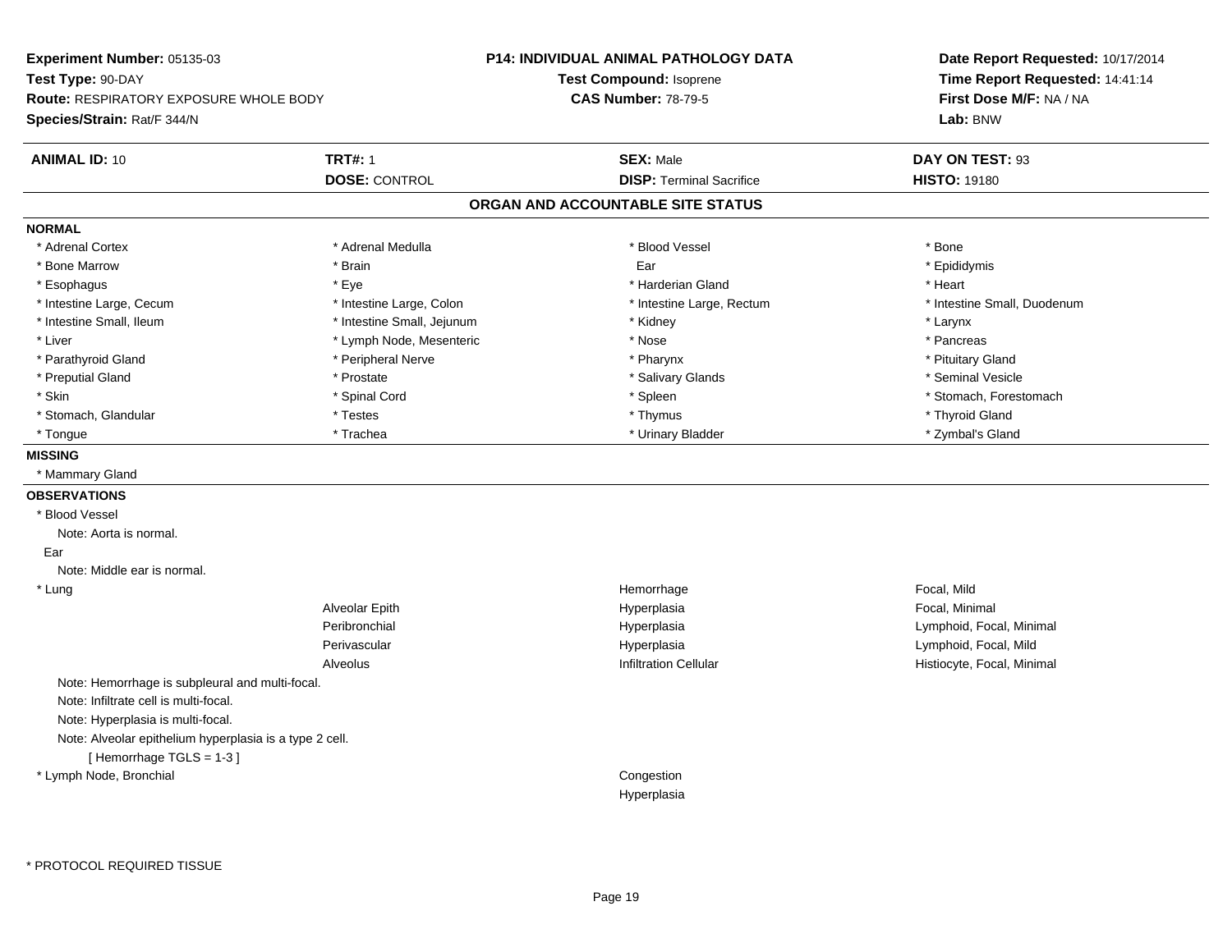**Experiment Number:** 05135-03
**Test Type:** 90-DAY
**Route:** RESPIRATORY EXPOSURE WHOLE BODY
**Species/Strain:** Rat/F 344/N

**P14: INDIVIDUAL ANIMAL PATHOLOGY DATA**
**Test Compound:** Isoprene
**CAS Number:** 78-79-5

**Date Report Requested:** 10/17/2014
**Time Report Requested:** 14:41:14
**First Dose M/F:** NA / NA
**Lab:** BNW

| **ANIMAL ID:** 10 | **TRT#:** 1 | **SEX:** Male | **DAY ON TEST:** 93 |
|---|---|---|---|
| | **DOSE:** CONTROL | **DISP:** Terminal Sacrifice | **HISTO:** 19180 |

## ORGAN AND ACCOUNTABLE SITE STATUS

**NORMAL**

| | | | |
|---|---|---|---|
| * Adrenal Cortex | * Adrenal Medulla | * Blood Vessel | * Bone |
| * Bone Marrow | * Brain | Ear | * Epididymis |
| * Esophagus | * Eye | * Harderian Gland | * Heart |
| * Intestine Large, Cecum | * Intestine Large, Colon | * Intestine Large, Rectum | * Intestine Small, Duodenum |
| * Intestine Small, Ileum | * Intestine Small, Jejunum | * Kidney | * Larynx |
| * Liver | * Lymph Node, Mesenteric | * Nose | * Pancreas |
| * Parathyroid Gland | * Peripheral Nerve | * Pharynx | * Pituitary Gland |
| * Preputial Gland | * Prostate | * Salivary Glands | * Seminal Vesicle |
| * Skin | * Spinal Cord | * Spleen | * Stomach, Forestomach |
| * Stomach, Glandular | * Testes | * Thymus | * Thyroid Gland |
| * Tongue | * Trachea | * Urinary Bladder | * Zymbal's Gland |

**MISSING**

* Mammary Gland

**OBSERVATIONS**

* Blood Vessel
  Note: Aorta is normal.

Ear
  Note: Middle ear is normal.

| | | | |
|---|---|---|---|
| * Lung | | Hemorrhage | Focal, Mild |
| | Alveolar Epith | Hyperplasia | Focal, Minimal |
| | Peribronchial | Hyperplasia | Lymphoid, Focal, Minimal |
| | Perivascular | Hyperplasia | Lymphoid, Focal, Mild |
| | Alveolus | Infiltration Cellular | Histiocyte, Focal, Minimal |

Note: Hemorrhage is subpleural and multi-focal.
Note: Infiltrate cell is multi-focal.
Note: Hyperplasia is multi-focal.
Note: Alveolar epithelium hyperplasia is a type 2 cell.
[ Hemorrhage TGLS = 1-3 ]

| | | | |
|---|---|---|---|
| * Lymph Node, Bronchial | | Congestion | |
| | | Hyperplasia | |

* PROTOCOL REQUIRED TISSUE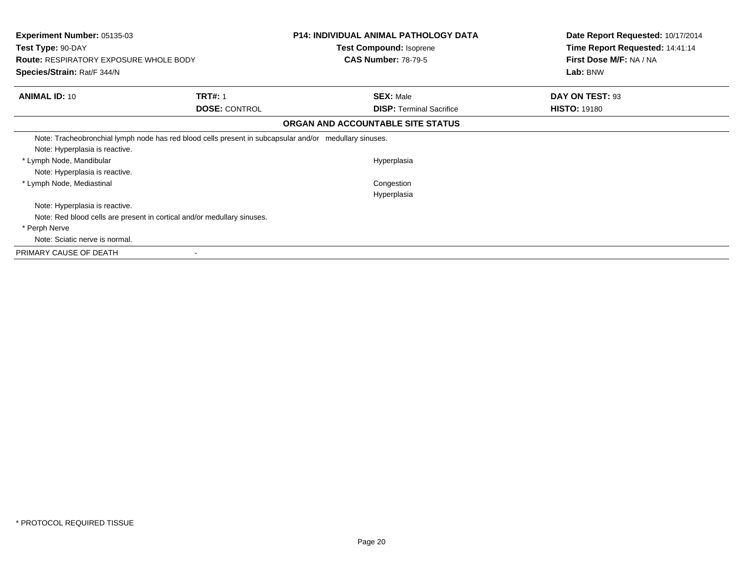**Experiment Number:** 05135-03
**Test Type:** 90-DAY
**Route:** RESPIRATORY EXPOSURE WHOLE BODY
**Species/Strain:** Rat/F 344/N

**P14: INDIVIDUAL ANIMAL PATHOLOGY DATA**
**Test Compound:** Isoprene
**CAS Number:** 78-79-5

**Date Report Requested:** 10/17/2014
**Time Report Requested:** 14:41:14
**First Dose M/F:** NA / NA
**Lab:** BNW

| **ANIMAL ID:** 10 | **TRT#:** 1 | **SEX:** Male | **DAY ON TEST:** 93 |
|---|---|---|---|
| | **DOSE:** CONTROL | **DISP:** Terminal Sacrifice | **HISTO:** 19180 |

**ORGAN AND ACCOUNTABLE SITE STATUS**

| | |
|---|---|
| Note: Tracheobronchial lymph node has red blood cells present in subcapsular and/or medullary sinuses. | |
| Note: Hyperplasia is reactive. | |
| * Lymph Node, Mandibular | Hyperplasia |
| Note: Hyperplasia is reactive. | |
| * Lymph Node, Mediastinal | Congestion |
| | Hyperplasia |
| Note: Hyperplasia is reactive. | |
| Note: Red blood cells are present in cortical and/or medullary sinuses. | |
| * Perph Nerve | |
| Note: Sciatic nerve is normal. | |
| PRIMARY CAUSE OF DEATH | - |

\* PROTOCOL REQUIRED TISSUE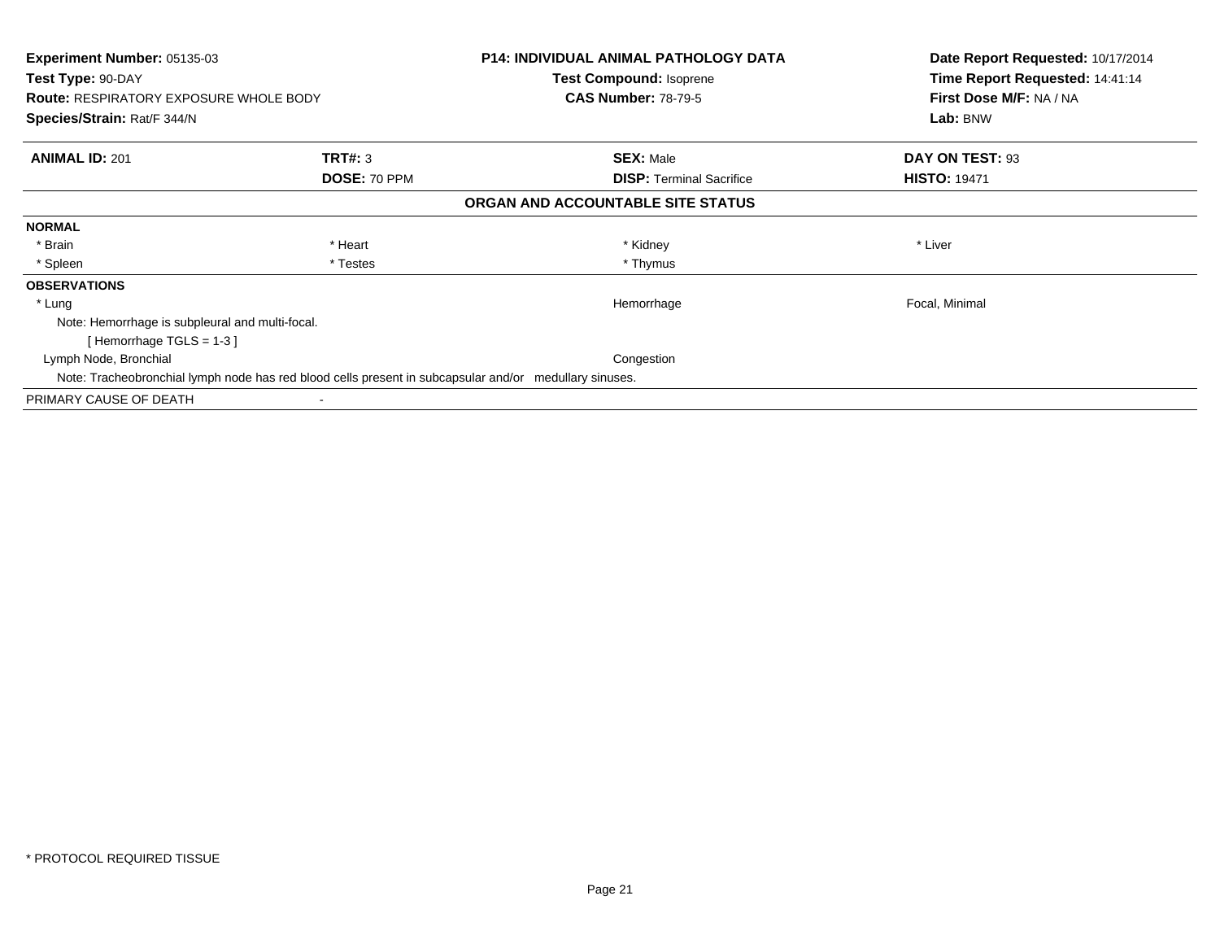**Experiment Number:** 05135-03
**Test Type:** 90-DAY
**Route:** RESPIRATORY EXPOSURE WHOLE BODY
**Species/Strain:** Rat/F 344/N

**P14: INDIVIDUAL ANIMAL PATHOLOGY DATA**
**Test Compound:** Isoprene
**CAS Number:** 78-79-5

**Date Report Requested:** 10/17/2014
**Time Report Requested:** 14:41:14
**First Dose M/F:** NA / NA
**Lab:** BNW

| **ANIMAL ID:** 201 | **TRT#:** 3 | **SEX:** Male | **DAY ON TEST:** 93 |
|---|---|---|---|
| | **DOSE:** 70 PPM | **DISP:** Terminal Sacrifice | **HISTO:** 19471 |

**ORGAN AND ACCOUNTABLE SITE STATUS**

**NORMAL**

| | | | |
|---|---|---|---|
| * Brain | * Heart | * Kidney | * Liver |
| * Spleen | * Testes | * Thymus | |

**OBSERVATIONS**

| | | |
|---|---|---|
| * Lung | Hemorrhage | Focal, Minimal |

Note: Hemorrhage is subpleural and multi-focal.
[ Hemorrhage TGLS = 1-3 ]

| | | |
|---|---|---|
| Lymph Node, Bronchial | Congestion | |

Note: Tracheobronchial lymph node has red blood cells present in subcapsular and/or medullary sinuses.

PRIMARY CAUSE OF DEATH -

* PROTOCOL REQUIRED TISSUE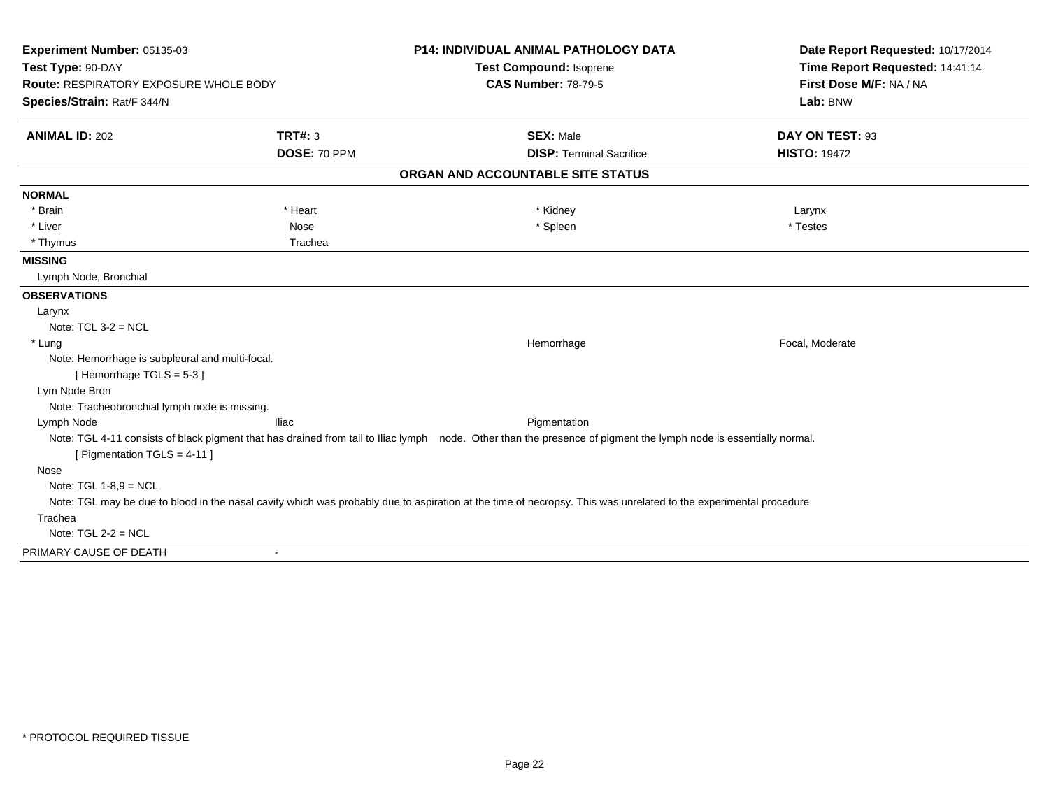**Experiment Number:** 05135-03
**Test Type:** 90-DAY
**Route:** RESPIRATORY EXPOSURE WHOLE BODY
**Species/Strain:** Rat/F 344/N

**P14: INDIVIDUAL ANIMAL PATHOLOGY DATA**
**Test Compound:** Isoprene
**CAS Number:** 78-79-5

**Date Report Requested:** 10/17/2014
**Time Report Requested:** 14:41:14
**First Dose M/F:** NA / NA
**Lab:** BNW

| **ANIMAL ID:** 202 | **TRT#:** 3 | **SEX:** Male | **DAY ON TEST:** 93 |
|---|---|---|---|
| | **DOSE:** 70 PPM | **DISP:** Terminal Sacrifice | **HISTO:** 19472 |

## ORGAN AND ACCOUNTABLE SITE STATUS

**NORMAL**

| | | | |
|---|---|---|---|
| * Brain | * Heart | * Kidney | Larynx |
| * Liver | Nose | * Spleen | * Testes |
| * Thymus | Trachea | | |

**MISSING**

Lymph Node, Bronchial

**OBSERVATIONS**

Larynx
Note: TCL 3-2 = NCL

| | | | |
|---|---|---|---|
| * Lung | | Hemorrhage | Focal, Moderate |

Note: Hemorrhage is subpleural and multi-focal.
[ Hemorrhage TGLS = 5-3 ]

Lym Node Bron
Note: Tracheobronchial lymph node is missing.

| | | | |
|---|---|---|---|
| Lymph Node | Iliac | Pigmentation | |

Note: TGL 4-11 consists of black pigment that has drained from tail to Iliac lymph node. Other than the presence of pigment the lymph node is essentially normal.
[ Pigmentation TGLS = 4-11 ]

Nose
Note: TGL 1-8,9 = NCL
Note: TGL may be due to blood in the nasal cavity which was probably due to aspiration at the time of necropsy. This was unrelated to the experimental procedure

Trachea
Note: TGL 2-2 = NCL

PRIMARY CAUSE OF DEATH -

\* PROTOCOL REQUIRED TISSUE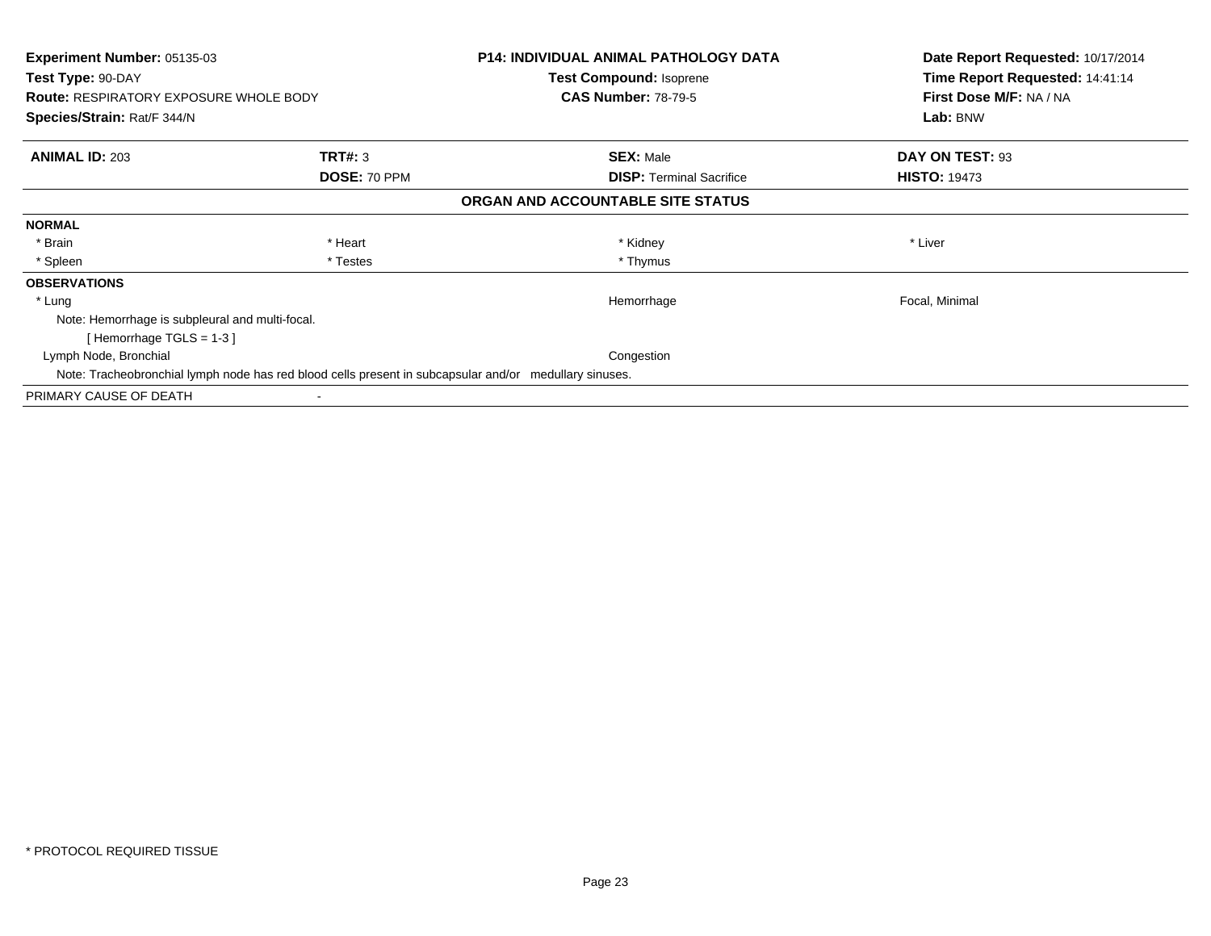**Experiment Number:** 05135-03
**Test Type:** 90-DAY
**Route:** RESPIRATORY EXPOSURE WHOLE BODY
**Species/Strain:** Rat/F 344/N

**P14: INDIVIDUAL ANIMAL PATHOLOGY DATA**
**Test Compound:** Isoprene
**CAS Number:** 78-79-5

**Date Report Requested:** 10/17/2014
**Time Report Requested:** 14:41:14
**First Dose M/F:** NA / NA
**Lab:** BNW

| **ANIMAL ID:** 203 | **TRT#:** 3 | **SEX:** Male | **DAY ON TEST:** 93 |
|---|---|---|---|
| | **DOSE:** 70 PPM | **DISP:** Terminal Sacrifice | **HISTO:** 19473 |

**ORGAN AND ACCOUNTABLE SITE STATUS**

| | | | |
|---|---|---|---|
| **NORMAL** | | | |
| * Brain | * Heart | * Kidney | * Liver |
| * Spleen | * Testes | * Thymus | |
| **OBSERVATIONS** | | | |
| * Lung | | Hemorrhage | Focal, Minimal |
| Note: Hemorrhage is subpleural and multi-focal. | | | |
| [ Hemorrhage TGLS = 1-3 ] | | | |
| Lymph Node, Bronchial | | Congestion | |
| Note: Tracheobronchial lymph node has red blood cells present in subcapsular and/or medullary sinuses. | | | |
| PRIMARY CAUSE OF DEATH | - | | |

* PROTOCOL REQUIRED TISSUE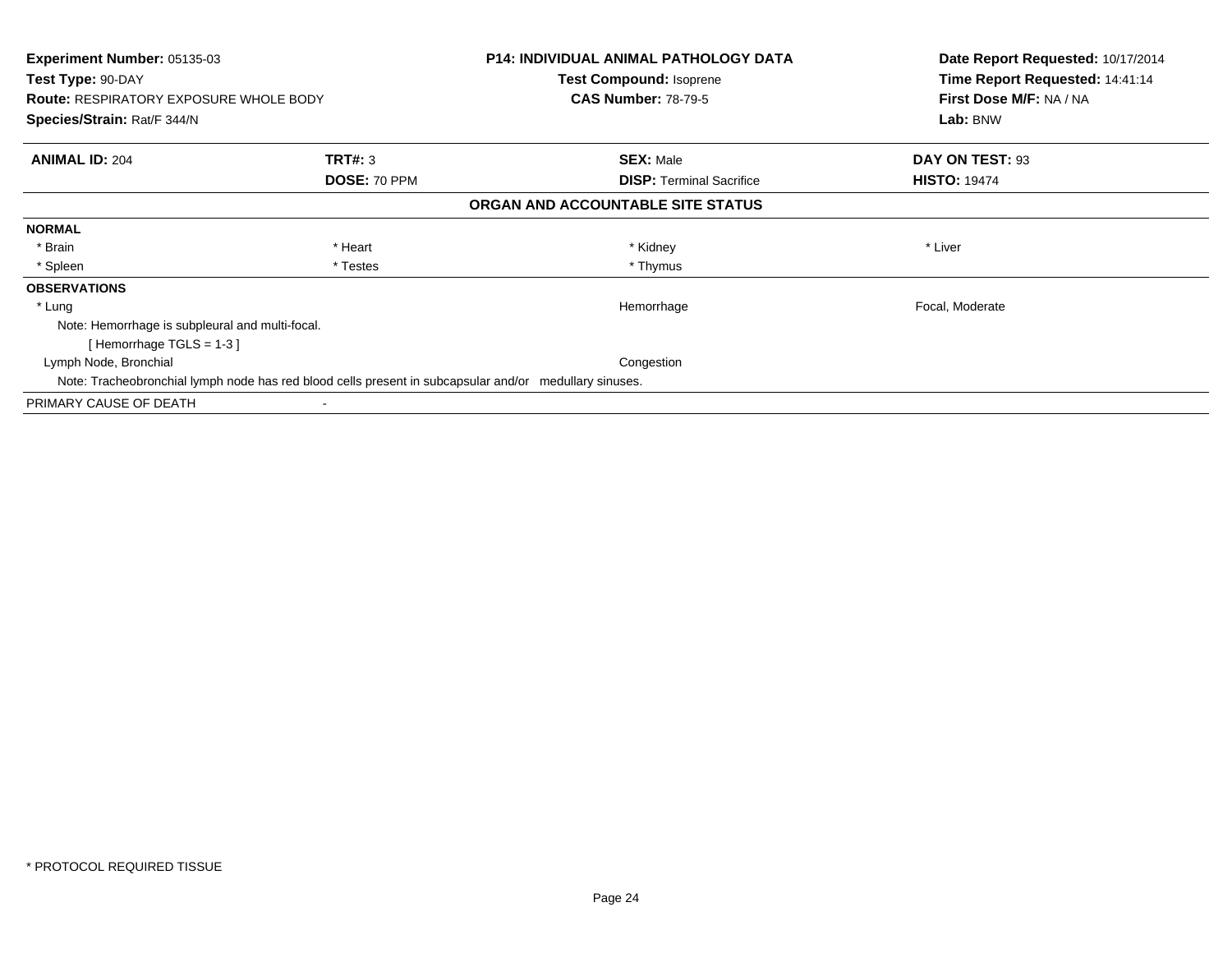**Experiment Number:** 05135-03
**Test Type:** 90-DAY
**Route:** RESPIRATORY EXPOSURE WHOLE BODY
**Species/Strain:** Rat/F 344/N

**P14: INDIVIDUAL ANIMAL PATHOLOGY DATA**
**Test Compound:** Isoprene
**CAS Number:** 78-79-5

**Date Report Requested:** 10/17/2014
**Time Report Requested:** 14:41:14
**First Dose M/F:** NA / NA
**Lab:** BNW

| **ANIMAL ID:** 204 | **TRT#:** 3 | **SEX:** Male | **DAY ON TEST:** 93 |
|---|---|---|---|
| | **DOSE:** 70 PPM | **DISP:** Terminal Sacrifice | **HISTO:** 19474 |

**ORGAN AND ACCOUNTABLE SITE STATUS**

**NORMAL**

| | | | |
|---|---|---|---|
| * Brain | * Heart | * Kidney | * Liver |
| * Spleen | * Testes | * Thymus | |

**OBSERVATIONS**

| | | |
|---|---|---|
| * Lung | Hemorrhage | Focal, Moderate |

Note: Hemorrhage is subpleural and multi-focal.
[ Hemorrhage TGLS = 1-3 ]

| | | |
|---|---|---|
| Lymph Node, Bronchial | Congestion | |

Note: Tracheobronchial lymph node has red blood cells present in subcapsular and/or medullary sinuses.

PRIMARY CAUSE OF DEATH -

* PROTOCOL REQUIRED TISSUE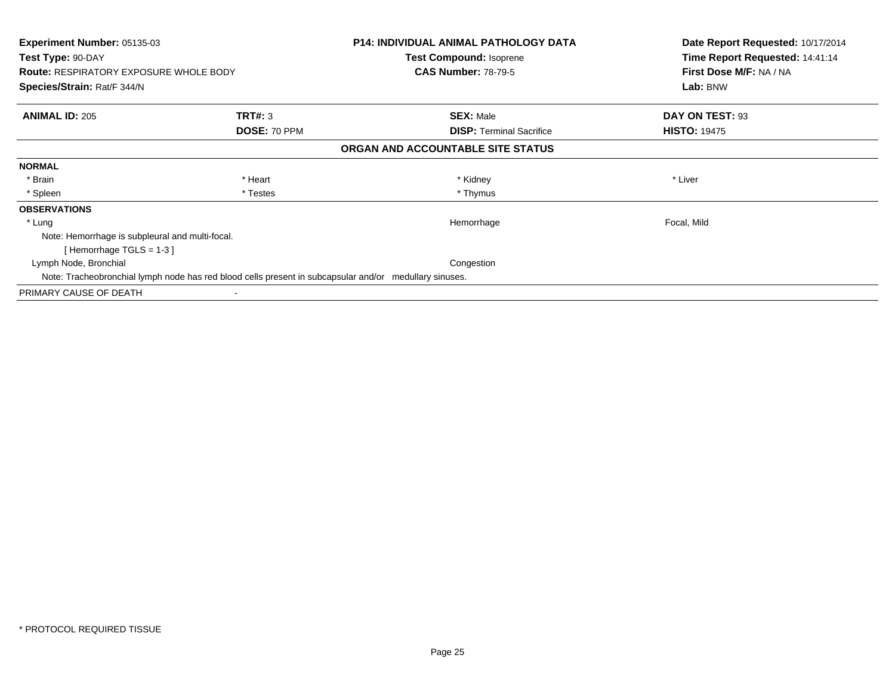**Experiment Number:** 05135-03
**Test Type:** 90-DAY
**Route:** RESPIRATORY EXPOSURE WHOLE BODY
**Species/Strain:** Rat/F 344/N

**P14: INDIVIDUAL ANIMAL PATHOLOGY DATA**
**Test Compound:** Isoprene
**CAS Number:** 78-79-5

**Date Report Requested:** 10/17/2014
**Time Report Requested:** 14:41:14
**First Dose M/F:** NA / NA
**Lab:** BNW

| **ANIMAL ID:** 205 | **TRT#:** 3 | **SEX:** Male | **DAY ON TEST:** 93 |
|---|---|---|---|
| | **DOSE:** 70 PPM | **DISP:** Terminal Sacrifice | **HISTO:** 19475 |

**ORGAN AND ACCOUNTABLE SITE STATUS**

**NORMAL**

| | | | |
|---|---|---|---|
| * Brain | * Heart | * Kidney | * Liver |
| * Spleen | * Testes | * Thymus | |

**OBSERVATIONS**

| | | |
|---|---|---|
| * Lung | Hemorrhage | Focal, Mild |

Note: Hemorrhage is subpleural and multi-focal.

[ Hemorrhage TGLS = 1-3 ]

| | | |
|---|---|---|
| Lymph Node, Bronchial | Congestion | |

Note: Tracheobronchial lymph node has red blood cells present in subcapsular and/or medullary sinuses.

PRIMARY CAUSE OF DEATH -

* PROTOCOL REQUIRED TISSUE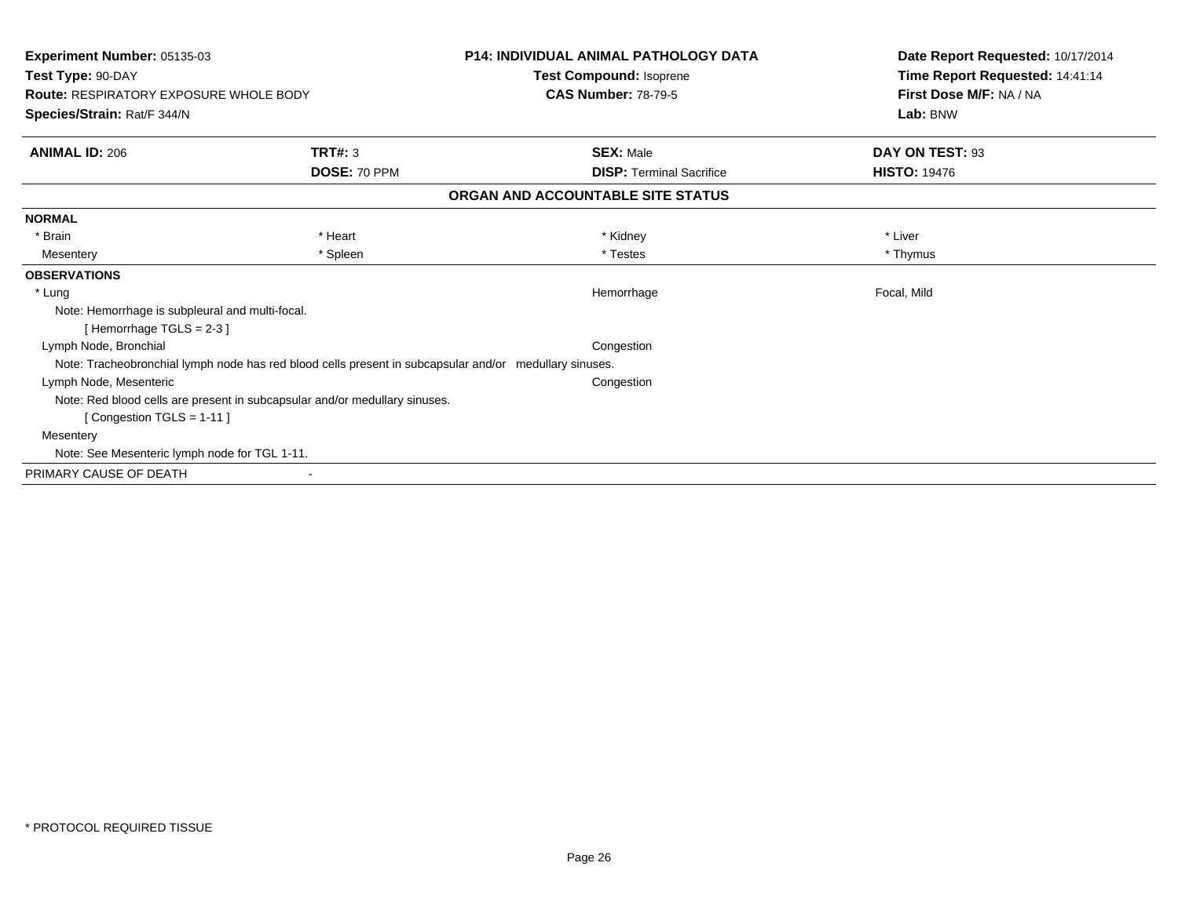**Experiment Number:** 05135-03
**Test Type:** 90-DAY
**Route:** RESPIRATORY EXPOSURE WHOLE BODY
**Species/Strain:** Rat/F 344/N

**P14: INDIVIDUAL ANIMAL PATHOLOGY DATA**
**Test Compound:** Isoprene
**CAS Number:** 78-79-5

**Date Report Requested:** 10/17/2014
**Time Report Requested:** 14:41:14
**First Dose M/F:** NA / NA
**Lab:** BNW

| **ANIMAL ID:** 206 | **TRT#:** 3 | **SEX:** Male | **DAY ON TEST:** 93 |
|---|---|---|---|
| | **DOSE:** 70 PPM | **DISP:** Terminal Sacrifice | **HISTO:** 19476 |

**ORGAN AND ACCOUNTABLE SITE STATUS**

**NORMAL**

| | | | |
|---|---|---|---|
| * Brain | * Heart | * Kidney | * Liver |
| Mesentery | * Spleen | * Testes | * Thymus |

**OBSERVATIONS**

| | | |
|---|---|---|
| * Lung | Hemorrhage | Focal, Mild |

Note: Hemorrhage is subpleural and multi-focal.
[ Hemorrhage TGLS = 2-3 ]

| | | |
|---|---|---|
| Lymph Node, Bronchial | Congestion | |

Note: Tracheobronchial lymph node has red blood cells present in subcapsular and/or medullary sinuses.

| | | |
|---|---|---|
| Lymph Node, Mesenteric | Congestion | |

Note: Red blood cells are present in subcapsular and/or medullary sinuses.
[ Congestion TGLS = 1-11 ]

Mesentery

Note: See Mesenteric lymph node for TGL 1-11.

PRIMARY CAUSE OF DEATH -

* PROTOCOL REQUIRED TISSUE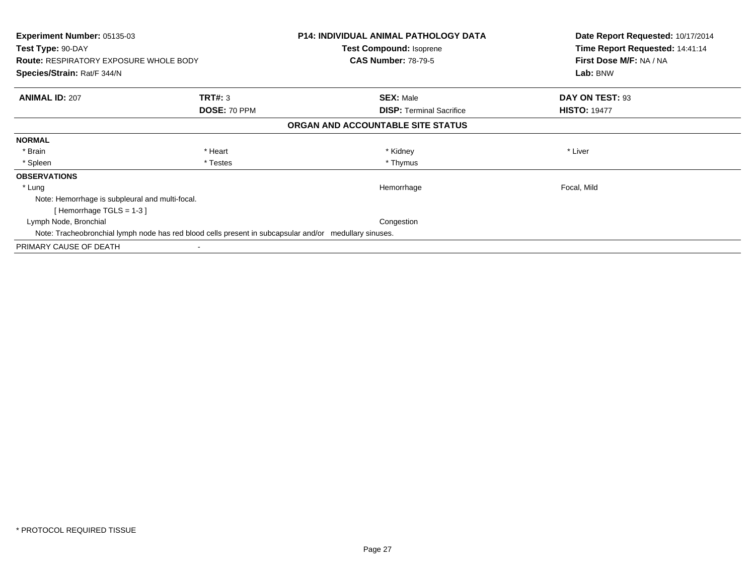**Experiment Number:** 05135-03
**Test Type:** 90-DAY
**Route:** RESPIRATORY EXPOSURE WHOLE BODY
**Species/Strain:** Rat/F 344/N

**P14: INDIVIDUAL ANIMAL PATHOLOGY DATA**
**Test Compound:** Isoprene
**CAS Number:** 78-79-5

**Date Report Requested:** 10/17/2014
**Time Report Requested:** 14:41:14
**First Dose M/F:** NA / NA
**Lab:** BNW

| **ANIMAL ID:** 207 | **TRT#:** 3 | **SEX:** Male | **DAY ON TEST:** 93 |
|---|---|---|---|
| | **DOSE:** 70 PPM | **DISP:** Terminal Sacrifice | **HISTO:** 19477 |

**ORGAN AND ACCOUNTABLE SITE STATUS**

**NORMAL**

| | | | |
|---|---|---|---|
| * Brain | * Heart | * Kidney | * Liver |
| * Spleen | * Testes | * Thymus | |

**OBSERVATIONS**

| | | |
|---|---|---|
| * Lung | Hemorrhage | Focal, Mild |

Note: Hemorrhage is subpleural and multi-focal.
[ Hemorrhage TGLS = 1-3 ]

| | | |
|---|---|---|
| Lymph Node, Bronchial | Congestion | |

Note: Tracheobronchial lymph node has red blood cells present in subcapsular and/or medullary sinuses.

PRIMARY CAUSE OF DEATH -

* PROTOCOL REQUIRED TISSUE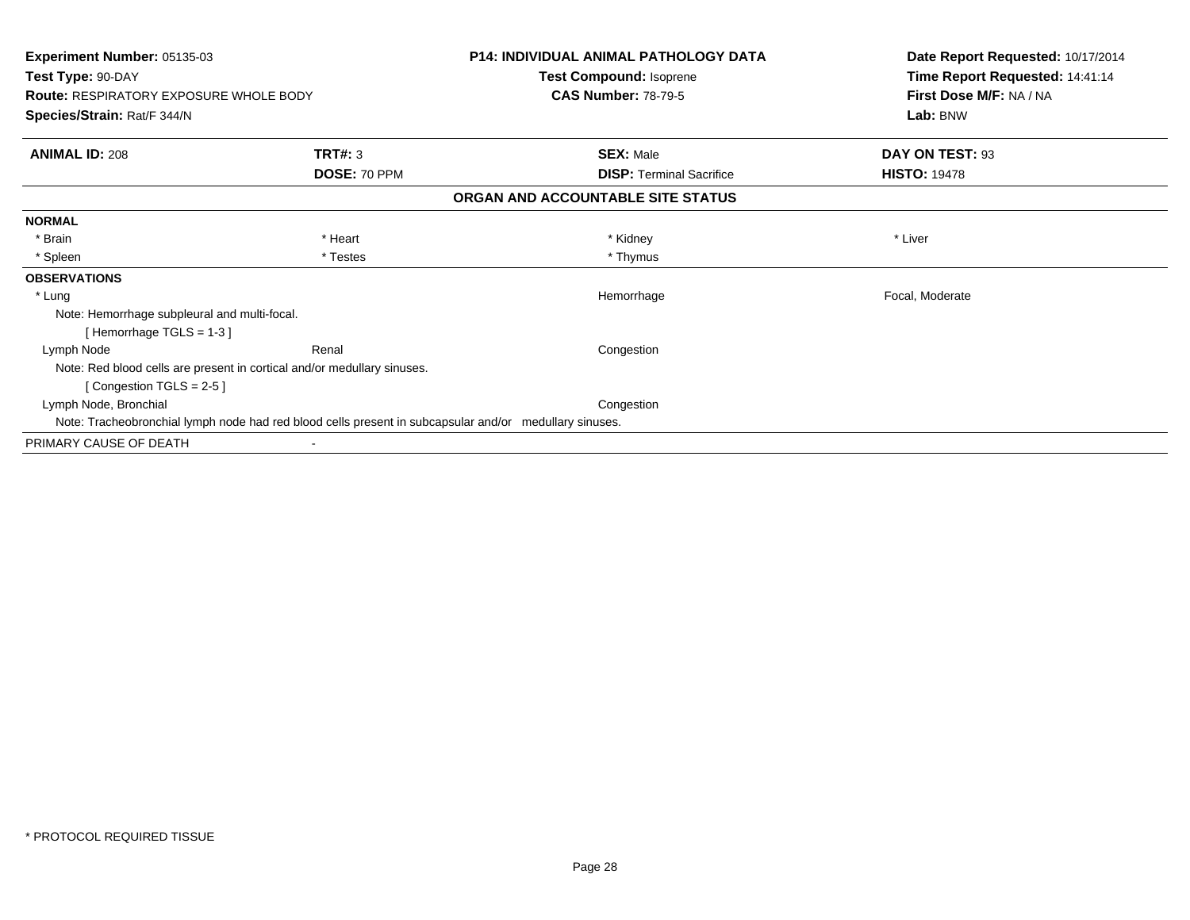**Experiment Number:** 05135-03
**Test Type:** 90-DAY
**Route:** RESPIRATORY EXPOSURE WHOLE BODY
**Species/Strain:** Rat/F 344/N

**P14: INDIVIDUAL ANIMAL PATHOLOGY DATA**
**Test Compound:** Isoprene
**CAS Number:** 78-79-5

**Date Report Requested:** 10/17/2014
**Time Report Requested:** 14:41:14
**First Dose M/F:** NA / NA
**Lab:** BNW

| **ANIMAL ID:** 208 | **TRT#:** 3 | **SEX:** Male | **DAY ON TEST:** 93 |
|---|---|---|---|
| | **DOSE:** 70 PPM | **DISP:** Terminal Sacrifice | **HISTO:** 19478 |

### ORGAN AND ACCOUNTABLE SITE STATUS

**NORMAL**

| | | | |
|---|---|---|---|
| * Brain | * Heart | * Kidney | * Liver |
| * Spleen | * Testes | * Thymus | |

**OBSERVATIONS**

| | | | |
|---|---|---|---|
| * Lung | | Hemorrhage | Focal, Moderate |

Note: Hemorrhage subpleural and multi-focal.
[ Hemorrhage TGLS = 1-3 ]

| | | | |
|---|---|---|---|
| Lymph Node | Renal | Congestion | |

Note: Red blood cells are present in cortical and/or medullary sinuses.
[ Congestion TGLS = 2-5 ]

| | | | |
|---|---|---|---|
| Lymph Node, Bronchial | | Congestion | |

Note: Tracheobronchial lymph node had red blood cells present in subcapsular and/or medullary sinuses.

PRIMARY CAUSE OF DEATH -

* PROTOCOL REQUIRED TISSUE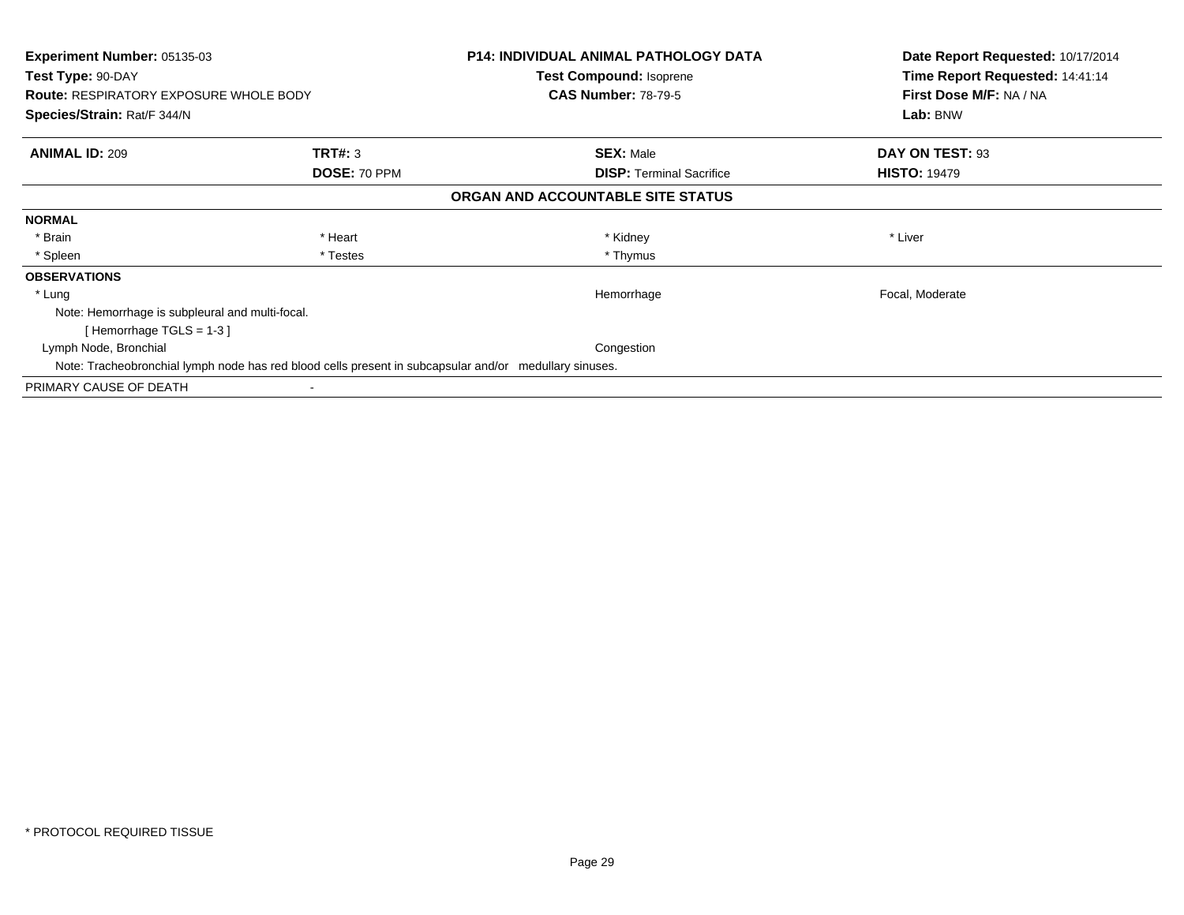| Experiment Number: 05135-03 | P14: INDIVIDUAL ANIMAL PATHOLOGY DATA | Date Report Requested: 10/17/2014 |
|---|---|---|
| Test Type: 90-DAY | Test Compound: Isoprene | Time Report Requested: 14:41:14 |
| Route: RESPIRATORY EXPOSURE WHOLE BODY | CAS Number: 78-79-5 | First Dose M/F: NA / NA |
| Species/Strain: Rat/F 344/N | | Lab: BNW |

| ANIMAL ID: 209 | TRT#: 3 | SEX: Male | DAY ON TEST: 93 |
|---|---|---|---|
| | DOSE: 70 PPM | DISP: Terminal Sacrifice | HISTO: 19479 |

**ORGAN AND ACCOUNTABLE SITE STATUS**

**NORMAL**

| | | | |
|---|---|---|---|
| * Brain | * Heart | * Kidney | * Liver |
| * Spleen | * Testes | * Thymus | |

**OBSERVATIONS**

| | | |
|---|---|---|
| * Lung | Hemorrhage | Focal, Moderate |

Note: Hemorrhage is subpleural and multi-focal.
[ Hemorrhage TGLS = 1-3 ]

| | | |
|---|---|---|
| Lymph Node, Bronchial | Congestion | |

Note: Tracheobronchial lymph node has red blood cells present in subcapsular and/or medullary sinuses.

PRIMARY CAUSE OF DEATH -

* PROTOCOL REQUIRED TISSUE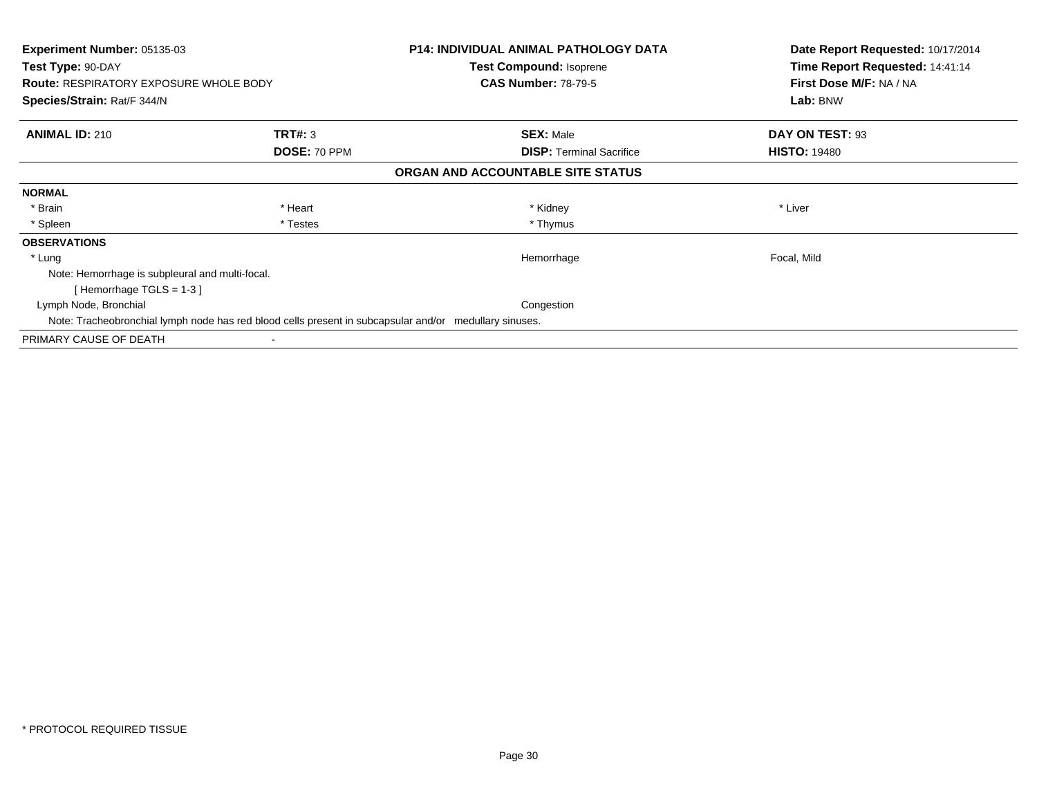**Experiment Number:** 05135-03
**Test Type:** 90-DAY
**Route:** RESPIRATORY EXPOSURE WHOLE BODY
**Species/Strain:** Rat/F 344/N

**P14: INDIVIDUAL ANIMAL PATHOLOGY DATA**
**Test Compound:** Isoprene
**CAS Number:** 78-79-5

**Date Report Requested:** 10/17/2014
**Time Report Requested:** 14:41:14
**First Dose M/F:** NA / NA
**Lab:** BNW

| **ANIMAL ID:** 210 | **TRT#:** 3 | **SEX:** Male | **DAY ON TEST:** 93 |
|---|---|---|---|
| | **DOSE:** 70 PPM | **DISP:** Terminal Sacrifice | **HISTO:** 19480 |

## ORGAN AND ACCOUNTABLE SITE STATUS

**NORMAL**

| | | | |
|---|---|---|---|
| * Brain | * Heart | * Kidney | * Liver |
| * Spleen | * Testes | * Thymus | |

**OBSERVATIONS**

| | | |
|---|---|---|
| * Lung | Hemorrhage | Focal, Mild |
| Note: Hemorrhage is subpleural and multi-focal. [ Hemorrhage TGLS = 1-3 ] | | |
| Lymph Node, Bronchial | Congestion | |
| Note: Tracheobronchial lymph node has red blood cells present in subcapsular and/or medullary sinuses. | | |

PRIMARY CAUSE OF DEATH -

\* PROTOCOL REQUIRED TISSUE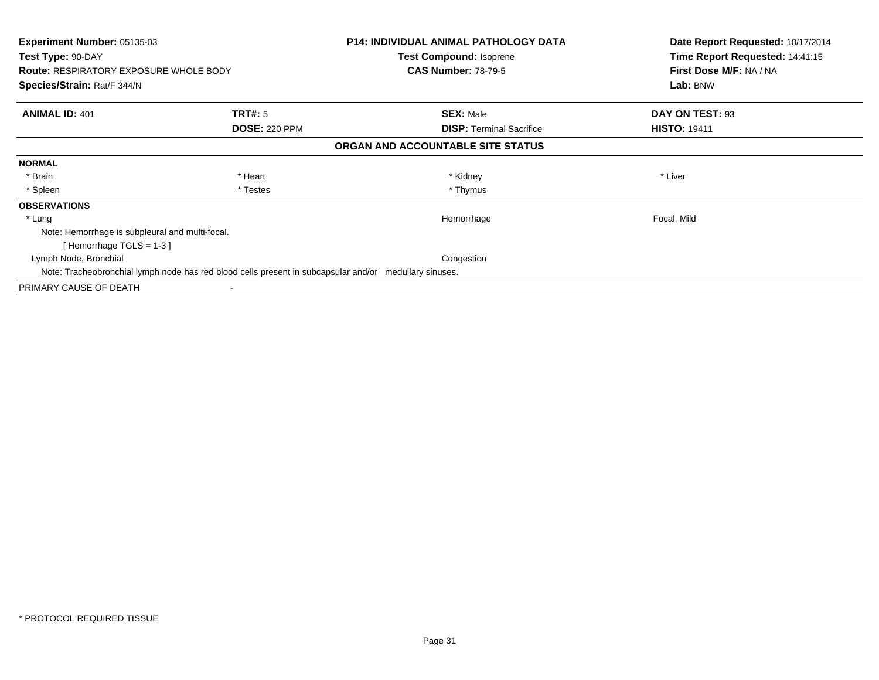**Experiment Number:** 05135-03
**Test Type:** 90-DAY
**Route:** RESPIRATORY EXPOSURE WHOLE BODY
**Species/Strain:** Rat/F 344/N

**P14: INDIVIDUAL ANIMAL PATHOLOGY DATA**
**Test Compound:** Isoprene
**CAS Number:** 78-79-5

**Date Report Requested:** 10/17/2014
**Time Report Requested:** 14:41:15
**First Dose M/F:** NA / NA
**Lab:** BNW

| **ANIMAL ID:** 401 | **TRT#:** 5 | **SEX:** Male | **DAY ON TEST:** 93 |
|---|---|---|---|
| | **DOSE:** 220 PPM | **DISP:** Terminal Sacrifice | **HISTO:** 19411 |

**ORGAN AND ACCOUNTABLE SITE STATUS**

**NORMAL**

| * Brain | * Heart | * Kidney | * Liver |
|---|---|---|---|
| * Spleen | * Testes | * Thymus | |

**OBSERVATIONS**

| * Lung | Hemorrhage | Focal, Mild |
|---|---|---|

Note: Hemorrhage is subpleural and multi-focal.
[ Hemorrhage TGLS = 1-3 ]

| Lymph Node, Bronchial | Congestion |
|---|---|

Note: Tracheobronchial lymph node has red blood cells present in subcapsular and/or medullary sinuses.

PRIMARY CAUSE OF DEATH -

* PROTOCOL REQUIRED TISSUE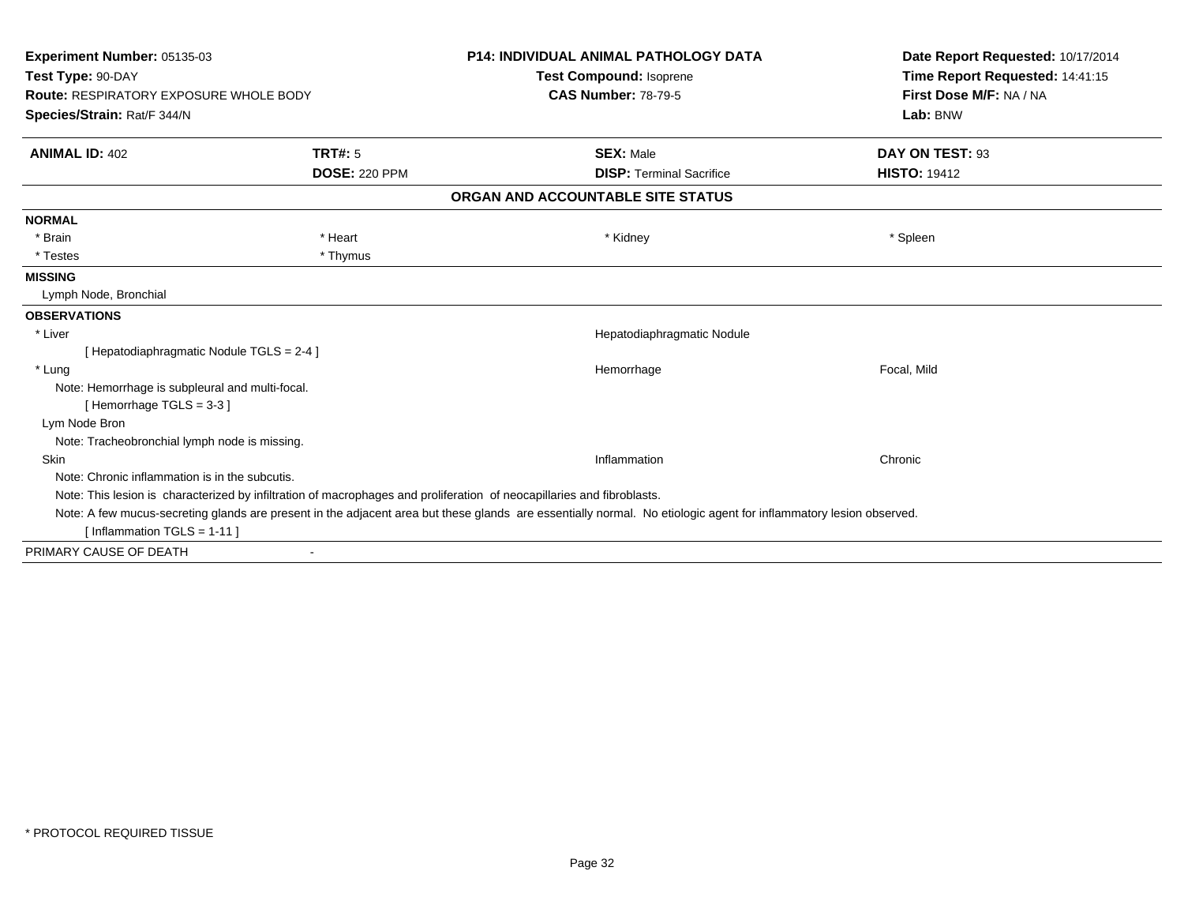**Experiment Number:** 05135-03
**Test Type:** 90-DAY
**Route:** RESPIRATORY EXPOSURE WHOLE BODY
**Species/Strain:** Rat/F 344/N

**P14: INDIVIDUAL ANIMAL PATHOLOGY DATA**
**Test Compound:** Isoprene
**CAS Number:** 78-79-5

**Date Report Requested:** 10/17/2014
**Time Report Requested:** 14:41:15
**First Dose M/F:** NA / NA
**Lab:** BNW

| **ANIMAL ID:** 402 | **TRT#:** 5 | **SEX:** Male | **DAY ON TEST:** 93 |
|---|---|---|---|
| | **DOSE:** 220 PPM | **DISP:** Terminal Sacrifice | **HISTO:** 19412 |

## ORGAN AND ACCOUNTABLE SITE STATUS

**NORMAL**

| | | | |
|---|---|---|---|
| * Brain | * Heart | * Kidney | * Spleen |
| * Testes | * Thymus | | |

**MISSING**

Lymph Node, Bronchial

**OBSERVATIONS**

| | | |
|---|---|---|
| * Liver | Hepatodiaphragmatic Nodule | |
| [ Hepatodiaphragmatic Nodule TGLS = 2-4 ] | | |
| * Lung | Hemorrhage | Focal, Mild |
| Note: Hemorrhage is subpleural and multi-focal. | | |
| [ Hemorrhage TGLS = 3-3 ] | | |
| Lym Node Bron | | |
| Note: Tracheobronchial lymph node is missing. | | |
| Skin | Inflammation | Chronic |
| Note: Chronic inflammation is in the subcutis. | | |
| Note: This lesion is characterized by infiltration of macrophages and proliferation of neocapillaries and fibroblasts. | | |
| Note: A few mucus-secreting glands are present in the adjacent area but these glands are essentially normal. No etiologic agent for inflammatory lesion observed. | | |
| [ Inflammation TGLS = 1-11 ] | | |

PRIMARY CAUSE OF DEATH -

* PROTOCOL REQUIRED TISSUE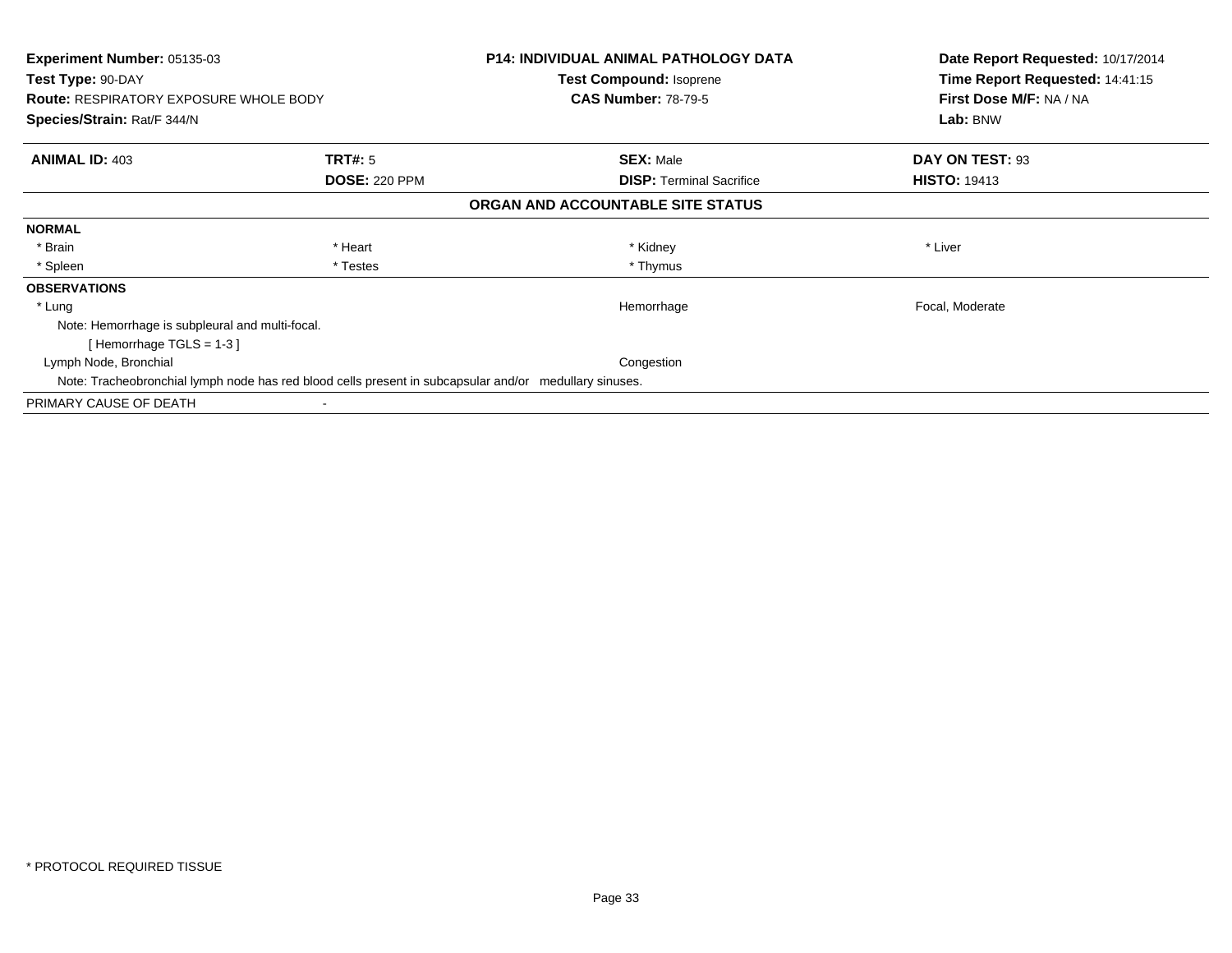**Experiment Number:** 05135-03
**Test Type:** 90-DAY
**Route:** RESPIRATORY EXPOSURE WHOLE BODY
**Species/Strain:** Rat/F 344/N

**P14: INDIVIDUAL ANIMAL PATHOLOGY DATA**
**Test Compound:** Isoprene
**CAS Number:** 78-79-5

**Date Report Requested:** 10/17/2014
**Time Report Requested:** 14:41:15
**First Dose M/F:** NA / NA
**Lab:** BNW

| **ANIMAL ID:** 403 | **TRT#:** 5 | **SEX:** Male | **DAY ON TEST:** 93 |
|---|---|---|---|
| | **DOSE:** 220 PPM | **DISP:** Terminal Sacrifice | **HISTO:** 19413 |

**ORGAN AND ACCOUNTABLE SITE STATUS**

**NORMAL**

| | | | |
|---|---|---|---|
| * Brain | * Heart | * Kidney | * Liver |
| * Spleen | * Testes | * Thymus | |

**OBSERVATIONS**

| | | |
|---|---|---|
| * Lung | Hemorrhage | Focal, Moderate |

Note: Hemorrhage is subpleural and multi-focal.
[ Hemorrhage TGLS = 1-3 ]

| | | |
|---|---|---|
| Lymph Node, Bronchial | Congestion | |

Note: Tracheobronchial lymph node has red blood cells present in subcapsular and/or medullary sinuses.

PRIMARY CAUSE OF DEATH -

* PROTOCOL REQUIRED TISSUE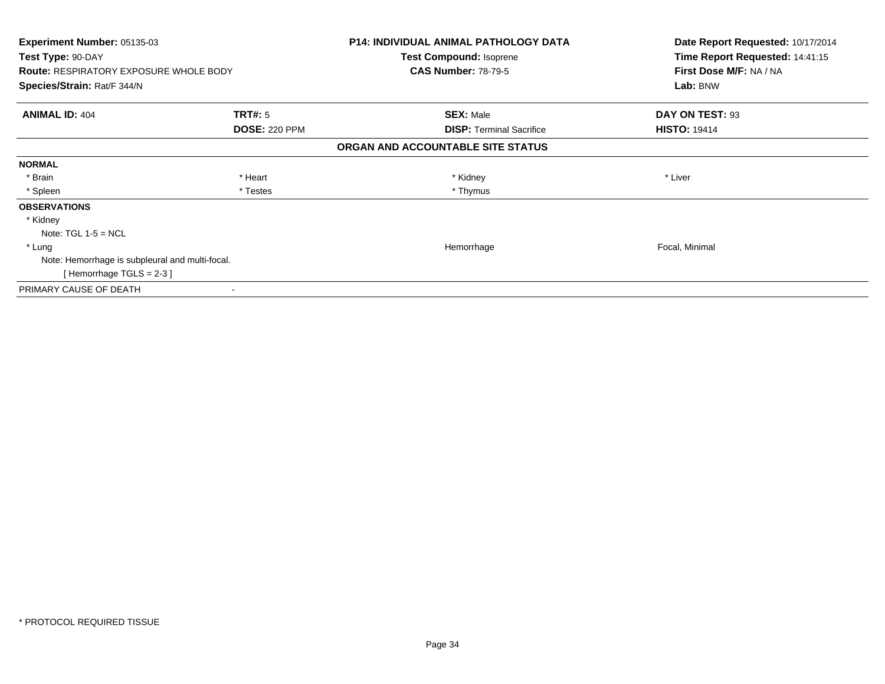**Experiment Number:** 05135-03
**Test Type:** 90-DAY
**Route:** RESPIRATORY EXPOSURE WHOLE BODY
**Species/Strain:** Rat/F 344/N

**P14: INDIVIDUAL ANIMAL PATHOLOGY DATA**
**Test Compound:** Isoprene
**CAS Number:** 78-79-5

**Date Report Requested:** 10/17/2014
**Time Report Requested:** 14:41:15
**First Dose M/F:** NA / NA
**Lab:** BNW

| **ANIMAL ID:** 404 | **TRT#:** 5 | **SEX:** Male | **DAY ON TEST:** 93 |
|---|---|---|---|
| | **DOSE:** 220 PPM | **DISP:** Terminal Sacrifice | **HISTO:** 19414 |

**ORGAN AND ACCOUNTABLE SITE STATUS**

| | | | |
|---|---|---|---|
| **NORMAL** | | | |
| * Brain | * Heart | * Kidney | * Liver |
| * Spleen | * Testes | * Thymus | |
| **OBSERVATIONS** | | | |
| * Kidney | | | |
| Note: TGL 1-5 = NCL | | | |
| * Lung | | Hemorrhage | Focal, Minimal |
| Note: Hemorrhage is subpleural and multi-focal. | | | |
| [ Hemorrhage TGLS = 2-3 ] | | | |
| PRIMARY CAUSE OF DEATH | - | | |

* PROTOCOL REQUIRED TISSUE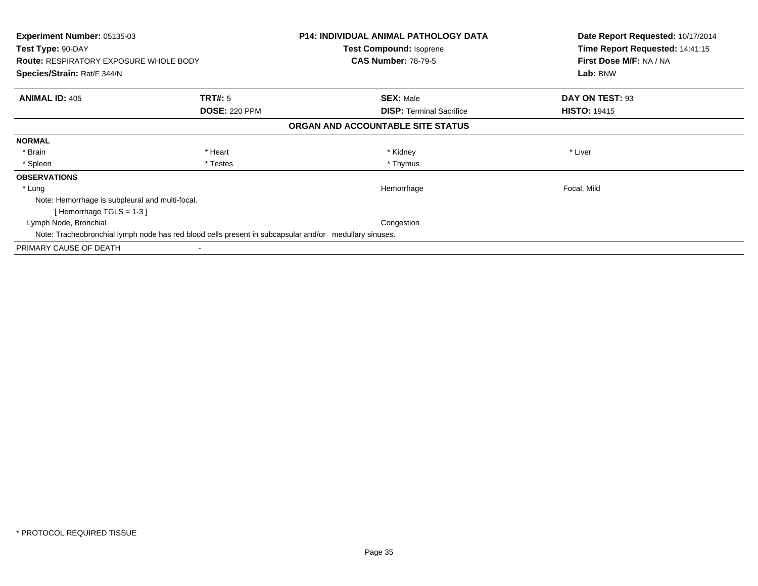**Experiment Number:** 05135-03
**Test Type:** 90-DAY
**Route:** RESPIRATORY EXPOSURE WHOLE BODY
**Species/Strain:** Rat/F 344/N

**P14: INDIVIDUAL ANIMAL PATHOLOGY DATA**
**Test Compound:** Isoprene
**CAS Number:** 78-79-5

**Date Report Requested:** 10/17/2014
**Time Report Requested:** 14:41:15
**First Dose M/F:** NA / NA
**Lab:** BNW

| **ANIMAL ID:** 405 | **TRT#:** 5 | **SEX:** Male | **DAY ON TEST:** 93 |
|---|---|---|---|
| | **DOSE:** 220 PPM | **DISP:** Terminal Sacrifice | **HISTO:** 19415 |

**ORGAN AND ACCOUNTABLE SITE STATUS**

**NORMAL**

| | | | |
|---|---|---|---|
| * Brain | * Heart | * Kidney | * Liver |
| * Spleen | * Testes | * Thymus | |

**OBSERVATIONS**

| | | |
|---|---|---|
| * Lung | Hemorrhage | Focal, Mild |

Note: Hemorrhage is subpleural and multi-focal.
[ Hemorrhage TGLS = 1-3 ]

| | | |
|---|---|---|
| Lymph Node, Bronchial | Congestion | |

Note: Tracheobronchial lymph node has red blood cells present in subcapsular and/or medullary sinuses.

PRIMARY CAUSE OF DEATH -

* PROTOCOL REQUIRED TISSUE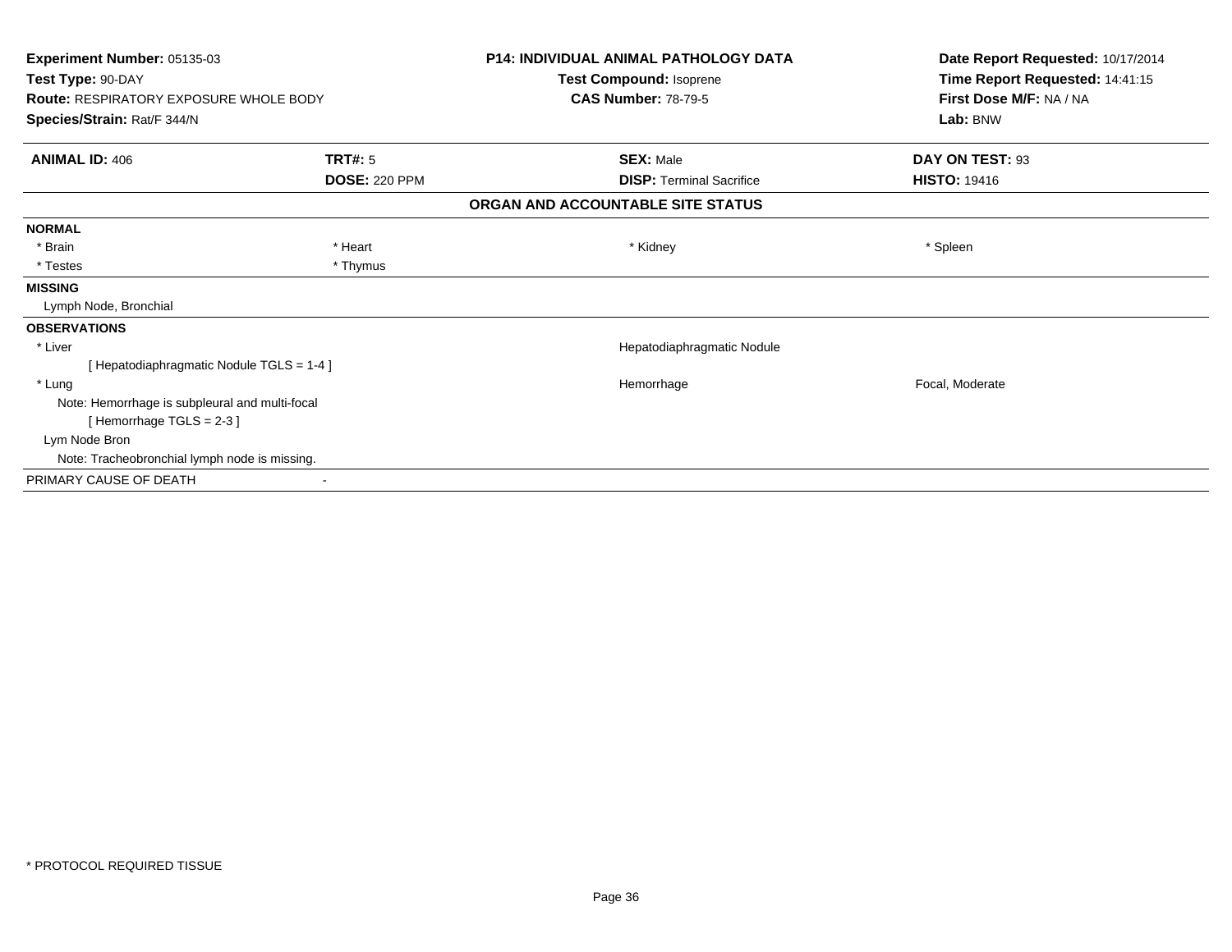**Experiment Number:** 05135-03
**Test Type:** 90-DAY
**Route:** RESPIRATORY EXPOSURE WHOLE BODY
**Species/Strain:** Rat/F 344/N

**P14: INDIVIDUAL ANIMAL PATHOLOGY DATA**
**Test Compound:** Isoprene
**CAS Number:** 78-79-5

**Date Report Requested:** 10/17/2014
**Time Report Requested:** 14:41:15
**First Dose M/F:** NA / NA
**Lab:** BNW

| **ANIMAL ID:** 406 | **TRT#:** 5 | **SEX:** Male | **DAY ON TEST:** 93 |
|---|---|---|---|
| | **DOSE:** 220 PPM | **DISP:** Terminal Sacrifice | **HISTO:** 19416 |

**ORGAN AND ACCOUNTABLE SITE STATUS**

**NORMAL**

| | | | |
|---|---|---|---|
| * Brain | * Heart | * Kidney | * Spleen |
| * Testes | * Thymus | | |

**MISSING**

Lymph Node, Bronchial

**OBSERVATIONS**

| | | |
|---|---|---|
| * Liver | Hepatodiaphragmatic Nodule | |
| [ Hepatodiaphragmatic Nodule TGLS = 1-4 ] | | |
| * Lung | Hemorrhage | Focal, Moderate |
| Note: Hemorrhage is subpleural and multi-focal | | |
| [ Hemorrhage TGLS = 2-3 ] | | |
| Lym Node Bron | | |
| Note: Tracheobronchial lymph node is missing. | | |

PRIMARY CAUSE OF DEATH -

* PROTOCOL REQUIRED TISSUE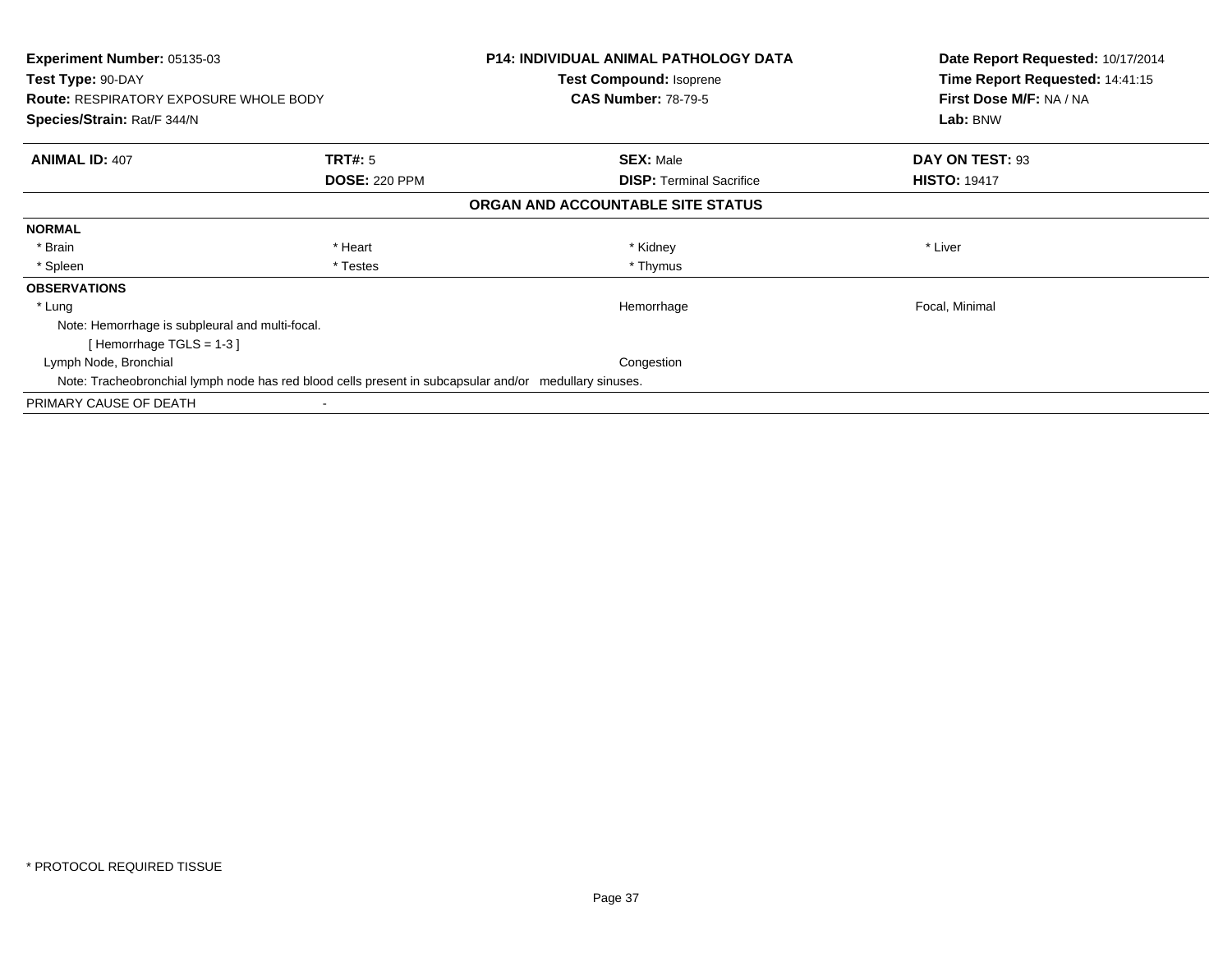**Experiment Number:** 05135-03
**Test Type:** 90-DAY
**Route:** RESPIRATORY EXPOSURE WHOLE BODY
**Species/Strain:** Rat/F 344/N

**P14: INDIVIDUAL ANIMAL PATHOLOGY DATA**
**Test Compound:** Isoprene
**CAS Number:** 78-79-5

**Date Report Requested:** 10/17/2014
**Time Report Requested:** 14:41:15
**First Dose M/F:** NA / NA
**Lab:** BNW

| **ANIMAL ID:** 407 | **TRT#:** 5 | **SEX:** Male | **DAY ON TEST:** 93 |
|---|---|---|---|
| | **DOSE:** 220 PPM | **DISP:** Terminal Sacrifice | **HISTO:** 19417 |

## ORGAN AND ACCOUNTABLE SITE STATUS

**NORMAL**

| | | | |
|---|---|---|---|
| * Brain | * Heart | * Kidney | * Liver |
| * Spleen | * Testes | * Thymus | |

**OBSERVATIONS**

| | | |
|---|---|---|
| * Lung | Hemorrhage | Focal, Minimal |

Note: Hemorrhage is subpleural and multi-focal.
[ Hemorrhage TGLS = 1-3 ]

| | | |
|---|---|---|
| Lymph Node, Bronchial | Congestion | |

Note: Tracheobronchial lymph node has red blood cells present in subcapsular and/or medullary sinuses.

PRIMARY CAUSE OF DEATH -

* PROTOCOL REQUIRED TISSUE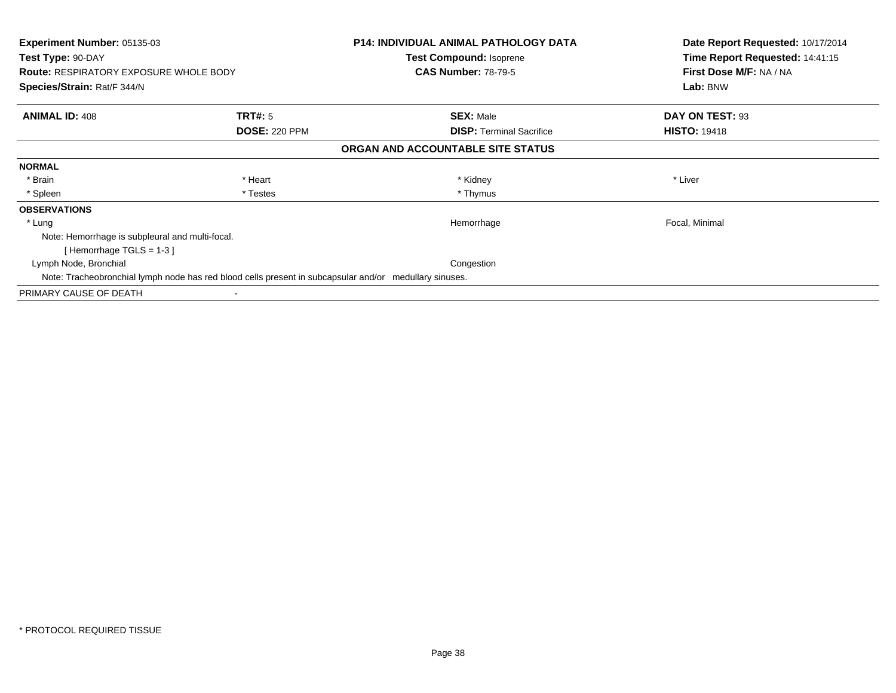**Experiment Number:** 05135-03
**Test Type:** 90-DAY
**Route:** RESPIRATORY EXPOSURE WHOLE BODY
**Species/Strain:** Rat/F 344/N

**P14: INDIVIDUAL ANIMAL PATHOLOGY DATA**
**Test Compound:** Isoprene
**CAS Number:** 78-79-5

**Date Report Requested:** 10/17/2014
**Time Report Requested:** 14:41:15
**First Dose M/F:** NA / NA
**Lab:** BNW

| **ANIMAL ID:** 408 | **TRT#:** 5 | **SEX:** Male | **DAY ON TEST:** 93 |
|---|---|---|---|
| | **DOSE:** 220 PPM | **DISP:** Terminal Sacrifice | **HISTO:** 19418 |

**ORGAN AND ACCOUNTABLE SITE STATUS**

**NORMAL**

| * Brain | * Heart | * Kidney | * Liver |
|---|---|---|---|
| * Spleen | * Testes | * Thymus | |

**OBSERVATIONS**

| | | |
|---|---|---|
| * Lung | Hemorrhage | Focal, Minimal |

Note: Hemorrhage is subpleural and multi-focal.
[ Hemorrhage TGLS = 1-3 ]

| | | |
|---|---|---|
| Lymph Node, Bronchial | Congestion | |

Note: Tracheobronchial lymph node has red blood cells present in subcapsular and/or medullary sinuses.

PRIMARY CAUSE OF DEATH -

* PROTOCOL REQUIRED TISSUE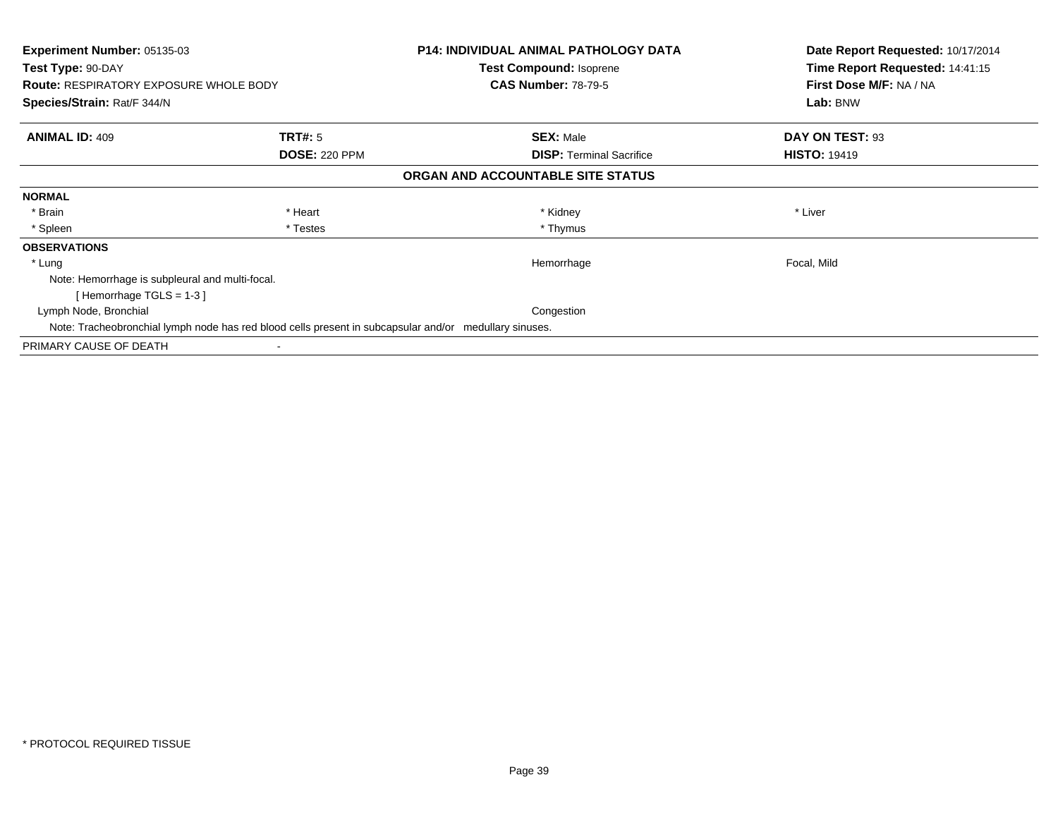**Experiment Number:** 05135-03
**Test Type:** 90-DAY
**Route:** RESPIRATORY EXPOSURE WHOLE BODY
**Species/Strain:** Rat/F 344/N

**P14: INDIVIDUAL ANIMAL PATHOLOGY DATA**
**Test Compound:** Isoprene
**CAS Number:** 78-79-5

**Date Report Requested:** 10/17/2014
**Time Report Requested:** 14:41:15
**First Dose M/F:** NA / NA
**Lab:** BNW

| **ANIMAL ID:** 409 | **TRT#:** 5 | **SEX:** Male | **DAY ON TEST:** 93 |
|---|---|---|---|
| | **DOSE:** 220 PPM | **DISP:** Terminal Sacrifice | **HISTO:** 19419 |

**ORGAN AND ACCOUNTABLE SITE STATUS**

**NORMAL**

| | | | |
|---|---|---|---|
| * Brain | * Heart | * Kidney | * Liver |
| * Spleen | * Testes | * Thymus | |

**OBSERVATIONS**

| | | |
|---|---|---|
| * Lung | Hemorrhage | Focal, Mild |

Note: Hemorrhage is subpleural and multi-focal.
[ Hemorrhage TGLS = 1-3 ]

| | | |
|---|---|---|
| Lymph Node, Bronchial | Congestion | |

Note: Tracheobronchial lymph node has red blood cells present in subcapsular and/or medullary sinuses.

PRIMARY CAUSE OF DEATH -

* PROTOCOL REQUIRED TISSUE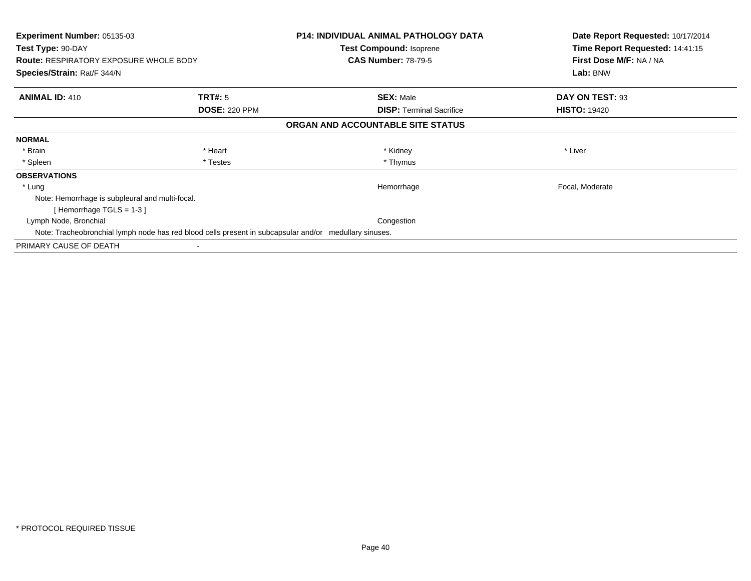**Experiment Number:** 05135-03
**Test Type:** 90-DAY
**Route:** RESPIRATORY EXPOSURE WHOLE BODY
**Species/Strain:** Rat/F 344/N

**P14: INDIVIDUAL ANIMAL PATHOLOGY DATA**
**Test Compound:** Isoprene
**CAS Number:** 78-79-5

**Date Report Requested:** 10/17/2014
**Time Report Requested:** 14:41:15
**First Dose M/F:** NA / NA
**Lab:** BNW

| **ANIMAL ID:** 410 | **TRT#:** 5 | **SEX:** Male | **DAY ON TEST:** 93 |
|---|---|---|---|
| | **DOSE:** 220 PPM | **DISP:** Terminal Sacrifice | **HISTO:** 19420 |

**ORGAN AND ACCOUNTABLE SITE STATUS**

**NORMAL**

| | | | |
|---|---|---|---|
| * Brain | * Heart | * Kidney | * Liver |
| * Spleen | * Testes | * Thymus | |

**OBSERVATIONS**

| | | |
|---|---|---|
| * Lung | Hemorrhage | Focal, Moderate |

Note: Hemorrhage is subpleural and multi-focal.
[ Hemorrhage TGLS = 1-3 ]

| | | |
|---|---|---|
| Lymph Node, Bronchial | Congestion | |

Note: Tracheobronchial lymph node has red blood cells present in subcapsular and/or medullary sinuses.

PRIMARY CAUSE OF DEATH -

* PROTOCOL REQUIRED TISSUE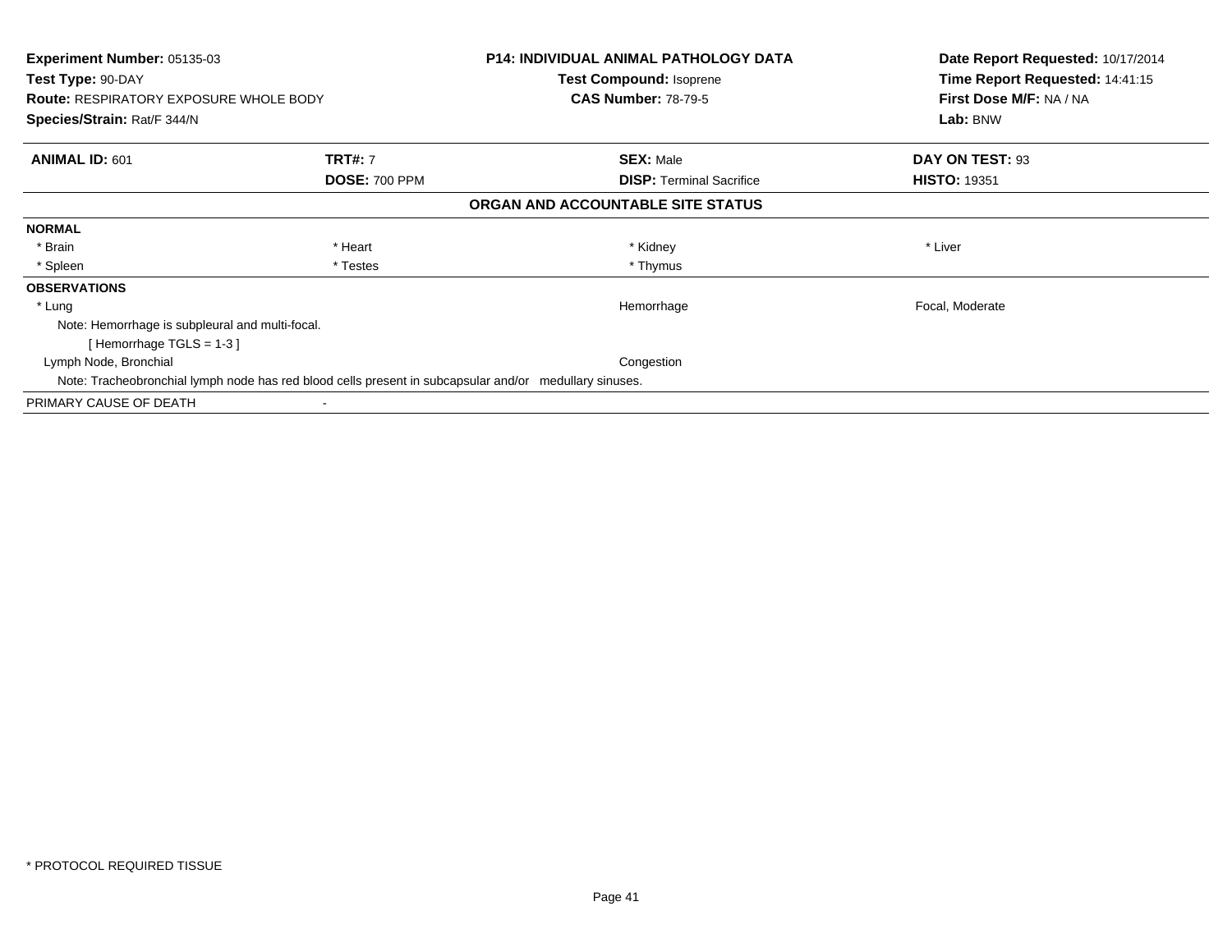**Experiment Number:** 05135-03
**Test Type:** 90-DAY
**Route:** RESPIRATORY EXPOSURE WHOLE BODY
**Species/Strain:** Rat/F 344/N

**P14: INDIVIDUAL ANIMAL PATHOLOGY DATA**
**Test Compound:** Isoprene
**CAS Number:** 78-79-5

**Date Report Requested:** 10/17/2014
**Time Report Requested:** 14:41:15
**First Dose M/F:** NA / NA
**Lab:** BNW

| **ANIMAL ID:** 601 | **TRT#:** 7 | **SEX:** Male | **DAY ON TEST:** 93 |
|---|---|---|---|
| | **DOSE:** 700 PPM | **DISP:** Terminal Sacrifice | **HISTO:** 19351 |

**ORGAN AND ACCOUNTABLE SITE STATUS**

**NORMAL**

| * Brain | * Heart | * Kidney | * Liver |
|---|---|---|---|
| * Spleen | * Testes | * Thymus | |

**OBSERVATIONS**

| | | | |
|---|---|---|---|
| * Lung | | Hemorrhage | Focal, Moderate |

Note: Hemorrhage is subpleural and multi-focal.
[ Hemorrhage TGLS = 1-3 ]

| | | | |
|---|---|---|---|
| Lymph Node, Bronchial | | Congestion | |

Note: Tracheobronchial lymph node has red blood cells present in subcapsular and/or medullary sinuses.

PRIMARY CAUSE OF DEATH -

* PROTOCOL REQUIRED TISSUE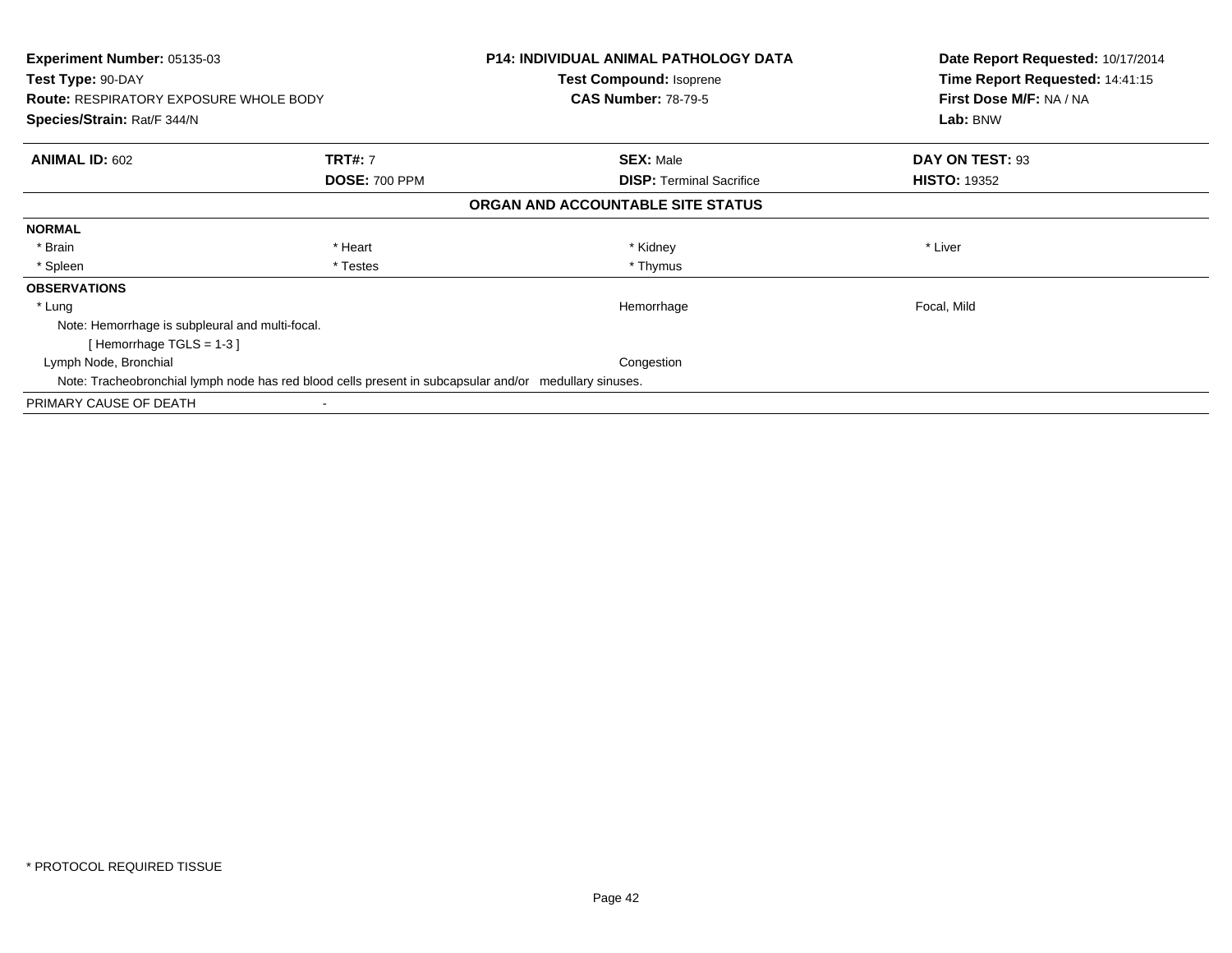**Experiment Number:** 05135-03
**Test Type:** 90-DAY
**Route:** RESPIRATORY EXPOSURE WHOLE BODY
**Species/Strain:** Rat/F 344/N

**P14: INDIVIDUAL ANIMAL PATHOLOGY DATA**
**Test Compound:** Isoprene
**CAS Number:** 78-79-5

**Date Report Requested:** 10/17/2014
**Time Report Requested:** 14:41:15
**First Dose M/F:** NA / NA
**Lab:** BNW

| **ANIMAL ID:** 602 | **TRT#:** 7 | **SEX:** Male | **DAY ON TEST:** 93 |
|---|---|---|---|
| | **DOSE:** 700 PPM | **DISP:** Terminal Sacrifice | **HISTO:** 19352 |

## ORGAN AND ACCOUNTABLE SITE STATUS

**NORMAL**

| | | | |
|---|---|---|---|
| * Brain | * Heart | * Kidney | * Liver |
| * Spleen | * Testes | * Thymus | |

**OBSERVATIONS**

| | | |
|---|---|---|
| * Lung | Hemorrhage | Focal, Mild |

Note: Hemorrhage is subpleural and multi-focal.
[ Hemorrhage TGLS = 1-3 ]

| | | |
|---|---|---|
| Lymph Node, Bronchial | Congestion | |

Note: Tracheobronchial lymph node has red blood cells present in subcapsular and/or medullary sinuses.

PRIMARY CAUSE OF DEATH -

* PROTOCOL REQUIRED TISSUE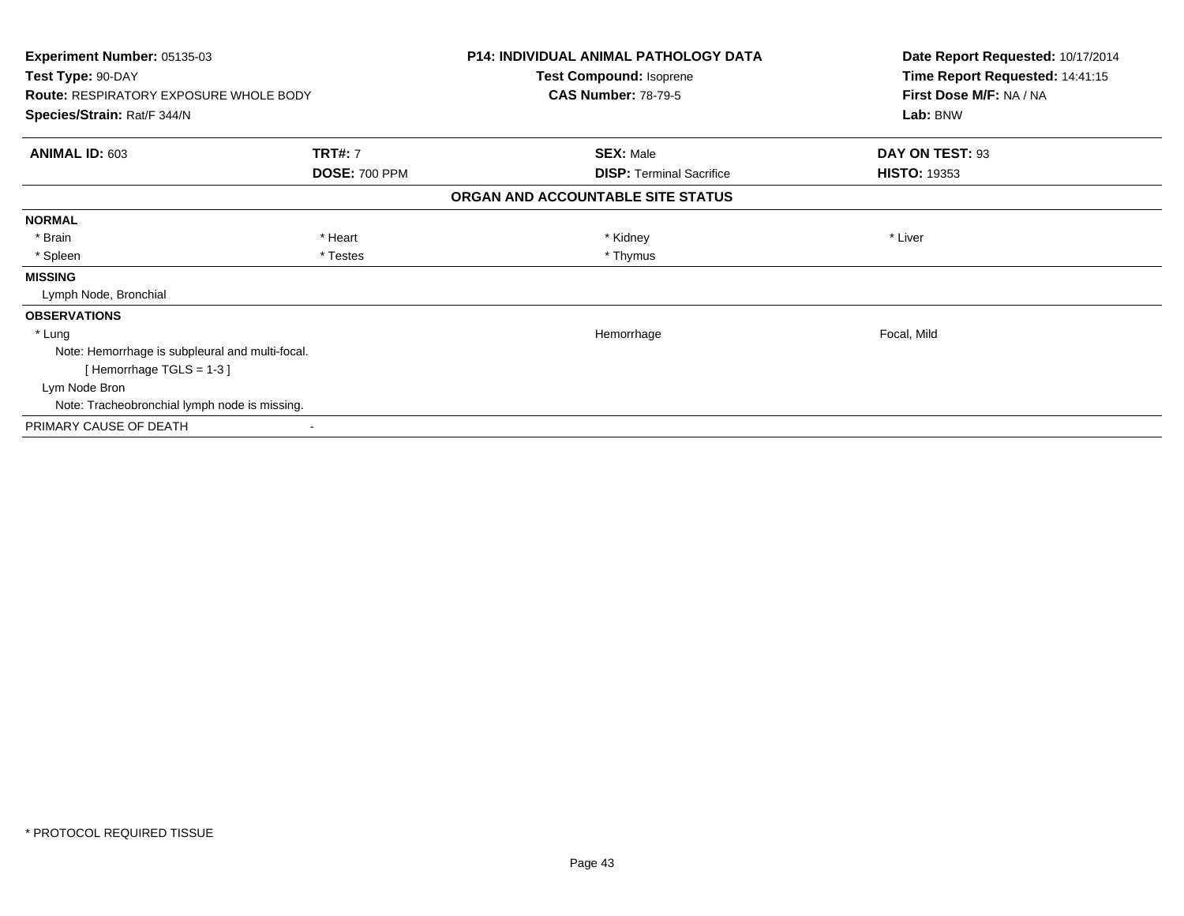**Experiment Number:** 05135-03
**Test Type:** 90-DAY
**Route:** RESPIRATORY EXPOSURE WHOLE BODY
**Species/Strain:** Rat/F 344/N

**P14: INDIVIDUAL ANIMAL PATHOLOGY DATA**
**Test Compound:** Isoprene
**CAS Number:** 78-79-5

**Date Report Requested:** 10/17/2014
**Time Report Requested:** 14:41:15
**First Dose M/F:** NA / NA
**Lab:** BNW

| **ANIMAL ID:** 603 | **TRT#:** 7 | **SEX:** Male | **DAY ON TEST:** 93 |
|---|---|---|---|
| | **DOSE:** 700 PPM | **DISP:** Terminal Sacrifice | **HISTO:** 19353 |

**ORGAN AND ACCOUNTABLE SITE STATUS**

**NORMAL**

| | | | |
|---|---|---|---|
| * Brain | * Heart | * Kidney | * Liver |
| * Spleen | * Testes | * Thymus | |

**MISSING**

Lymph Node, Bronchial

**OBSERVATIONS**

| | | |
|---|---|---|
| * Lung | Hemorrhage | Focal, Mild |

Note: Hemorrhage is subpleural and multi-focal.
[ Hemorrhage TGLS = 1-3 ]

Lym Node Bron
Note: Tracheobronchial lymph node is missing.

PRIMARY CAUSE OF DEATH -

* PROTOCOL REQUIRED TISSUE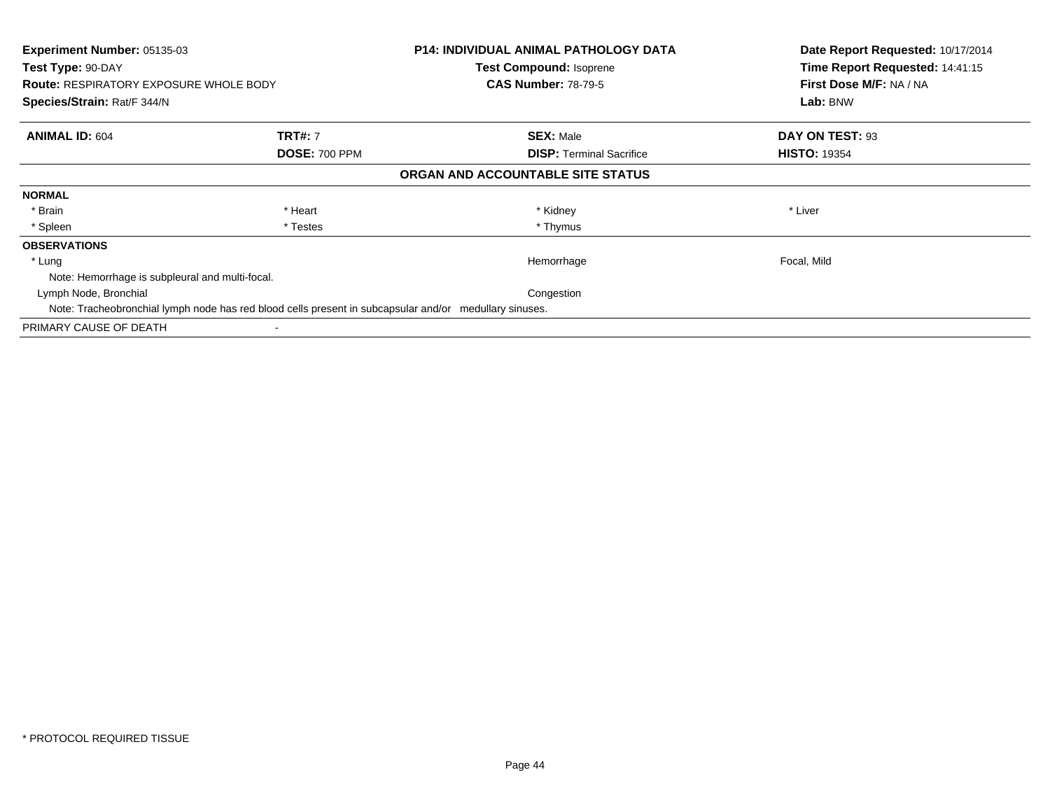**Experiment Number:** 05135-03
**Test Type:** 90-DAY
**Route:** RESPIRATORY EXPOSURE WHOLE BODY
**Species/Strain:** Rat/F 344/N

**P14: INDIVIDUAL ANIMAL PATHOLOGY DATA**
**Test Compound:** Isoprene
**CAS Number:** 78-79-5

**Date Report Requested:** 10/17/2014
**Time Report Requested:** 14:41:15
**First Dose M/F:** NA / NA
**Lab:** BNW

| **ANIMAL ID:** 604 | **TRT#:** 7 | **SEX:** Male | **DAY ON TEST:** 93 |
|---|---|---|---|
| | **DOSE:** 700 PPM | **DISP:** Terminal Sacrifice | **HISTO:** 19354 |

## ORGAN AND ACCOUNTABLE SITE STATUS

| | | | |
|---|---|---|---|
| **NORMAL** | | | |
| * Brain | * Heart | * Kidney | * Liver |
| * Spleen | * Testes | * Thymus | |
| **OBSERVATIONS** | | | |
| * Lung | | Hemorrhage | Focal, Mild |
| Note: Hemorrhage is subpleural and multi-focal. | | | |
| Lymph Node, Bronchial | | Congestion | |
| Note: Tracheobronchial lymph node has red blood cells present in subcapsular and/or medullary sinuses. | | | |
| PRIMARY CAUSE OF DEATH | - | | |

\* PROTOCOL REQUIRED TISSUE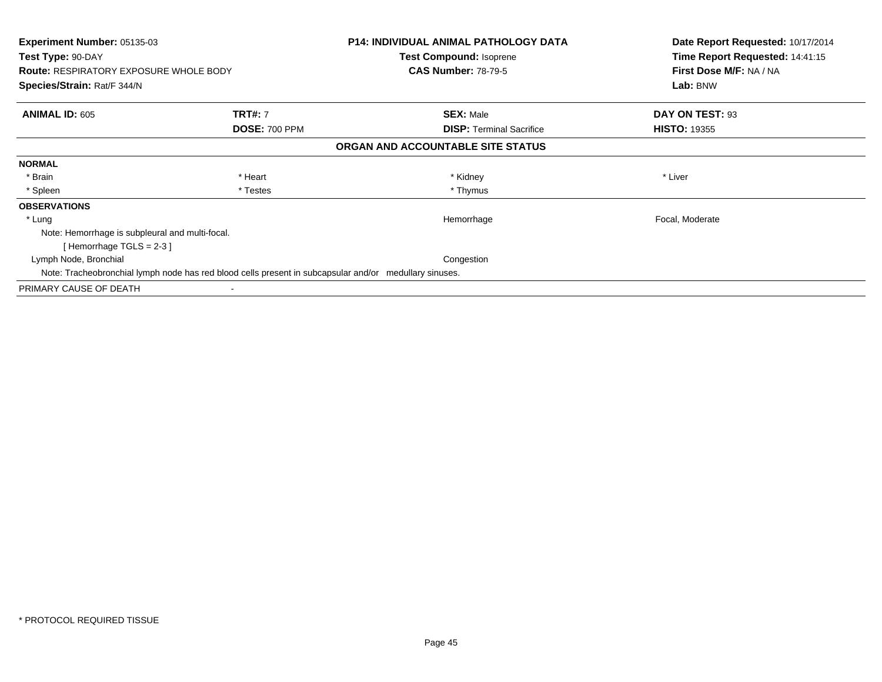**Experiment Number:** 05135-03
**Test Type:** 90-DAY
**Route:** RESPIRATORY EXPOSURE WHOLE BODY
**Species/Strain:** Rat/F 344/N

**P14: INDIVIDUAL ANIMAL PATHOLOGY DATA**
**Test Compound:** Isoprene
**CAS Number:** 78-79-5

**Date Report Requested:** 10/17/2014
**Time Report Requested:** 14:41:15
**First Dose M/F:** NA / NA
**Lab:** BNW

| **ANIMAL ID:** 605 | **TRT#:** 7 | **SEX:** Male | **DAY ON TEST:** 93 |
|---|---|---|---|
| | **DOSE:** 700 PPM | **DISP:** Terminal Sacrifice | **HISTO:** 19355 |

**ORGAN AND ACCOUNTABLE SITE STATUS**

**NORMAL**

| | | | |
|---|---|---|---|
| * Brain | * Heart | * Kidney | * Liver |
| * Spleen | * Testes | * Thymus | |

**OBSERVATIONS**

| | | |
|---|---|---|
| * Lung | Hemorrhage | Focal, Moderate |

Note: Hemorrhage is subpleural and multi-focal.

[ Hemorrhage TGLS = 2-3 ]

| | | |
|---|---|---|
| Lymph Node, Bronchial | Congestion | |

Note: Tracheobronchial lymph node has red blood cells present in subcapsular and/or medullary sinuses.

PRIMARY CAUSE OF DEATH -

* PROTOCOL REQUIRED TISSUE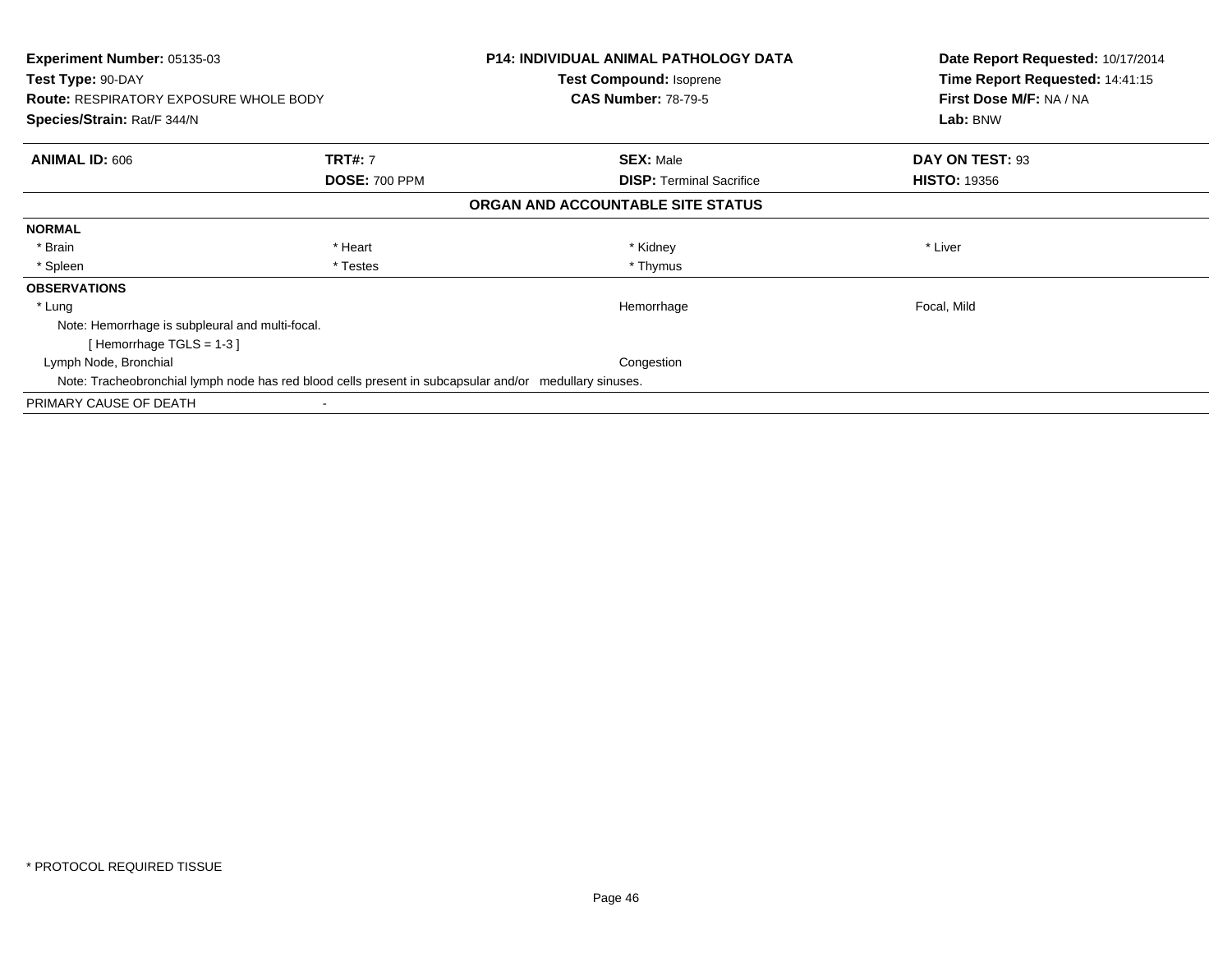**Experiment Number:** 05135-03
**Test Type:** 90-DAY
**Route:** RESPIRATORY EXPOSURE WHOLE BODY
**Species/Strain:** Rat/F 344/N

**P14: INDIVIDUAL ANIMAL PATHOLOGY DATA**
**Test Compound:** Isoprene
**CAS Number:** 78-79-5

**Date Report Requested:** 10/17/2014
**Time Report Requested:** 14:41:15
**First Dose M/F:** NA / NA
**Lab:** BNW

| **ANIMAL ID:** 606 | **TRT#:** 7 | **SEX:** Male | **DAY ON TEST:** 93 |
|---|---|---|---|
| | **DOSE:** 700 PPM | **DISP:** Terminal Sacrifice | **HISTO:** 19356 |

**ORGAN AND ACCOUNTABLE SITE STATUS**

**NORMAL**

| | | | |
|---|---|---|---|
| * Brain | * Heart | * Kidney | * Liver |
| * Spleen | * Testes | * Thymus | |

**OBSERVATIONS**

| | | |
|---|---|---|
| * Lung | Hemorrhage | Focal, Mild |

Note: Hemorrhage is subpleural and multi-focal.
[ Hemorrhage TGLS = 1-3 ]

| | | |
|---|---|---|
| Lymph Node, Bronchial | Congestion | |

Note: Tracheobronchial lymph node has red blood cells present in subcapsular and/or medullary sinuses.

PRIMARY CAUSE OF DEATH -

* PROTOCOL REQUIRED TISSUE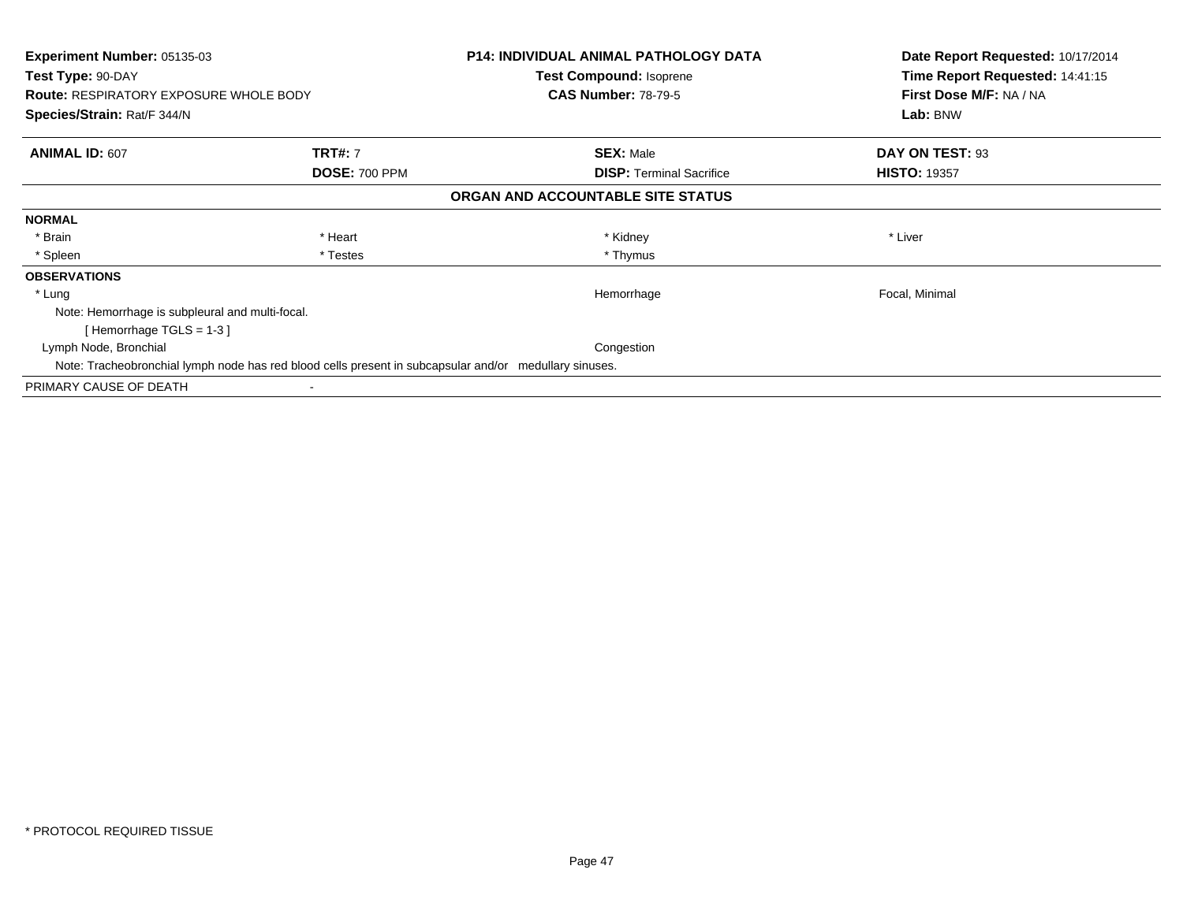**Experiment Number:** 05135-03
**Test Type:** 90-DAY
**Route:** RESPIRATORY EXPOSURE WHOLE BODY
**Species/Strain:** Rat/F 344/N

**P14: INDIVIDUAL ANIMAL PATHOLOGY DATA**
**Test Compound:** Isoprene
**CAS Number:** 78-79-5

**Date Report Requested:** 10/17/2014
**Time Report Requested:** 14:41:15
**First Dose M/F:** NA / NA
**Lab:** BNW

| **ANIMAL ID:** 607 | **TRT#:** 7 | **SEX:** Male | **DAY ON TEST:** 93 |
|---|---|---|---|
| | **DOSE:** 700 PPM | **DISP:** Terminal Sacrifice | **HISTO:** 19357 |

**ORGAN AND ACCOUNTABLE SITE STATUS**

**NORMAL**

| | | | |
|---|---|---|---|
| * Brain | * Heart | * Kidney | * Liver |
| * Spleen | * Testes | * Thymus | |

**OBSERVATIONS**

| | | |
|---|---|---|
| * Lung | Hemorrhage | Focal, Minimal |

Note: Hemorrhage is subpleural and multi-focal.
[ Hemorrhage TGLS = 1-3 ]

| | | |
|---|---|---|
| Lymph Node, Bronchial | Congestion | |

Note: Tracheobronchial lymph node has red blood cells present in subcapsular and/or medullary sinuses.

PRIMARY CAUSE OF DEATH -

* PROTOCOL REQUIRED TISSUE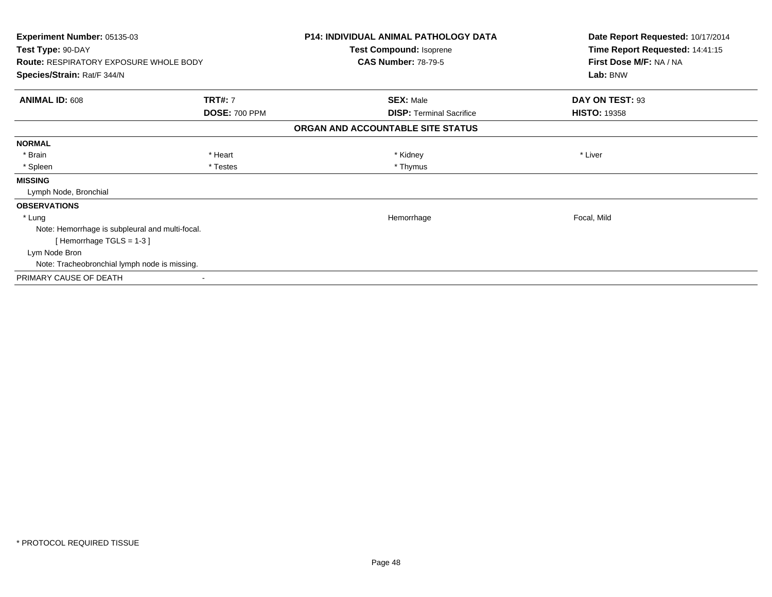**Experiment Number:** 05135-03
**Test Type:** 90-DAY
**Route:** RESPIRATORY EXPOSURE WHOLE BODY
**Species/Strain:** Rat/F 344/N

**P14: INDIVIDUAL ANIMAL PATHOLOGY DATA**
**Test Compound:** Isoprene
**CAS Number:** 78-79-5

**Date Report Requested:** 10/17/2014
**Time Report Requested:** 14:41:15
**First Dose M/F:** NA / NA
**Lab:** BNW

| **ANIMAL ID:** 608 | **TRT#:** 7 | **SEX:** Male | **DAY ON TEST:** 93 |
|---|---|---|---|
| | **DOSE:** 700 PPM | **DISP:** Terminal Sacrifice | **HISTO:** 19358 |

**ORGAN AND ACCOUNTABLE SITE STATUS**

**NORMAL**

| | | | |
|---|---|---|---|
| * Brain | * Heart | * Kidney | * Liver |
| * Spleen | * Testes | * Thymus | |

**MISSING**

Lymph Node, Bronchial

**OBSERVATIONS**

| | | |
|---|---|---|
| * Lung | Hemorrhage | Focal, Mild |

Note: Hemorrhage is subpleural and multi-focal.

[ Hemorrhage TGLS = 1-3 ]

Lym Node Bron

Note: Tracheobronchial lymph node is missing.

PRIMARY CAUSE OF DEATH -

\* PROTOCOL REQUIRED TISSUE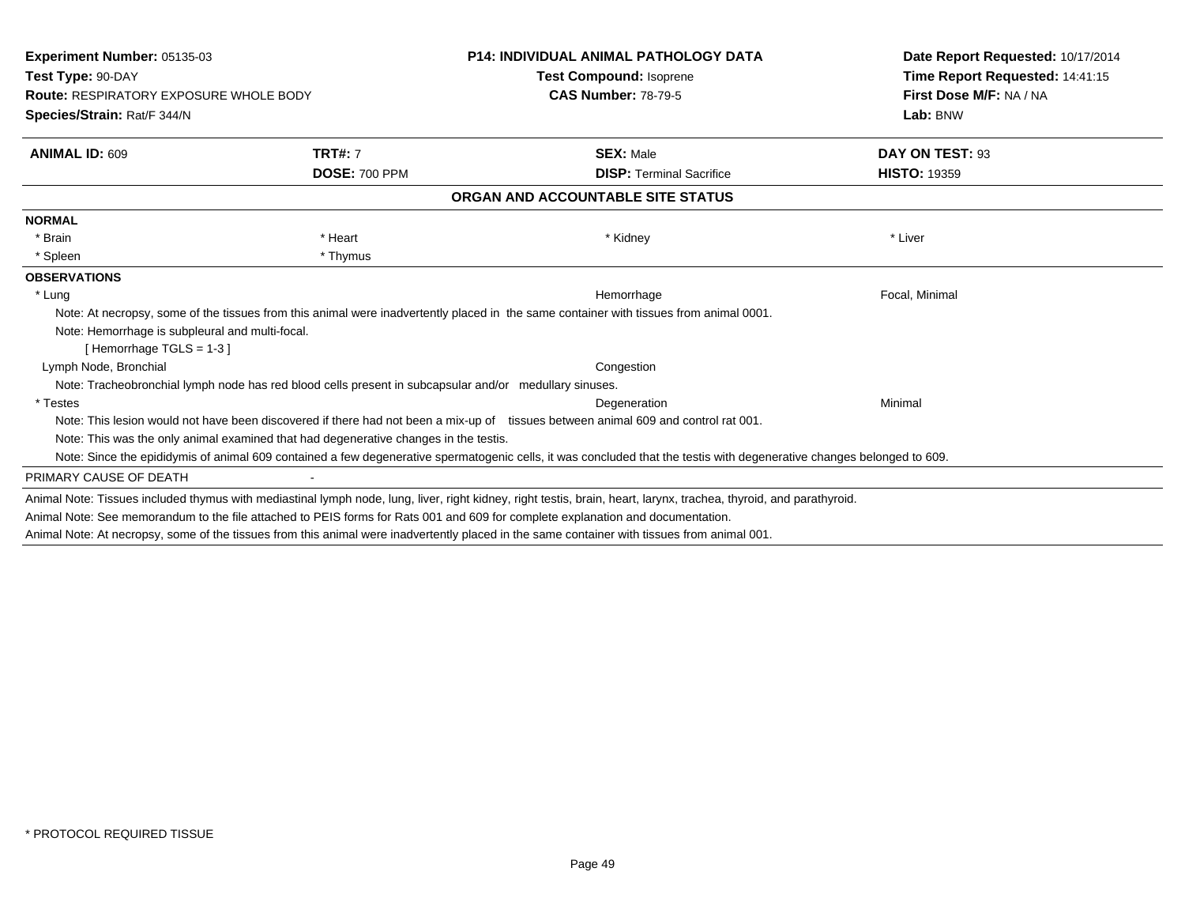**Experiment Number:** 05135-03
**Test Type:** 90-DAY
**Route:** RESPIRATORY EXPOSURE WHOLE BODY
**Species/Strain:** Rat/F 344/N

**P14: INDIVIDUAL ANIMAL PATHOLOGY DATA**
**Test Compound:** Isoprene
**CAS Number:** 78-79-5

**Date Report Requested:** 10/17/2014
**Time Report Requested:** 14:41:15
**First Dose M/F:** NA / NA
**Lab:** BNW

| **ANIMAL ID:** 609 | **TRT#:** 7 | **SEX:** Male | **DAY ON TEST:** 93 |
|---|---|---|---|
| | **DOSE:** 700 PPM | **DISP:** Terminal Sacrifice | **HISTO:** 19359 |

## ORGAN AND ACCOUNTABLE SITE STATUS

**NORMAL**

| | | | |
|---|---|---|---|
| * Brain | * Heart | * Kidney | * Liver |
| * Spleen | * Thymus | | |

**OBSERVATIONS**

* Lung — Hemorrhage — Focal, Minimal
  - Note: At necropsy, some of the tissues from this animal were inadvertently placed in the same container with tissues from animal 0001.
  - Note: Hemorrhage is subpleural and multi-focal.
  - [ Hemorrhage TGLS = 1-3 ]

Lymph Node, Bronchial — Congestion
  - Note: Tracheobronchial lymph node has red blood cells present in subcapsular and/or medullary sinuses.

* Testes — Degeneration — Minimal
  - Note: This lesion would not have been discovered if there had not been a mix-up of tissues between animal 609 and control rat 001.
  - Note: This was the only animal examined that had degenerative changes in the testis.
  - Note: Since the epididymis of animal 609 contained a few degenerative spermatogenic cells, it was concluded that the testis with degenerative changes belonged to 609.

PRIMARY CAUSE OF DEATH -

Animal Note: Tissues included thymus with mediastinal lymph node, lung, liver, right kidney, right testis, brain, heart, larynx, trachea, thyroid, and parathyroid.

Animal Note: See memorandum to the file attached to PEIS forms for Rats 001 and 609 for complete explanation and documentation.

Animal Note: At necropsy, some of the tissues from this animal were inadvertently placed in the same container with tissues from animal 001.

\* PROTOCOL REQUIRED TISSUE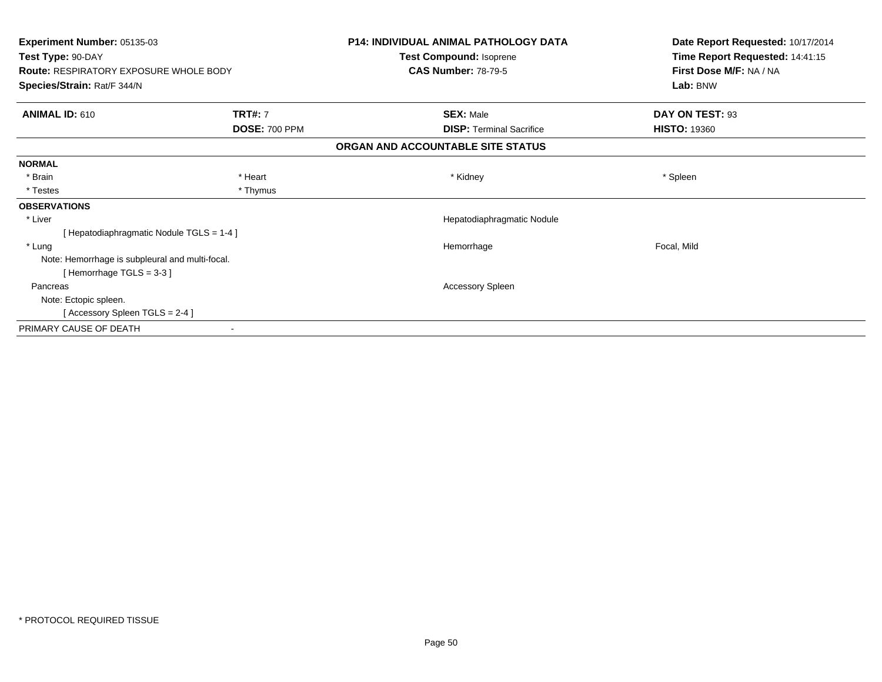**Experiment Number:** 05135-03
**Test Type:** 90-DAY
**Route:** RESPIRATORY EXPOSURE WHOLE BODY
**Species/Strain:** Rat/F 344/N

**P14: INDIVIDUAL ANIMAL PATHOLOGY DATA**
**Test Compound:** Isoprene
**CAS Number:** 78-79-5

**Date Report Requested:** 10/17/2014
**Time Report Requested:** 14:41:15
**First Dose M/F:** NA / NA
**Lab:** BNW

| **ANIMAL ID:** 610 | **TRT#:** 7 | **SEX:** Male | **DAY ON TEST:** 93 |
|---|---|---|---|
| | **DOSE:** 700 PPM | **DISP:** Terminal Sacrifice | **HISTO:** 19360 |

## ORGAN AND ACCOUNTABLE SITE STATUS

**NORMAL**

| | | | |
|---|---|---|---|
| * Brain | * Heart | * Kidney | * Spleen |
| * Testes | * Thymus | | |

**OBSERVATIONS**

| | | |
|---|---|---|
| * Liver | Hepatodiaphragmatic Nodule | |
| [ Hepatodiaphragmatic Nodule TGLS = 1-4 ] | | |
| * Lung | Hemorrhage | Focal, Mild |
| Note: Hemorrhage is subpleural and multi-focal. | | |
| [ Hemorrhage TGLS = 3-3 ] | | |
| Pancreas | Accessory Spleen | |
| Note: Ectopic spleen. | | |
| [ Accessory Spleen TGLS = 2-4 ] | | |

PRIMARY CAUSE OF DEATH -

* PROTOCOL REQUIRED TISSUE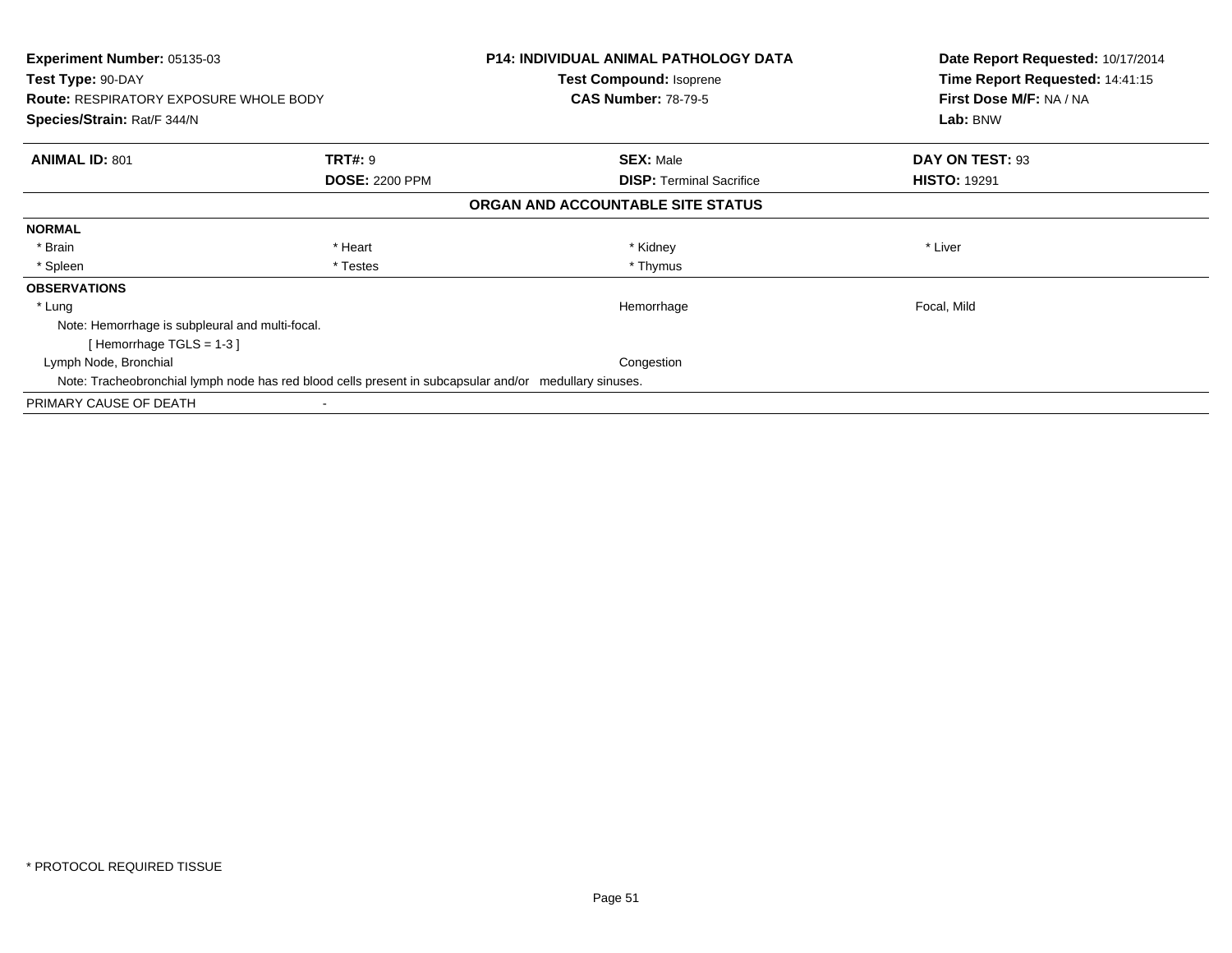**Experiment Number:** 05135-03
**Test Type:** 90-DAY
**Route:** RESPIRATORY EXPOSURE WHOLE BODY
**Species/Strain:** Rat/F 344/N

**P14: INDIVIDUAL ANIMAL PATHOLOGY DATA**
**Test Compound:** Isoprene
**CAS Number:** 78-79-5

**Date Report Requested:** 10/17/2014
**Time Report Requested:** 14:41:15
**First Dose M/F:** NA / NA
**Lab:** BNW

| **ANIMAL ID:** 801 | **TRT#:** 9 | **SEX:** Male | **DAY ON TEST:** 93 |
|---|---|---|---|
| | **DOSE:** 2200 PPM | **DISP:** Terminal Sacrifice | **HISTO:** 19291 |

**ORGAN AND ACCOUNTABLE SITE STATUS**

**NORMAL**

| * Brain | * Heart | * Kidney | * Liver |
|---|---|---|---|
| * Spleen | * Testes | * Thymus | |

**OBSERVATIONS**

| | | |
|---|---|---|
| * Lung | Hemorrhage | Focal, Mild |

Note: Hemorrhage is subpleural and multi-focal.
[ Hemorrhage TGLS = 1-3 ]

| | | |
|---|---|---|
| Lymph Node, Bronchial | Congestion | |

Note: Tracheobronchial lymph node has red blood cells present in subcapsular and/or medullary sinuses.

PRIMARY CAUSE OF DEATH -

* PROTOCOL REQUIRED TISSUE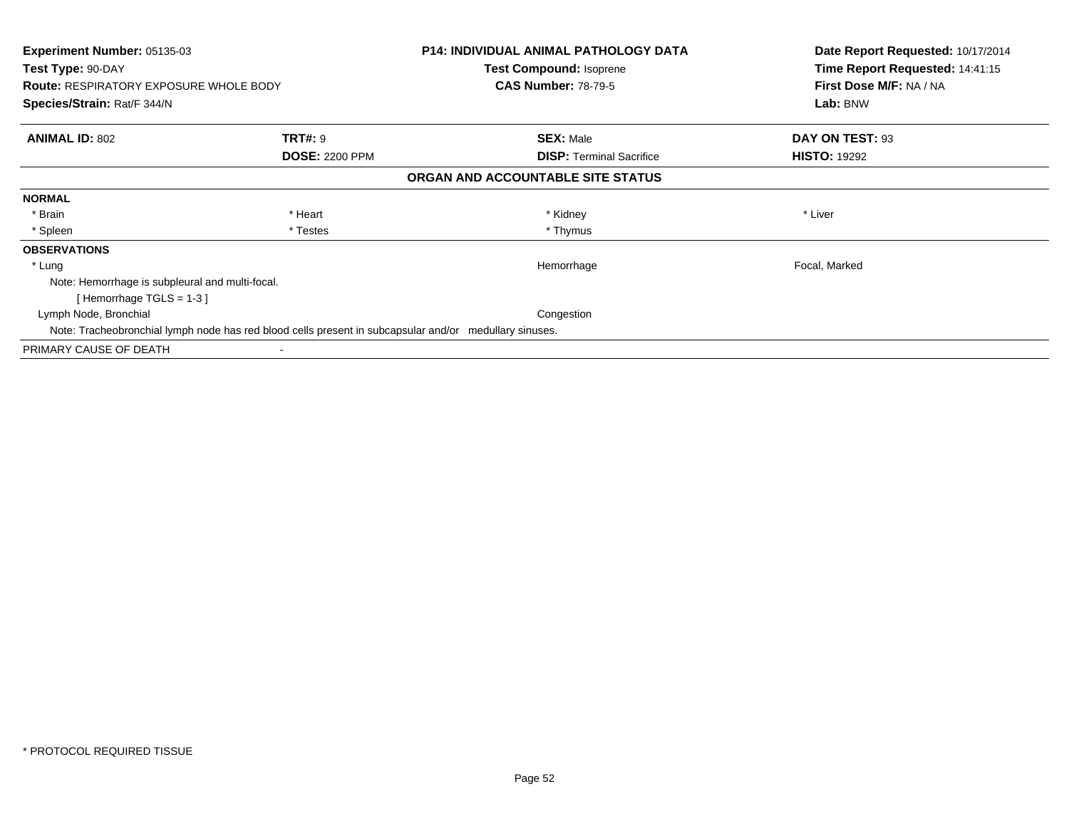**Experiment Number:** 05135-03
**Test Type:** 90-DAY
**Route:** RESPIRATORY EXPOSURE WHOLE BODY
**Species/Strain:** Rat/F 344/N

**P14: INDIVIDUAL ANIMAL PATHOLOGY DATA**
**Test Compound:** Isoprene
**CAS Number:** 78-79-5

**Date Report Requested:** 10/17/2014
**Time Report Requested:** 14:41:15
**First Dose M/F:** NA / NA
**Lab:** BNW

| **ANIMAL ID:** 802 | **TRT#:** 9 | **SEX:** Male | **DAY ON TEST:** 93 |
|---|---|---|---|
| | **DOSE:** 2200 PPM | **DISP:** Terminal Sacrifice | **HISTO:** 19292 |

**ORGAN AND ACCOUNTABLE SITE STATUS**

**NORMAL**

| | | | |
|---|---|---|---|
| * Brain | * Heart | * Kidney | * Liver |
| * Spleen | * Testes | * Thymus | |

**OBSERVATIONS**

| | | |
|---|---|---|
| * Lung | Hemorrhage | Focal, Marked |

Note: Hemorrhage is subpleural and multi-focal.
[ Hemorrhage TGLS = 1-3 ]

| | | |
|---|---|---|
| Lymph Node, Bronchial | Congestion | |

Note: Tracheobronchial lymph node has red blood cells present in subcapsular and/or medullary sinuses.

PRIMARY CAUSE OF DEATH -

* PROTOCOL REQUIRED TISSUE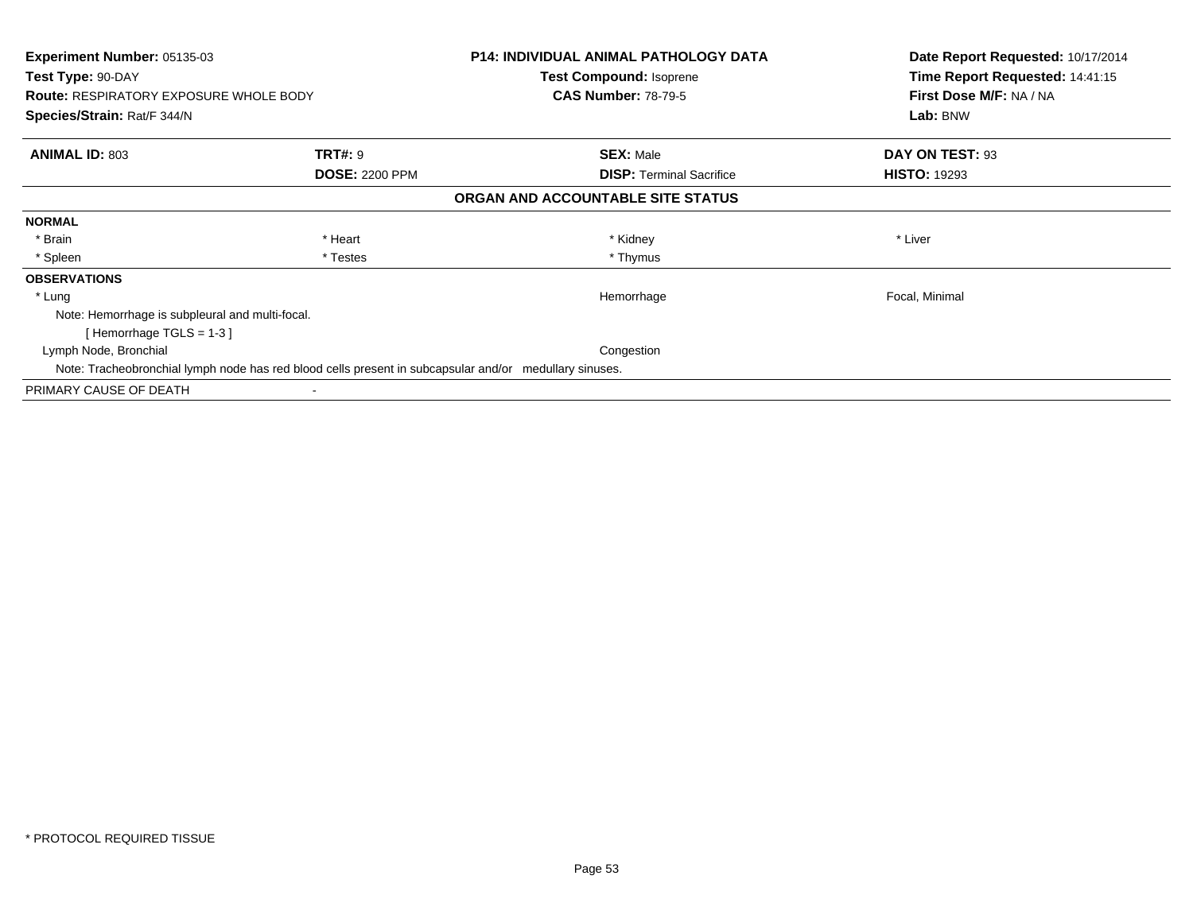**Experiment Number:** 05135-03
**Test Type:** 90-DAY
**Route:** RESPIRATORY EXPOSURE WHOLE BODY
**Species/Strain:** Rat/F 344/N

**P14: INDIVIDUAL ANIMAL PATHOLOGY DATA**
**Test Compound:** Isoprene
**CAS Number:** 78-79-5

**Date Report Requested:** 10/17/2014
**Time Report Requested:** 14:41:15
**First Dose M/F:** NA / NA
**Lab:** BNW

| **ANIMAL ID:** 803 | **TRT#:** 9 | **SEX:** Male | **DAY ON TEST:** 93 |
|---|---|---|---|
| | **DOSE:** 2200 PPM | **DISP:** Terminal Sacrifice | **HISTO:** 19293 |

**ORGAN AND ACCOUNTABLE SITE STATUS**

**NORMAL**

| | | | |
|---|---|---|---|
| * Brain | * Heart | * Kidney | * Liver |
| * Spleen | * Testes | * Thymus | |

**OBSERVATIONS**

| | | |
|---|---|---|
| * Lung | Hemorrhage | Focal, Minimal |

Note: Hemorrhage is subpleural and multi-focal.
[ Hemorrhage TGLS = 1-3 ]

| | | |
|---|---|---|
| Lymph Node, Bronchial | Congestion | |

Note: Tracheobronchial lymph node has red blood cells present in subcapsular and/or medullary sinuses.

PRIMARY CAUSE OF DEATH -

* PROTOCOL REQUIRED TISSUE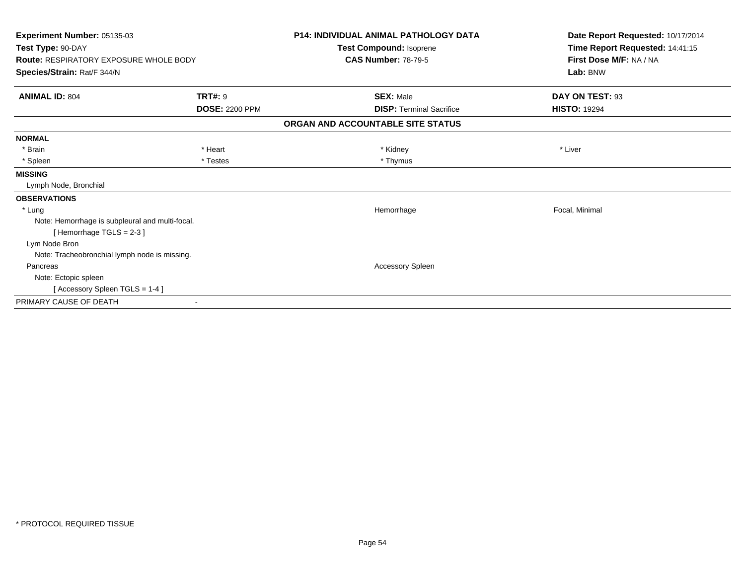**Experiment Number:** 05135-03
**Test Type:** 90-DAY
**Route:** RESPIRATORY EXPOSURE WHOLE BODY
**Species/Strain:** Rat/F 344/N

**P14: INDIVIDUAL ANIMAL PATHOLOGY DATA**
**Test Compound:** Isoprene
**CAS Number:** 78-79-5

**Date Report Requested:** 10/17/2014
**Time Report Requested:** 14:41:15
**First Dose M/F:** NA / NA
**Lab:** BNW

| **ANIMAL ID:** 804 | **TRT#:** 9 | **SEX:** Male | **DAY ON TEST:** 93 |
|---|---|---|---|
| | **DOSE:** 2200 PPM | **DISP:** Terminal Sacrifice | **HISTO:** 19294 |

**ORGAN AND ACCOUNTABLE SITE STATUS**

**NORMAL**

| | | | |
|---|---|---|---|
| * Brain | * Heart | * Kidney | * Liver |
| * Spleen | * Testes | * Thymus | |

**MISSING**

Lymph Node, Bronchial

**OBSERVATIONS**

| | | |
|---|---|---|
| * Lung | Hemorrhage | Focal, Minimal |
| Note: Hemorrhage is subpleural and multi-focal. | | |
| [ Hemorrhage TGLS = 2-3 ] | | |
| Lym Node Bron | | |
| Note: Tracheobronchial lymph node is missing. | | |
| Pancreas | Accessory Spleen | |
| Note: Ectopic spleen | | |
| [ Accessory Spleen TGLS = 1-4 ] | | |

PRIMARY CAUSE OF DEATH -

* PROTOCOL REQUIRED TISSUE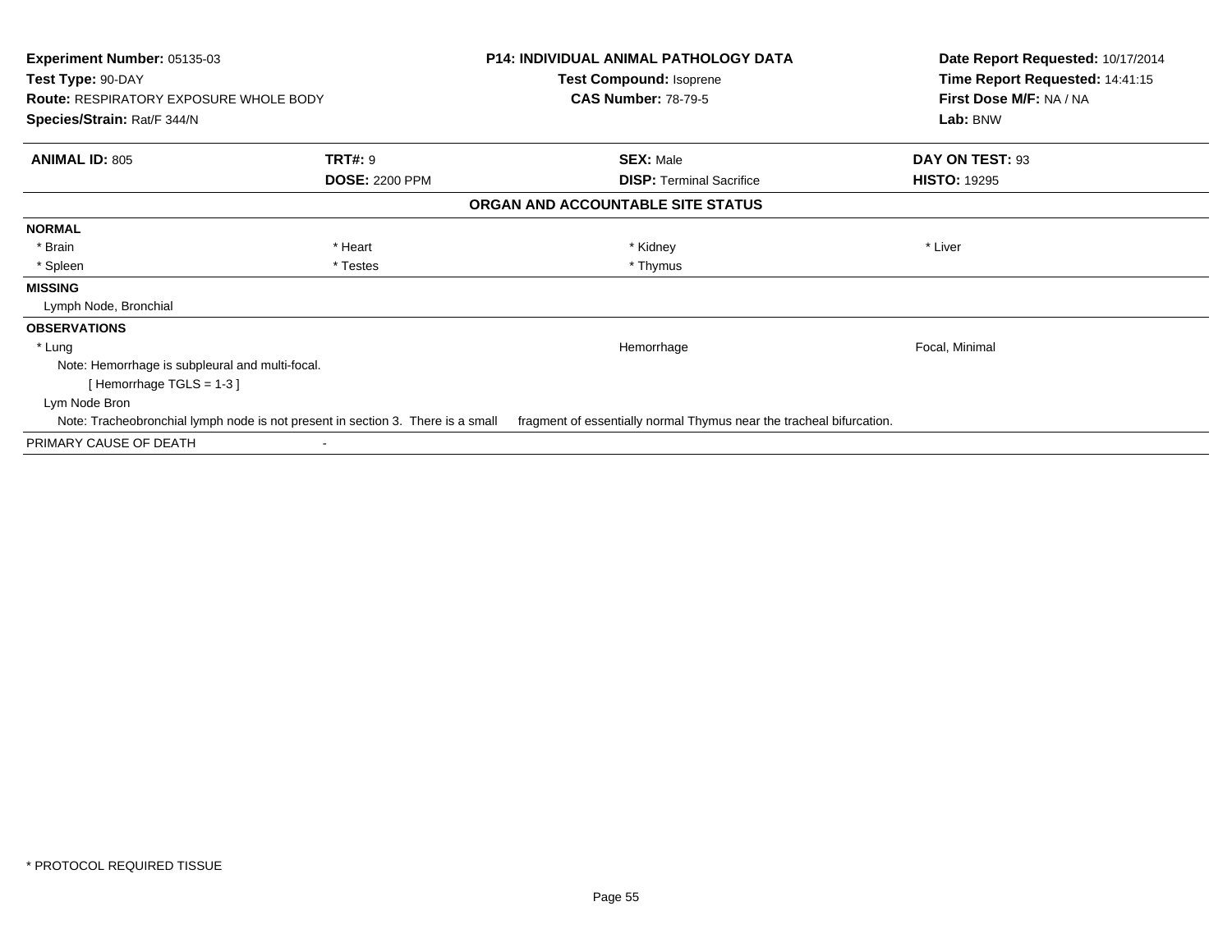**Experiment Number:** 05135-03
**Test Type:** 90-DAY
**Route:** RESPIRATORY EXPOSURE WHOLE BODY
**Species/Strain:** Rat/F 344/N

**P14: INDIVIDUAL ANIMAL PATHOLOGY DATA**
**Test Compound:** Isoprene
**CAS Number:** 78-79-5

**Date Report Requested:** 10/17/2014
**Time Report Requested:** 14:41:15
**First Dose M/F:** NA / NA
**Lab:** BNW

| **ANIMAL ID:** 805 | **TRT#:** 9 | **SEX:** Male | **DAY ON TEST:** 93 |
|---|---|---|---|
| | **DOSE:** 2200 PPM | **DISP:** Terminal Sacrifice | **HISTO:** 19295 |

## ORGAN AND ACCOUNTABLE SITE STATUS

**NORMAL**

| | | | |
|---|---|---|---|
| * Brain | * Heart | * Kidney | * Liver |
| * Spleen | * Testes | * Thymus | |

**MISSING**

Lymph Node, Bronchial

**OBSERVATIONS**

| | | |
|---|---|---|
| * Lung | Hemorrhage | Focal, Minimal |

Note: Hemorrhage is subpleural and multi-focal.

[ Hemorrhage TGLS = 1-3 ]

Lym Node Bron

Note: Tracheobronchial lymph node is not present in section 3. There is a small fragment of essentially normal Thymus near the tracheal bifurcation.

PRIMARY CAUSE OF DEATH -

\* PROTOCOL REQUIRED TISSUE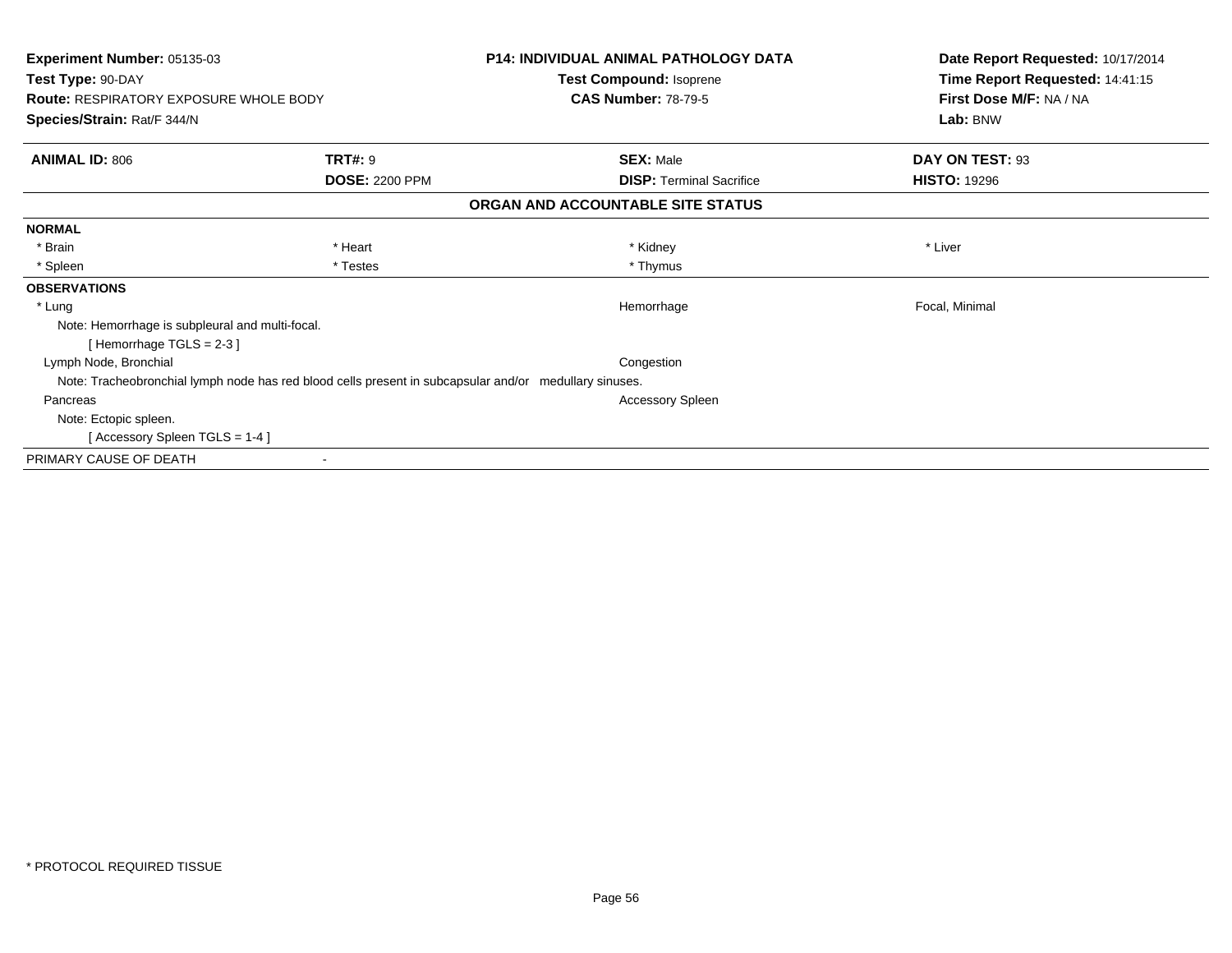**Experiment Number:** 05135-03
**Test Type:** 90-DAY
**Route:** RESPIRATORY EXPOSURE WHOLE BODY
**Species/Strain:** Rat/F 344/N

**P14: INDIVIDUAL ANIMAL PATHOLOGY DATA**
**Test Compound:** Isoprene
**CAS Number:** 78-79-5

**Date Report Requested:** 10/17/2014
**Time Report Requested:** 14:41:15
**First Dose M/F:** NA / NA
**Lab:** BNW

| **ANIMAL ID:** 806 | **TRT#:** 9 | **SEX:** Male | **DAY ON TEST:** 93 |
|---|---|---|---|
| | **DOSE:** 2200 PPM | **DISP:** Terminal Sacrifice | **HISTO:** 19296 |

**ORGAN AND ACCOUNTABLE SITE STATUS**

**NORMAL**

| | | | |
|---|---|---|---|
| * Brain | * Heart | * Kidney | * Liver |
| * Spleen | * Testes | * Thymus | |

**OBSERVATIONS**

* Lung — Hemorrhage — Focal, Minimal
  Note: Hemorrhage is subpleural and multi-focal.
  [ Hemorrhage TGLS = 2-3 ]

Lymph Node, Bronchial — Congestion
  Note: Tracheobronchial lymph node has red blood cells present in subcapsular and/or medullary sinuses.

Pancreas — Accessory Spleen
  Note: Ectopic spleen.
  [ Accessory Spleen TGLS = 1-4 ]

PRIMARY CAUSE OF DEATH -

* PROTOCOL REQUIRED TISSUE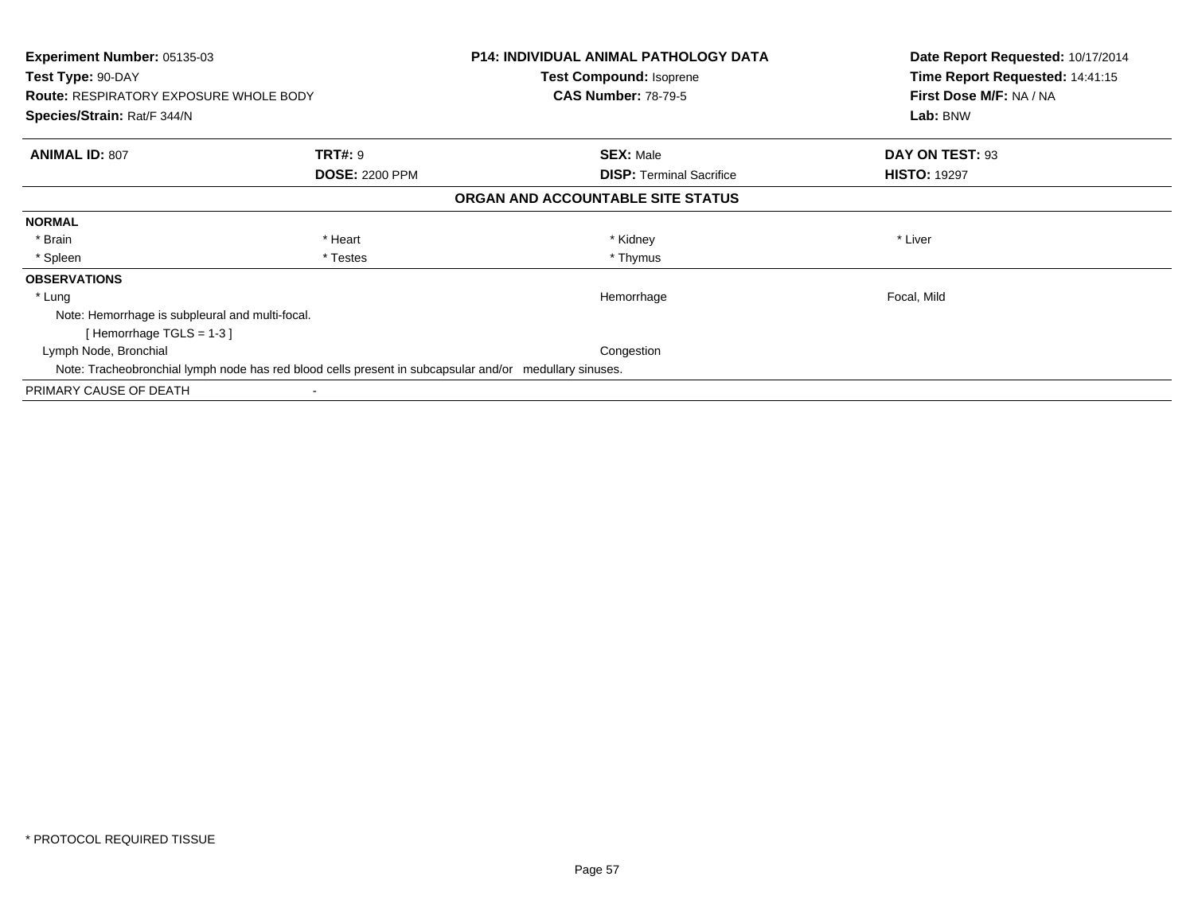**Experiment Number:** 05135-03
**Test Type:** 90-DAY
**Route:** RESPIRATORY EXPOSURE WHOLE BODY
**Species/Strain:** Rat/F 344/N

**P14: INDIVIDUAL ANIMAL PATHOLOGY DATA**
**Test Compound:** Isoprene
**CAS Number:** 78-79-5

**Date Report Requested:** 10/17/2014
**Time Report Requested:** 14:41:15
**First Dose M/F:** NA / NA
**Lab:** BNW

| **ANIMAL ID:** 807 | **TRT#:** 9 | **SEX:** Male | **DAY ON TEST:** 93 |
|---|---|---|---|
| | **DOSE:** 2200 PPM | **DISP:** Terminal Sacrifice | **HISTO:** 19297 |

**ORGAN AND ACCOUNTABLE SITE STATUS**

**NORMAL**

| | | | |
|---|---|---|---|
| * Brain | * Heart | * Kidney | * Liver |
| * Spleen | * Testes | * Thymus | |

**OBSERVATIONS**

| | | |
|---|---|---|
| * Lung | Hemorrhage | Focal, Mild |

Note: Hemorrhage is subpleural and multi-focal.
[ Hemorrhage TGLS = 1-3 ]

| | | |
|---|---|---|
| Lymph Node, Bronchial | Congestion | |

Note: Tracheobronchial lymph node has red blood cells present in subcapsular and/or medullary sinuses.

PRIMARY CAUSE OF DEATH -

* PROTOCOL REQUIRED TISSUE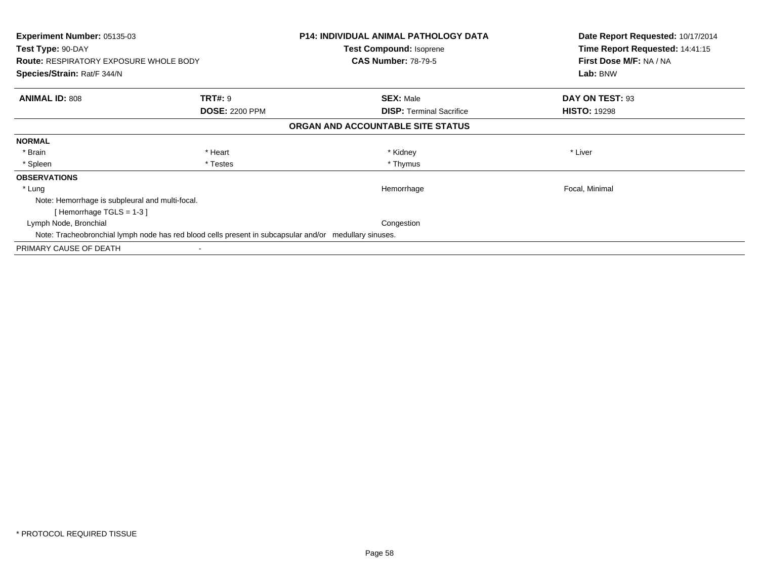**Experiment Number:** 05135-03
**Test Type:** 90-DAY
**Route:** RESPIRATORY EXPOSURE WHOLE BODY
**Species/Strain:** Rat/F 344/N

**P14: INDIVIDUAL ANIMAL PATHOLOGY DATA**
**Test Compound:** Isoprene
**CAS Number:** 78-79-5

**Date Report Requested:** 10/17/2014
**Time Report Requested:** 14:41:15
**First Dose M/F:** NA / NA
**Lab:** BNW

| **ANIMAL ID:** 808 | **TRT#:** 9 | **SEX:** Male | **DAY ON TEST:** 93 |
|---|---|---|---|
| | **DOSE:** 2200 PPM | **DISP:** Terminal Sacrifice | **HISTO:** 19298 |

**ORGAN AND ACCOUNTABLE SITE STATUS**

**NORMAL**

| | | | |
|---|---|---|---|
| * Brain | * Heart | * Kidney | * Liver |
| * Spleen | * Testes | * Thymus | |

**OBSERVATIONS**

| | | |
|---|---|---|
| * Lung | Hemorrhage | Focal, Minimal |

Note: Hemorrhage is subpleural and multi-focal.

[ Hemorrhage TGLS = 1-3 ]

| | | |
|---|---|---|
| Lymph Node, Bronchial | Congestion | |

Note: Tracheobronchial lymph node has red blood cells present in subcapsular and/or medullary sinuses.

PRIMARY CAUSE OF DEATH -

* PROTOCOL REQUIRED TISSUE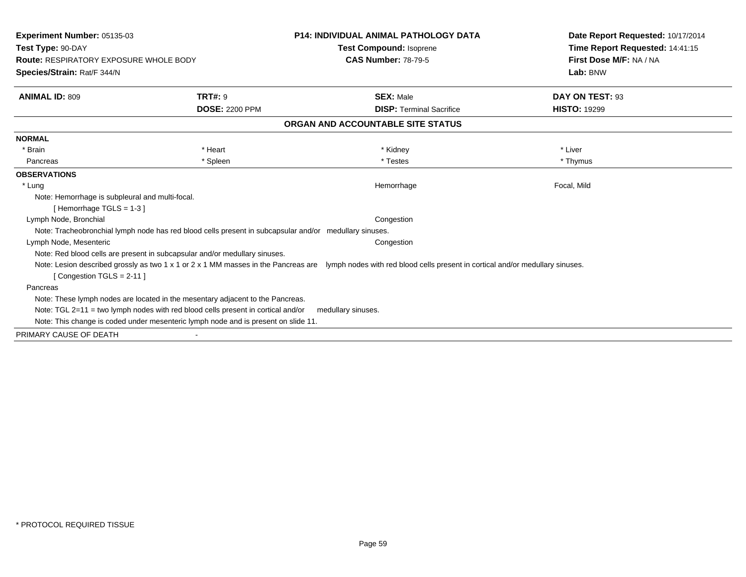**Experiment Number:** 05135-03
**Test Type:** 90-DAY
**Route:** RESPIRATORY EXPOSURE WHOLE BODY
**Species/Strain:** Rat/F 344/N

**P14: INDIVIDUAL ANIMAL PATHOLOGY DATA**
**Test Compound:** Isoprene
**CAS Number:** 78-79-5

**Date Report Requested:** 10/17/2014
**Time Report Requested:** 14:41:15
**First Dose M/F:** NA / NA
**Lab:** BNW

| **ANIMAL ID:** 809 | **TRT#:** 9 | **SEX:** Male | **DAY ON TEST:** 93 |
|---|---|---|---|
| | **DOSE:** 2200 PPM | **DISP:** Terminal Sacrifice | **HISTO:** 19299 |

## ORGAN AND ACCOUNTABLE SITE STATUS

**NORMAL**

| | | | |
|---|---|---|---|
| * Brain | * Heart | * Kidney | * Liver |
| Pancreas | * Spleen | * Testes | * Thymus |

**OBSERVATIONS**

* Lung — Hemorrhage — Focal, Mild
  - Note: Hemorrhage is subpleural and multi-focal.
  - [ Hemorrhage TGLS = 1-3 ]

Lymph Node, Bronchial — Congestion
  - Note: Tracheobronchial lymph node has red blood cells present in subcapsular and/or medullary sinuses.

Lymph Node, Mesenteric — Congestion
  - Note: Red blood cells are present in subcapsular and/or medullary sinuses.
  - Note: Lesion described grossly as two 1 x 1 or 2 x 1 MM masses in the Pancreas are lymph nodes with red blood cells present in cortical and/or medullary sinuses.
  - [ Congestion TGLS = 2-11 ]

Pancreas
  - Note: These lymph nodes are located in the mesentary adjacent to the Pancreas.
  - Note: TGL 2=11 = two lymph nodes with red blood cells present in cortical and/or medullary sinuses.
  - Note: This change is coded under mesenteric lymph node and is present on slide 11.

PRIMARY CAUSE OF DEATH -

* PROTOCOL REQUIRED TISSUE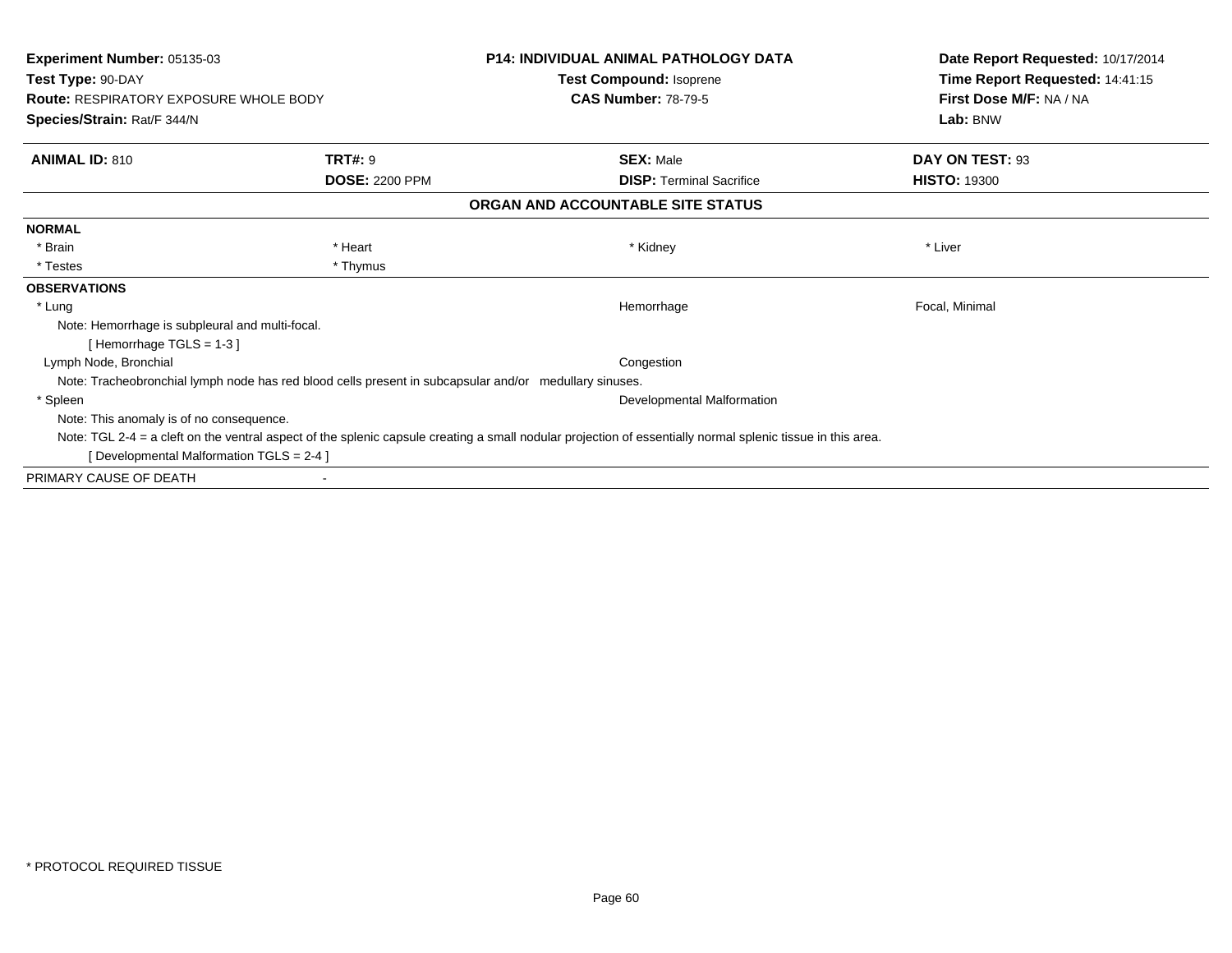**Experiment Number:** 05135-03
**Test Type:** 90-DAY
**Route:** RESPIRATORY EXPOSURE WHOLE BODY
**Species/Strain:** Rat/F 344/N

**P14: INDIVIDUAL ANIMAL PATHOLOGY DATA**
**Test Compound:** Isoprene
**CAS Number:** 78-79-5

**Date Report Requested:** 10/17/2014
**Time Report Requested:** 14:41:15
**First Dose M/F:** NA / NA
**Lab:** BNW

| **ANIMAL ID:** 810 | **TRT#:** 9 | **SEX:** Male | **DAY ON TEST:** 93 |
|---|---|---|---|
| | **DOSE:** 2200 PPM | **DISP:** Terminal Sacrifice | **HISTO:** 19300 |

## ORGAN AND ACCOUNTABLE SITE STATUS

**NORMAL**

| | | | |
|---|---|---|---|
| * Brain | * Heart | * Kidney | * Liver |
| * Testes | * Thymus | | |

**OBSERVATIONS**

* Lung — Hemorrhage — Focal, Minimal
  - Note: Hemorrhage is subpleural and multi-focal.
  - [ Hemorrhage TGLS = 1-3 ]

Lymph Node, Bronchial — Congestion
  - Note: Tracheobronchial lymph node has red blood cells present in subcapsular and/or medullary sinuses.

* Spleen — Developmental Malformation
  - Note: This anomaly is of no consequence.
  - Note: TGL 2-4 = a cleft on the ventral aspect of the splenic capsule creating a small nodular projection of essentially normal splenic tissue in this area.
  - [ Developmental Malformation TGLS = 2-4 ]

PRIMARY CAUSE OF DEATH -

* PROTOCOL REQUIRED TISSUE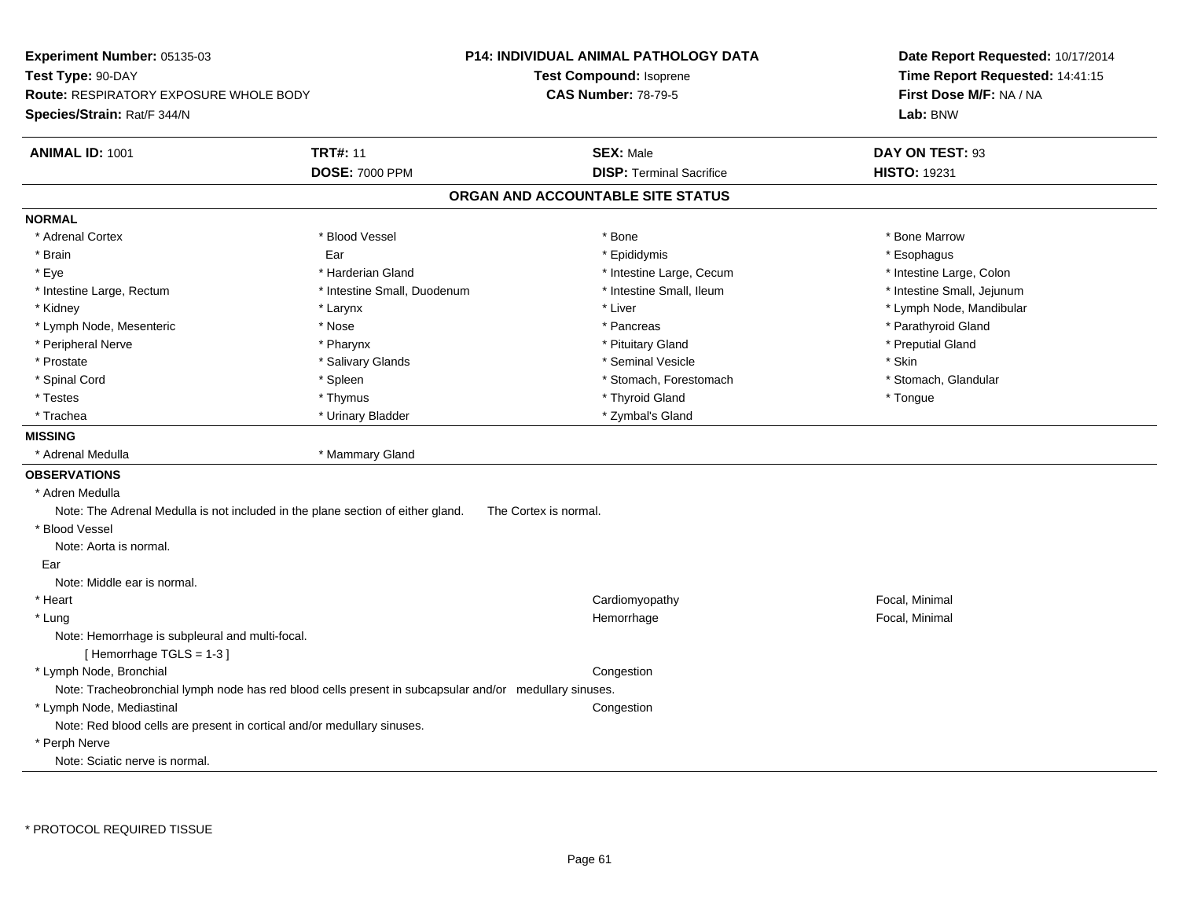**Experiment Number:** 05135-03
**Test Type:** 90-DAY
**Route:** RESPIRATORY EXPOSURE WHOLE BODY
**Species/Strain:** Rat/F 344/N

**P14: INDIVIDUAL ANIMAL PATHOLOGY DATA**
**Test Compound:** Isoprene
**CAS Number:** 78-79-5

**Date Report Requested:** 10/17/2014
**Time Report Requested:** 14:41:15
**First Dose M/F:** NA / NA
**Lab:** BNW

| **ANIMAL ID:** 1001 | **TRT#:** 11 | **SEX:** Male | **DAY ON TEST:** 93 |
|---|---|---|---|
| | **DOSE:** 7000 PPM | **DISP:** Terminal Sacrifice | **HISTO:** 19231 |

## ORGAN AND ACCOUNTABLE SITE STATUS

### NORMAL

| | | | |
|---|---|---|---|
| * Adrenal Cortex | * Blood Vessel | * Bone | * Bone Marrow |
| * Brain | Ear | * Epididymis | * Esophagus |
| * Eye | * Harderian Gland | * Intestine Large, Cecum | * Intestine Large, Colon |
| * Intestine Large, Rectum | * Intestine Small, Duodenum | * Intestine Small, Ileum | * Intestine Small, Jejunum |
| * Kidney | * Larynx | * Liver | * Lymph Node, Mandibular |
| * Lymph Node, Mesenteric | * Nose | * Pancreas | * Parathyroid Gland |
| * Peripheral Nerve | * Pharynx | * Pituitary Gland | * Preputial Gland |
| * Prostate | * Salivary Glands | * Seminal Vesicle | * Skin |
| * Spinal Cord | * Spleen | * Stomach, Forestomach | * Stomach, Glandular |
| * Testes | * Thymus | * Thyroid Gland | * Tongue |
| * Trachea | * Urinary Bladder | * Zymbal's Gland | |

### MISSING

* Adrenal Medulla
* Mammary Gland

### OBSERVATIONS

* Adren Medulla
  Note: The Adrenal Medulla is not included in the plane section of either gland. The Cortex is normal.

* Blood Vessel
  Note: Aorta is normal.

Ear
  Note: Middle ear is normal.

| | | |
|---|---|---|
| * Heart | Cardiomyopathy | Focal, Minimal |
| * Lung | Hemorrhage | Focal, Minimal |

  Note: Hemorrhage is subpleural and multi-focal.
  [ Hemorrhage TGLS = 1-3 ]

* Lymph Node, Bronchial — Congestion
  Note: Tracheobronchial lymph node has red blood cells present in subcapsular and/or medullary sinuses.

* Lymph Node, Mediastinal — Congestion
  Note: Red blood cells are present in cortical and/or medullary sinuses.

* Perph Nerve
  Note: Sciatic nerve is normal.

\* PROTOCOL REQUIRED TISSUE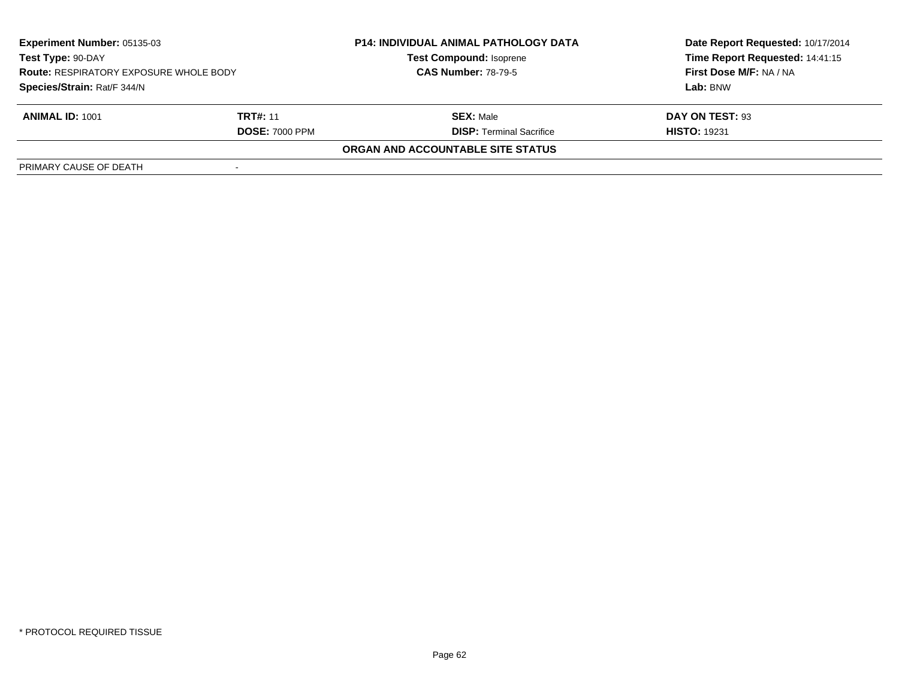| **Experiment Number:** 05135-03 | **P14: INDIVIDUAL ANIMAL PATHOLOGY DATA** | **Date Report Requested:** 10/17/2014 |
|---|---|---|
| **Test Type:** 90-DAY | **Test Compound:** Isoprene | **Time Report Requested:** 14:41:15 |
| **Route:** RESPIRATORY EXPOSURE WHOLE BODY | **CAS Number:** 78-79-5 | **First Dose M/F:** NA / NA |
| **Species/Strain:** Rat/F 344/N | | **Lab:** BNW |

| **ANIMAL ID:** 1001 | **TRT#:** 11 | **SEX:** Male | **DAY ON TEST:** 93 |
|---|---|---|---|
| | **DOSE:** 7000 PPM | **DISP:** Terminal Sacrifice | **HISTO:** 19231 |

**ORGAN AND ACCOUNTABLE SITE STATUS**

| PRIMARY CAUSE OF DEATH | - |
|---|---|

* PROTOCOL REQUIRED TISSUE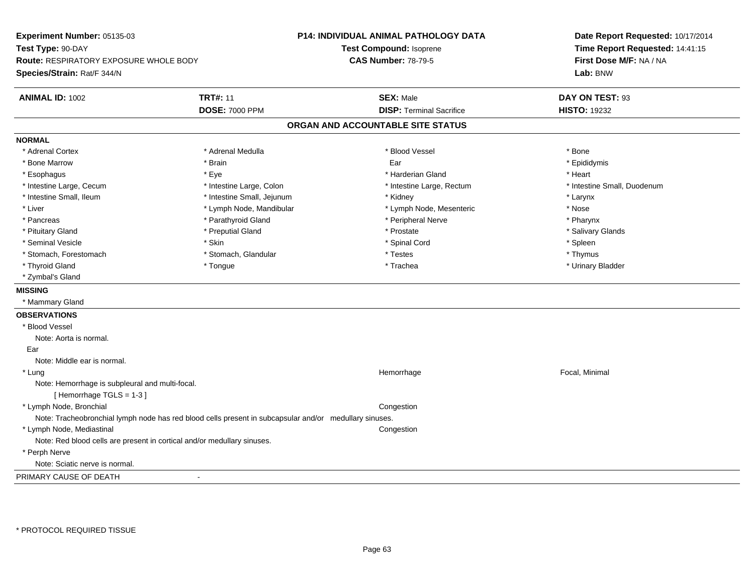**Experiment Number:** 05135-03
**Test Type:** 90-DAY
**Route:** RESPIRATORY EXPOSURE WHOLE BODY
**Species/Strain:** Rat/F 344/N

**P14: INDIVIDUAL ANIMAL PATHOLOGY DATA**
**Test Compound:** Isoprene
**CAS Number:** 78-79-5

**Date Report Requested:** 10/17/2014
**Time Report Requested:** 14:41:15
**First Dose M/F:** NA / NA
**Lab:** BNW

| **ANIMAL ID:** 1002 | **TRT#:** 11 | **SEX:** Male | **DAY ON TEST:** 93 |
|---|---|---|---|
| | **DOSE:** 7000 PPM | **DISP:** Terminal Sacrifice | **HISTO:** 19232 |

## ORGAN AND ACCOUNTABLE SITE STATUS

**NORMAL**

| | | | |
|---|---|---|---|
| * Adrenal Cortex | * Adrenal Medulla | * Blood Vessel | * Bone |
| * Bone Marrow | * Brain | Ear | * Epididymis |
| * Esophagus | * Eye | * Harderian Gland | * Heart |
| * Intestine Large, Cecum | * Intestine Large, Colon | * Intestine Large, Rectum | * Intestine Small, Duodenum |
| * Intestine Small, Ileum | * Intestine Small, Jejunum | * Kidney | * Larynx |
| * Liver | * Lymph Node, Mandibular | * Lymph Node, Mesenteric | * Nose |
| * Pancreas | * Parathyroid Gland | * Peripheral Nerve | * Pharynx |
| * Pituitary Gland | * Preputial Gland | * Prostate | * Salivary Glands |
| * Seminal Vesicle | * Skin | * Spinal Cord | * Spleen |
| * Stomach, Forestomach | * Stomach, Glandular | * Testes | * Thymus |
| * Thyroid Gland | * Tongue | * Trachea | * Urinary Bladder |
| * Zymbal's Gland | | | |

**MISSING**

* Mammary Gland

**OBSERVATIONS**

* Blood Vessel
  Note: Aorta is normal.

Ear
  Note: Middle ear is normal.

* Lung — Hemorrhage — Focal, Minimal
  Note: Hemorrhage is subpleural and multi-focal.
  [ Hemorrhage TGLS = 1-3 ]

* Lymph Node, Bronchial — Congestion
  Note: Tracheobronchial lymph node has red blood cells present in subcapsular and/or medullary sinuses.

* Lymph Node, Mediastinal — Congestion
  Note: Red blood cells are present in cortical and/or medullary sinuses.

* Perph Nerve
  Note: Sciatic nerve is normal.

PRIMARY CAUSE OF DEATH -

* PROTOCOL REQUIRED TISSUE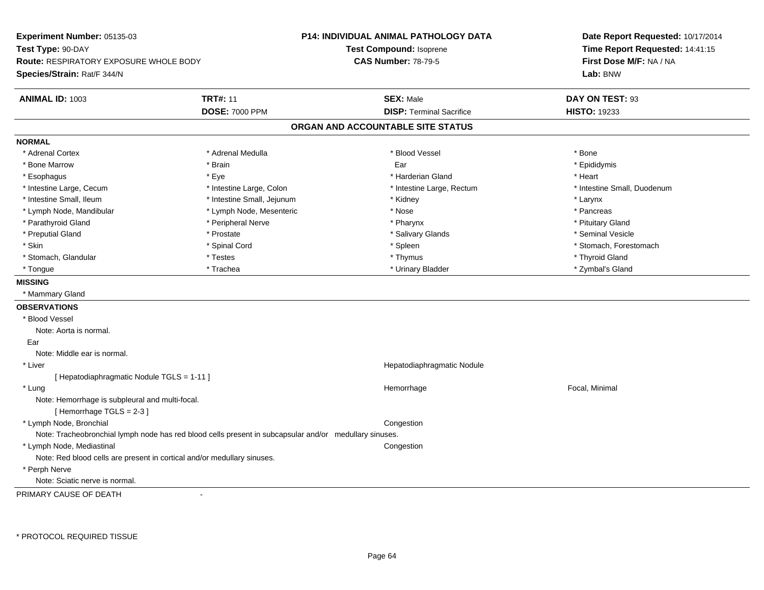**Experiment Number:** 05135-03
**Test Type:** 90-DAY
**Route:** RESPIRATORY EXPOSURE WHOLE BODY
**Species/Strain:** Rat/F 344/N

**P14: INDIVIDUAL ANIMAL PATHOLOGY DATA**
**Test Compound:** Isoprene
**CAS Number:** 78-79-5

**Date Report Requested:** 10/17/2014
**Time Report Requested:** 14:41:15
**First Dose M/F:** NA / NA
**Lab:** BNW

| **ANIMAL ID:** 1003 | **TRT#:** 11 | **SEX:** Male | **DAY ON TEST:** 93 |
|---|---|---|---|
| | **DOSE:** 7000 PPM | **DISP:** Terminal Sacrifice | **HISTO:** 19233 |

## ORGAN AND ACCOUNTABLE SITE STATUS

**NORMAL**

| | | | |
|---|---|---|---|
| * Adrenal Cortex | * Adrenal Medulla | * Blood Vessel | * Bone |
| * Bone Marrow | * Brain | Ear | * Epididymis |
| * Esophagus | * Eye | * Harderian Gland | * Heart |
| * Intestine Large, Cecum | * Intestine Large, Colon | * Intestine Large, Rectum | * Intestine Small, Duodenum |
| * Intestine Small, Ileum | * Intestine Small, Jejunum | * Kidney | * Larynx |
| * Lymph Node, Mandibular | * Lymph Node, Mesenteric | * Nose | * Pancreas |
| * Parathyroid Gland | * Peripheral Nerve | * Pharynx | * Pituitary Gland |
| * Preputial Gland | * Prostate | * Salivary Glands | * Seminal Vesicle |
| * Skin | * Spinal Cord | * Spleen | * Stomach, Forestomach |
| * Stomach, Glandular | * Testes | * Thymus | * Thyroid Gland |
| * Tongue | * Trachea | * Urinary Bladder | * Zymbal's Gland |

**MISSING**

* Mammary Gland

**OBSERVATIONS**

* Blood Vessel
  Note: Aorta is normal.

Ear
  Note: Middle ear is normal.

* Liver — Hepatodiaphragmatic Nodule
  [ Hepatodiaphragmatic Nodule TGLS = 1-11 ]

* Lung — Hemorrhage — Focal, Minimal
  Note: Hemorrhage is subpleural and multi-focal.
  [ Hemorrhage TGLS = 2-3 ]

* Lymph Node, Bronchial — Congestion
  Note: Tracheobronchial lymph node has red blood cells present in subcapsular and/or medullary sinuses.

* Lymph Node, Mediastinal — Congestion
  Note: Red blood cells are present in cortical and/or medullary sinuses.

* Perph Nerve
  Note: Sciatic nerve is normal.

PRIMARY CAUSE OF DEATH -

\* PROTOCOL REQUIRED TISSUE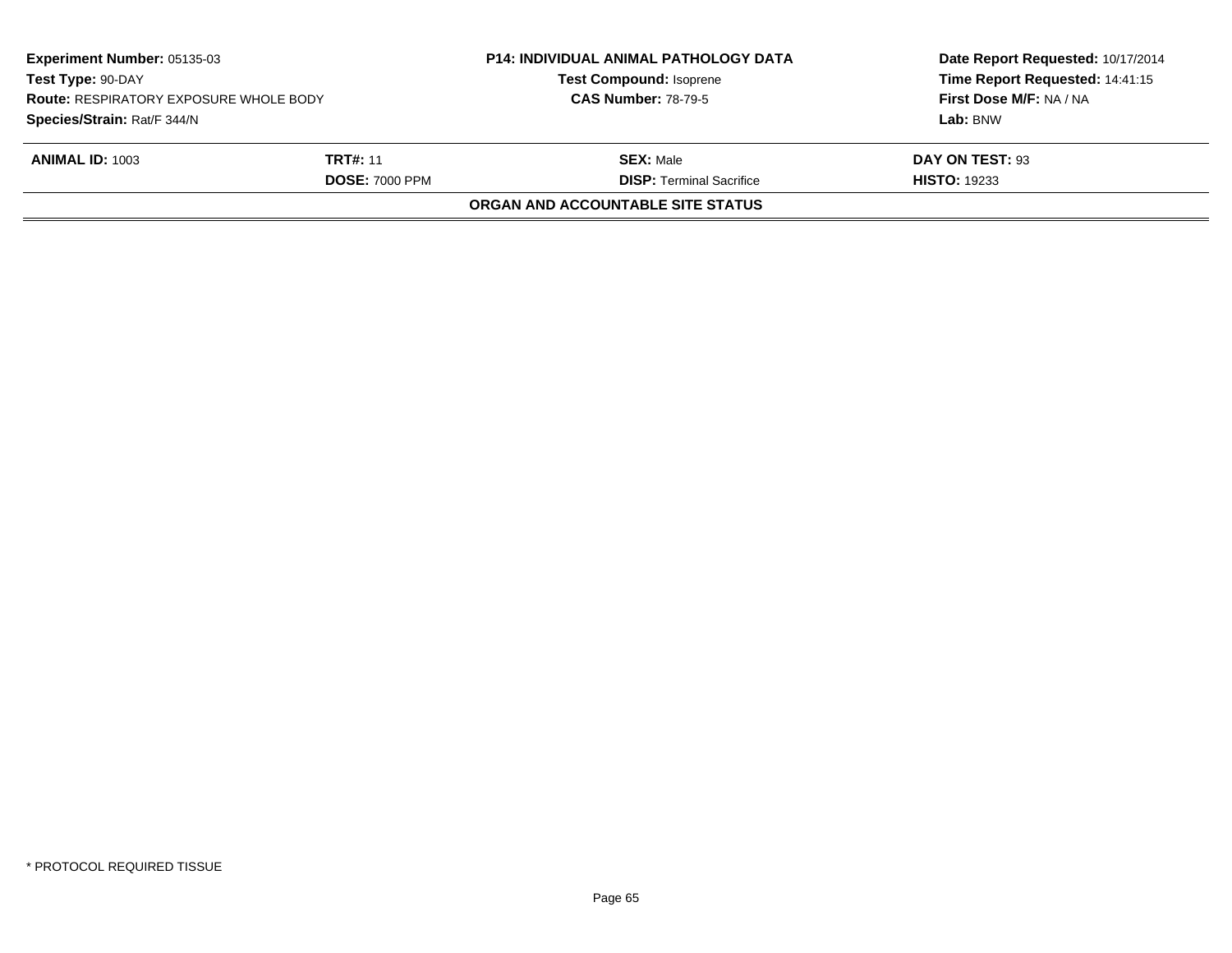**Experiment Number:** 05135-03
**Test Type:** 90-DAY
**Route:** RESPIRATORY EXPOSURE WHOLE BODY
**Species/Strain:** Rat/F 344/N

**P14: INDIVIDUAL ANIMAL PATHOLOGY DATA**
**Test Compound:** Isoprene
**CAS Number:** 78-79-5

**Date Report Requested:** 10/17/2014
**Time Report Requested:** 14:41:15
**First Dose M/F:** NA / NA
**Lab:** BNW

| **ANIMAL ID:** 1003 | **TRT#:** 11 | **SEX:** Male | **DAY ON TEST:** 93 |
|---|---|---|---|
| | **DOSE:** 7000 PPM | **DISP:** Terminal Sacrifice | **HISTO:** 19233 |

**ORGAN AND ACCOUNTABLE SITE STATUS**

* PROTOCOL REQUIRED TISSUE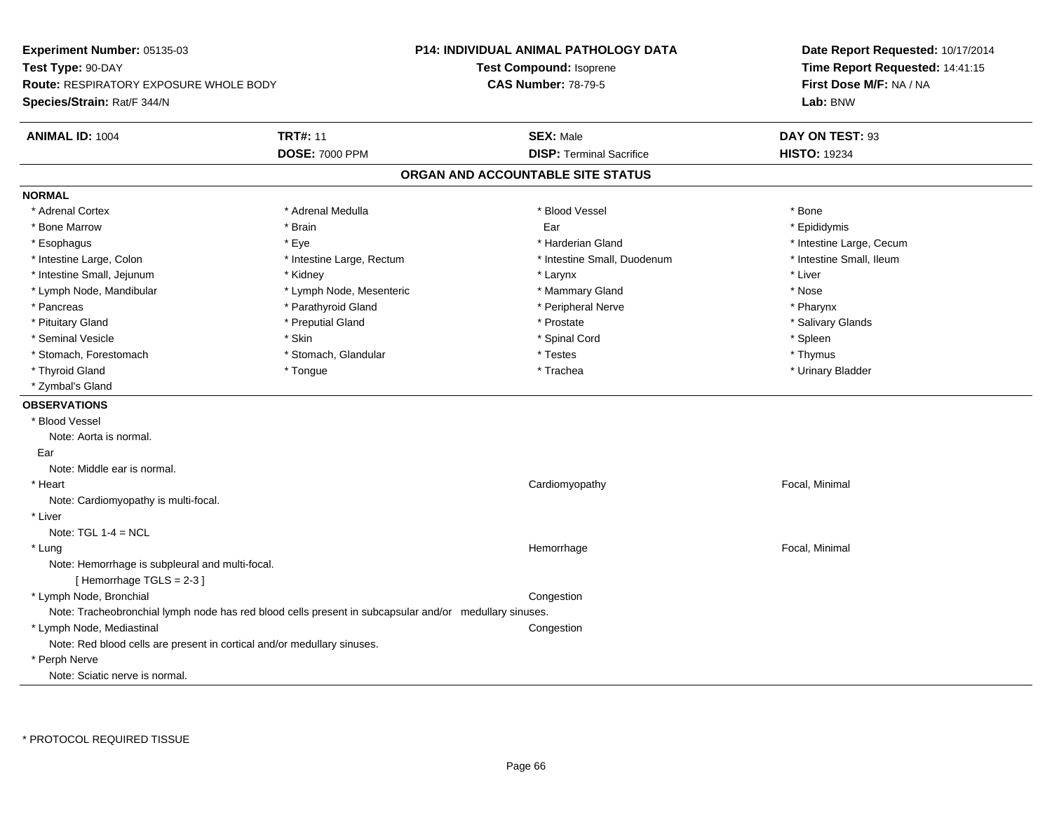**Experiment Number:** 05135-03
**Test Type:** 90-DAY
**Route:** RESPIRATORY EXPOSURE WHOLE BODY
**Species/Strain:** Rat/F 344/N

**P14: INDIVIDUAL ANIMAL PATHOLOGY DATA**
**Test Compound:** Isoprene
**CAS Number:** 78-79-5

**Date Report Requested:** 10/17/2014
**Time Report Requested:** 14:41:15
**First Dose M/F:** NA / NA
**Lab:** BNW

| **ANIMAL ID:** 1004 | **TRT#:** 11 | **SEX:** Male | **DAY ON TEST:** 93 |
|---|---|---|---|
| | **DOSE:** 7000 PPM | **DISP:** Terminal Sacrifice | **HISTO:** 19234 |

## ORGAN AND ACCOUNTABLE SITE STATUS

**NORMAL**

| | | | |
|---|---|---|---|
| * Adrenal Cortex | * Adrenal Medulla | * Blood Vessel | * Bone |
| * Bone Marrow | * Brain | Ear | * Epididymis |
| * Esophagus | * Eye | * Harderian Gland | * Intestine Large, Cecum |
| * Intestine Large, Colon | * Intestine Large, Rectum | * Intestine Small, Duodenum | * Intestine Small, Ileum |
| * Intestine Small, Jejunum | * Kidney | * Larynx | * Liver |
| * Lymph Node, Mandibular | * Lymph Node, Mesenteric | * Mammary Gland | * Nose |
| * Pancreas | * Parathyroid Gland | * Peripheral Nerve | * Pharynx |
| * Pituitary Gland | * Preputial Gland | * Prostate | * Salivary Glands |
| * Seminal Vesicle | * Skin | * Spinal Cord | * Spleen |
| * Stomach, Forestomach | * Stomach, Glandular | * Testes | * Thymus |
| * Thyroid Gland | * Tongue | * Trachea | * Urinary Bladder |
| * Zymbal's Gland | | | |

**OBSERVATIONS**

| | | |
|---|---|---|
| * Blood Vessel | | |
| Note: Aorta is normal. | | |
| Ear | | |
| Note: Middle ear is normal. | | |
| * Heart | Cardiomyopathy | Focal, Minimal |
| Note: Cardiomyopathy is multi-focal. | | |
| * Liver | | |
| Note: TGL 1-4 = NCL | | |
| * Lung | Hemorrhage | Focal, Minimal |
| Note: Hemorrhage is subpleural and multi-focal. | | |
| [ Hemorrhage TGLS = 2-3 ] | | |
| * Lymph Node, Bronchial | Congestion | |
| Note: Tracheobronchial lymph node has red blood cells present in subcapsular and/or medullary sinuses. | | |
| * Lymph Node, Mediastinal | Congestion | |
| Note: Red blood cells are present in cortical and/or medullary sinuses. | | |
| * Perph Nerve | | |
| Note: Sciatic nerve is normal. | | |

* PROTOCOL REQUIRED TISSUE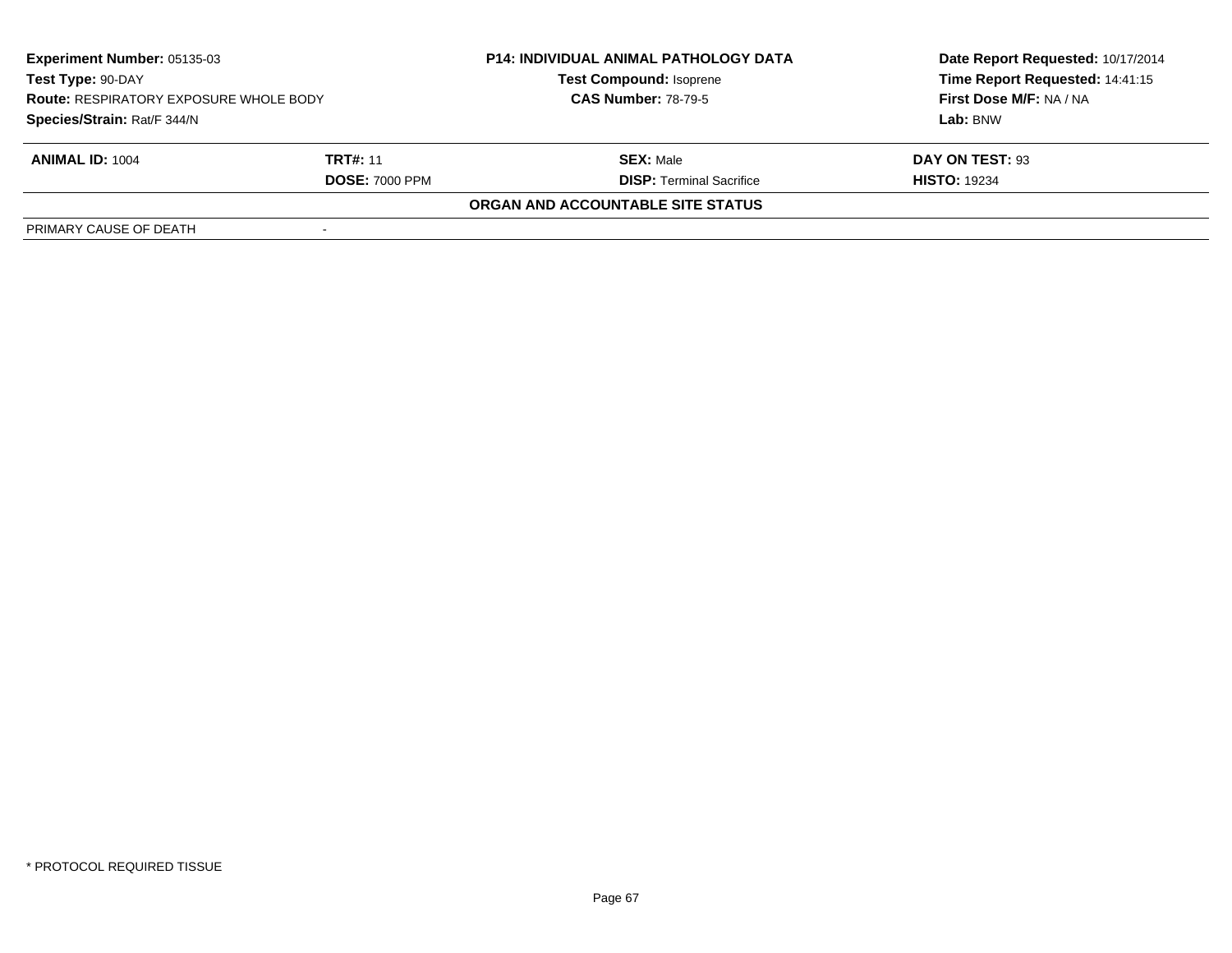| **Experiment Number:** 05135-03 | | **P14: INDIVIDUAL ANIMAL PATHOLOGY DATA** | **Date Report Requested:** 10/17/2014 |
|---|---|---|---|
| **Test Type:** 90-DAY | | **Test Compound:** Isoprene | **Time Report Requested:** 14:41:15 |
| **Route:** RESPIRATORY EXPOSURE WHOLE BODY | | **CAS Number:** 78-79-5 | **First Dose M/F:** NA / NA |
| **Species/Strain:** Rat/F 344/N | | | **Lab:** BNW |

| **ANIMAL ID:** 1004 | **TRT#:** 11 | **SEX:** Male | **DAY ON TEST:** 93 |
|---|---|---|---|
| | **DOSE:** 7000 PPM | **DISP:** Terminal Sacrifice | **HISTO:** 19234 |

**ORGAN AND ACCOUNTABLE SITE STATUS**

| | |
|---|---|
| PRIMARY CAUSE OF DEATH | - |

\* PROTOCOL REQUIRED TISSUE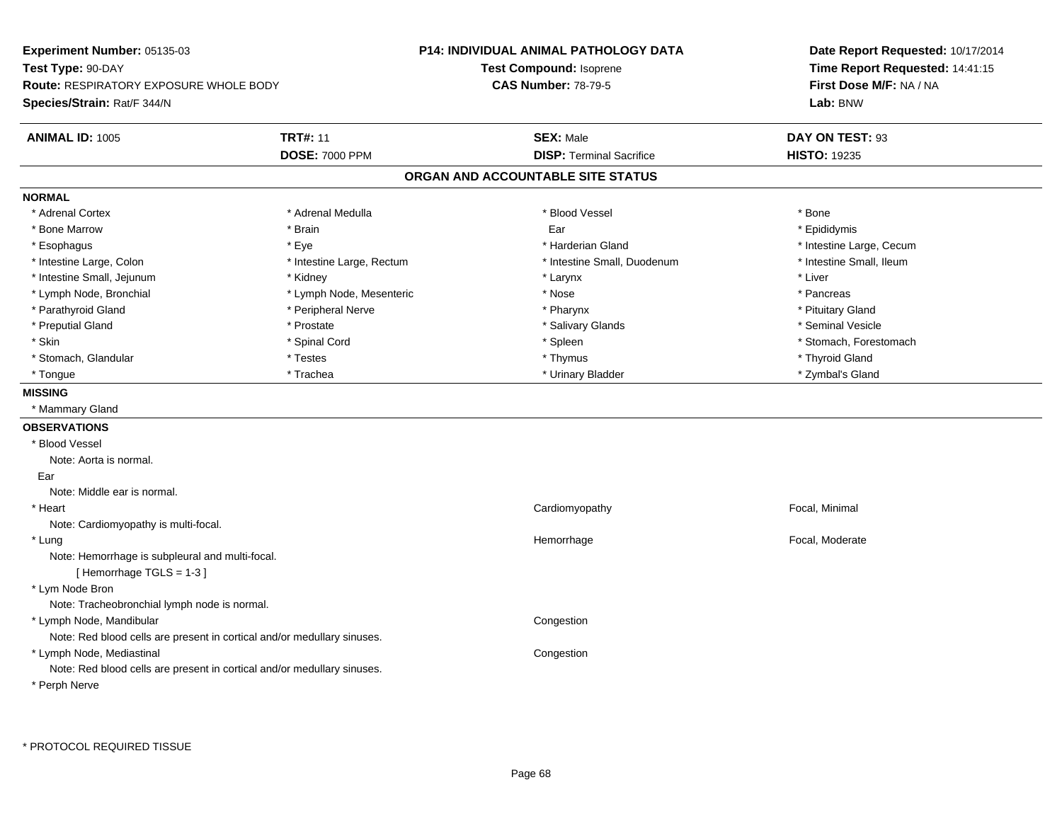**Experiment Number:** 05135-03
**Test Type:** 90-DAY
**Route:** RESPIRATORY EXPOSURE WHOLE BODY
**Species/Strain:** Rat/F 344/N

**P14: INDIVIDUAL ANIMAL PATHOLOGY DATA**
**Test Compound:** Isoprene
**CAS Number:** 78-79-5

**Date Report Requested:** 10/17/2014
**Time Report Requested:** 14:41:15
**First Dose M/F:** NA / NA
**Lab:** BNW

| **ANIMAL ID:** 1005 | **TRT#:** 11 | **SEX:** Male | **DAY ON TEST:** 93 |
|---|---|---|---|
| | **DOSE:** 7000 PPM | **DISP:** Terminal Sacrifice | **HISTO:** 19235 |

## ORGAN AND ACCOUNTABLE SITE STATUS

**NORMAL**

| | | | |
|---|---|---|---|
| * Adrenal Cortex | * Adrenal Medulla | * Blood Vessel | * Bone |
| * Bone Marrow | * Brain | Ear | * Epididymis |
| * Esophagus | * Eye | * Harderian Gland | * Intestine Large, Cecum |
| * Intestine Large, Colon | * Intestine Large, Rectum | * Intestine Small, Duodenum | * Intestine Small, Ileum |
| * Intestine Small, Jejunum | * Kidney | * Larynx | * Liver |
| * Lymph Node, Bronchial | * Lymph Node, Mesenteric | * Nose | * Pancreas |
| * Parathyroid Gland | * Peripheral Nerve | * Pharynx | * Pituitary Gland |
| * Preputial Gland | * Prostate | * Salivary Glands | * Seminal Vesicle |
| * Skin | * Spinal Cord | * Spleen | * Stomach, Forestomach |
| * Stomach, Glandular | * Testes | * Thymus | * Thyroid Gland |
| * Tongue | * Trachea | * Urinary Bladder | * Zymbal's Gland |

**MISSING**

* Mammary Gland

**OBSERVATIONS**

* Blood Vessel
  Note: Aorta is normal.

Ear
  Note: Middle ear is normal.

* Heart — Cardiomyopathy — Focal, Minimal
  Note: Cardiomyopathy is multi-focal.

* Lung — Hemorrhage — Focal, Moderate
  Note: Hemorrhage is subpleural and multi-focal.
  [ Hemorrhage TGLS = 1-3 ]

* Lym Node Bron
  Note: Tracheobronchial lymph node is normal.

* Lymph Node, Mandibular — Congestion
  Note: Red blood cells are present in cortical and/or medullary sinuses.

* Lymph Node, Mediastinal — Congestion
  Note: Red blood cells are present in cortical and/or medullary sinuses.

* Perph Nerve

\* PROTOCOL REQUIRED TISSUE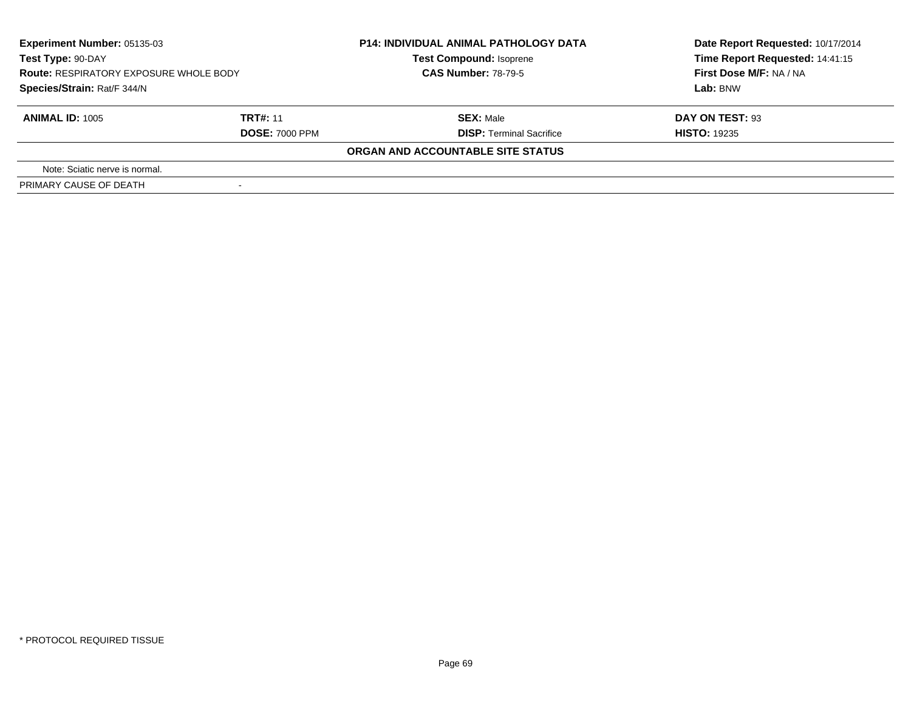**Experiment Number:** 05135-03
**Test Type:** 90-DAY
**Route:** RESPIRATORY EXPOSURE WHOLE BODY
**Species/Strain:** Rat/F 344/N

**P14: INDIVIDUAL ANIMAL PATHOLOGY DATA**
**Test Compound:** Isoprene
**CAS Number:** 78-79-5

**Date Report Requested:** 10/17/2014
**Time Report Requested:** 14:41:15
**First Dose M/F:** NA / NA
**Lab:** BNW

| **ANIMAL ID:** 1005 | **TRT#:** 11 | **SEX:** Male | **DAY ON TEST:** 93 |
|---|---|---|---|
| | **DOSE:** 7000 PPM | **DISP:** Terminal Sacrifice | **HISTO:** 19235 |

**ORGAN AND ACCOUNTABLE SITE STATUS**

Note: Sciatic nerve is normal.

PRIMARY CAUSE OF DEATH -

* PROTOCOL REQUIRED TISSUE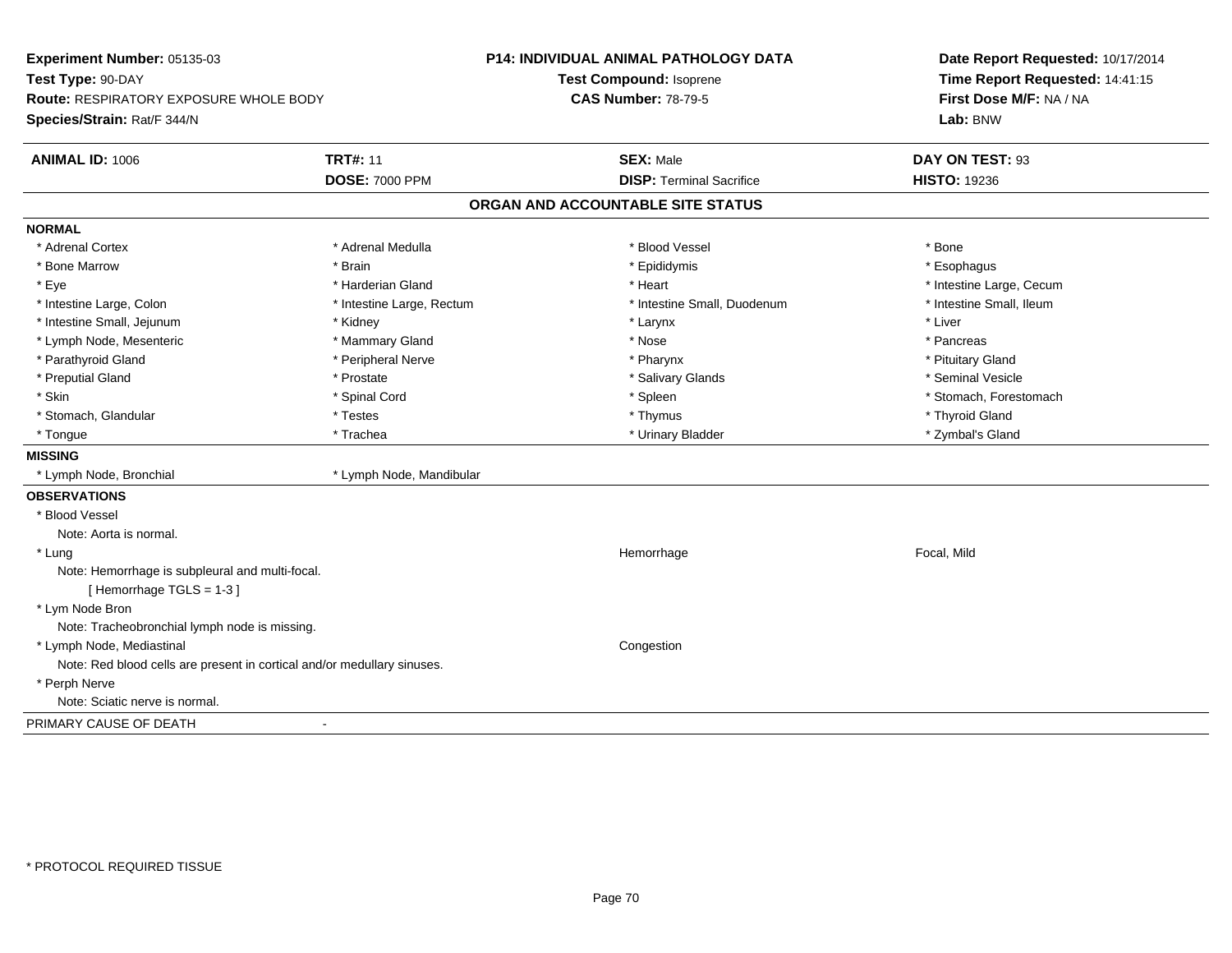**Experiment Number:** 05135-03
**Test Type:** 90-DAY
**Route:** RESPIRATORY EXPOSURE WHOLE BODY
**Species/Strain:** Rat/F 344/N

**P14: INDIVIDUAL ANIMAL PATHOLOGY DATA**
**Test Compound:** Isoprene
**CAS Number:** 78-79-5

**Date Report Requested:** 10/17/2014
**Time Report Requested:** 14:41:15
**First Dose M/F:** NA / NA
**Lab:** BNW

| **ANIMAL ID:** 1006 | **TRT#:** 11 | **SEX:** Male | **DAY ON TEST:** 93 |
|---|---|---|---|
| | **DOSE:** 7000 PPM | **DISP:** Terminal Sacrifice | **HISTO:** 19236 |

## ORGAN AND ACCOUNTABLE SITE STATUS

**NORMAL**

| | | | |
|---|---|---|---|
| * Adrenal Cortex | * Adrenal Medulla | * Blood Vessel | * Bone |
| * Bone Marrow | * Brain | * Epididymis | * Esophagus |
| * Eye | * Harderian Gland | * Heart | * Intestine Large, Cecum |
| * Intestine Large, Colon | * Intestine Large, Rectum | * Intestine Small, Duodenum | * Intestine Small, Ileum |
| * Intestine Small, Jejunum | * Kidney | * Larynx | * Liver |
| * Lymph Node, Mesenteric | * Mammary Gland | * Nose | * Pancreas |
| * Parathyroid Gland | * Peripheral Nerve | * Pharynx | * Pituitary Gland |
| * Preputial Gland | * Prostate | * Salivary Glands | * Seminal Vesicle |
| * Skin | * Spinal Cord | * Spleen | * Stomach, Forestomach |
| * Stomach, Glandular | * Testes | * Thymus | * Thyroid Gland |
| * Tongue | * Trachea | * Urinary Bladder | * Zymbal's Gland |

**MISSING**

* Lymph Node, Bronchial
* Lymph Node, Mandibular

**OBSERVATIONS**

* Blood Vessel
  Note: Aorta is normal.
* Lung — Hemorrhage — Focal, Mild
  Note: Hemorrhage is subpleural and multi-focal.
  [ Hemorrhage TGLS = 1-3 ]
* Lym Node Bron
  Note: Tracheobronchial lymph node is missing.
* Lymph Node, Mediastinal — Congestion
  Note: Red blood cells are present in cortical and/or medullary sinuses.
* Perph Nerve
  Note: Sciatic nerve is normal.

PRIMARY CAUSE OF DEATH -

* PROTOCOL REQUIRED TISSUE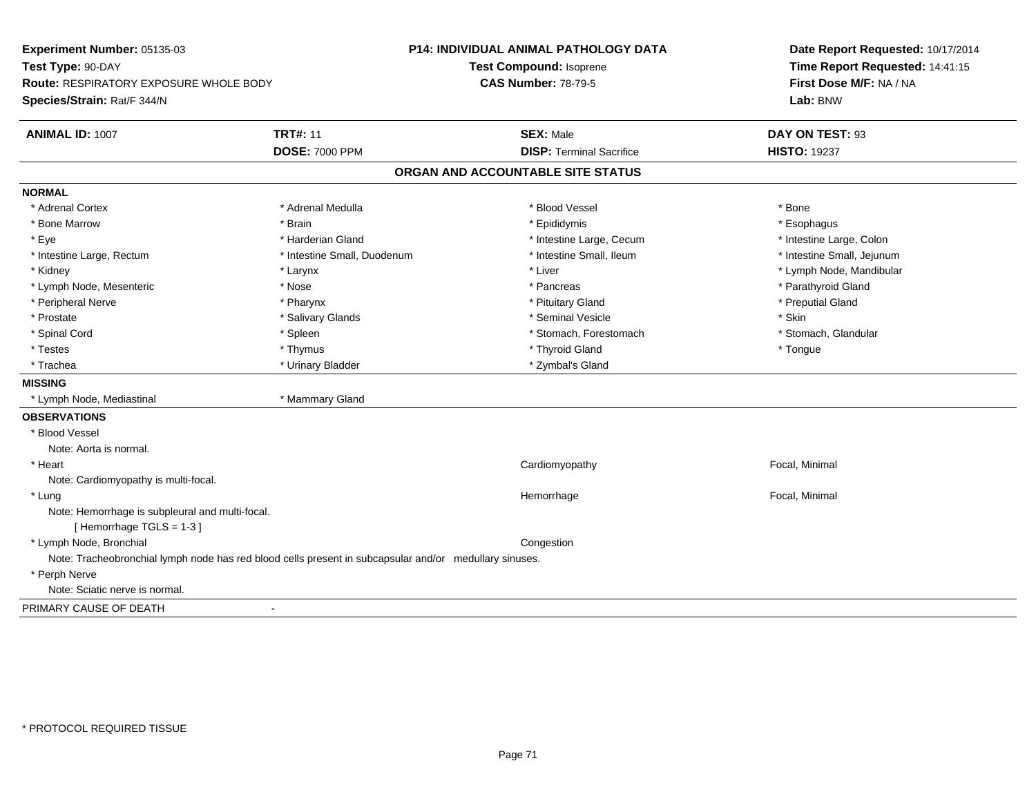**Experiment Number:** 05135-03
**Test Type:** 90-DAY
**Route:** RESPIRATORY EXPOSURE WHOLE BODY
**Species/Strain:** Rat/F 344/N

**P14: INDIVIDUAL ANIMAL PATHOLOGY DATA**
**Test Compound:** Isoprene
**CAS Number:** 78-79-5

**Date Report Requested:** 10/17/2014
**Time Report Requested:** 14:41:15
**First Dose M/F:** NA / NA
**Lab:** BNW

| **ANIMAL ID:** 1007 | **TRT#:** 11 | **SEX:** Male | **DAY ON TEST:** 93 |
|---|---|---|---|
| | **DOSE:** 7000 PPM | **DISP:** Terminal Sacrifice | **HISTO:** 19237 |

## ORGAN AND ACCOUNTABLE SITE STATUS

**NORMAL**

| | | | |
|---|---|---|---|
| * Adrenal Cortex | * Adrenal Medulla | * Blood Vessel | * Bone |
| * Bone Marrow | * Brain | * Epididymis | * Esophagus |
| * Eye | * Harderian Gland | * Intestine Large, Cecum | * Intestine Large, Colon |
| * Intestine Large, Rectum | * Intestine Small, Duodenum | * Intestine Small, Ileum | * Intestine Small, Jejunum |
| * Kidney | * Larynx | * Liver | * Lymph Node, Mandibular |
| * Lymph Node, Mesenteric | * Nose | * Pancreas | * Parathyroid Gland |
| * Peripheral Nerve | * Pharynx | * Pituitary Gland | * Preputial Gland |
| * Prostate | * Salivary Glands | * Seminal Vesicle | * Skin |
| * Spinal Cord | * Spleen | * Stomach, Forestomach | * Stomach, Glandular |
| * Testes | * Thymus | * Thyroid Gland | * Tongue |
| * Trachea | * Urinary Bladder | * Zymbal's Gland | |

**MISSING**

* Lymph Node, Mediastinal
* Mammary Gland

**OBSERVATIONS**

* Blood Vessel
  Note: Aorta is normal.
* Heart — Cardiomyopathy — Focal, Minimal
  Note: Cardiomyopathy is multi-focal.
* Lung — Hemorrhage — Focal, Minimal
  Note: Hemorrhage is subpleural and multi-focal.
  [ Hemorrhage TGLS = 1-3 ]
* Lymph Node, Bronchial — Congestion
  Note: Tracheobronchial lymph node has red blood cells present in subcapsular and/or medullary sinuses.
* Perph Nerve
  Note: Sciatic nerve is normal.

PRIMARY CAUSE OF DEATH -

* PROTOCOL REQUIRED TISSUE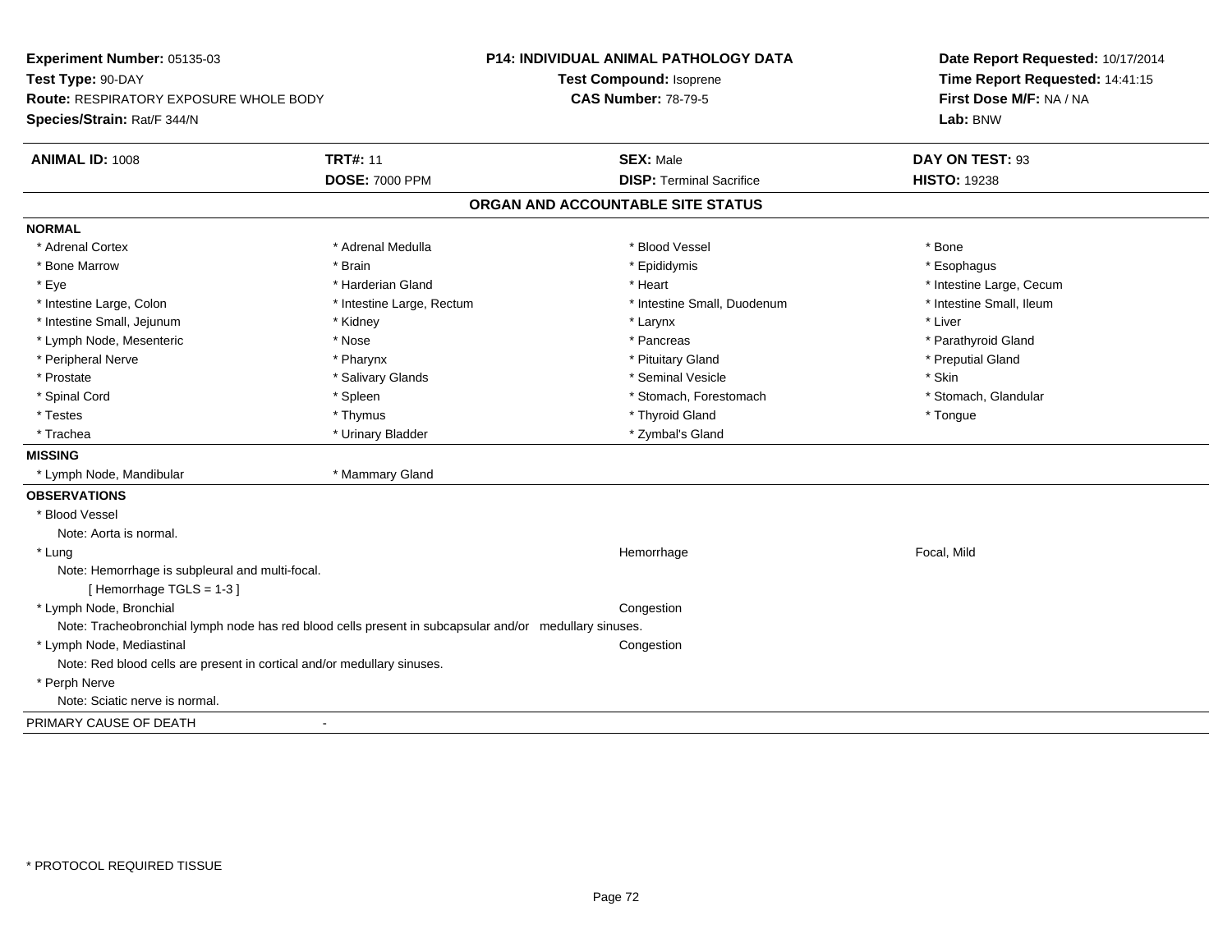**Experiment Number:** 05135-03
**Test Type:** 90-DAY
**Route:** RESPIRATORY EXPOSURE WHOLE BODY
**Species/Strain:** Rat/F 344/N

**P14: INDIVIDUAL ANIMAL PATHOLOGY DATA**
**Test Compound:** Isoprene
**CAS Number:** 78-79-5

**Date Report Requested:** 10/17/2014
**Time Report Requested:** 14:41:15
**First Dose M/F:** NA / NA
**Lab:** BNW

| **ANIMAL ID:** 1008 | **TRT#:** 11 | **SEX:** Male | **DAY ON TEST:** 93 |
|---|---|---|---|
| | **DOSE:** 7000 PPM | **DISP:** Terminal Sacrifice | **HISTO:** 19238 |

## ORGAN AND ACCOUNTABLE SITE STATUS

**NORMAL**

| | | | |
|---|---|---|---|
| * Adrenal Cortex | * Adrenal Medulla | * Blood Vessel | * Bone |
| * Bone Marrow | * Brain | * Epididymis | * Esophagus |
| * Eye | * Harderian Gland | * Heart | * Intestine Large, Cecum |
| * Intestine Large, Colon | * Intestine Large, Rectum | * Intestine Small, Duodenum | * Intestine Small, Ileum |
| * Intestine Small, Jejunum | * Kidney | * Larynx | * Liver |
| * Lymph Node, Mesenteric | * Nose | * Pancreas | * Parathyroid Gland |
| * Peripheral Nerve | * Pharynx | * Pituitary Gland | * Preputial Gland |
| * Prostate | * Salivary Glands | * Seminal Vesicle | * Skin |
| * Spinal Cord | * Spleen | * Stomach, Forestomach | * Stomach, Glandular |
| * Testes | * Thymus | * Thyroid Gland | * Tongue |
| * Trachea | * Urinary Bladder | * Zymbal's Gland | |

**MISSING**

| | |
|---|---|
| * Lymph Node, Mandibular | * Mammary Gland |

**OBSERVATIONS**

* Blood Vessel
  Note: Aorta is normal.
* Lung — Hemorrhage — Focal, Mild
  Note: Hemorrhage is subpleural and multi-focal.
  [ Hemorrhage TGLS = 1-3 ]
* Lymph Node, Bronchial — Congestion
  Note: Tracheobronchial lymph node has red blood cells present in subcapsular and/or medullary sinuses.
* Lymph Node, Mediastinal — Congestion
  Note: Red blood cells are present in cortical and/or medullary sinuses.
* Perph Nerve
  Note: Sciatic nerve is normal.

PRIMARY CAUSE OF DEATH -

\* PROTOCOL REQUIRED TISSUE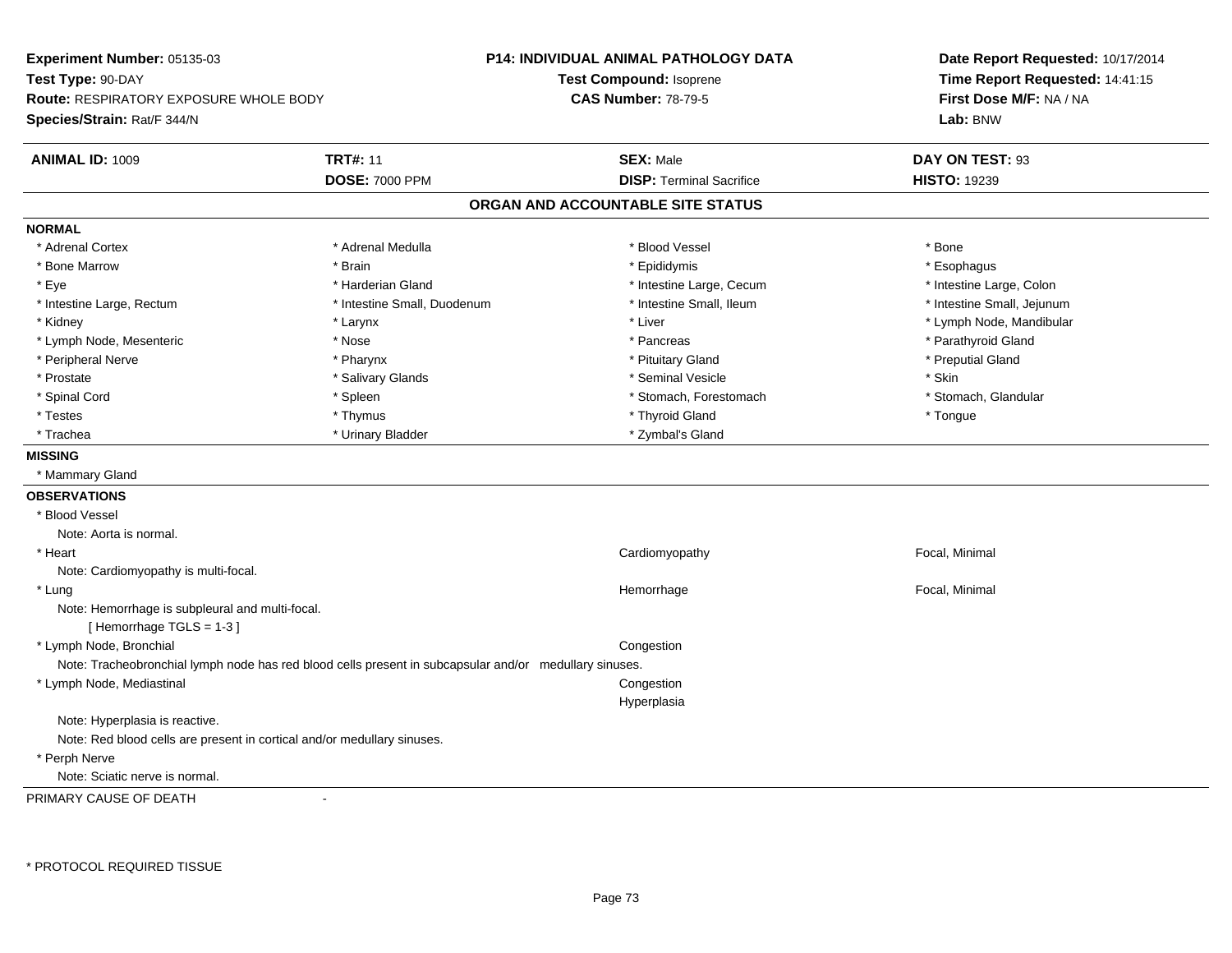**Experiment Number:** 05135-03
**Test Type:** 90-DAY
**Route:** RESPIRATORY EXPOSURE WHOLE BODY
**Species/Strain:** Rat/F 344/N

**P14: INDIVIDUAL ANIMAL PATHOLOGY DATA**
**Test Compound:** Isoprene
**CAS Number:** 78-79-5

**Date Report Requested:** 10/17/2014
**Time Report Requested:** 14:41:15
**First Dose M/F:** NA / NA
**Lab:** BNW

| **ANIMAL ID:** 1009 | **TRT#:** 11 | **SEX:** Male | **DAY ON TEST:** 93 |
|---|---|---|---|
| | **DOSE:** 7000 PPM | **DISP:** Terminal Sacrifice | **HISTO:** 19239 |

## ORGAN AND ACCOUNTABLE SITE STATUS

**NORMAL**

| | | | |
|---|---|---|---|
| * Adrenal Cortex | * Adrenal Medulla | * Blood Vessel | * Bone |
| * Bone Marrow | * Brain | * Epididymis | * Esophagus |
| * Eye | * Harderian Gland | * Intestine Large, Cecum | * Intestine Large, Colon |
| * Intestine Large, Rectum | * Intestine Small, Duodenum | * Intestine Small, Ileum | * Intestine Small, Jejunum |
| * Kidney | * Larynx | * Liver | * Lymph Node, Mandibular |
| * Lymph Node, Mesenteric | * Nose | * Pancreas | * Parathyroid Gland |
| * Peripheral Nerve | * Pharynx | * Pituitary Gland | * Preputial Gland |
| * Prostate | * Salivary Glands | * Seminal Vesicle | * Skin |
| * Spinal Cord | * Spleen | * Stomach, Forestomach | * Stomach, Glandular |
| * Testes | * Thymus | * Thyroid Gland | * Tongue |
| * Trachea | * Urinary Bladder | * Zymbal's Gland | |

**MISSING**

* Mammary Gland

**OBSERVATIONS**

* Blood Vessel
  Note: Aorta is normal.
* Heart — Cardiomyopathy — Focal, Minimal
  Note: Cardiomyopathy is multi-focal.
* Lung — Hemorrhage — Focal, Minimal
  Note: Hemorrhage is subpleural and multi-focal.
  [ Hemorrhage TGLS = 1-3 ]
* Lymph Node, Bronchial — Congestion
  Note: Tracheobronchial lymph node has red blood cells present in subcapsular and/or medullary sinuses.
* Lymph Node, Mediastinal — Congestion; Hyperplasia
  Note: Hyperplasia is reactive.
  Note: Red blood cells are present in cortical and/or medullary sinuses.
* Perph Nerve
  Note: Sciatic nerve is normal.

PRIMARY CAUSE OF DEATH -

* PROTOCOL REQUIRED TISSUE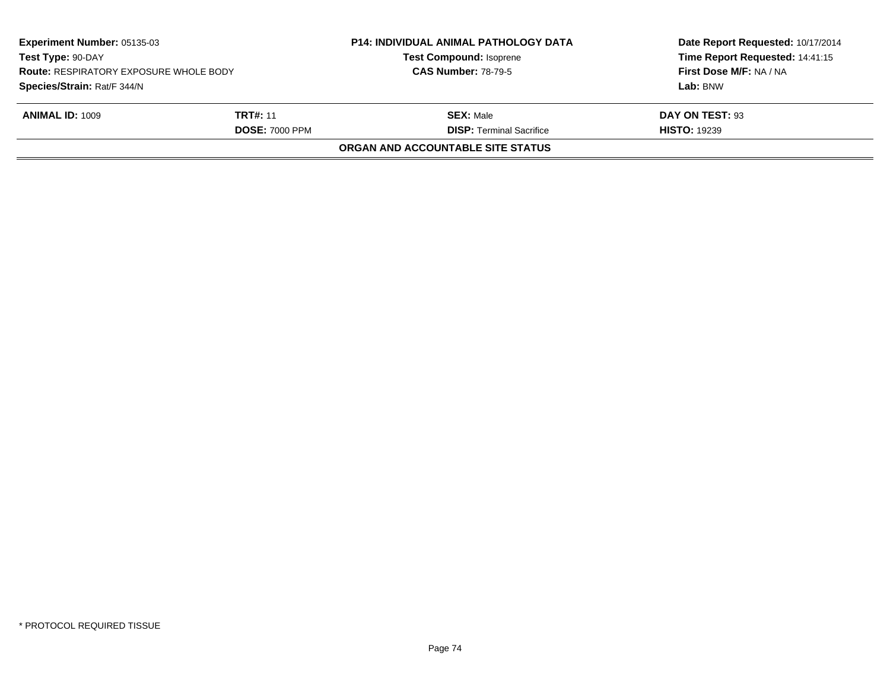| Experiment Number: 05135-03 | | P14: INDIVIDUAL ANIMAL PATHOLOGY DATA | Date Report Requested: 10/17/2014 |
|---|---|---|---|
| Test Type: 90-DAY | | Test Compound: Isoprene | Time Report Requested: 14:41:15 |
| Route: RESPIRATORY EXPOSURE WHOLE BODY | | CAS Number: 78-79-5 | First Dose M/F: NA / NA |
| Species/Strain: Rat/F 344/N | | | Lab: BNW |

| ANIMAL ID: 1009 | TRT#: 11 | SEX: Male | DAY ON TEST: 93 |
|---|---|---|---|
| | DOSE: 7000 PPM | DISP: Terminal Sacrifice | HISTO: 19239 |

**ORGAN AND ACCOUNTABLE SITE STATUS**

* PROTOCOL REQUIRED TISSUE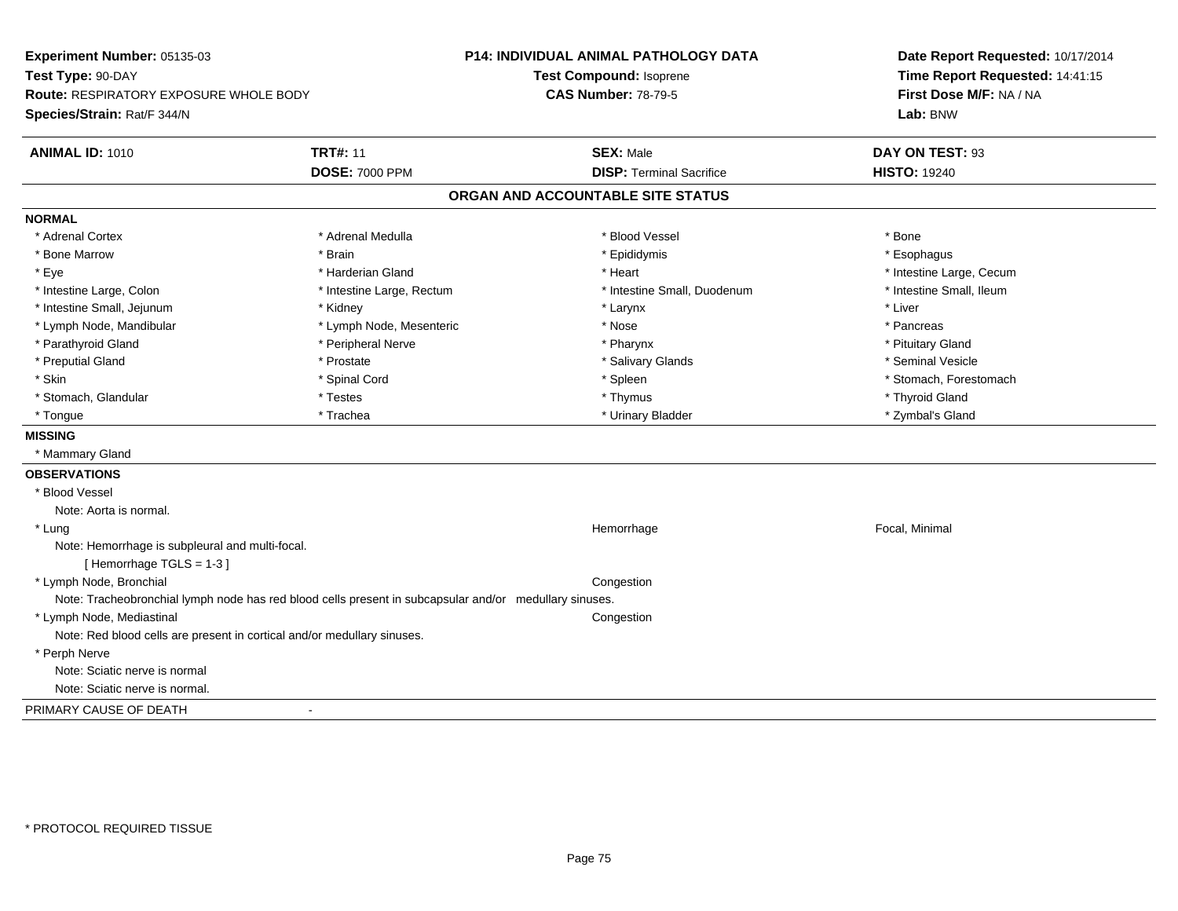**Experiment Number:** 05135-03
**Test Type:** 90-DAY
**Route:** RESPIRATORY EXPOSURE WHOLE BODY
**Species/Strain:** Rat/F 344/N

**P14: INDIVIDUAL ANIMAL PATHOLOGY DATA**
**Test Compound:** Isoprene
**CAS Number:** 78-79-5

**Date Report Requested:** 10/17/2014
**Time Report Requested:** 14:41:15
**First Dose M/F:** NA / NA
**Lab:** BNW

| **ANIMAL ID:** 1010 | **TRT#:** 11 | **SEX:** Male | **DAY ON TEST:** 93 |
|---|---|---|---|
| | **DOSE:** 7000 PPM | **DISP:** Terminal Sacrifice | **HISTO:** 19240 |

## ORGAN AND ACCOUNTABLE SITE STATUS

**NORMAL**

| | | | |
|---|---|---|---|
| * Adrenal Cortex | * Adrenal Medulla | * Blood Vessel | * Bone |
| * Bone Marrow | * Brain | * Epididymis | * Esophagus |
| * Eye | * Harderian Gland | * Heart | * Intestine Large, Cecum |
| * Intestine Large, Colon | * Intestine Large, Rectum | * Intestine Small, Duodenum | * Intestine Small, Ileum |
| * Intestine Small, Jejunum | * Kidney | * Larynx | * Liver |
| * Lymph Node, Mandibular | * Lymph Node, Mesenteric | * Nose | * Pancreas |
| * Parathyroid Gland | * Peripheral Nerve | * Pharynx | * Pituitary Gland |
| * Preputial Gland | * Prostate | * Salivary Glands | * Seminal Vesicle |
| * Skin | * Spinal Cord | * Spleen | * Stomach, Forestomach |
| * Stomach, Glandular | * Testes | * Thymus | * Thyroid Gland |
| * Tongue | * Trachea | * Urinary Bladder | * Zymbal's Gland |

**MISSING**

* Mammary Gland

**OBSERVATIONS**

* Blood Vessel
  Note: Aorta is normal.
* Lung — Hemorrhage — Focal, Minimal
  Note: Hemorrhage is subpleural and multi-focal.
  [ Hemorrhage TGLS = 1-3 ]
* Lymph Node, Bronchial — Congestion
  Note: Tracheobronchial lymph node has red blood cells present in subcapsular and/or medullary sinuses.
* Lymph Node, Mediastinal — Congestion
  Note: Red blood cells are present in cortical and/or medullary sinuses.
* Perph Nerve
  Note: Sciatic nerve is normal
  Note: Sciatic nerve is normal.

PRIMARY CAUSE OF DEATH -

* PROTOCOL REQUIRED TISSUE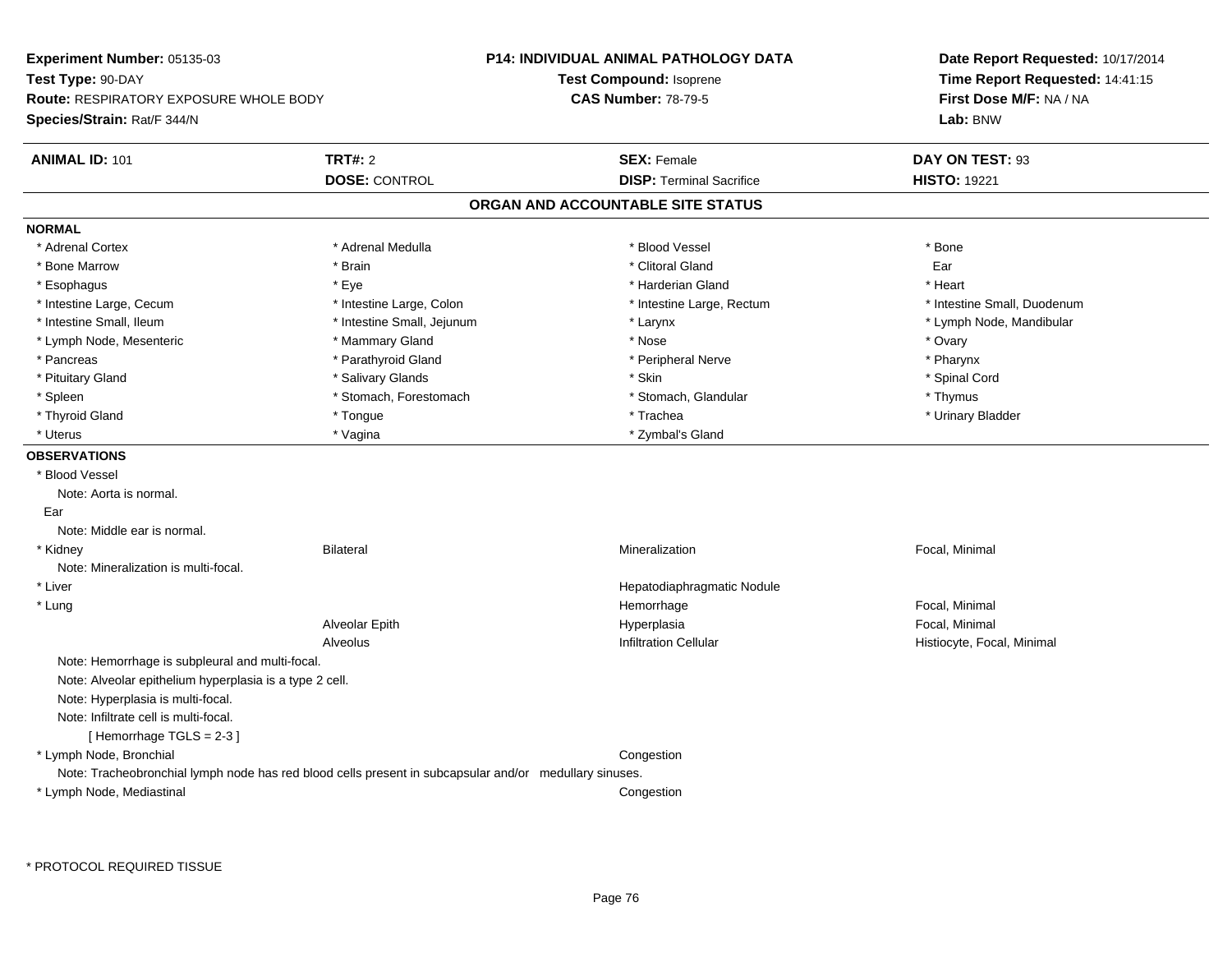**Experiment Number:** 05135-03
**Test Type:** 90-DAY
**Route:** RESPIRATORY EXPOSURE WHOLE BODY
**Species/Strain:** Rat/F 344/N

**P14: INDIVIDUAL ANIMAL PATHOLOGY DATA**
**Test Compound:** Isoprene
**CAS Number:** 78-79-5

**Date Report Requested:** 10/17/2014
**Time Report Requested:** 14:41:15
**First Dose M/F:** NA / NA
**Lab:** BNW

| **ANIMAL ID:** 101 | **TRT#:** 2 | **SEX:** Female | **DAY ON TEST:** 93 |
|---|---|---|---|
| | **DOSE:** CONTROL | **DISP:** Terminal Sacrifice | **HISTO:** 19221 |

## ORGAN AND ACCOUNTABLE SITE STATUS

**NORMAL**

| | | | |
|---|---|---|---|
| * Adrenal Cortex | * Adrenal Medulla | * Blood Vessel | * Bone |
| * Bone Marrow | * Brain | * Clitoral Gland | Ear |
| * Esophagus | * Eye | * Harderian Gland | * Heart |
| * Intestine Large, Cecum | * Intestine Large, Colon | * Intestine Large, Rectum | * Intestine Small, Duodenum |
| * Intestine Small, Ileum | * Intestine Small, Jejunum | * Larynx | * Lymph Node, Mandibular |
| * Lymph Node, Mesenteric | * Mammary Gland | * Nose | * Ovary |
| * Pancreas | * Parathyroid Gland | * Peripheral Nerve | * Pharynx |
| * Pituitary Gland | * Salivary Glands | * Skin | * Spinal Cord |
| * Spleen | * Stomach, Forestomach | * Stomach, Glandular | * Thymus |
| * Thyroid Gland | * Tongue | * Trachea | * Urinary Bladder |
| * Uterus | * Vagina | * Zymbal's Gland | |

**OBSERVATIONS**

* Blood Vessel
  Note: Aorta is normal.

Ear
  Note: Middle ear is normal.

| | | | |
|---|---|---|---|
| * Kidney | Bilateral | Mineralization | Focal, Minimal |

  Note: Mineralization is multi-focal.

| | | | |
|---|---|---|---|
| * Liver | | Hepatodiaphragmatic Nodule | |
| * Lung | | Hemorrhage | Focal, Minimal |
| | Alveolar Epith | Hyperplasia | Focal, Minimal |
| | Alveolus | Infiltration Cellular | Histiocyte, Focal, Minimal |

  Note: Hemorrhage is subpleural and multi-focal.
  Note: Alveolar epithelium hyperplasia is a type 2 cell.
  Note: Hyperplasia is multi-focal.
  Note: Infiltrate cell is multi-focal.
  [ Hemorrhage TGLS = 2-3 ]

| | | | |
|---|---|---|---|
| * Lymph Node, Bronchial | | Congestion | |

  Note: Tracheobronchial lymph node has red blood cells present in subcapsular and/or medullary sinuses.

| | | | |
|---|---|---|---|
| * Lymph Node, Mediastinal | | Congestion | |

\* PROTOCOL REQUIRED TISSUE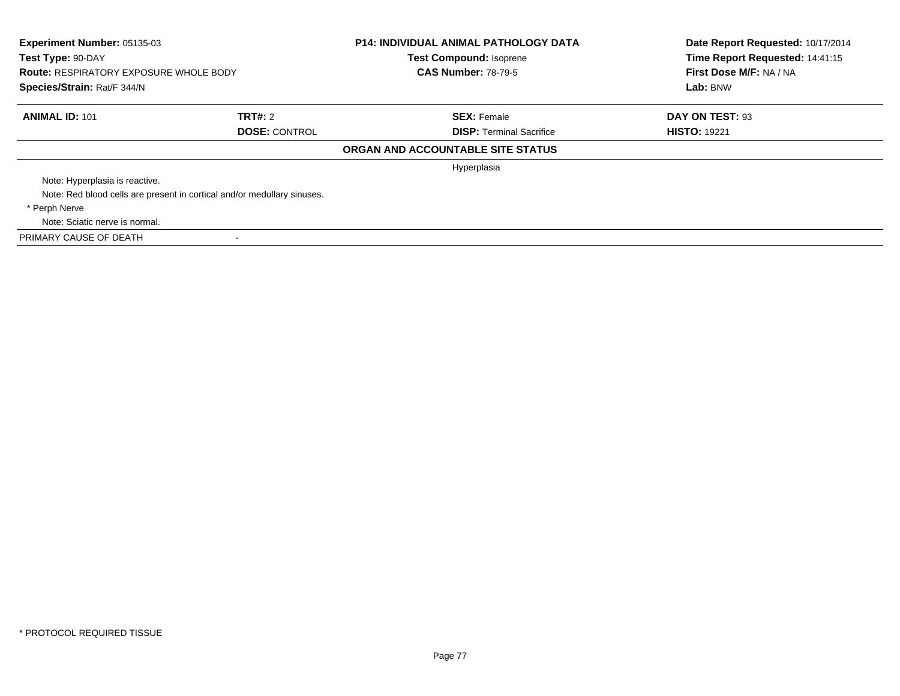| Experiment Number: 05135-03 | P14: INDIVIDUAL ANIMAL PATHOLOGY DATA | Date Report Requested: 10/17/2014 |
|---|---|---|
| Test Type: 90-DAY | Test Compound: Isoprene | Time Report Requested: 14:41:15 |
| Route: RESPIRATORY EXPOSURE WHOLE BODY | CAS Number: 78-79-5 | First Dose M/F: NA / NA |
| Species/Strain: Rat/F 344/N | | Lab: BNW |

| ANIMAL ID: 101 | TRT#: 2 | SEX: Female | DAY ON TEST: 93 |
|---|---|---|---|
| | DOSE: CONTROL | DISP: Terminal Sacrifice | HISTO: 19221 |

**ORGAN AND ACCOUNTABLE SITE STATUS**

| | | |
|---|---|---|
| | | Hyperplasia |
| Note: Hyperplasia is reactive. | | |
| Note: Red blood cells are present in cortical and/or medullary sinuses. | | |
| * Perph Nerve | | |
| Note: Sciatic nerve is normal. | | |
| PRIMARY CAUSE OF DEATH | - | |

* PROTOCOL REQUIRED TISSUE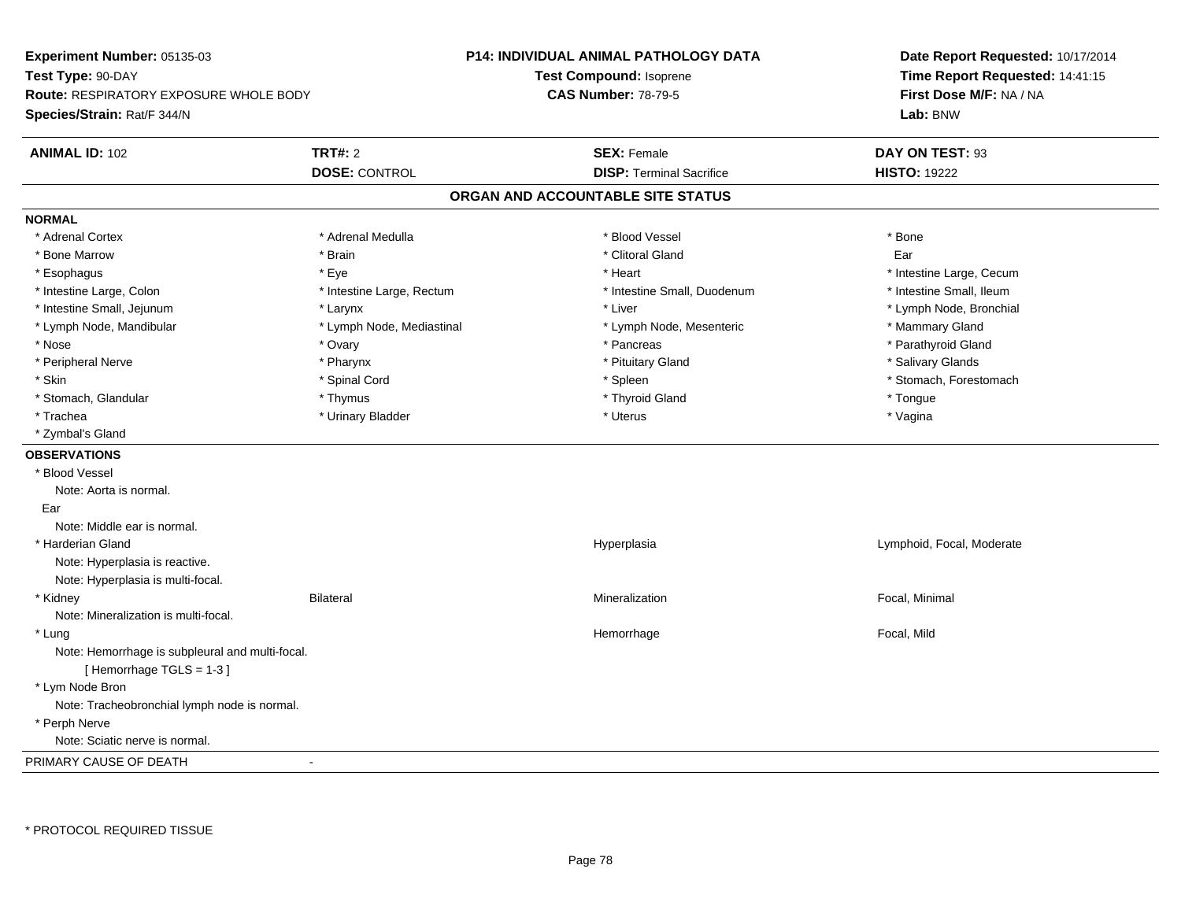**Experiment Number:** 05135-03
**Test Type:** 90-DAY
**Route:** RESPIRATORY EXPOSURE WHOLE BODY
**Species/Strain:** Rat/F 344/N

**P14: INDIVIDUAL ANIMAL PATHOLOGY DATA**
**Test Compound:** Isoprene
**CAS Number:** 78-79-5

**Date Report Requested:** 10/17/2014
**Time Report Requested:** 14:41:15
**First Dose M/F:** NA / NA
**Lab:** BNW

| **ANIMAL ID:** 102 | **TRT#:** 2 | **SEX:** Female | **DAY ON TEST:** 93 |
|---|---|---|---|
| | **DOSE:** CONTROL | **DISP:** Terminal Sacrifice | **HISTO:** 19222 |

## ORGAN AND ACCOUNTABLE SITE STATUS

**NORMAL**

| | | | |
|---|---|---|---|
| * Adrenal Cortex | * Adrenal Medulla | * Blood Vessel | * Bone |
| * Bone Marrow | * Brain | * Clitoral Gland | Ear |
| * Esophagus | * Eye | * Heart | * Intestine Large, Cecum |
| * Intestine Large, Colon | * Intestine Large, Rectum | * Intestine Small, Duodenum | * Intestine Small, Ileum |
| * Intestine Small, Jejunum | * Larynx | * Liver | * Lymph Node, Bronchial |
| * Lymph Node, Mandibular | * Lymph Node, Mediastinal | * Lymph Node, Mesenteric | * Mammary Gland |
| * Nose | * Ovary | * Pancreas | * Parathyroid Gland |
| * Peripheral Nerve | * Pharynx | * Pituitary Gland | * Salivary Glands |
| * Skin | * Spinal Cord | * Spleen | * Stomach, Forestomach |
| * Stomach, Glandular | * Thymus | * Thyroid Gland | * Tongue |
| * Trachea | * Urinary Bladder | * Uterus | * Vagina |
| * Zymbal's Gland | | | |

**OBSERVATIONS**

| | | | |
|---|---|---|---|
| * Blood Vessel | | | |
| Note: Aorta is normal. | | | |
| Ear | | | |
| Note: Middle ear is normal. | | | |
| * Harderian Gland | | Hyperplasia | Lymphoid, Focal, Moderate |
| Note: Hyperplasia is reactive. | | | |
| Note: Hyperplasia is multi-focal. | | | |
| * Kidney | Bilateral | Mineralization | Focal, Minimal |
| Note: Mineralization is multi-focal. | | | |
| * Lung | | Hemorrhage | Focal, Mild |
| Note: Hemorrhage is subpleural and multi-focal. | | | |
| [ Hemorrhage TGLS = 1-3 ] | | | |
| * Lym Node Bron | | | |
| Note: Tracheobronchial lymph node is normal. | | | |
| * Perph Nerve | | | |
| Note: Sciatic nerve is normal. | | | |

PRIMARY CAUSE OF DEATH -

\* PROTOCOL REQUIRED TISSUE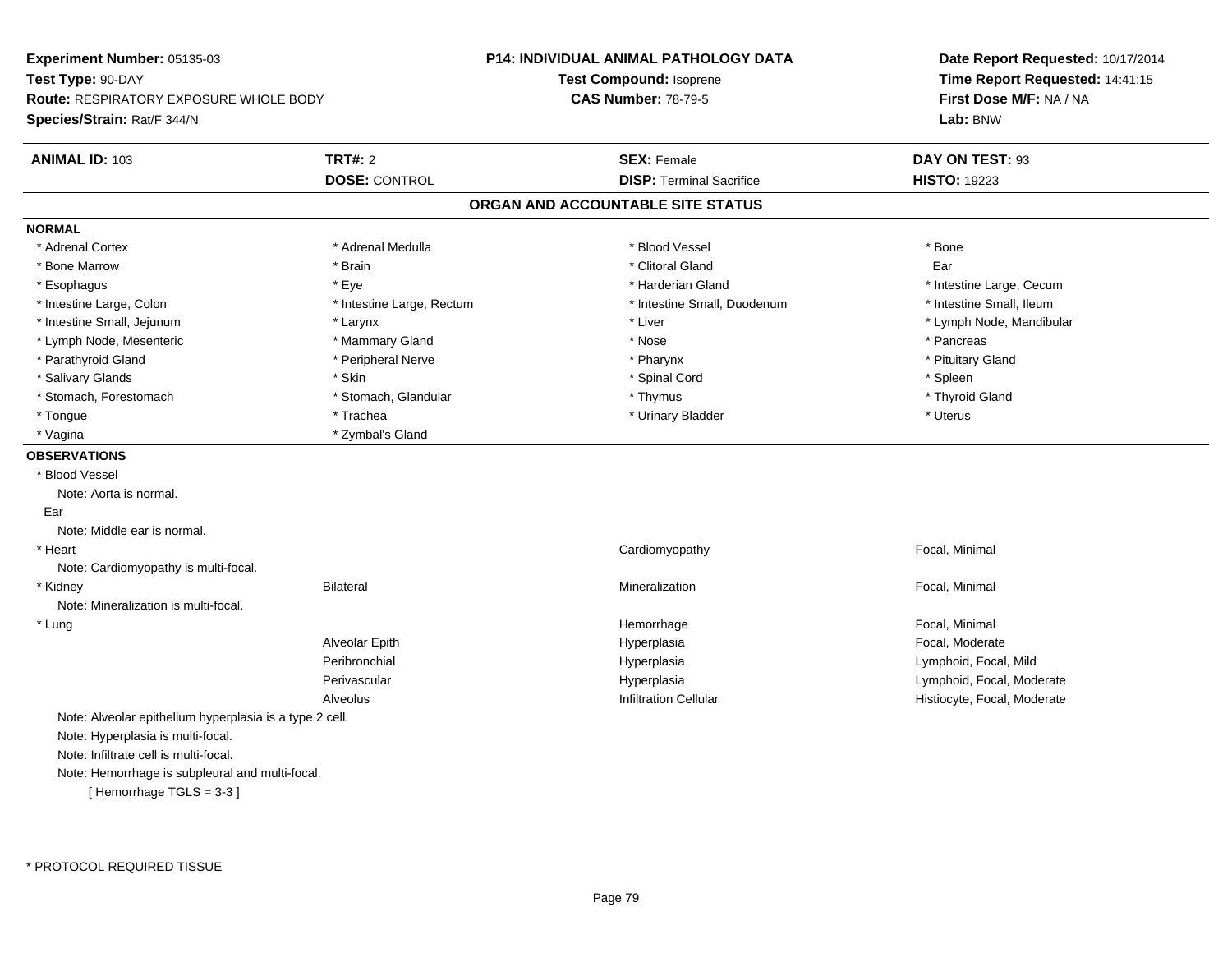**Experiment Number:** 05135-03
**Test Type:** 90-DAY
**Route:** RESPIRATORY EXPOSURE WHOLE BODY
**Species/Strain:** Rat/F 344/N

**P14: INDIVIDUAL ANIMAL PATHOLOGY DATA**
**Test Compound:** Isoprene
**CAS Number:** 78-79-5

**Date Report Requested:** 10/17/2014
**Time Report Requested:** 14:41:15
**First Dose M/F:** NA / NA
**Lab:** BNW

| **ANIMAL ID:** 103 | **TRT#:** 2 | **SEX:** Female | **DAY ON TEST:** 93 |
|---|---|---|---|
| | **DOSE:** CONTROL | **DISP:** Terminal Sacrifice | **HISTO:** 19223 |

## ORGAN AND ACCOUNTABLE SITE STATUS

**NORMAL**

| | | | |
|---|---|---|---|
| * Adrenal Cortex | * Adrenal Medulla | * Blood Vessel | * Bone |
| * Bone Marrow | * Brain | * Clitoral Gland | Ear |
| * Esophagus | * Eye | * Harderian Gland | * Intestine Large, Cecum |
| * Intestine Large, Colon | * Intestine Large, Rectum | * Intestine Small, Duodenum | * Intestine Small, Ileum |
| * Intestine Small, Jejunum | * Larynx | * Liver | * Lymph Node, Mandibular |
| * Lymph Node, Mesenteric | * Mammary Gland | * Nose | * Pancreas |
| * Parathyroid Gland | * Peripheral Nerve | * Pharynx | * Pituitary Gland |
| * Salivary Glands | * Skin | * Spinal Cord | * Spleen |
| * Stomach, Forestomach | * Stomach, Glandular | * Thymus | * Thyroid Gland |
| * Tongue | * Trachea | * Urinary Bladder | * Uterus |
| * Vagina | * Zymbal's Gland | | |

**OBSERVATIONS**

* Blood Vessel
  Note: Aorta is normal.

Ear
  Note: Middle ear is normal.

| | | | |
|---|---|---|---|
| * Heart | | Cardiomyopathy | Focal, Minimal |

  Note: Cardiomyopathy is multi-focal.

| | | | |
|---|---|---|---|
| * Kidney | Bilateral | Mineralization | Focal, Minimal |

  Note: Mineralization is multi-focal.

| | | | |
|---|---|---|---|
| * Lung | | Hemorrhage | Focal, Minimal |
| | Alveolar Epith | Hyperplasia | Focal, Moderate |
| | Peribronchial | Hyperplasia | Lymphoid, Focal, Mild |
| | Perivascular | Hyperplasia | Lymphoid, Focal, Moderate |
| | Alveolus | Infiltration Cellular | Histiocyte, Focal, Moderate |

  Note: Alveolar epithelium hyperplasia is a type 2 cell.
  Note: Hyperplasia is multi-focal.
  Note: Infiltrate cell is multi-focal.
  Note: Hemorrhage is subpleural and multi-focal.
  [ Hemorrhage TGLS = 3-3 ]

* PROTOCOL REQUIRED TISSUE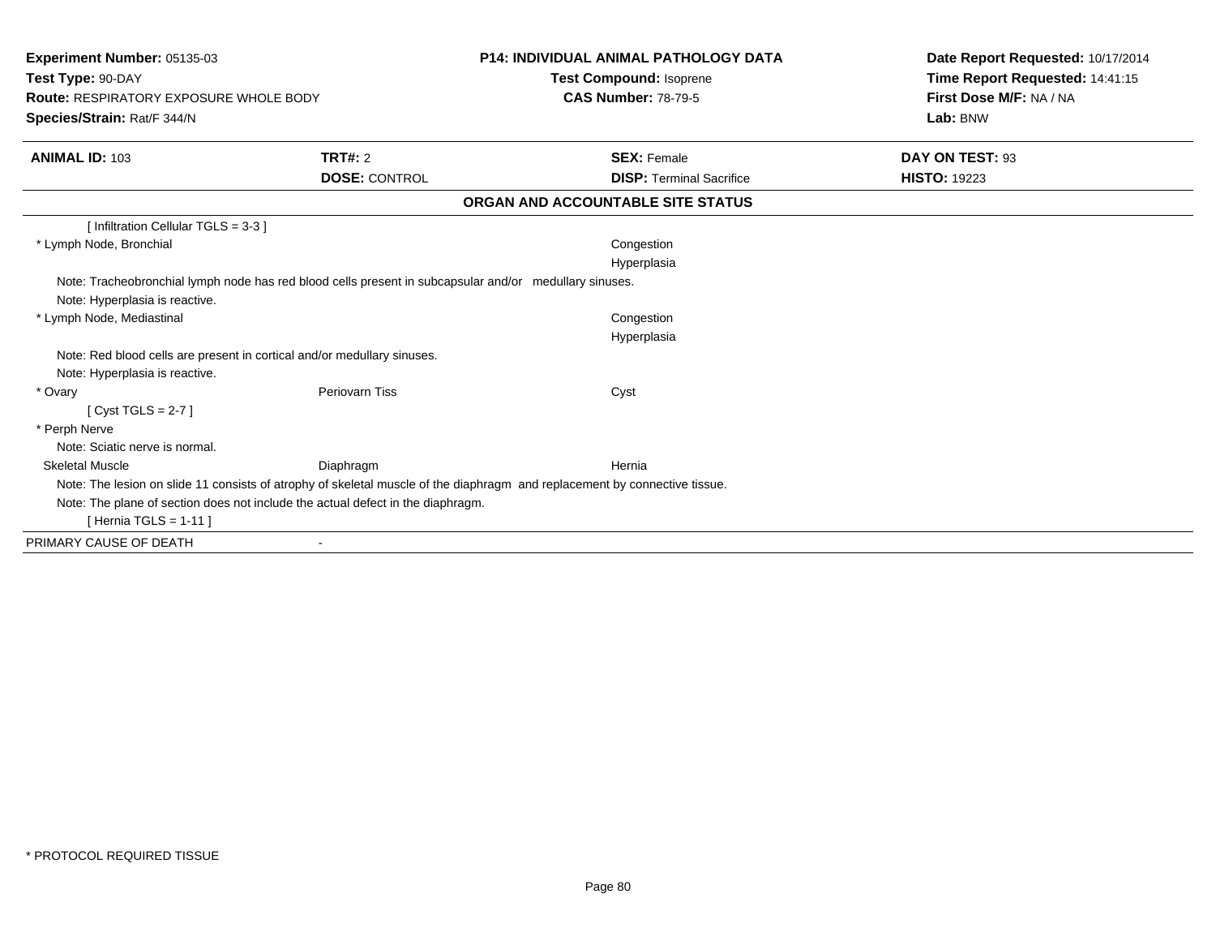**Experiment Number:** 05135-03
**Test Type:** 90-DAY
**Route:** RESPIRATORY EXPOSURE WHOLE BODY
**Species/Strain:** Rat/F 344/N

**P14: INDIVIDUAL ANIMAL PATHOLOGY DATA**
**Test Compound:** Isoprene
**CAS Number:** 78-79-5

**Date Report Requested:** 10/17/2014
**Time Report Requested:** 14:41:15
**First Dose M/F:** NA / NA
**Lab:** BNW

| **ANIMAL ID:** 103 | **TRT#:** 2 | **SEX:** Female | **DAY ON TEST:** 93 |
|---|---|---|---|
| | **DOSE:** CONTROL | **DISP:** Terminal Sacrifice | **HISTO:** 19223 |

## ORGAN AND ACCOUNTABLE SITE STATUS

[ Infiltration Cellular TGLS = 3-3 ]

* Lymph Node, Bronchial — Congestion; Hyperplasia
  - Note: Tracheobronchial lymph node has red blood cells present in subcapsular and/or medullary sinuses.
  - Note: Hyperplasia is reactive.
* Lymph Node, Mediastinal — Congestion; Hyperplasia
  - Note: Red blood cells are present in cortical and/or medullary sinuses.
  - Note: Hyperplasia is reactive.
* Ovary — Periovarn Tiss — Cyst
  - [ Cyst TGLS = 2-7 ]
* Perph Nerve
  - Note: Sciatic nerve is normal.

Skeletal Muscle — Diaphragm — Hernia
  - Note: The lesion on slide 11 consists of atrophy of skeletal muscle of the diaphragm and replacement by connective tissue.
  - Note: The plane of section does not include the actual defect in the diaphragm.
  - [ Hernia TGLS = 1-11 ]

PRIMARY CAUSE OF DEATH -

* PROTOCOL REQUIRED TISSUE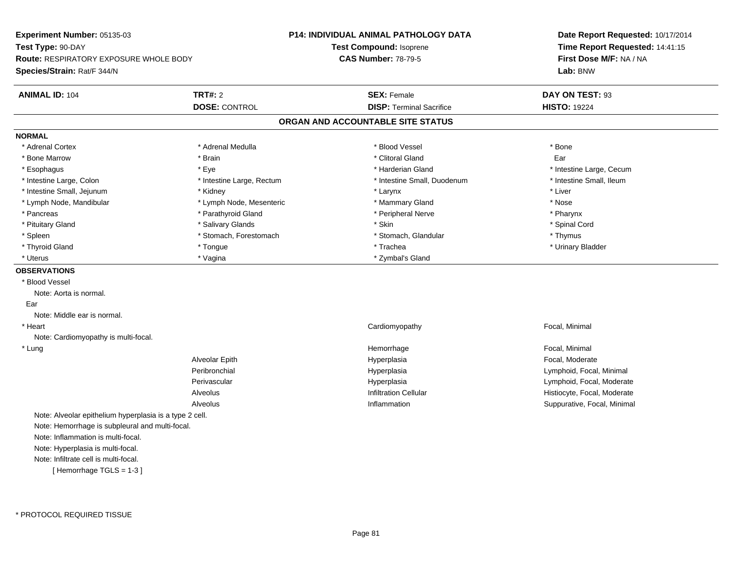**Experiment Number:** 05135-03
**Test Type:** 90-DAY
**Route:** RESPIRATORY EXPOSURE WHOLE BODY
**Species/Strain:** Rat/F 344/N

**P14: INDIVIDUAL ANIMAL PATHOLOGY DATA**
**Test Compound:** Isoprene
**CAS Number:** 78-79-5

**Date Report Requested:** 10/17/2014
**Time Report Requested:** 14:41:15
**First Dose M/F:** NA / NA
**Lab:** BNW

| **ANIMAL ID:** 104 | **TRT#:** 2 | **SEX:** Female | **DAY ON TEST:** 93 |
|---|---|---|---|
| | **DOSE:** CONTROL | **DISP:** Terminal Sacrifice | **HISTO:** 19224 |

## ORGAN AND ACCOUNTABLE SITE STATUS

**NORMAL**

| | | | |
|---|---|---|---|
| * Adrenal Cortex | * Adrenal Medulla | * Blood Vessel | * Bone |
| * Bone Marrow | * Brain | * Clitoral Gland | Ear |
| * Esophagus | * Eye | * Harderian Gland | * Intestine Large, Cecum |
| * Intestine Large, Colon | * Intestine Large, Rectum | * Intestine Small, Duodenum | * Intestine Small, Ileum |
| * Intestine Small, Jejunum | * Kidney | * Larynx | * Liver |
| * Lymph Node, Mandibular | * Lymph Node, Mesenteric | * Mammary Gland | * Nose |
| * Pancreas | * Parathyroid Gland | * Peripheral Nerve | * Pharynx |
| * Pituitary Gland | * Salivary Glands | * Skin | * Spinal Cord |
| * Spleen | * Stomach, Forestomach | * Stomach, Glandular | * Thymus |
| * Thyroid Gland | * Tongue | * Trachea | * Urinary Bladder |
| * Uterus | * Vagina | * Zymbal's Gland | |

**OBSERVATIONS**

* Blood Vessel
  Note: Aorta is normal.

Ear
  Note: Middle ear is normal.

| | | | |
|---|---|---|---|
| * Heart | | Cardiomyopathy | Focal, Minimal |

Note: Cardiomyopathy is multi-focal.

| | | | |
|---|---|---|---|
| * Lung | | Hemorrhage | Focal, Minimal |
| | Alveolar Epith | Hyperplasia | Focal, Moderate |
| | Peribronchial | Hyperplasia | Lymphoid, Focal, Minimal |
| | Perivascular | Hyperplasia | Lymphoid, Focal, Moderate |
| | Alveolus | Infiltration Cellular | Histiocyte, Focal, Moderate |
| | Alveolus | Inflammation | Suppurative, Focal, Minimal |

Note: Alveolar epithelium hyperplasia is a type 2 cell.
Note: Hemorrhage is subpleural and multi-focal.
Note: Inflammation is multi-focal.
Note: Hyperplasia is multi-focal.
Note: Infiltrate cell is multi-focal.
[ Hemorrhage TGLS = 1-3 ]

* PROTOCOL REQUIRED TISSUE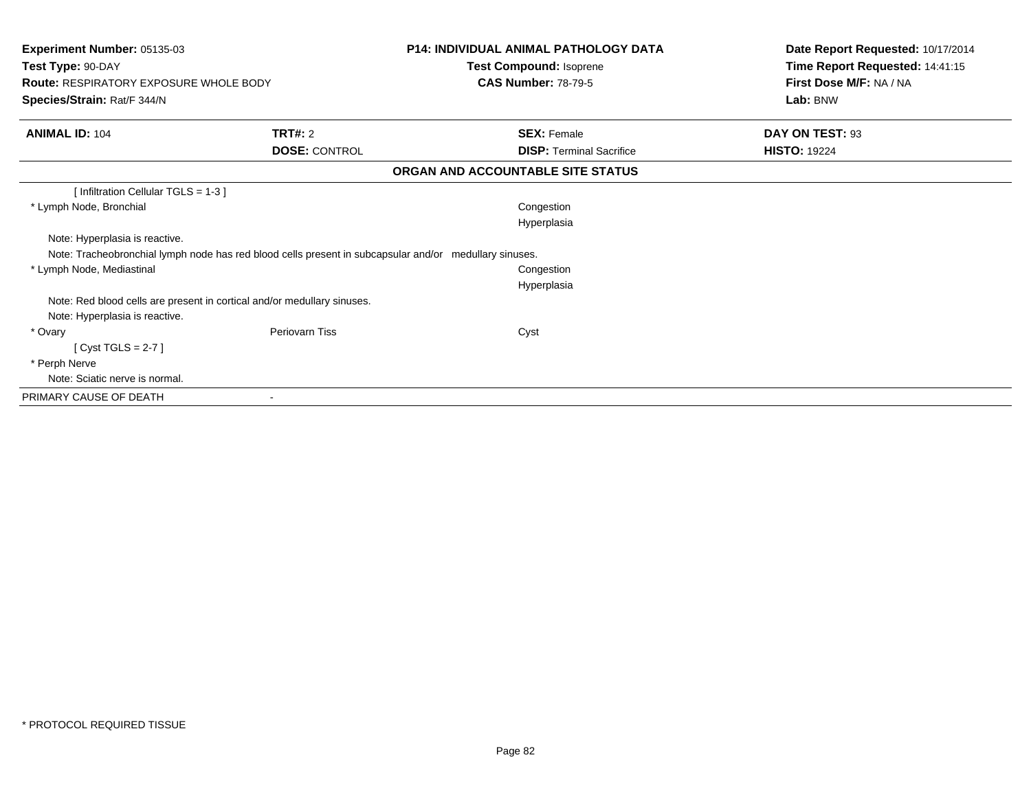**Experiment Number:** 05135-03
**Test Type:** 90-DAY
**Route:** RESPIRATORY EXPOSURE WHOLE BODY
**Species/Strain:** Rat/F 344/N

**P14: INDIVIDUAL ANIMAL PATHOLOGY DATA**
**Test Compound:** Isoprene
**CAS Number:** 78-79-5

**Date Report Requested:** 10/17/2014
**Time Report Requested:** 14:41:15
**First Dose M/F:** NA / NA
**Lab:** BNW

| **ANIMAL ID:** 104 | **TRT#:** 2 | **SEX:** Female | **DAY ON TEST:** 93 |
|---|---|---|---|
| | **DOSE:** CONTROL | **DISP:** Terminal Sacrifice | **HISTO:** 19224 |

## ORGAN AND ACCOUNTABLE SITE STATUS

| | | | |
|---|---|---|---|
| [ Infiltration Cellular TGLS = 1-3 ] | | | |
| * Lymph Node, Bronchial | | Congestion | |
| | | Hyperplasia | |
| Note: Hyperplasia is reactive. | | | |
| Note: Tracheobronchial lymph node has red blood cells present in subcapsular and/or medullary sinuses. | | | |
| * Lymph Node, Mediastinal | | Congestion | |
| | | Hyperplasia | |
| Note: Red blood cells are present in cortical and/or medullary sinuses. | | | |
| Note: Hyperplasia is reactive. | | | |
| * Ovary | Periovarn Tiss | Cyst | |
| [ Cyst TGLS = 2-7 ] | | | |
| * Perph Nerve | | | |
| Note: Sciatic nerve is normal. | | | |
| PRIMARY CAUSE OF DEATH | - | | |

\* PROTOCOL REQUIRED TISSUE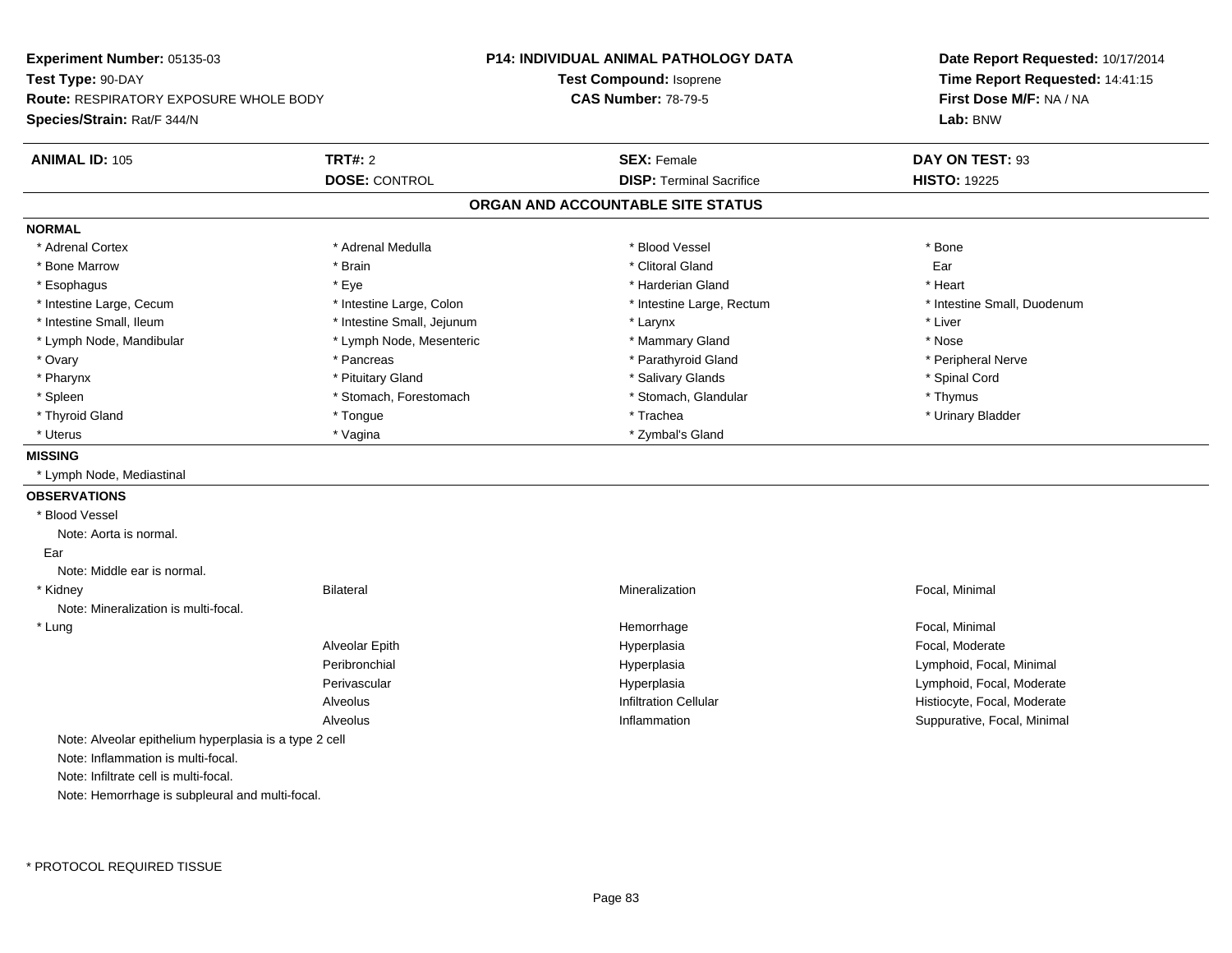**Experiment Number:** 05135-03
**Test Type:** 90-DAY
**Route:** RESPIRATORY EXPOSURE WHOLE BODY
**Species/Strain:** Rat/F 344/N

**P14: INDIVIDUAL ANIMAL PATHOLOGY DATA**
**Test Compound:** Isoprene
**CAS Number:** 78-79-5

**Date Report Requested:** 10/17/2014
**Time Report Requested:** 14:41:15
**First Dose M/F:** NA / NA
**Lab:** BNW

| **ANIMAL ID:** 105 | **TRT#:** 2 | **SEX:** Female | **DAY ON TEST:** 93 |
|---|---|---|---|
| | **DOSE:** CONTROL | **DISP:** Terminal Sacrifice | **HISTO:** 19225 |

## ORGAN AND ACCOUNTABLE SITE STATUS

**NORMAL**

| | | | |
|---|---|---|---|
| * Adrenal Cortex | * Adrenal Medulla | * Blood Vessel | * Bone |
| * Bone Marrow | * Brain | * Clitoral Gland | Ear |
| * Esophagus | * Eye | * Harderian Gland | * Heart |
| * Intestine Large, Cecum | * Intestine Large, Colon | * Intestine Large, Rectum | * Intestine Small, Duodenum |
| * Intestine Small, Ileum | * Intestine Small, Jejunum | * Larynx | * Liver |
| * Lymph Node, Mandibular | * Lymph Node, Mesenteric | * Mammary Gland | * Nose |
| * Ovary | * Pancreas | * Parathyroid Gland | * Peripheral Nerve |
| * Pharynx | * Pituitary Gland | * Salivary Glands | * Spinal Cord |
| * Spleen | * Stomach, Forestomach | * Stomach, Glandular | * Thymus |
| * Thyroid Gland | * Tongue | * Trachea | * Urinary Bladder |
| * Uterus | * Vagina | * Zymbal's Gland | |

**MISSING**

* Lymph Node, Mediastinal

**OBSERVATIONS**

* Blood Vessel
  Note: Aorta is normal.

Ear
  Note: Middle ear is normal.

| | | | |
|---|---|---|---|
| * Kidney | Bilateral | Mineralization | Focal, Minimal |

Note: Mineralization is multi-focal.

| | | | |
|---|---|---|---|
| * Lung | | Hemorrhage | Focal, Minimal |
| | Alveolar Epith | Hyperplasia | Focal, Moderate |
| | Peribronchial | Hyperplasia | Lymphoid, Focal, Minimal |
| | Perivascular | Hyperplasia | Lymphoid, Focal, Moderate |
| | Alveolus | Infiltration Cellular | Histiocyte, Focal, Moderate |
| | Alveolus | Inflammation | Suppurative, Focal, Minimal |

Note: Alveolar epithelium hyperplasia is a type 2 cell
Note: Inflammation is multi-focal.
Note: Infiltrate cell is multi-focal.
Note: Hemorrhage is subpleural and multi-focal.

* PROTOCOL REQUIRED TISSUE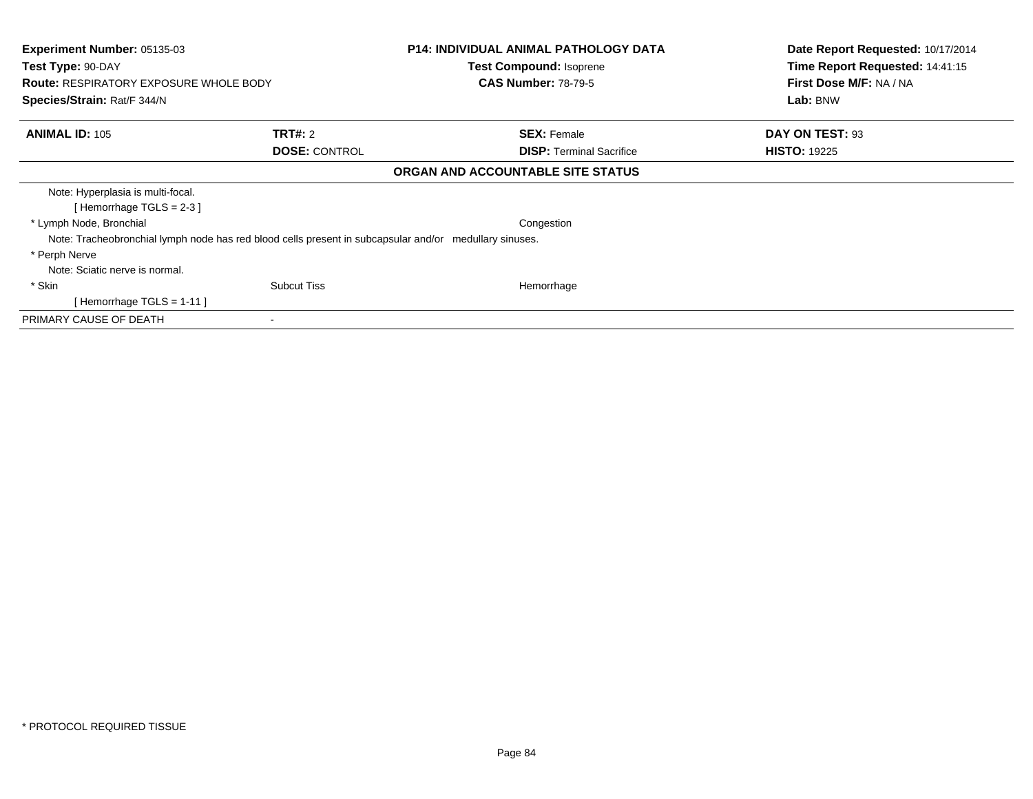**Experiment Number:** 05135-03
**Test Type:** 90-DAY
**Route:** RESPIRATORY EXPOSURE WHOLE BODY
**Species/Strain:** Rat/F 344/N

**P14: INDIVIDUAL ANIMAL PATHOLOGY DATA**
**Test Compound:** Isoprene
**CAS Number:** 78-79-5

**Date Report Requested:** 10/17/2014
**Time Report Requested:** 14:41:15
**First Dose M/F:** NA / NA
**Lab:** BNW

| **ANIMAL ID:** 105 | **TRT#:** 2 | **SEX:** Female | **DAY ON TEST:** 93 |
|---|---|---|---|
| | **DOSE:** CONTROL | **DISP:** Terminal Sacrifice | **HISTO:** 19225 |

## ORGAN AND ACCOUNTABLE SITE STATUS

Note: Hyperplasia is multi-focal.
[ Hemorrhage TGLS = 2-3 ]

| | | |
|---|---|---|
| * Lymph Node, Bronchial | | Congestion |

Note: Tracheobronchial lymph node has red blood cells present in subcapsular and/or medullary sinuses.

* Perph Nerve

Note: Sciatic nerve is normal.

| | | |
|---|---|---|
| * Skin | Subcut Tiss | Hemorrhage |

[ Hemorrhage TGLS = 1-11 ]

PRIMARY CAUSE OF DEATH -

* PROTOCOL REQUIRED TISSUE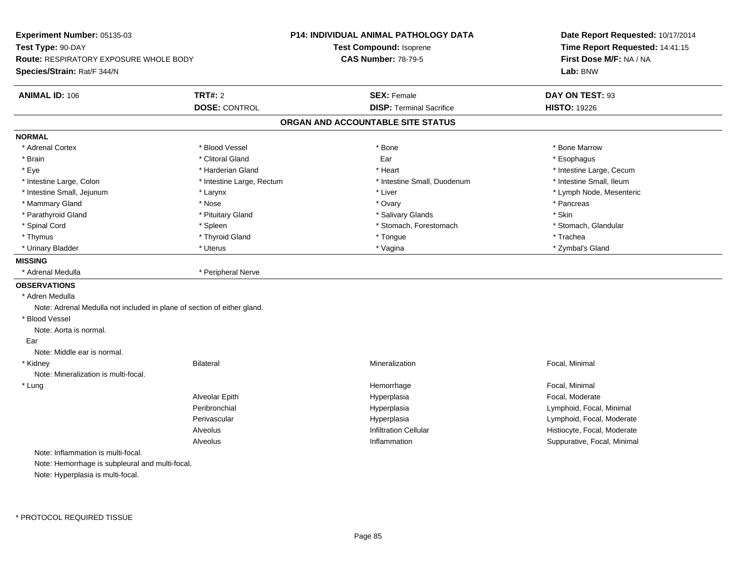**Experiment Number:** 05135-03
**Test Type:** 90-DAY
**Route:** RESPIRATORY EXPOSURE WHOLE BODY
**Species/Strain:** Rat/F 344/N

**P14: INDIVIDUAL ANIMAL PATHOLOGY DATA**
**Test Compound:** Isoprene
**CAS Number:** 78-79-5

**Date Report Requested:** 10/17/2014
**Time Report Requested:** 14:41:15
**First Dose M/F:** NA / NA
**Lab:** BNW

| **ANIMAL ID:** 106 | **TRT#:** 2 | **SEX:** Female | **DAY ON TEST:** 93 |
|---|---|---|---|
| | **DOSE:** CONTROL | **DISP:** Terminal Sacrifice | **HISTO:** 19226 |

## ORGAN AND ACCOUNTABLE SITE STATUS

**NORMAL**

| | | | |
|---|---|---|---|
| * Adrenal Cortex | * Blood Vessel | * Bone | * Bone Marrow |
| * Brain | * Clitoral Gland | Ear | * Esophagus |
| * Eye | * Harderian Gland | * Heart | * Intestine Large, Cecum |
| * Intestine Large, Colon | * Intestine Large, Rectum | * Intestine Small, Duodenum | * Intestine Small, Ileum |
| * Intestine Small, Jejunum | * Larynx | * Liver | * Lymph Node, Mesenteric |
| * Mammary Gland | * Nose | * Ovary | * Pancreas |
| * Parathyroid Gland | * Pituitary Gland | * Salivary Glands | * Skin |
| * Spinal Cord | * Spleen | * Stomach, Forestomach | * Stomach, Glandular |
| * Thymus | * Thyroid Gland | * Tongue | * Trachea |
| * Urinary Bladder | * Uterus | * Vagina | * Zymbal's Gland |

**MISSING**

| | |
|---|---|
| * Adrenal Medulla | * Peripheral Nerve |

**OBSERVATIONS**

* Adren Medulla
    Note: Adrenal Medulla not included in plane of section of either gland.
* Blood Vessel
    Note: Aorta is normal.
Ear
    Note: Middle ear is normal.

| | | | |
|---|---|---|---|
| * Kidney | Bilateral | Mineralization | Focal, Minimal |

Note: Mineralization is multi-focal.

| | | | |
|---|---|---|---|
| * Lung | | Hemorrhage | Focal, Minimal |
| | Alveolar Epith | Hyperplasia | Focal, Moderate |
| | Peribronchial | Hyperplasia | Lymphoid, Focal, Minimal |
| | Perivascular | Hyperplasia | Lymphoid, Focal, Moderate |
| | Alveolus | Infiltration Cellular | Histiocyte, Focal, Moderate |
| | Alveolus | Inflammation | Suppurative, Focal, Minimal |

Note: Inflammation is multi-focal.
Note: Hemorrhage is subpleural and multi-focal.
Note: Hyperplasia is multi-focal.

* PROTOCOL REQUIRED TISSUE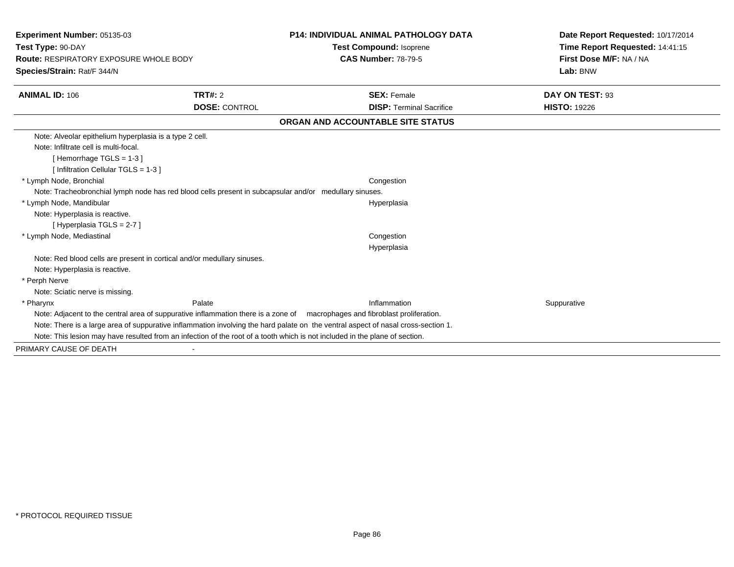**Experiment Number:** 05135-03
**Test Type:** 90-DAY
**Route:** RESPIRATORY EXPOSURE WHOLE BODY
**Species/Strain:** Rat/F 344/N

**P14: INDIVIDUAL ANIMAL PATHOLOGY DATA**
**Test Compound:** Isoprene
**CAS Number:** 78-79-5

**Date Report Requested:** 10/17/2014
**Time Report Requested:** 14:41:15
**First Dose M/F:** NA / NA
**Lab:** BNW

| **ANIMAL ID:** 106 | **TRT#:** 2 | **SEX:** Female | **DAY ON TEST:** 93 |
|---|---|---|---|
| | **DOSE:** CONTROL | **DISP:** Terminal Sacrifice | **HISTO:** 19226 |

**ORGAN AND ACCOUNTABLE SITE STATUS**

Note: Alveolar epithelium hyperplasia is a type 2 cell.
Note: Infiltrate cell is multi-focal.
[ Hemorrhage TGLS = 1-3 ]
[ Infiltration Cellular TGLS = 1-3 ]

| | | | |
|---|---|---|---|
| * Lymph Node, Bronchial | | Congestion | |

Note: Tracheobronchial lymph node has red blood cells present in subcapsular and/or medullary sinuses.

| | | | |
|---|---|---|---|
| * Lymph Node, Mandibular | | Hyperplasia | |

Note: Hyperplasia is reactive.
[ Hyperplasia TGLS = 2-7 ]

| | | | |
|---|---|---|---|
| * Lymph Node, Mediastinal | | Congestion | |
| | | Hyperplasia | |

Note: Red blood cells are present in cortical and/or medullary sinuses.
Note: Hyperplasia is reactive.

* Perph Nerve

Note: Sciatic nerve is missing.

| | | | |
|---|---|---|---|
| * Pharynx | Palate | Inflammation | Suppurative |

Note: Adjacent to the central area of suppurative inflammation there is a zone of macrophages and fibroblast proliferation.
Note: There is a large area of suppurative inflammation involving the hard palate on the ventral aspect of nasal cross-section 1.
Note: This lesion may have resulted from an infection of the root of a tooth which is not included in the plane of section.

PRIMARY CAUSE OF DEATH -

\* PROTOCOL REQUIRED TISSUE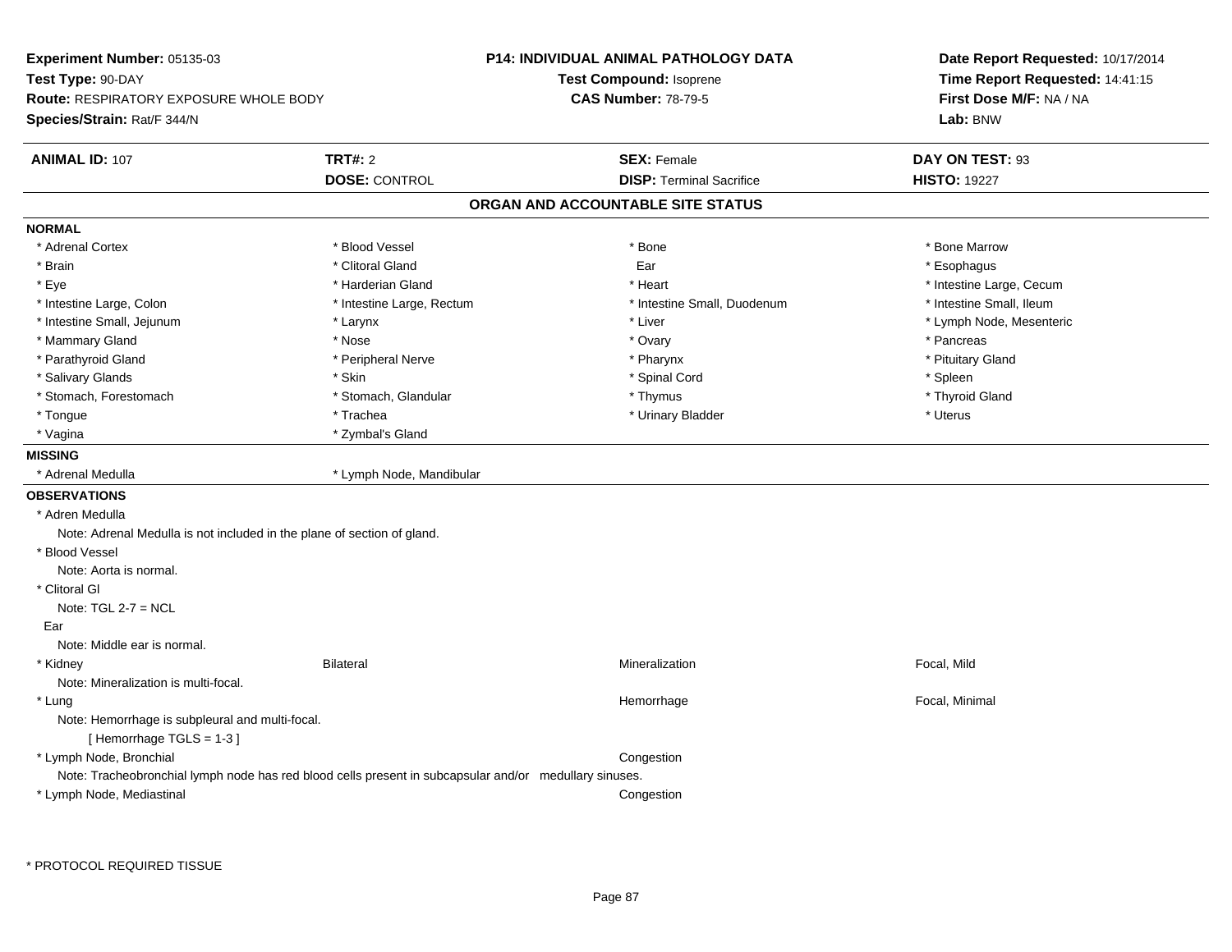**Experiment Number:** 05135-03
**Test Type:** 90-DAY
**Route:** RESPIRATORY EXPOSURE WHOLE BODY
**Species/Strain:** Rat/F 344/N

**P14: INDIVIDUAL ANIMAL PATHOLOGY DATA**
**Test Compound:** Isoprene
**CAS Number:** 78-79-5

**Date Report Requested:** 10/17/2014
**Time Report Requested:** 14:41:15
**First Dose M/F:** NA / NA
**Lab:** BNW

| **ANIMAL ID:** 107 | **TRT#:** 2 | **SEX:** Female | **DAY ON TEST:** 93 |
|---|---|---|---|
| | **DOSE:** CONTROL | **DISP:** Terminal Sacrifice | **HISTO:** 19227 |

## ORGAN AND ACCOUNTABLE SITE STATUS

**NORMAL**

| | | | |
|---|---|---|---|
| * Adrenal Cortex | * Blood Vessel | * Bone | * Bone Marrow |
| * Brain | * Clitoral Gland | Ear | * Esophagus |
| * Eye | * Harderian Gland | * Heart | * Intestine Large, Cecum |
| * Intestine Large, Colon | * Intestine Large, Rectum | * Intestine Small, Duodenum | * Intestine Small, Ileum |
| * Intestine Small, Jejunum | * Larynx | * Liver | * Lymph Node, Mesenteric |
| * Mammary Gland | * Nose | * Ovary | * Pancreas |
| * Parathyroid Gland | * Peripheral Nerve | * Pharynx | * Pituitary Gland |
| * Salivary Glands | * Skin | * Spinal Cord | * Spleen |
| * Stomach, Forestomach | * Stomach, Glandular | * Thymus | * Thyroid Gland |
| * Tongue | * Trachea | * Urinary Bladder | * Uterus |
| * Vagina | * Zymbal's Gland | | |

**MISSING**

| | |
|---|---|
| * Adrenal Medulla | * Lymph Node, Mandibular |

**OBSERVATIONS**

* Adren Medulla
  Note: Adrenal Medulla is not included in the plane of section of gland.
* Blood Vessel
  Note: Aorta is normal.
* Clitoral Gl
  Note: TGL 2-7 = NCL

Ear
  Note: Middle ear is normal.

| | | | |
|---|---|---|---|
| * Kidney | Bilateral | Mineralization | Focal, Mild |

  Note: Mineralization is multi-focal.

| | | | |
|---|---|---|---|
| * Lung | | Hemorrhage | Focal, Minimal |

  Note: Hemorrhage is subpleural and multi-focal.
  [ Hemorrhage TGLS = 1-3 ]

| | | | |
|---|---|---|---|
| * Lymph Node, Bronchial | | Congestion | |

  Note: Tracheobronchial lymph node has red blood cells present in subcapsular and/or medullary sinuses.

| | | | |
|---|---|---|---|
| * Lymph Node, Mediastinal | | Congestion | |

\* PROTOCOL REQUIRED TISSUE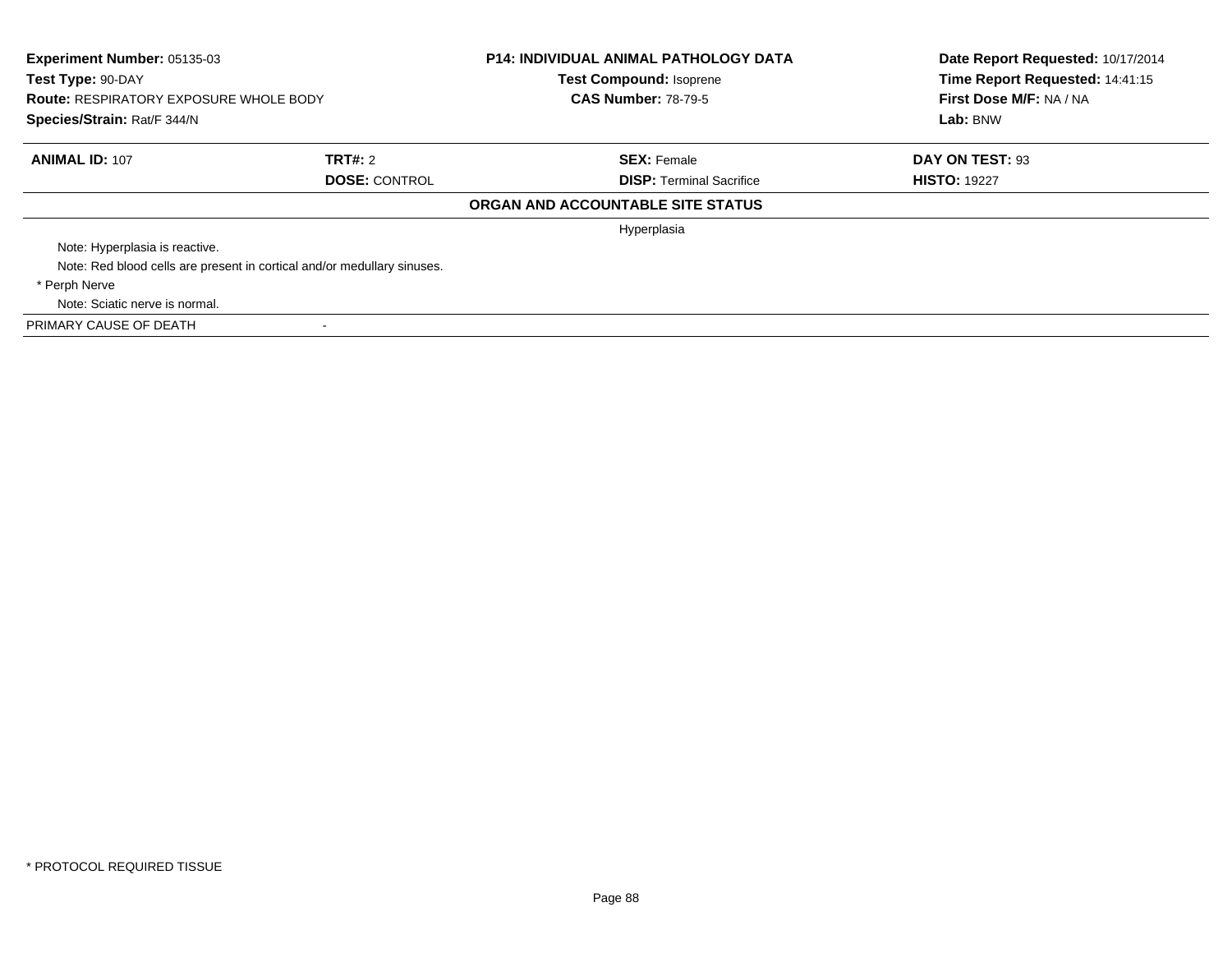**Experiment Number:** 05135-03
**Test Type:** 90-DAY
**Route:** RESPIRATORY EXPOSURE WHOLE BODY
**Species/Strain:** Rat/F 344/N

**P14: INDIVIDUAL ANIMAL PATHOLOGY DATA**
**Test Compound:** Isoprene
**CAS Number:** 78-79-5

**Date Report Requested:** 10/17/2014
**Time Report Requested:** 14:41:15
**First Dose M/F:** NA / NA
**Lab:** BNW

| **ANIMAL ID:** 107 | **TRT#:** 2 | **SEX:** Female | **DAY ON TEST:** 93 |
|---|---|---|---|
| | **DOSE:** CONTROL | **DISP:** Terminal Sacrifice | **HISTO:** 19227 |

**ORGAN AND ACCOUNTABLE SITE STATUS**

Hyperplasia

Note: Hyperplasia is reactive.

Note: Red blood cells are present in cortical and/or medullary sinuses.

\* Perph Nerve

Note: Sciatic nerve is normal.

PRIMARY CAUSE OF DEATH -

\* PROTOCOL REQUIRED TISSUE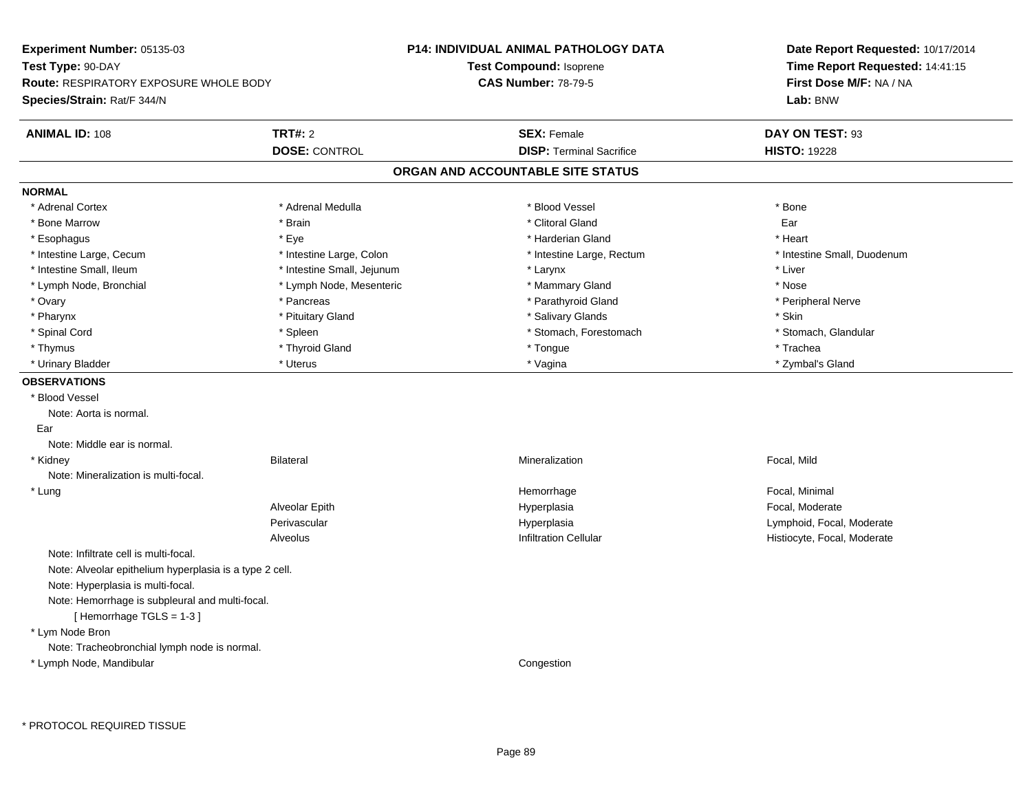**Experiment Number:** 05135-03
**Test Type:** 90-DAY
**Route:** RESPIRATORY EXPOSURE WHOLE BODY
**Species/Strain:** Rat/F 344/N

**P14: INDIVIDUAL ANIMAL PATHOLOGY DATA**
**Test Compound:** Isoprene
**CAS Number:** 78-79-5

**Date Report Requested:** 10/17/2014
**Time Report Requested:** 14:41:15
**First Dose M/F:** NA / NA
**Lab:** BNW

| **ANIMAL ID:** 108 | **TRT#:** 2 | **SEX:** Female | **DAY ON TEST:** 93 |
|---|---|---|---|
| | **DOSE:** CONTROL | **DISP:** Terminal Sacrifice | **HISTO:** 19228 |

## ORGAN AND ACCOUNTABLE SITE STATUS

**NORMAL**

| | | | |
|---|---|---|---|
| * Adrenal Cortex | * Adrenal Medulla | * Blood Vessel | * Bone |
| * Bone Marrow | * Brain | * Clitoral Gland | Ear |
| * Esophagus | * Eye | * Harderian Gland | * Heart |
| * Intestine Large, Cecum | * Intestine Large, Colon | * Intestine Large, Rectum | * Intestine Small, Duodenum |
| * Intestine Small, Ileum | * Intestine Small, Jejunum | * Larynx | * Liver |
| * Lymph Node, Bronchial | * Lymph Node, Mesenteric | * Mammary Gland | * Nose |
| * Ovary | * Pancreas | * Parathyroid Gland | * Peripheral Nerve |
| * Pharynx | * Pituitary Gland | * Salivary Glands | * Skin |
| * Spinal Cord | * Spleen | * Stomach, Forestomach | * Stomach, Glandular |
| * Thymus | * Thyroid Gland | * Tongue | * Trachea |
| * Urinary Bladder | * Uterus | * Vagina | * Zymbal's Gland |

**OBSERVATIONS**

* Blood Vessel
  - Note: Aorta is normal.
- Ear
  - Note: Middle ear is normal.

| | | | |
|---|---|---|---|
| * Kidney | Bilateral | Mineralization | Focal, Mild |

Note: Mineralization is multi-focal.

| | | | |
|---|---|---|---|
| * Lung | | Hemorrhage | Focal, Minimal |
| | Alveolar Epith | Hyperplasia | Focal, Moderate |
| | Perivascular | Hyperplasia | Lymphoid, Focal, Moderate |
| | Alveolus | Infiltration Cellular | Histiocyte, Focal, Moderate |

Note: Infiltrate cell is multi-focal.
Note: Alveolar epithelium hyperplasia is a type 2 cell.
Note: Hyperplasia is multi-focal.
Note: Hemorrhage is subpleural and multi-focal.
[ Hemorrhage TGLS = 1-3 ]

* Lym Node Bron
  - Note: Tracheobronchial lymph node is normal.

| | | | |
|---|---|---|---|
| * Lymph Node, Mandibular | | Congestion | |

* PROTOCOL REQUIRED TISSUE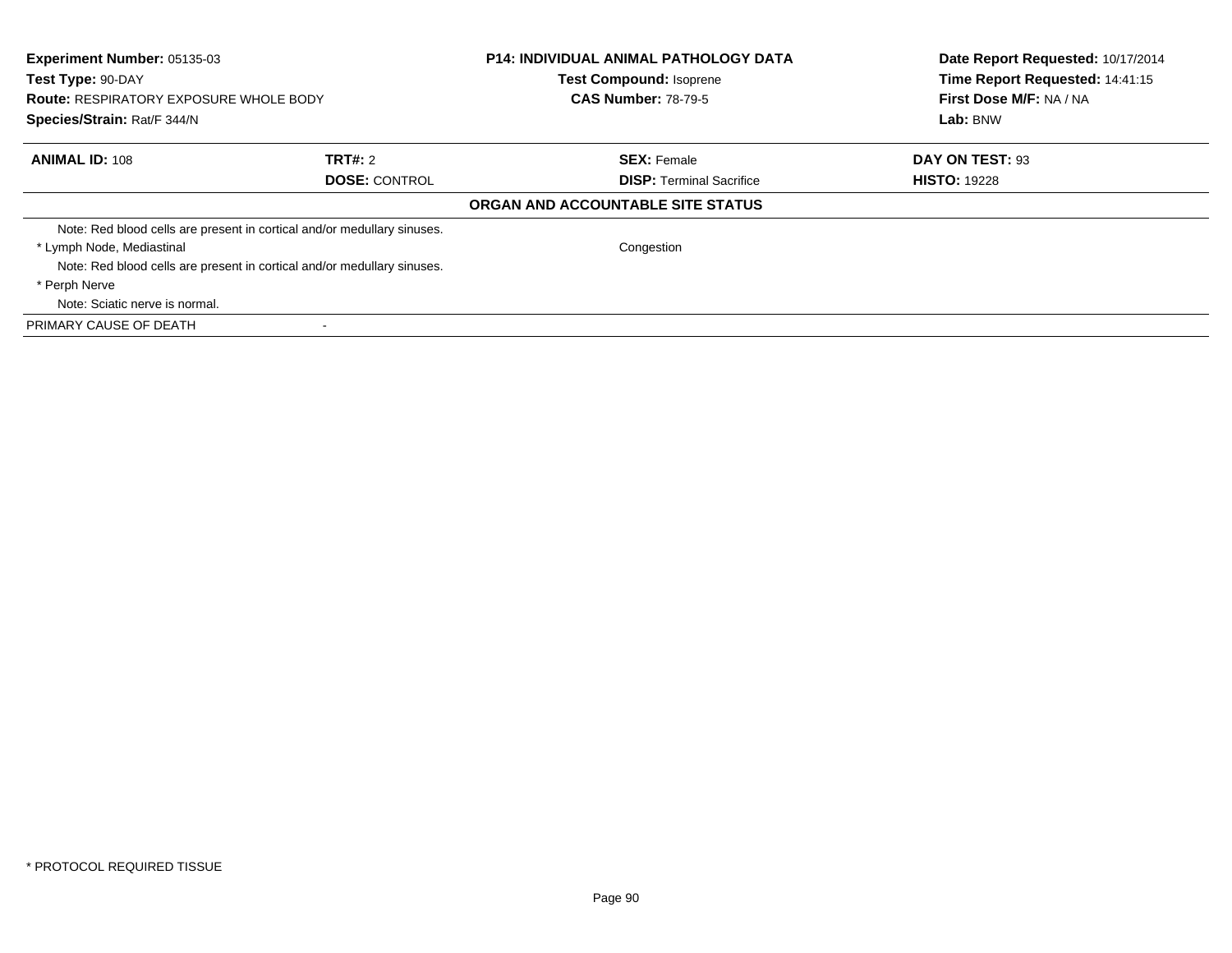**Experiment Number:** 05135-03
**Test Type:** 90-DAY
**Route:** RESPIRATORY EXPOSURE WHOLE BODY
**Species/Strain:** Rat/F 344/N

**P14: INDIVIDUAL ANIMAL PATHOLOGY DATA**
**Test Compound:** Isoprene
**CAS Number:** 78-79-5

**Date Report Requested:** 10/17/2014
**Time Report Requested:** 14:41:15
**First Dose M/F:** NA / NA
**Lab:** BNW

| **ANIMAL ID:** 108 | **TRT#:** 2 | **SEX:** Female | **DAY ON TEST:** 93 |
|---|---|---|---|
| | **DOSE:** CONTROL | **DISP:** Terminal Sacrifice | **HISTO:** 19228 |

**ORGAN AND ACCOUNTABLE SITE STATUS**

| | |
|---|---|
| Note: Red blood cells are present in cortical and/or medullary sinuses. | |
| * Lymph Node, Mediastinal | Congestion |
| Note: Red blood cells are present in cortical and/or medullary sinuses. | |
| * Perph Nerve | |
| Note: Sciatic nerve is normal. | |
| PRIMARY CAUSE OF DEATH | - |

\* PROTOCOL REQUIRED TISSUE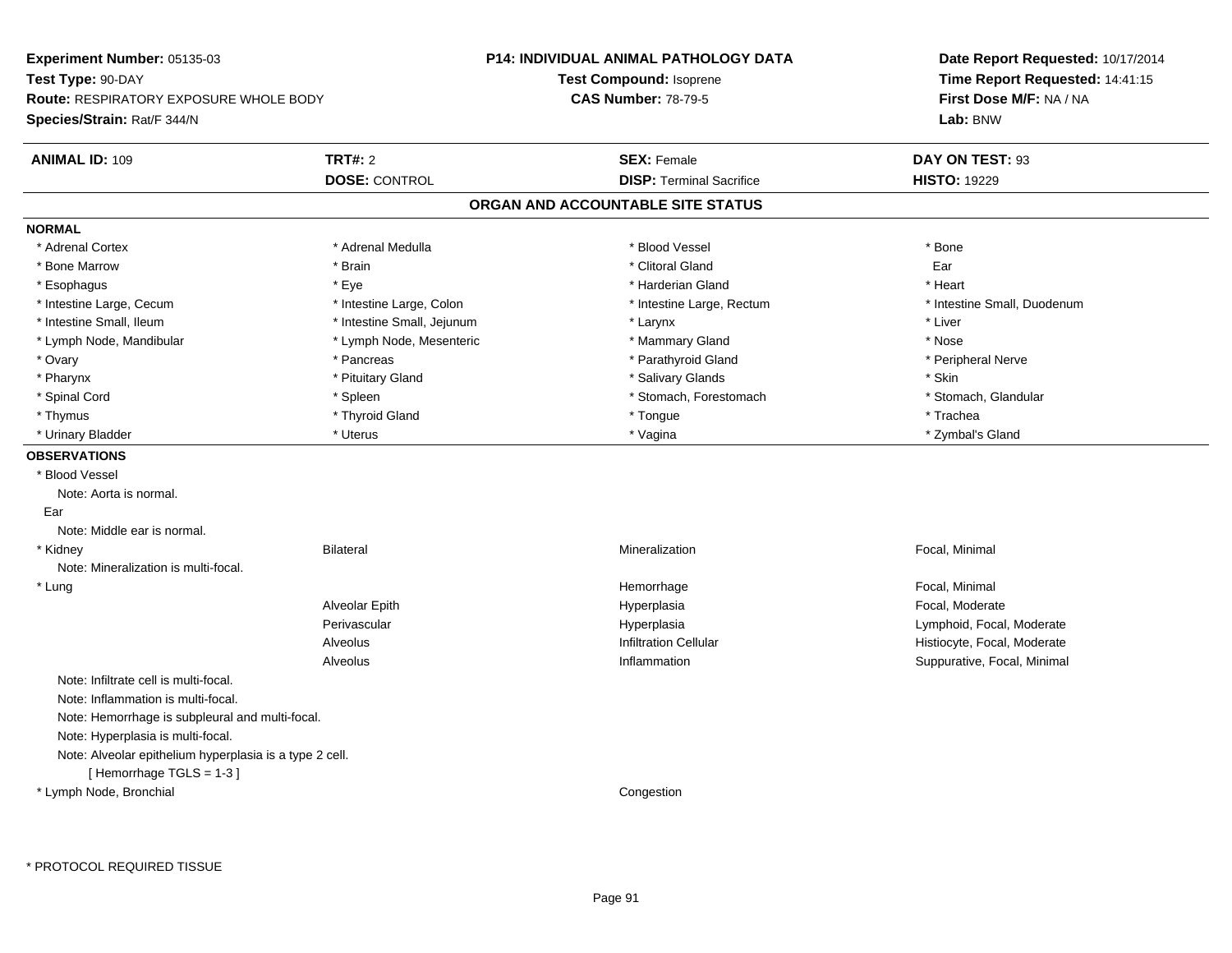**Experiment Number:** 05135-03
**Test Type:** 90-DAY
**Route:** RESPIRATORY EXPOSURE WHOLE BODY
**Species/Strain:** Rat/F 344/N

**P14: INDIVIDUAL ANIMAL PATHOLOGY DATA**
**Test Compound:** Isoprene
**CAS Number:** 78-79-5

**Date Report Requested:** 10/17/2014
**Time Report Requested:** 14:41:15
**First Dose M/F:** NA / NA
**Lab:** BNW

| **ANIMAL ID:** 109 | **TRT#:** 2 | **SEX:** Female | **DAY ON TEST:** 93 |
|---|---|---|---|
| | **DOSE:** CONTROL | **DISP:** Terminal Sacrifice | **HISTO:** 19229 |

## ORGAN AND ACCOUNTABLE SITE STATUS

**NORMAL**

| | | | |
|---|---|---|---|
| * Adrenal Cortex | * Adrenal Medulla | * Blood Vessel | * Bone |
| * Bone Marrow | * Brain | * Clitoral Gland | Ear |
| * Esophagus | * Eye | * Harderian Gland | * Heart |
| * Intestine Large, Cecum | * Intestine Large, Colon | * Intestine Large, Rectum | * Intestine Small, Duodenum |
| * Intestine Small, Ileum | * Intestine Small, Jejunum | * Larynx | * Liver |
| * Lymph Node, Mandibular | * Lymph Node, Mesenteric | * Mammary Gland | * Nose |
| * Ovary | * Pancreas | * Parathyroid Gland | * Peripheral Nerve |
| * Pharynx | * Pituitary Gland | * Salivary Glands | * Skin |
| * Spinal Cord | * Spleen | * Stomach, Forestomach | * Stomach, Glandular |
| * Thymus | * Thyroid Gland | * Tongue | * Trachea |
| * Urinary Bladder | * Uterus | * Vagina | * Zymbal's Gland |

**OBSERVATIONS**

* Blood Vessel
  Note: Aorta is normal.

Ear
  Note: Middle ear is normal.

| | | | |
|---|---|---|---|
| * Kidney | Bilateral | Mineralization | Focal, Minimal |

  Note: Mineralization is multi-focal.

| | | | |
|---|---|---|---|
| * Lung | | Hemorrhage | Focal, Minimal |
| | Alveolar Epith | Hyperplasia | Focal, Moderate |
| | Perivascular | Hyperplasia | Lymphoid, Focal, Moderate |
| | Alveolus | Infiltration Cellular | Histiocyte, Focal, Moderate |
| | Alveolus | Inflammation | Suppurative, Focal, Minimal |

  Note: Infiltrate cell is multi-focal.
  Note: Inflammation is multi-focal.
  Note: Hemorrhage is subpleural and multi-focal.
  Note: Hyperplasia is multi-focal.
  Note: Alveolar epithelium hyperplasia is a type 2 cell.
  [ Hemorrhage TGLS = 1-3 ]

| | | | |
|---|---|---|---|
| * Lymph Node, Bronchial | | Congestion | |

* PROTOCOL REQUIRED TISSUE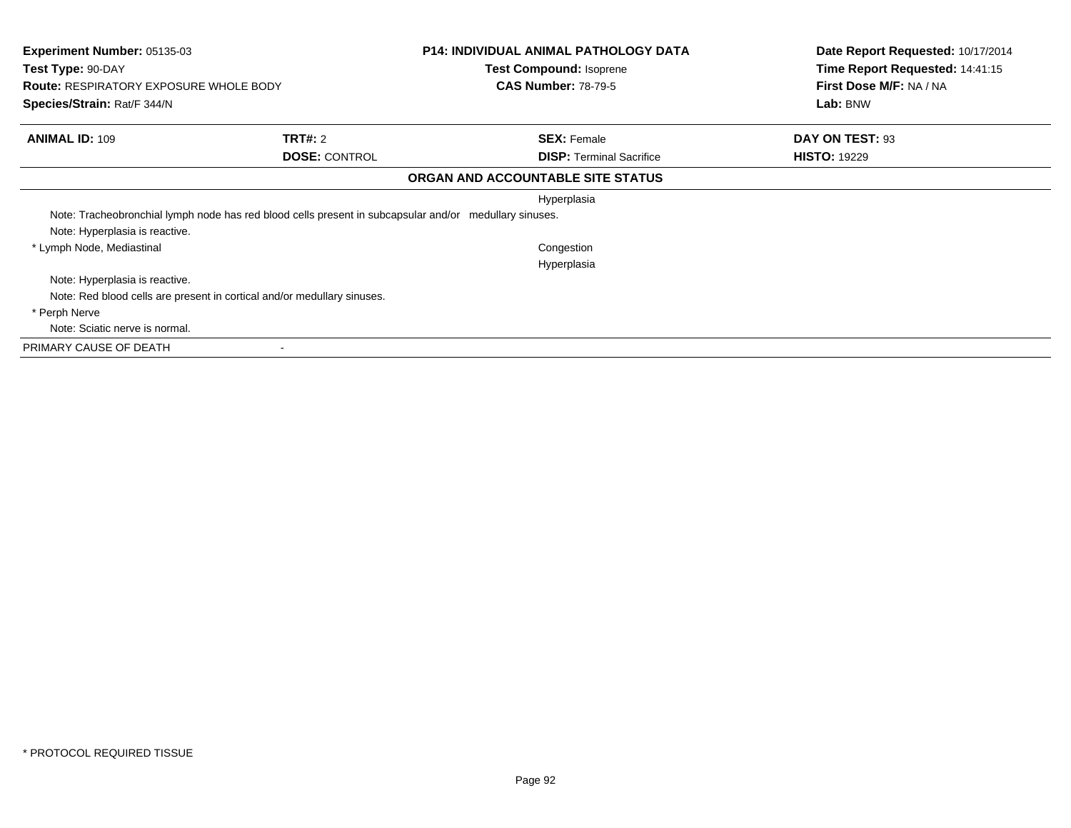**Experiment Number:** 05135-03
**Test Type:** 90-DAY
**Route:** RESPIRATORY EXPOSURE WHOLE BODY
**Species/Strain:** Rat/F 344/N

**P14: INDIVIDUAL ANIMAL PATHOLOGY DATA**
**Test Compound:** Isoprene
**CAS Number:** 78-79-5

**Date Report Requested:** 10/17/2014
**Time Report Requested:** 14:41:15
**First Dose M/F:** NA / NA
**Lab:** BNW

| **ANIMAL ID:** 109 | **TRT#:** 2 | **SEX:** Female | **DAY ON TEST:** 93 |
|---|---|---|---|
| | **DOSE:** CONTROL | **DISP:** Terminal Sacrifice | **HISTO:** 19229 |

**ORGAN AND ACCOUNTABLE SITE STATUS**

| | |
|---|---|
| | Hyperplasia |
| Note: Tracheobronchial lymph node has red blood cells present in subcapsular and/or medullary sinuses. | |
| Note: Hyperplasia is reactive. | |
| * Lymph Node, Mediastinal | Congestion |
| | Hyperplasia |
| Note: Hyperplasia is reactive. | |
| Note: Red blood cells are present in cortical and/or medullary sinuses. | |
| * Perph Nerve | |
| Note: Sciatic nerve is normal. | |
| PRIMARY CAUSE OF DEATH | - |

* PROTOCOL REQUIRED TISSUE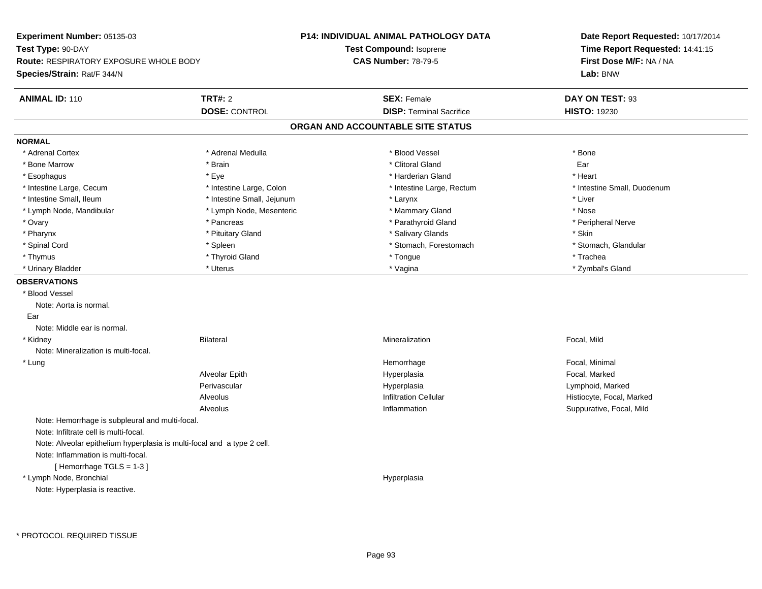**Experiment Number:** 05135-03
**Test Type:** 90-DAY
**Route:** RESPIRATORY EXPOSURE WHOLE BODY
**Species/Strain:** Rat/F 344/N

## P14: INDIVIDUAL ANIMAL PATHOLOGY DATA

**Test Compound:** Isoprene
**CAS Number:** 78-79-5

**Date Report Requested:** 10/17/2014
**Time Report Requested:** 14:41:15
**First Dose M/F:** NA / NA
**Lab:** BNW

| **ANIMAL ID:** 110 | **TRT#:** 2 | **SEX:** Female | **DAY ON TEST:** 93 |
|---|---|---|---|
| | **DOSE:** CONTROL | **DISP:** Terminal Sacrifice | **HISTO:** 19230 |

### ORGAN AND ACCOUNTABLE SITE STATUS

**NORMAL**

| | | | |
|---|---|---|---|
| * Adrenal Cortex | * Adrenal Medulla | * Blood Vessel | * Bone |
| * Bone Marrow | * Brain | * Clitoral Gland | Ear |
| * Esophagus | * Eye | * Harderian Gland | * Heart |
| * Intestine Large, Cecum | * Intestine Large, Colon | * Intestine Large, Rectum | * Intestine Small, Duodenum |
| * Intestine Small, Ileum | * Intestine Small, Jejunum | * Larynx | * Liver |
| * Lymph Node, Mandibular | * Lymph Node, Mesenteric | * Mammary Gland | * Nose |
| * Ovary | * Pancreas | * Parathyroid Gland | * Peripheral Nerve |
| * Pharynx | * Pituitary Gland | * Salivary Glands | * Skin |
| * Spinal Cord | * Spleen | * Stomach, Forestomach | * Stomach, Glandular |
| * Thymus | * Thyroid Gland | * Tongue | * Trachea |
| * Urinary Bladder | * Uterus | * Vagina | * Zymbal's Gland |

**OBSERVATIONS**

* Blood Vessel
  Note: Aorta is normal.

Ear
  Note: Middle ear is normal.

| | | | |
|---|---|---|---|
| * Kidney | Bilateral | Mineralization | Focal, Mild |

  Note: Mineralization is multi-focal.

| | | | |
|---|---|---|---|
| * Lung | | Hemorrhage | Focal, Minimal |
| | Alveolar Epith | Hyperplasia | Focal, Marked |
| | Perivascular | Hyperplasia | Lymphoid, Marked |
| | Alveolus | Infiltration Cellular | Histiocyte, Focal, Marked |
| | Alveolus | Inflammation | Suppurative, Focal, Mild |

  Note: Hemorrhage is subpleural and multi-focal.
  Note: Infiltrate cell is multi-focal.
  Note: Alveolar epithelium hyperplasia is multi-focal and a type 2 cell.
  Note: Inflammation is multi-focal.
  [ Hemorrhage TGLS = 1-3 ]

| | | | |
|---|---|---|---|
| * Lymph Node, Bronchial | | Hyperplasia | |

  Note: Hyperplasia is reactive.

* PROTOCOL REQUIRED TISSUE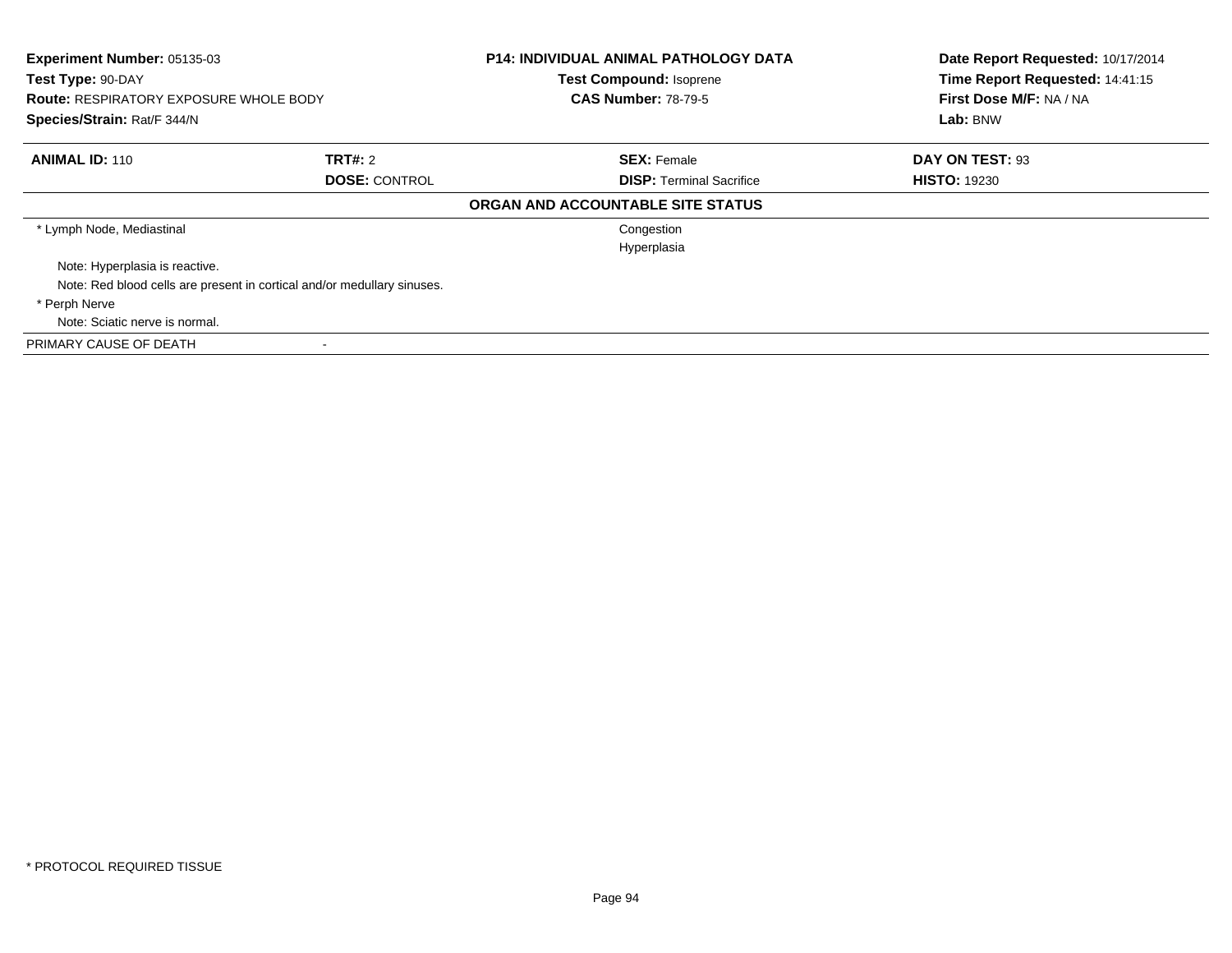**Experiment Number:** 05135-03
**Test Type:** 90-DAY
**Route:** RESPIRATORY EXPOSURE WHOLE BODY
**Species/Strain:** Rat/F 344/N

**P14: INDIVIDUAL ANIMAL PATHOLOGY DATA**
**Test Compound:** Isoprene
**CAS Number:** 78-79-5

**Date Report Requested:** 10/17/2014
**Time Report Requested:** 14:41:15
**First Dose M/F:** NA / NA
**Lab:** BNW

| **ANIMAL ID:** 110 | **TRT#:** 2 | **SEX:** Female | **DAY ON TEST:** 93 |
|---|---|---|---|
| | **DOSE:** CONTROL | **DISP:** Terminal Sacrifice | **HISTO:** 19230 |

**ORGAN AND ACCOUNTABLE SITE STATUS**

| | |
|---|---|
| * Lymph Node, Mediastinal | Congestion |
| | Hyperplasia |
| Note: Hyperplasia is reactive. | |
| Note: Red blood cells are present in cortical and/or medullary sinuses. | |
| * Perph Nerve | |
| Note: Sciatic nerve is normal. | |
| PRIMARY CAUSE OF DEATH | - |

* PROTOCOL REQUIRED TISSUE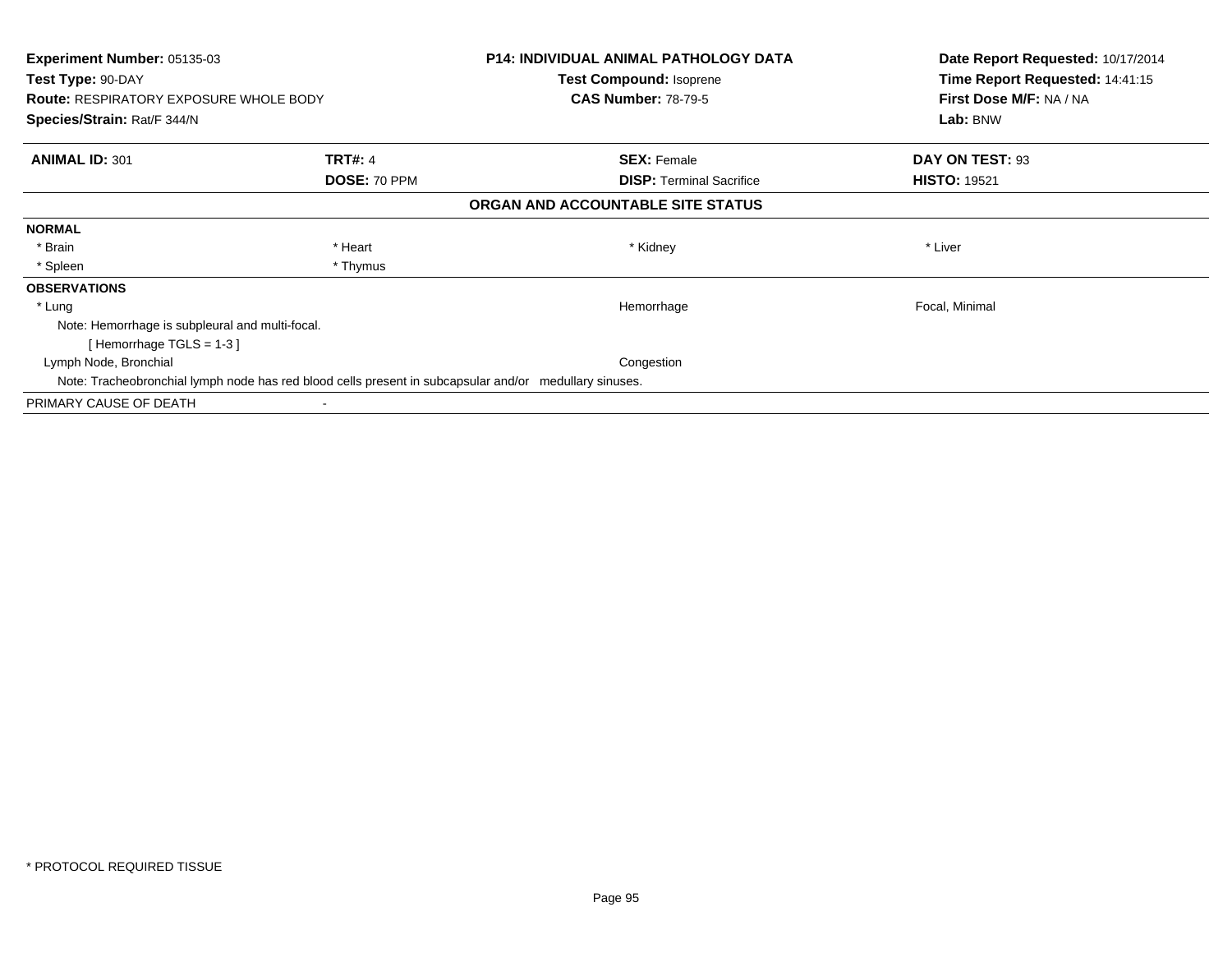**Experiment Number:** 05135-03
**Test Type:** 90-DAY
**Route:** RESPIRATORY EXPOSURE WHOLE BODY
**Species/Strain:** Rat/F 344/N

**P14: INDIVIDUAL ANIMAL PATHOLOGY DATA**
**Test Compound:** Isoprene
**CAS Number:** 78-79-5

**Date Report Requested:** 10/17/2014
**Time Report Requested:** 14:41:15
**First Dose M/F:** NA / NA
**Lab:** BNW

| **ANIMAL ID:** 301 | **TRT#:** 4 | **SEX:** Female | **DAY ON TEST:** 93 |
|---|---|---|---|
| | **DOSE:** 70 PPM | **DISP:** Terminal Sacrifice | **HISTO:** 19521 |

**ORGAN AND ACCOUNTABLE SITE STATUS**

**NORMAL**

| | | | |
|---|---|---|---|
| * Brain | * Heart | * Kidney | * Liver |
| * Spleen | * Thymus | | |

**OBSERVATIONS**

| | | |
|---|---|---|
| * Lung | Hemorrhage | Focal, Minimal |

Note: Hemorrhage is subpleural and multi-focal.
[ Hemorrhage TGLS = 1-3 ]

| | | |
|---|---|---|
| Lymph Node, Bronchial | Congestion | |

Note: Tracheobronchial lymph node has red blood cells present in subcapsular and/or medullary sinuses.

PRIMARY CAUSE OF DEATH -

* PROTOCOL REQUIRED TISSUE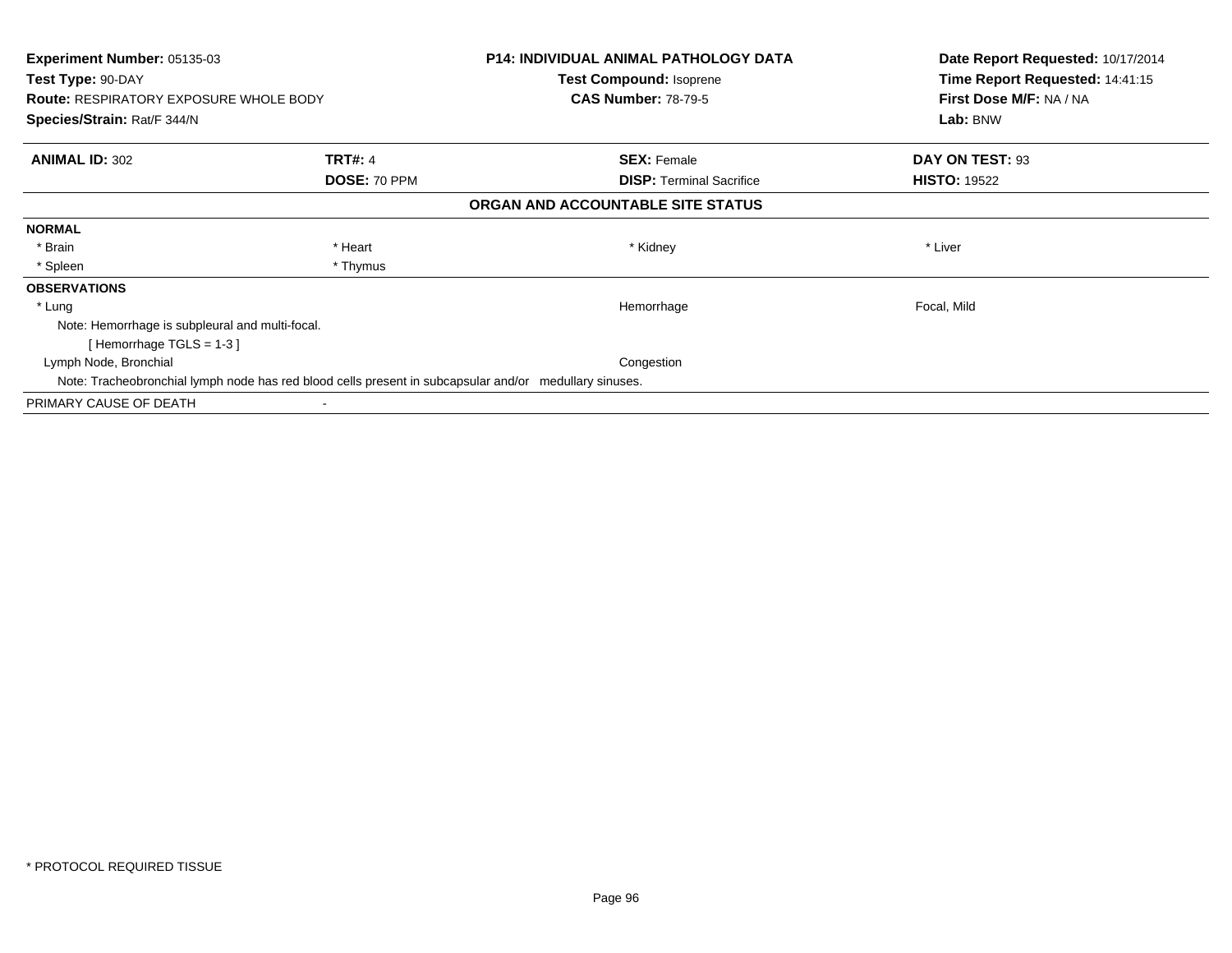**Experiment Number:** 05135-03
**Test Type:** 90-DAY
**Route:** RESPIRATORY EXPOSURE WHOLE BODY
**Species/Strain:** Rat/F 344/N

**P14: INDIVIDUAL ANIMAL PATHOLOGY DATA**
**Test Compound:** Isoprene
**CAS Number:** 78-79-5

**Date Report Requested:** 10/17/2014
**Time Report Requested:** 14:41:15
**First Dose M/F:** NA / NA
**Lab:** BNW

| **ANIMAL ID:** 302 | **TRT#:** 4 | **SEX:** Female | **DAY ON TEST:** 93 |
|---|---|---|---|
| | **DOSE:** 70 PPM | **DISP:** Terminal Sacrifice | **HISTO:** 19522 |

## ORGAN AND ACCOUNTABLE SITE STATUS

**NORMAL**

| * Brain | * Heart | * Kidney | * Liver |
|---|---|---|---|
| * Spleen | * Thymus | | |

**OBSERVATIONS**

| | | |
|---|---|---|
| * Lung | Hemorrhage | Focal, Mild |

Note: Hemorrhage is subpleural and multi-focal.

[ Hemorrhage TGLS = 1-3 ]

| | | |
|---|---|---|
| Lymph Node, Bronchial | Congestion | |

Note: Tracheobronchial lymph node has red blood cells present in subcapsular and/or medullary sinuses.

PRIMARY CAUSE OF DEATH -

* PROTOCOL REQUIRED TISSUE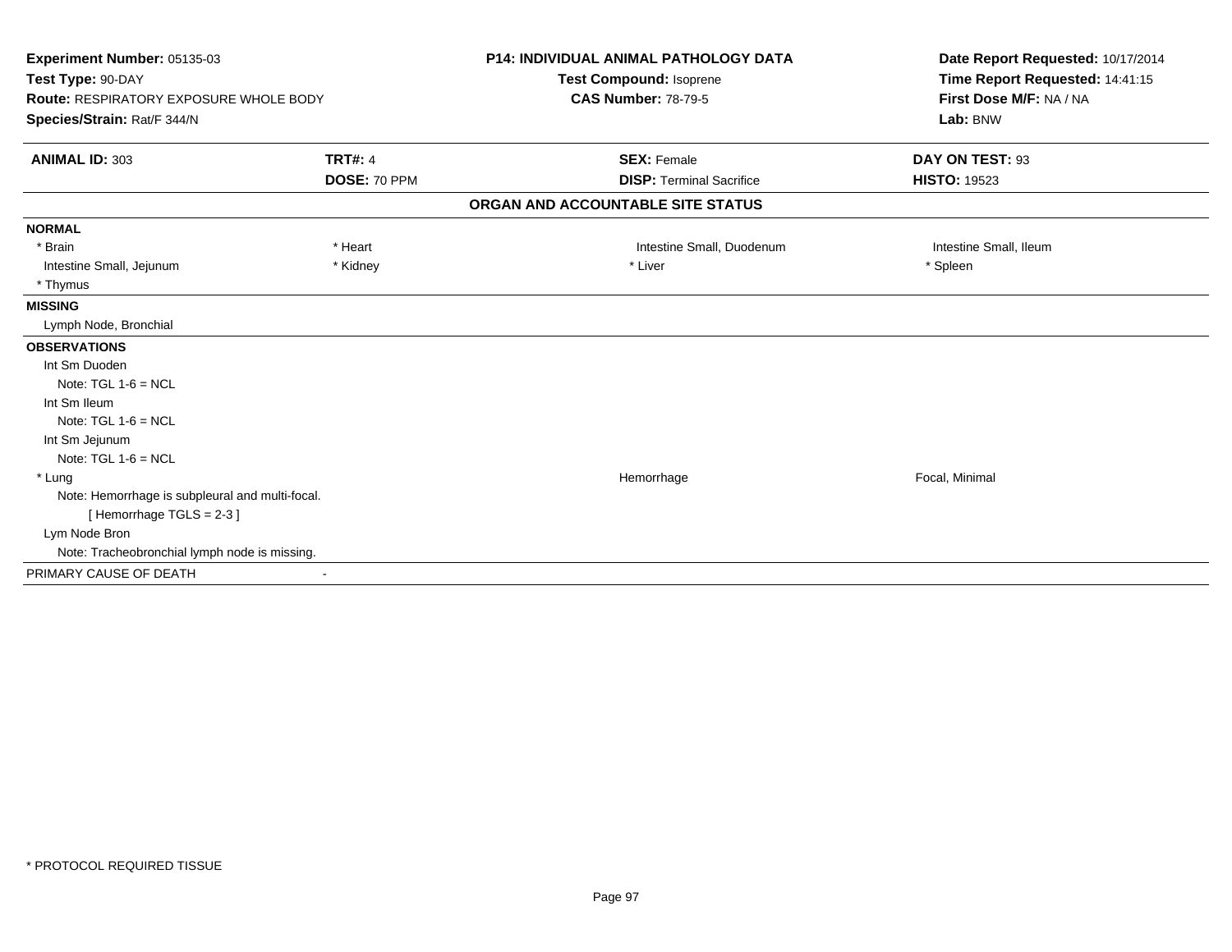**Experiment Number:** 05135-03
**Test Type:** 90-DAY
**Route:** RESPIRATORY EXPOSURE WHOLE BODY
**Species/Strain:** Rat/F 344/N

**P14: INDIVIDUAL ANIMAL PATHOLOGY DATA**
**Test Compound:** Isoprene
**CAS Number:** 78-79-5

**Date Report Requested:** 10/17/2014
**Time Report Requested:** 14:41:15
**First Dose M/F:** NA / NA
**Lab:** BNW

| **ANIMAL ID:** 303 | **TRT#:** 4 | **SEX:** Female | **DAY ON TEST:** 93 |
|---|---|---|---|
| | **DOSE:** 70 PPM | **DISP:** Terminal Sacrifice | **HISTO:** 19523 |

**ORGAN AND ACCOUNTABLE SITE STATUS**

**NORMAL**

| | | | |
|---|---|---|---|
| * Brain | * Heart | Intestine Small, Duodenum | Intestine Small, Ileum |
| Intestine Small, Jejunum | * Kidney | * Liver | * Spleen |
| * Thymus | | | |

**MISSING**

Lymph Node, Bronchial

**OBSERVATIONS**

Int Sm Duoden
Note: TGL 1-6 = NCL

Int Sm Ileum
Note: TGL 1-6 = NCL

Int Sm Jejunum
Note: TGL 1-6 = NCL

| | | |
|---|---|---|
| * Lung | Hemorrhage | Focal, Minimal |

Note: Hemorrhage is subpleural and multi-focal.
[ Hemorrhage TGLS = 2-3 ]

Lym Node Bron
Note: Tracheobronchial lymph node is missing.

PRIMARY CAUSE OF DEATH -

* PROTOCOL REQUIRED TISSUE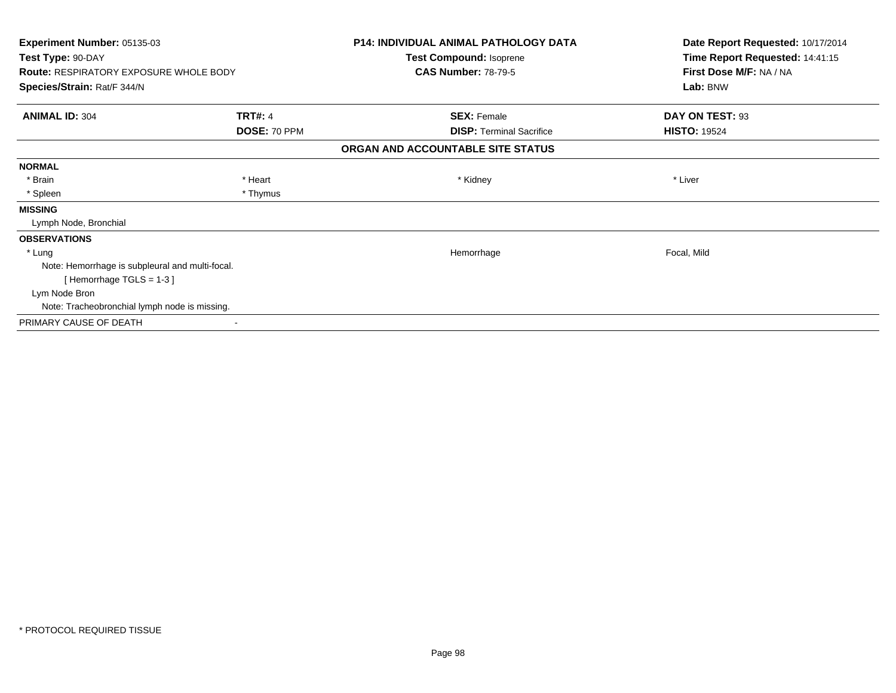**Experiment Number:** 05135-03
**Test Type:** 90-DAY
**Route:** RESPIRATORY EXPOSURE WHOLE BODY
**Species/Strain:** Rat/F 344/N

**P14: INDIVIDUAL ANIMAL PATHOLOGY DATA**
**Test Compound:** Isoprene
**CAS Number:** 78-79-5

**Date Report Requested:** 10/17/2014
**Time Report Requested:** 14:41:15
**First Dose M/F:** NA / NA
**Lab:** BNW

| **ANIMAL ID:** 304 | **TRT#:** 4 | **SEX:** Female | **DAY ON TEST:** 93 |
|---|---|---|---|
| | **DOSE:** 70 PPM | **DISP:** Terminal Sacrifice | **HISTO:** 19524 |

**ORGAN AND ACCOUNTABLE SITE STATUS**

**NORMAL**

| | | | |
|---|---|---|---|
| * Brain | * Heart | * Kidney | * Liver |
| * Spleen | * Thymus | | |

**MISSING**

Lymph Node, Bronchial

**OBSERVATIONS**

| | | |
|---|---|---|
| * Lung | Hemorrhage | Focal, Mild |

Note: Hemorrhage is subpleural and multi-focal.

[ Hemorrhage TGLS = 1-3 ]

Lym Node Bron

Note: Tracheobronchial lymph node is missing.

PRIMARY CAUSE OF DEATH -

* PROTOCOL REQUIRED TISSUE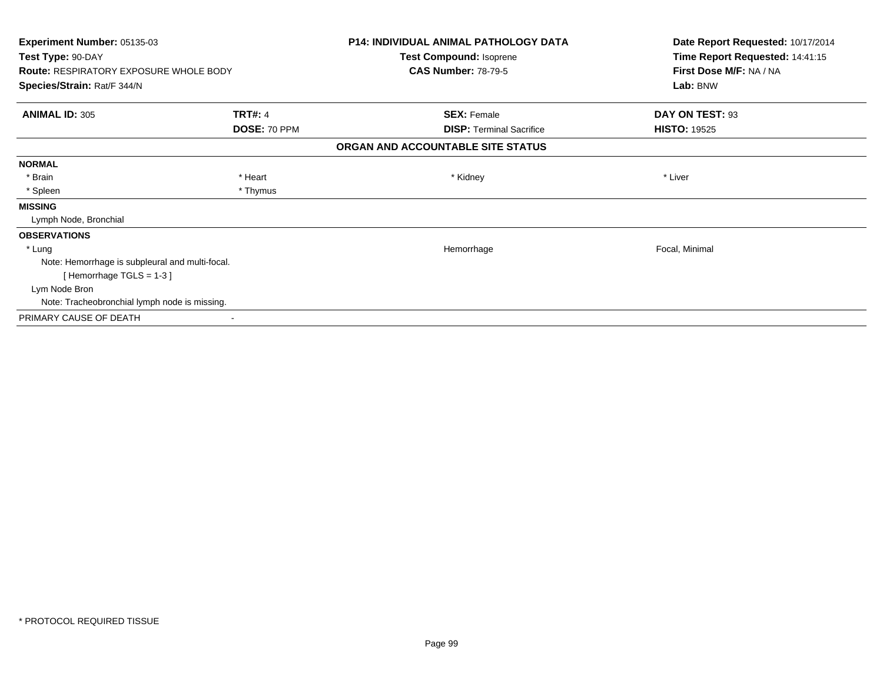**Experiment Number:** 05135-03
**Test Type:** 90-DAY
**Route:** RESPIRATORY EXPOSURE WHOLE BODY
**Species/Strain:** Rat/F 344/N

**P14: INDIVIDUAL ANIMAL PATHOLOGY DATA**
**Test Compound:** Isoprene
**CAS Number:** 78-79-5

**Date Report Requested:** 10/17/2014
**Time Report Requested:** 14:41:15
**First Dose M/F:** NA / NA
**Lab:** BNW

| **ANIMAL ID:** 305 | **TRT#:** 4 | **SEX:** Female | **DAY ON TEST:** 93 |
|---|---|---|---|
| | **DOSE:** 70 PPM | **DISP:** Terminal Sacrifice | **HISTO:** 19525 |

## ORGAN AND ACCOUNTABLE SITE STATUS

**NORMAL**

| | | | |
|---|---|---|---|
| * Brain | * Heart | * Kidney | * Liver |
| * Spleen | * Thymus | | |

**MISSING**

Lymph Node, Bronchial

**OBSERVATIONS**

| | | |
|---|---|---|
| * Lung | Hemorrhage | Focal, Minimal |

Note: Hemorrhage is subpleural and multi-focal.
[ Hemorrhage TGLS = 1-3 ]

Lym Node Bron
Note: Tracheobronchial lymph node is missing.

PRIMARY CAUSE OF DEATH -

* PROTOCOL REQUIRED TISSUE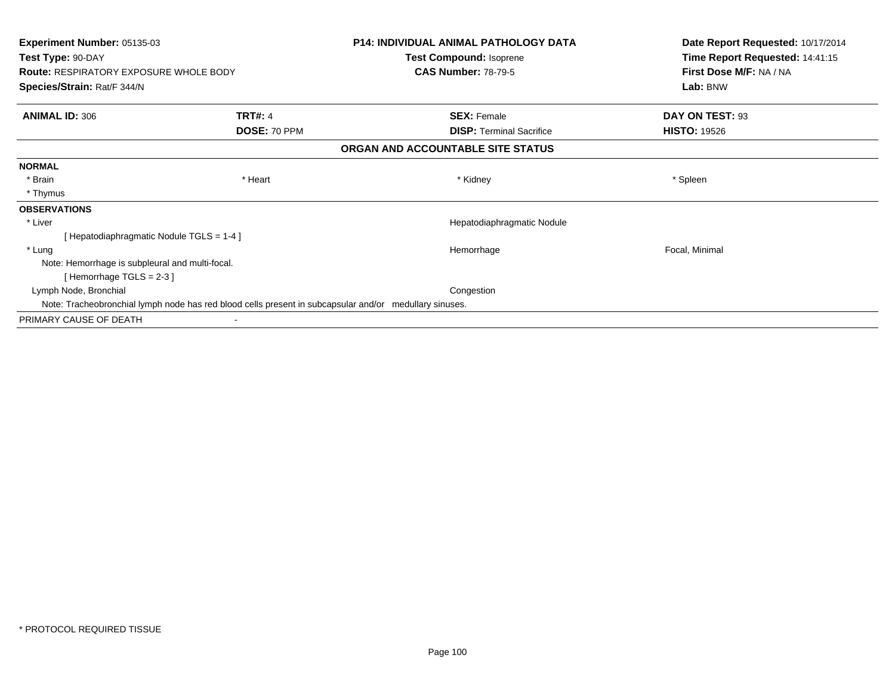**Experiment Number:** 05135-03
**Test Type:** 90-DAY
**Route:** RESPIRATORY EXPOSURE WHOLE BODY
**Species/Strain:** Rat/F 344/N

## P14: INDIVIDUAL ANIMAL PATHOLOGY DATA

**Test Compound:** Isoprene
**CAS Number:** 78-79-5

**Date Report Requested:** 10/17/2014
**Time Report Requested:** 14:41:15
**First Dose M/F:** NA / NA
**Lab:** BNW

| **ANIMAL ID:** 306 | **TRT#:** 4 | **SEX:** Female | **DAY ON TEST:** 93 |
|---|---|---|---|
| | **DOSE:** 70 PPM | **DISP:** Terminal Sacrifice | **HISTO:** 19526 |

### ORGAN AND ACCOUNTABLE SITE STATUS

**NORMAL**

| | | | |
|---|---|---|---|
| * Brain | * Heart | * Kidney | * Spleen |
| * Thymus | | | |

**OBSERVATIONS**

| | | |
|---|---|---|
| * Liver | Hepatodiaphragmatic Nodule | |
| [ Hepatodiaphragmatic Nodule TGLS = 1-4 ] | | |
| * Lung | Hemorrhage | Focal, Minimal |
| Note: Hemorrhage is subpleural and multi-focal. | | |
| [ Hemorrhage TGLS = 2-3 ] | | |
| Lymph Node, Bronchial | Congestion | |
| Note: Tracheobronchial lymph node has red blood cells present in subcapsular and/or medullary sinuses. | | |

PRIMARY CAUSE OF DEATH -

* PROTOCOL REQUIRED TISSUE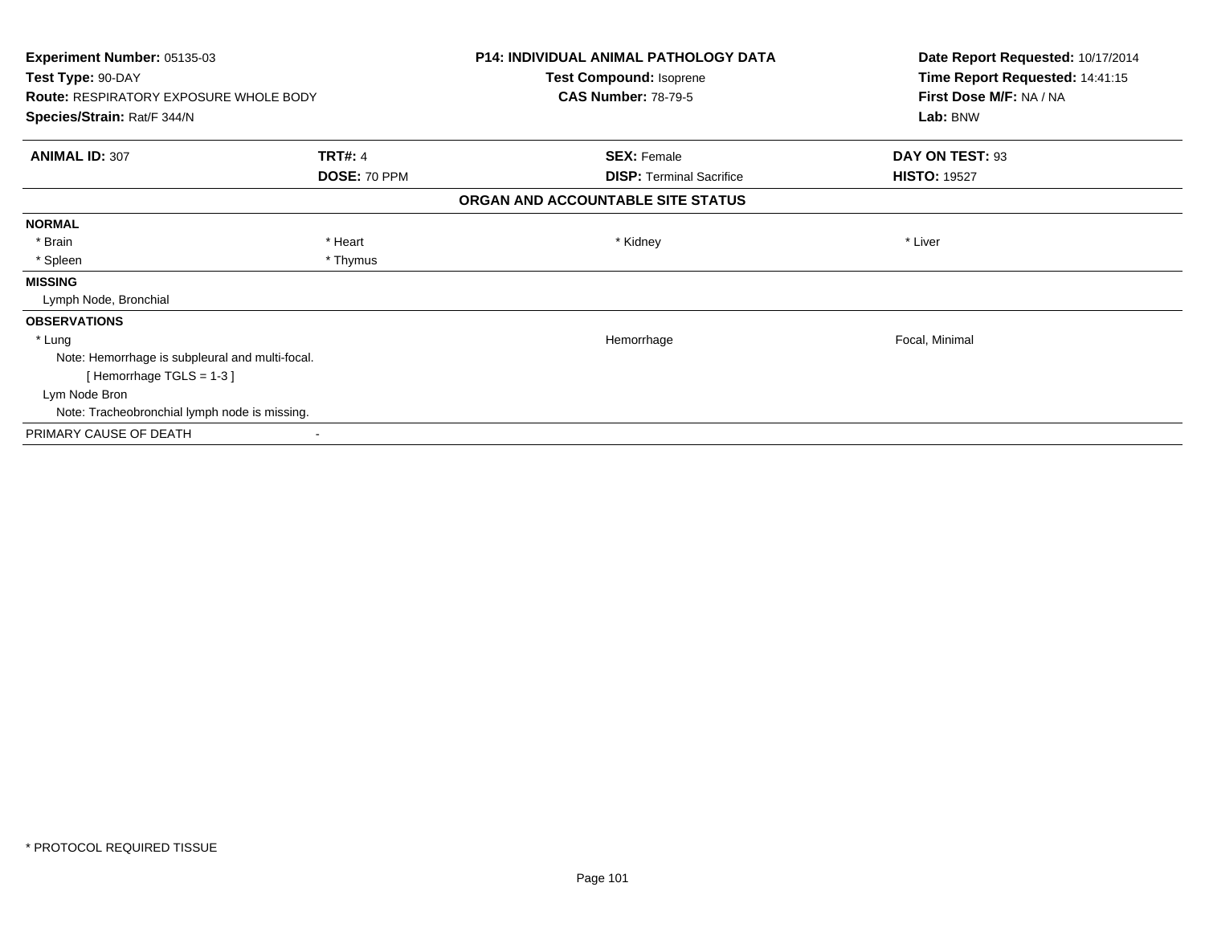**Experiment Number:** 05135-03
**Test Type:** 90-DAY
**Route:** RESPIRATORY EXPOSURE WHOLE BODY
**Species/Strain:** Rat/F 344/N

**P14: INDIVIDUAL ANIMAL PATHOLOGY DATA**
**Test Compound:** Isoprene
**CAS Number:** 78-79-5

**Date Report Requested:** 10/17/2014
**Time Report Requested:** 14:41:15
**First Dose M/F:** NA / NA
**Lab:** BNW

| **ANIMAL ID:** 307 | **TRT#:** 4 | **SEX:** Female | **DAY ON TEST:** 93 |
|---|---|---|---|
| | **DOSE:** 70 PPM | **DISP:** Terminal Sacrifice | **HISTO:** 19527 |

**ORGAN AND ACCOUNTABLE SITE STATUS**

**NORMAL**

| | | | |
|---|---|---|---|
| * Brain | * Heart | * Kidney | * Liver |
| * Spleen | * Thymus | | |

**MISSING**

Lymph Node, Bronchial

**OBSERVATIONS**

| | | |
|---|---|---|
| * Lung | Hemorrhage | Focal, Minimal |

Note: Hemorrhage is subpleural and multi-focal.

[ Hemorrhage TGLS = 1-3 ]

Lym Node Bron

Note: Tracheobronchial lymph node is missing.

PRIMARY CAUSE OF DEATH -

* PROTOCOL REQUIRED TISSUE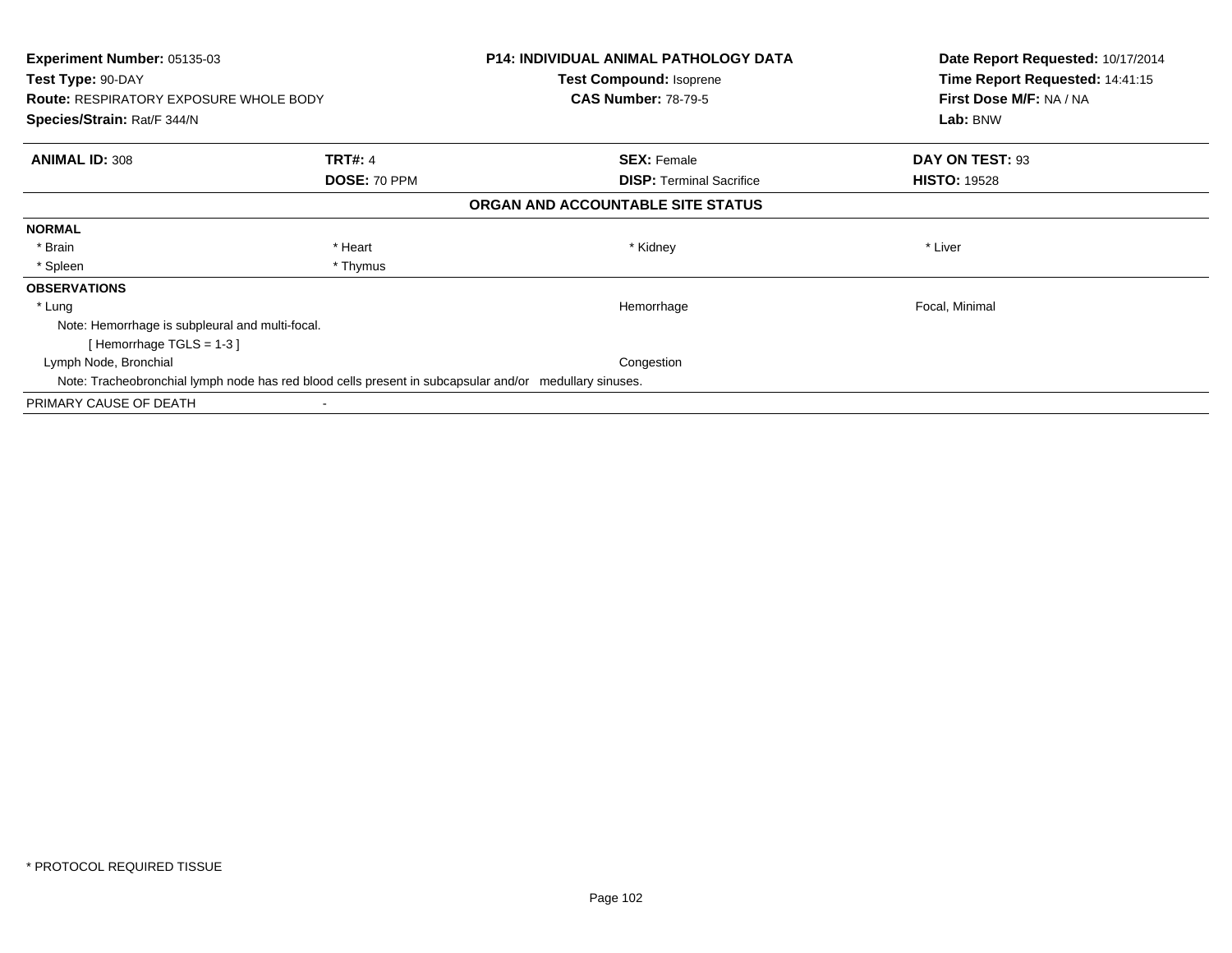**Experiment Number:** 05135-03
**Test Type:** 90-DAY
**Route:** RESPIRATORY EXPOSURE WHOLE BODY
**Species/Strain:** Rat/F 344/N

**P14: INDIVIDUAL ANIMAL PATHOLOGY DATA**
**Test Compound:** Isoprene
**CAS Number:** 78-79-5

**Date Report Requested:** 10/17/2014
**Time Report Requested:** 14:41:15
**First Dose M/F:** NA / NA
**Lab:** BNW

| **ANIMAL ID:** 308 | **TRT#:** 4 | **SEX:** Female | **DAY ON TEST:** 93 |
|---|---|---|---|
| | **DOSE:** 70 PPM | **DISP:** Terminal Sacrifice | **HISTO:** 19528 |

**ORGAN AND ACCOUNTABLE SITE STATUS**

**NORMAL**

| * Brain | * Heart | * Kidney | * Liver |
|---|---|---|---|
| * Spleen | * Thymus | | |

**OBSERVATIONS**

| | | |
|---|---|---|
| * Lung | Hemorrhage | Focal, Minimal |

Note: Hemorrhage is subpleural and multi-focal.
[ Hemorrhage TGLS = 1-3 ]

| | | |
|---|---|---|
| Lymph Node, Bronchial | Congestion | |

Note: Tracheobronchial lymph node has red blood cells present in subcapsular and/or medullary sinuses.

PRIMARY CAUSE OF DEATH -

* PROTOCOL REQUIRED TISSUE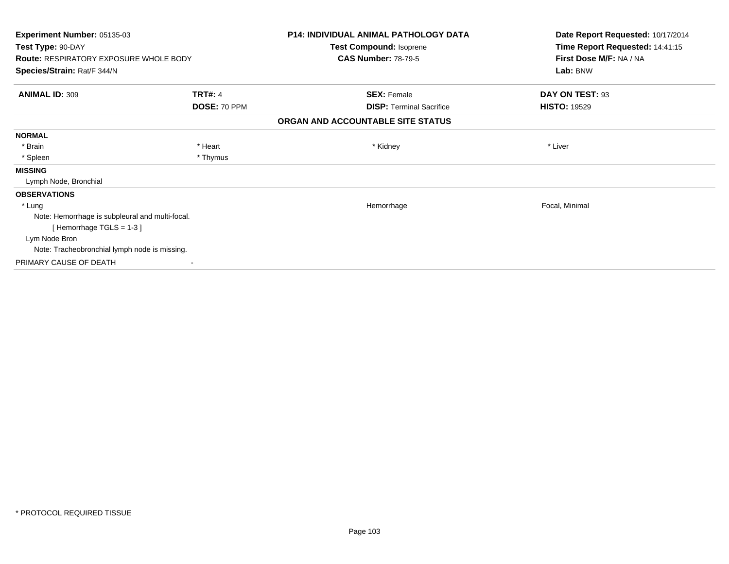| Experiment Number: 05135-03 | P14: INDIVIDUAL ANIMAL PATHOLOGY DATA | Date Report Requested: 10/17/2014 |
|---|---|---|
| Test Type: 90-DAY | Test Compound: Isoprene | Time Report Requested: 14:41:15 |
| Route: RESPIRATORY EXPOSURE WHOLE BODY | CAS Number: 78-79-5 | First Dose M/F: NA / NA |
| Species/Strain: Rat/F 344/N | | Lab: BNW |

| ANIMAL ID: 309 | TRT#: 4 | SEX: Female | DAY ON TEST: 93 |
|---|---|---|---|
| | DOSE: 70 PPM | DISP: Terminal Sacrifice | HISTO: 19529 |

**ORGAN AND ACCOUNTABLE SITE STATUS**

**NORMAL**

| | | | |
|---|---|---|---|
| * Brain | * Heart | * Kidney | * Liver |
| * Spleen | * Thymus | | |

**MISSING**

Lymph Node, Bronchial

**OBSERVATIONS**

| | | |
|---|---|---|
| * Lung | Hemorrhage | Focal, Minimal |

Note: Hemorrhage is subpleural and multi-focal.

[ Hemorrhage TGLS = 1-3 ]

Lym Node Bron

Note: Tracheobronchial lymph node is missing.

PRIMARY CAUSE OF DEATH -

\* PROTOCOL REQUIRED TISSUE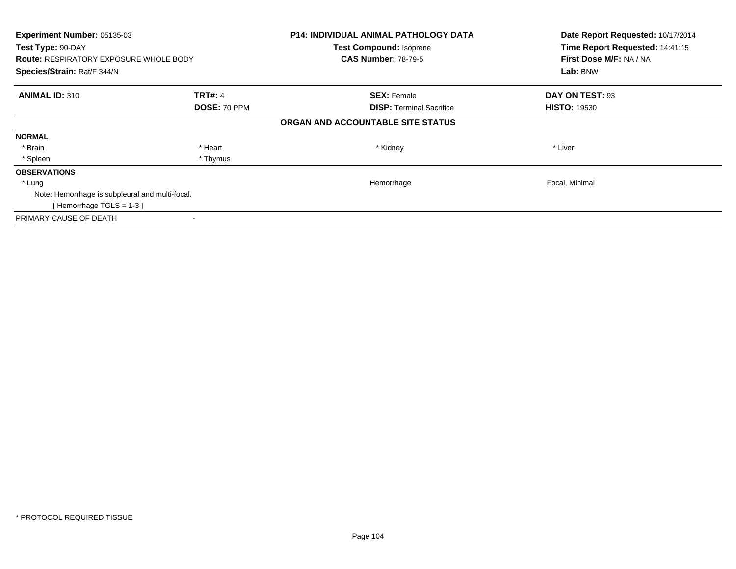| Experiment Number: 05135-03 | P14: INDIVIDUAL ANIMAL PATHOLOGY DATA | Date Report Requested: 10/17/2014 |
|---|---|---|
| Test Type: 90-DAY | Test Compound: Isoprene | Time Report Requested: 14:41:15 |
| Route: RESPIRATORY EXPOSURE WHOLE BODY | CAS Number: 78-79-5 | First Dose M/F: NA / NA |
| Species/Strain: Rat/F 344/N | | Lab: BNW |

| ANIMAL ID: 310 | TRT#: 4 | SEX: Female | DAY ON TEST: 93 |
|---|---|---|---|
| | DOSE: 70 PPM | DISP: Terminal Sacrifice | HISTO: 19530 |

**ORGAN AND ACCOUNTABLE SITE STATUS**

| | | | |
|---|---|---|---|
| **NORMAL** | | | |
| * Brain | * Heart | * Kidney | * Liver |
| * Spleen | * Thymus | | |
| **OBSERVATIONS** | | | |
| * Lung | | Hemorrhage | Focal, Minimal |
| Note: Hemorrhage is subpleural and multi-focal. | | | |
| [ Hemorrhage TGLS = 1-3 ] | | | |
| PRIMARY CAUSE OF DEATH | - | | |

* PROTOCOL REQUIRED TISSUE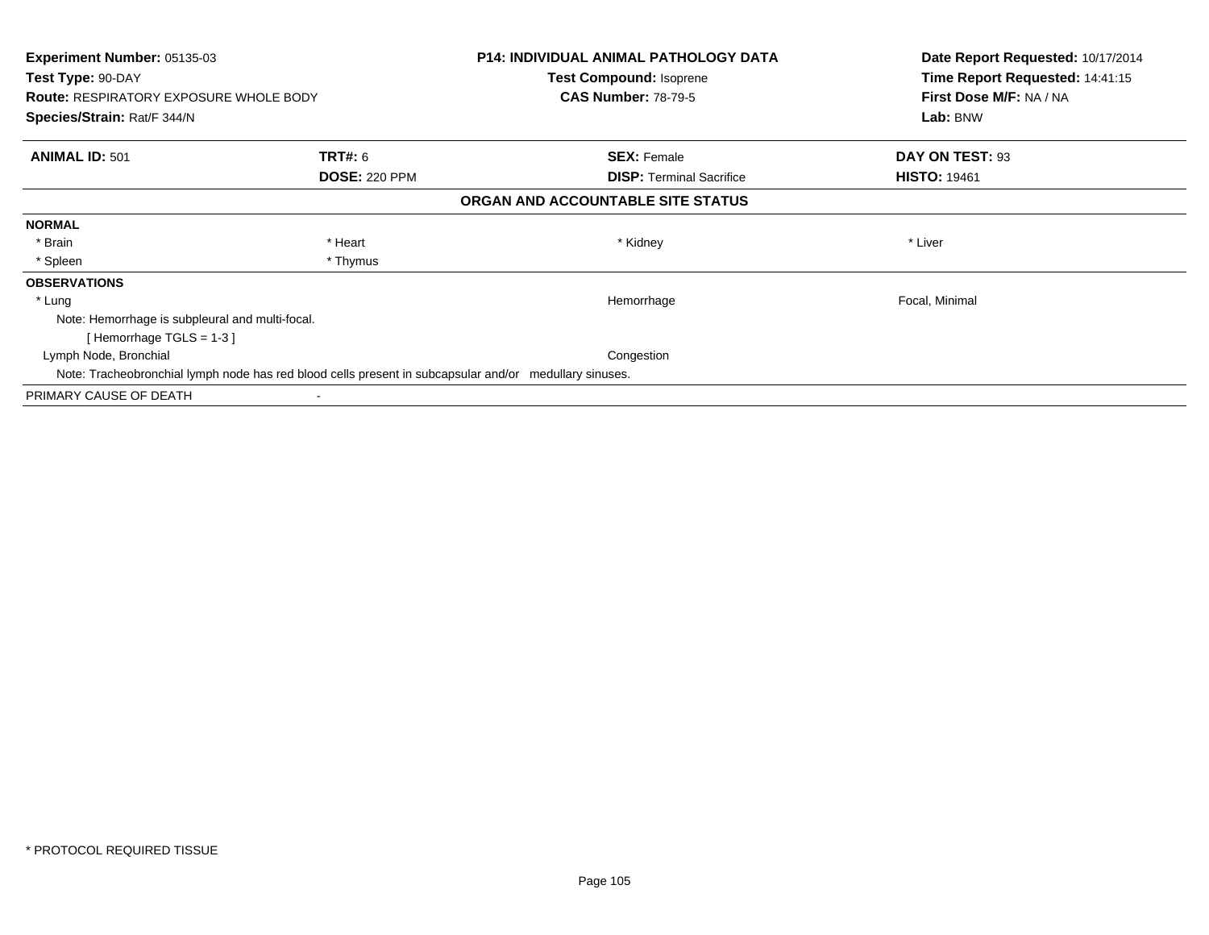| | | | |
|---|---|---|---|
| **Experiment Number:** 05135-03 | | **P14: INDIVIDUAL ANIMAL PATHOLOGY DATA** | **Date Report Requested:** 10/17/2014 |
| **Test Type:** 90-DAY | | **Test Compound:** Isoprene | **Time Report Requested:** 14:41:15 |
| **Route:** RESPIRATORY EXPOSURE WHOLE BODY | | **CAS Number:** 78-79-5 | **First Dose M/F:** NA / NA |
| **Species/Strain:** Rat/F 344/N | | | **Lab:** BNW |

| | | | |
|---|---|---|---|
| **ANIMAL ID:** 501 | **TRT#:** 6 | **SEX:** Female | **DAY ON TEST:** 93 |
| | **DOSE:** 220 PPM | **DISP:** Terminal Sacrifice | **HISTO:** 19461 |

**ORGAN AND ACCOUNTABLE SITE STATUS**

**NORMAL**

| | | | |
|---|---|---|---|
| * Brain | * Heart | * Kidney | * Liver |
| * Spleen | * Thymus | | |

**OBSERVATIONS**

| | | |
|---|---|---|
| * Lung | Hemorrhage | Focal, Minimal |
| Note: Hemorrhage is subpleural and multi-focal. | | |
| [ Hemorrhage TGLS = 1-3 ] | | |
| Lymph Node, Bronchial | Congestion | |
| Note: Tracheobronchial lymph node has red blood cells present in subcapsular and/or medullary sinuses. | | |

PRIMARY CAUSE OF DEATH -

* PROTOCOL REQUIRED TISSUE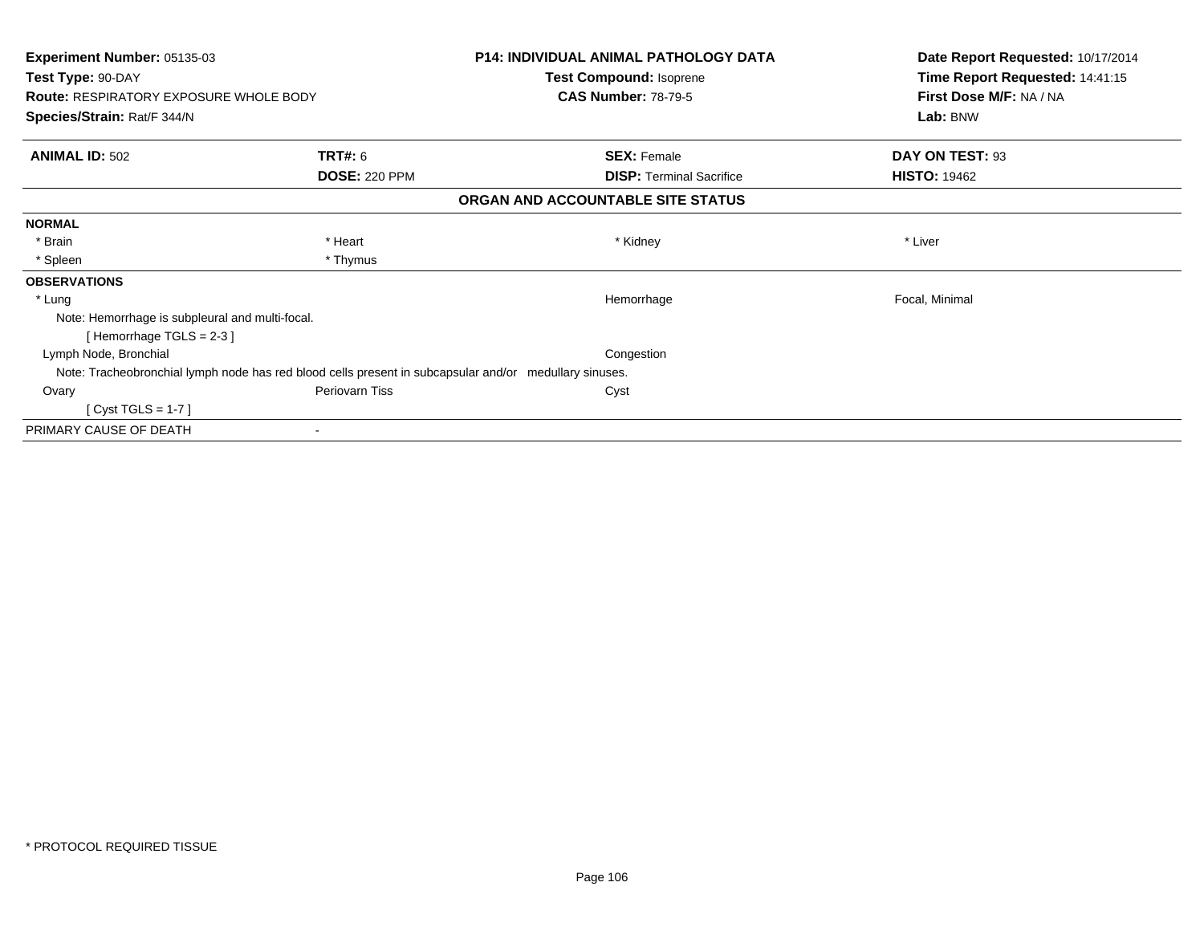**Experiment Number:** 05135-03
**Test Type:** 90-DAY
**Route:** RESPIRATORY EXPOSURE WHOLE BODY
**Species/Strain:** Rat/F 344/N

**P14: INDIVIDUAL ANIMAL PATHOLOGY DATA**
**Test Compound:** Isoprene
**CAS Number:** 78-79-5

**Date Report Requested:** 10/17/2014
**Time Report Requested:** 14:41:15
**First Dose M/F:** NA / NA
**Lab:** BNW

| **ANIMAL ID:** 502 | **TRT#:** 6 | **SEX:** Female | **DAY ON TEST:** 93 |
|---|---|---|---|
| | **DOSE:** 220 PPM | **DISP:** Terminal Sacrifice | **HISTO:** 19462 |

**ORGAN AND ACCOUNTABLE SITE STATUS**

**NORMAL**

| * Brain | * Heart | * Kidney | * Liver |
|---|---|---|---|
| * Spleen | * Thymus | | |

**OBSERVATIONS**

| | | | |
|---|---|---|---|
| * Lung | | Hemorrhage | Focal, Minimal |
| Note: Hemorrhage is subpleural and multi-focal. | | | |
| [ Hemorrhage TGLS = 2-3 ] | | | |
| Lymph Node, Bronchial | | Congestion | |
| Note: Tracheobronchial lymph node has red blood cells present in subcapsular and/or medullary sinuses. | | | |
| Ovary | Periovarn Tiss | Cyst | |
| [ Cyst TGLS = 1-7 ] | | | |

PRIMARY CAUSE OF DEATH -

* PROTOCOL REQUIRED TISSUE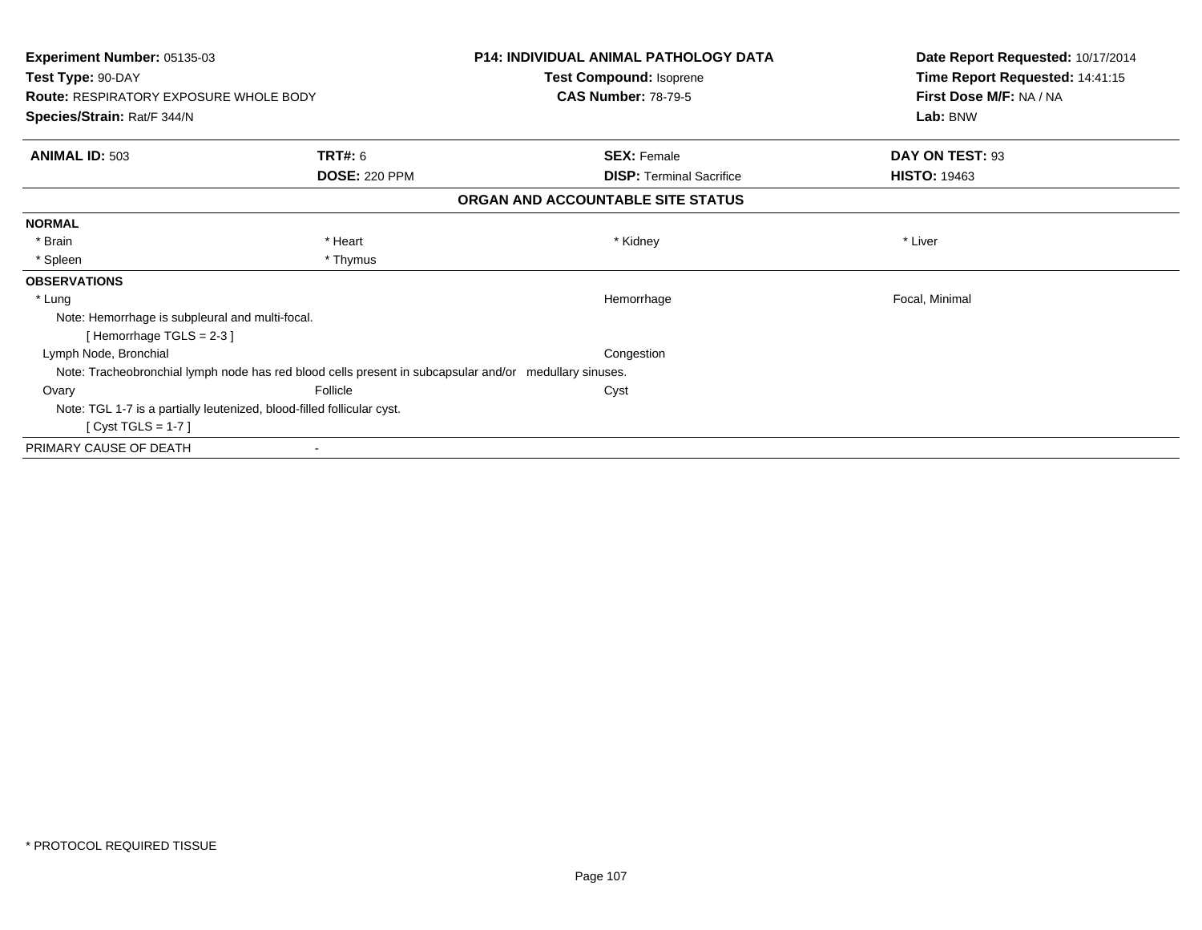| **Experiment Number:** 05135-03 | **P14: INDIVIDUAL ANIMAL PATHOLOGY DATA** | **Date Report Requested:** 10/17/2014 |
|---|---|---|
| **Test Type:** 90-DAY | **Test Compound:** Isoprene | **Time Report Requested:** 14:41:15 |
| **Route:** RESPIRATORY EXPOSURE WHOLE BODY | **CAS Number:** 78-79-5 | **First Dose M/F:** NA / NA |
| **Species/Strain:** Rat/F 344/N | | **Lab:** BNW |

| **ANIMAL ID:** 503 | **TRT#:** 6 | **SEX:** Female | **DAY ON TEST:** 93 |
|---|---|---|---|
| | **DOSE:** 220 PPM | **DISP:** Terminal Sacrifice | **HISTO:** 19463 |

**ORGAN AND ACCOUNTABLE SITE STATUS**

**NORMAL**

| * Brain | * Heart | * Kidney | * Liver |
|---|---|---|---|
| * Spleen | * Thymus | | |

**OBSERVATIONS**

| | | | |
|---|---|---|---|
| * Lung | | Hemorrhage | Focal, Minimal |
| Note: Hemorrhage is subpleural and multi-focal. | | | |
| [ Hemorrhage TGLS = 2-3 ] | | | |
| Lymph Node, Bronchial | | Congestion | |
| Note: Tracheobronchial lymph node has red blood cells present in subcapsular and/or medullary sinuses. | | | |
| Ovary | Follicle | Cyst | |
| Note: TGL 1-7 is a partially leutenized, blood-filled follicular cyst. | | | |
| [ Cyst TGLS = 1-7 ] | | | |

PRIMARY CAUSE OF DEATH -

* PROTOCOL REQUIRED TISSUE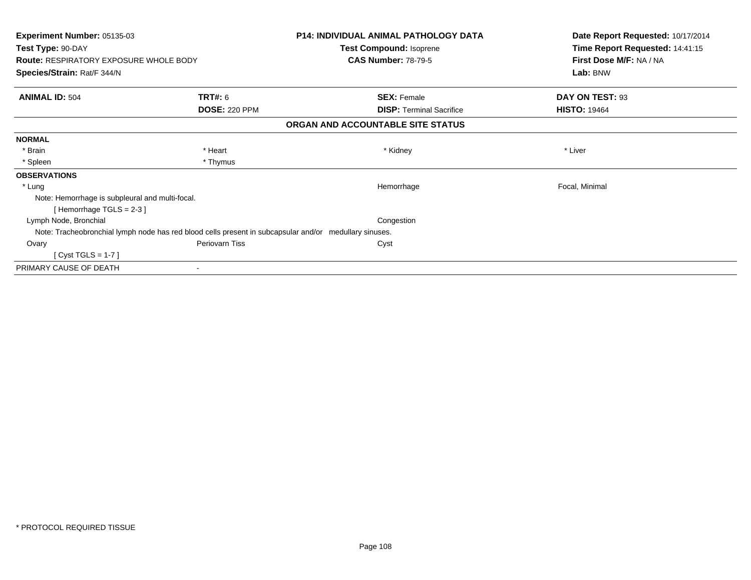**Experiment Number:** 05135-03
**Test Type:** 90-DAY
**Route:** RESPIRATORY EXPOSURE WHOLE BODY
**Species/Strain:** Rat/F 344/N

**P14: INDIVIDUAL ANIMAL PATHOLOGY DATA**
**Test Compound:** Isoprene
**CAS Number:** 78-79-5

**Date Report Requested:** 10/17/2014
**Time Report Requested:** 14:41:15
**First Dose M/F:** NA / NA
**Lab:** BNW

| **ANIMAL ID:** 504 | **TRT#:** 6 | **SEX:** Female | **DAY ON TEST:** 93 |
|---|---|---|---|
| | **DOSE:** 220 PPM | **DISP:** Terminal Sacrifice | **HISTO:** 19464 |

**ORGAN AND ACCOUNTABLE SITE STATUS**

**NORMAL**

| | | | |
|---|---|---|---|
| * Brain | * Heart | * Kidney | * Liver |
| * Spleen | * Thymus | | |

**OBSERVATIONS**

| | | | |
|---|---|---|---|
| * Lung | | Hemorrhage | Focal, Minimal |

Note: Hemorrhage is subpleural and multi-focal.
[ Hemorrhage TGLS = 2-3 ]

| | | | |
|---|---|---|---|
| Lymph Node, Bronchial | | Congestion | |

Note: Tracheobronchial lymph node has red blood cells present in subcapsular and/or medullary sinuses.

| | | | |
|---|---|---|---|
| Ovary | Periovarn Tiss | Cyst | |

[ Cyst TGLS = 1-7 ]

PRIMARY CAUSE OF DEATH -

* PROTOCOL REQUIRED TISSUE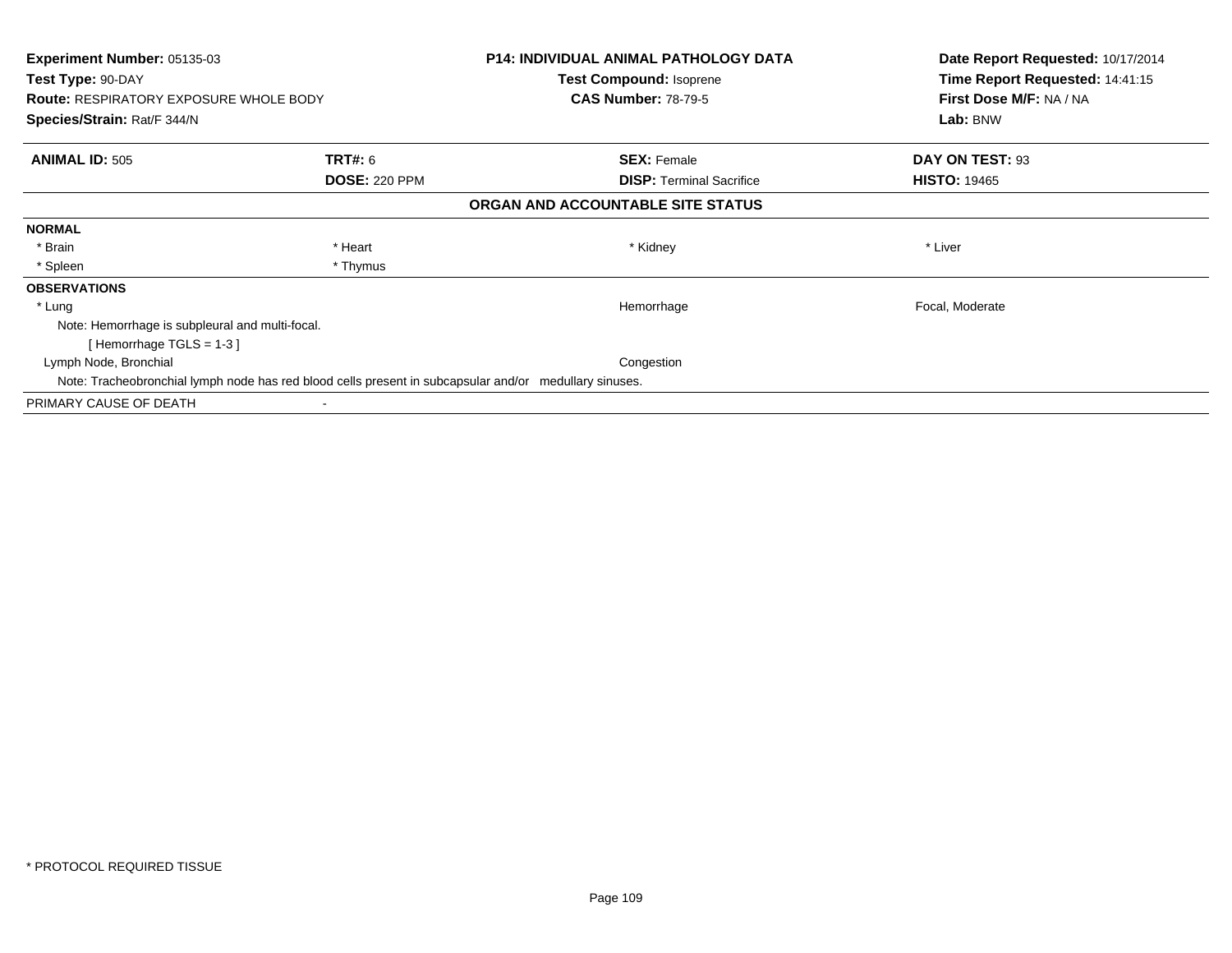**Experiment Number:** 05135-03
**Test Type:** 90-DAY
**Route:** RESPIRATORY EXPOSURE WHOLE BODY
**Species/Strain:** Rat/F 344/N

**P14: INDIVIDUAL ANIMAL PATHOLOGY DATA**
**Test Compound:** Isoprene
**CAS Number:** 78-79-5

**Date Report Requested:** 10/17/2014
**Time Report Requested:** 14:41:15
**First Dose M/F:** NA / NA
**Lab:** BNW

| **ANIMAL ID:** 505 | **TRT#:** 6 | **SEX:** Female | **DAY ON TEST:** 93 |
|---|---|---|---|
| | **DOSE:** 220 PPM | **DISP:** Terminal Sacrifice | **HISTO:** 19465 |

## ORGAN AND ACCOUNTABLE SITE STATUS

**NORMAL**

| * Brain | * Heart | * Kidney | * Liver |
|---|---|---|---|
| * Spleen | * Thymus | | |

**OBSERVATIONS**

| | | |
|---|---|---|
| * Lung | Hemorrhage | Focal, Moderate |

Note: Hemorrhage is subpleural and multi-focal.
[ Hemorrhage TGLS = 1-3 ]

| | | |
|---|---|---|
| Lymph Node, Bronchial | Congestion | |

Note: Tracheobronchial lymph node has red blood cells present in subcapsular and/or medullary sinuses.

PRIMARY CAUSE OF DEATH -

* PROTOCOL REQUIRED TISSUE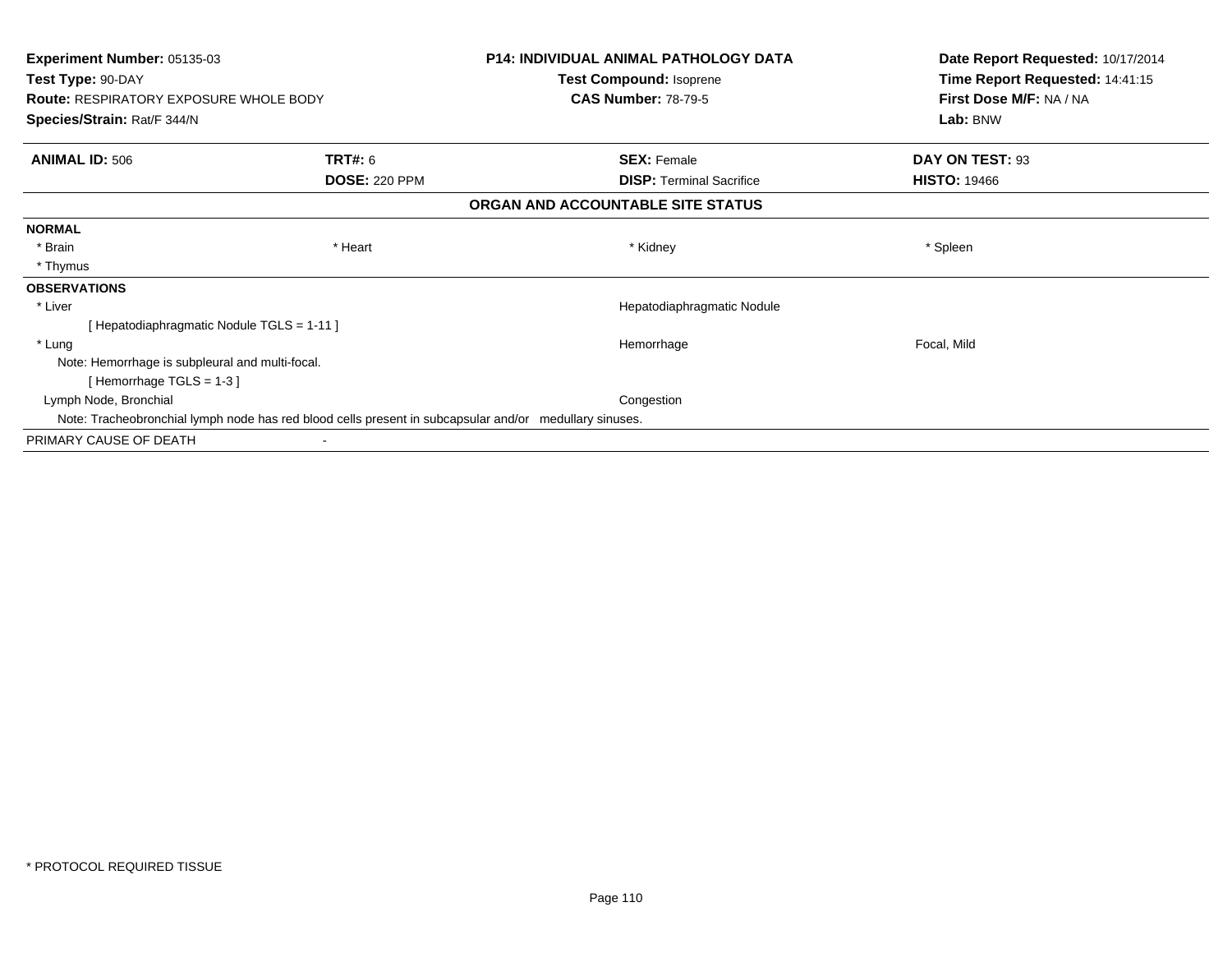**Experiment Number:** 05135-03
**Test Type:** 90-DAY
**Route:** RESPIRATORY EXPOSURE WHOLE BODY
**Species/Strain:** Rat/F 344/N

**P14: INDIVIDUAL ANIMAL PATHOLOGY DATA**
**Test Compound:** Isoprene
**CAS Number:** 78-79-5

**Date Report Requested:** 10/17/2014
**Time Report Requested:** 14:41:15
**First Dose M/F:** NA / NA
**Lab:** BNW

| **ANIMAL ID:** 506 | **TRT#:** 6 | **SEX:** Female | **DAY ON TEST:** 93 |
|---|---|---|---|
| | **DOSE:** 220 PPM | **DISP:** Terminal Sacrifice | **HISTO:** 19466 |

**ORGAN AND ACCOUNTABLE SITE STATUS**

**NORMAL**

| * Brain | * Heart | * Kidney | * Spleen |
|---|---|---|---|
| * Thymus | | | |

**OBSERVATIONS**

| | | | |
|---|---|---|---|
| * Liver | | Hepatodiaphragmatic Nodule | |
| [ Hepatodiaphragmatic Nodule TGLS = 1-11 ] | | | |
| * Lung | | Hemorrhage | Focal, Mild |
| Note: Hemorrhage is subpleural and multi-focal. | | | |
| [ Hemorrhage TGLS = 1-3 ] | | | |
| Lymph Node, Bronchial | | Congestion | |
| Note: Tracheobronchial lymph node has red blood cells present in subcapsular and/or medullary sinuses. | | | |

PRIMARY CAUSE OF DEATH -

* PROTOCOL REQUIRED TISSUE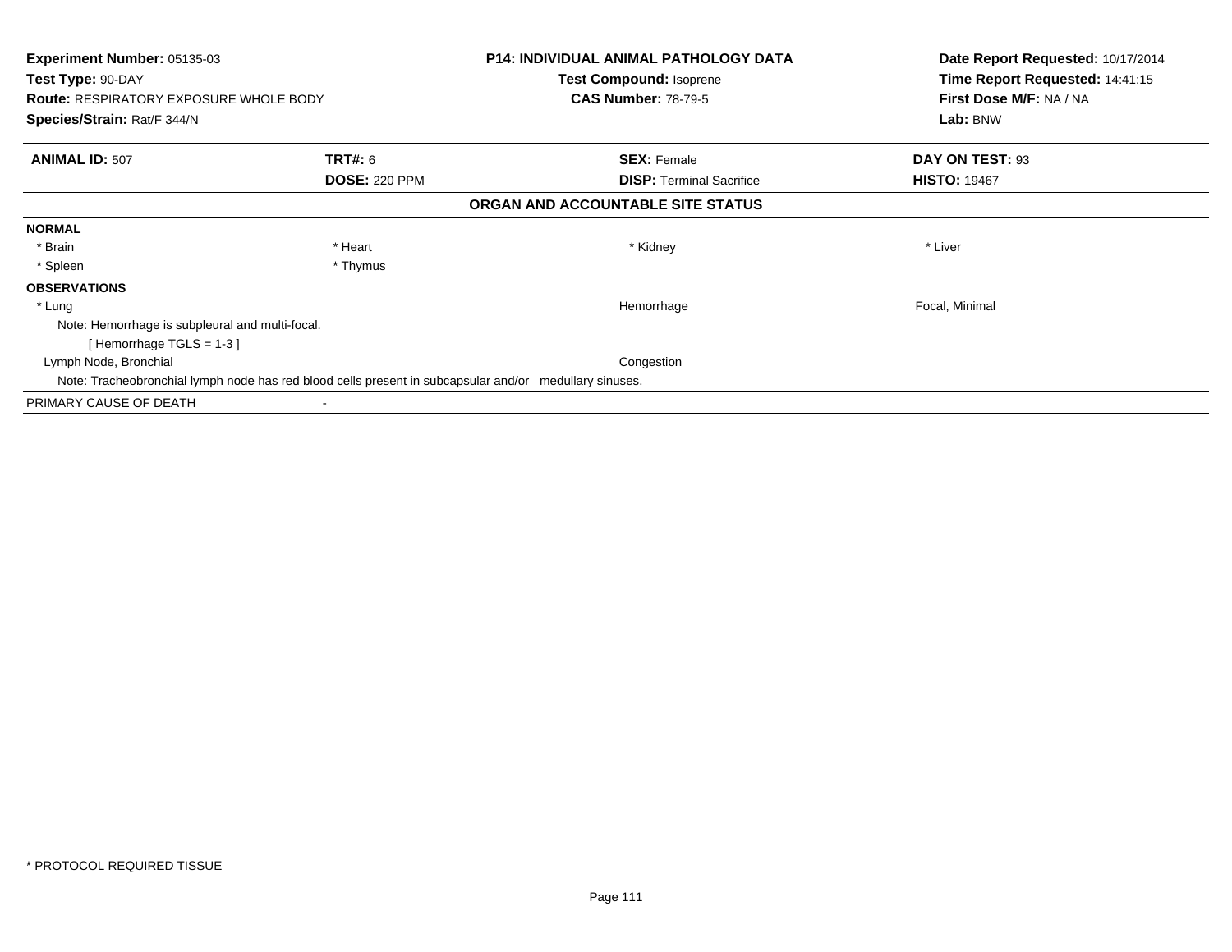| Experiment Number: 05135-03 | P14: INDIVIDUAL ANIMAL PATHOLOGY DATA | Date Report Requested: 10/17/2014 |
|---|---|---|
| Test Type: 90-DAY | Test Compound: Isoprene | Time Report Requested: 14:41:15 |
| Route: RESPIRATORY EXPOSURE WHOLE BODY | CAS Number: 78-79-5 | First Dose M/F: NA / NA |
| Species/Strain: Rat/F 344/N | | Lab: BNW |

| ANIMAL ID: 507 | TRT#: 6 | SEX: Female | DAY ON TEST: 93 |
|---|---|---|---|
| | DOSE: 220 PPM | DISP: Terminal Sacrifice | HISTO: 19467 |

**ORGAN AND ACCOUNTABLE SITE STATUS**

**NORMAL**

| | | | |
|---|---|---|---|
| * Brain | * Heart | * Kidney | * Liver |
| * Spleen | * Thymus | | |

**OBSERVATIONS**

| | | |
|---|---|---|
| * Lung | Hemorrhage | Focal, Minimal |

Note: Hemorrhage is subpleural and multi-focal.

[ Hemorrhage TGLS = 1-3 ]

| | | |
|---|---|---|
| Lymph Node, Bronchial | Congestion | |

Note: Tracheobronchial lymph node has red blood cells present in subcapsular and/or medullary sinuses.

PRIMARY CAUSE OF DEATH -

* PROTOCOL REQUIRED TISSUE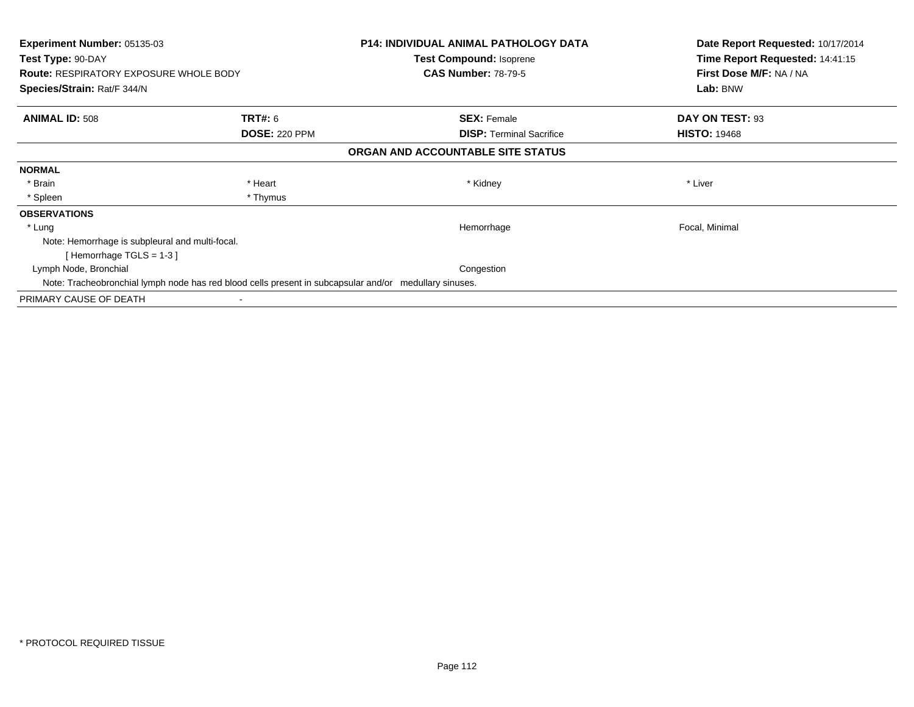**Experiment Number:** 05135-03
**Test Type:** 90-DAY
**Route:** RESPIRATORY EXPOSURE WHOLE BODY
**Species/Strain:** Rat/F 344/N

**P14: INDIVIDUAL ANIMAL PATHOLOGY DATA**
**Test Compound:** Isoprene
**CAS Number:** 78-79-5

**Date Report Requested:** 10/17/2014
**Time Report Requested:** 14:41:15
**First Dose M/F:** NA / NA
**Lab:** BNW

| **ANIMAL ID:** 508 | **TRT#:** 6 | **SEX:** Female | **DAY ON TEST:** 93 |
|---|---|---|---|
| | **DOSE:** 220 PPM | **DISP:** Terminal Sacrifice | **HISTO:** 19468 |

**ORGAN AND ACCOUNTABLE SITE STATUS**

**NORMAL**

| * Brain | * Heart | * Kidney | * Liver |
|---|---|---|---|
| * Spleen | * Thymus | | |

**OBSERVATIONS**

| | | |
|---|---|---|
| * Lung | Hemorrhage | Focal, Minimal |

Note: Hemorrhage is subpleural and multi-focal.
[ Hemorrhage TGLS = 1-3 ]

| | | |
|---|---|---|
| Lymph Node, Bronchial | Congestion | |

Note: Tracheobronchial lymph node has red blood cells present in subcapsular and/or medullary sinuses.

PRIMARY CAUSE OF DEATH -

* PROTOCOL REQUIRED TISSUE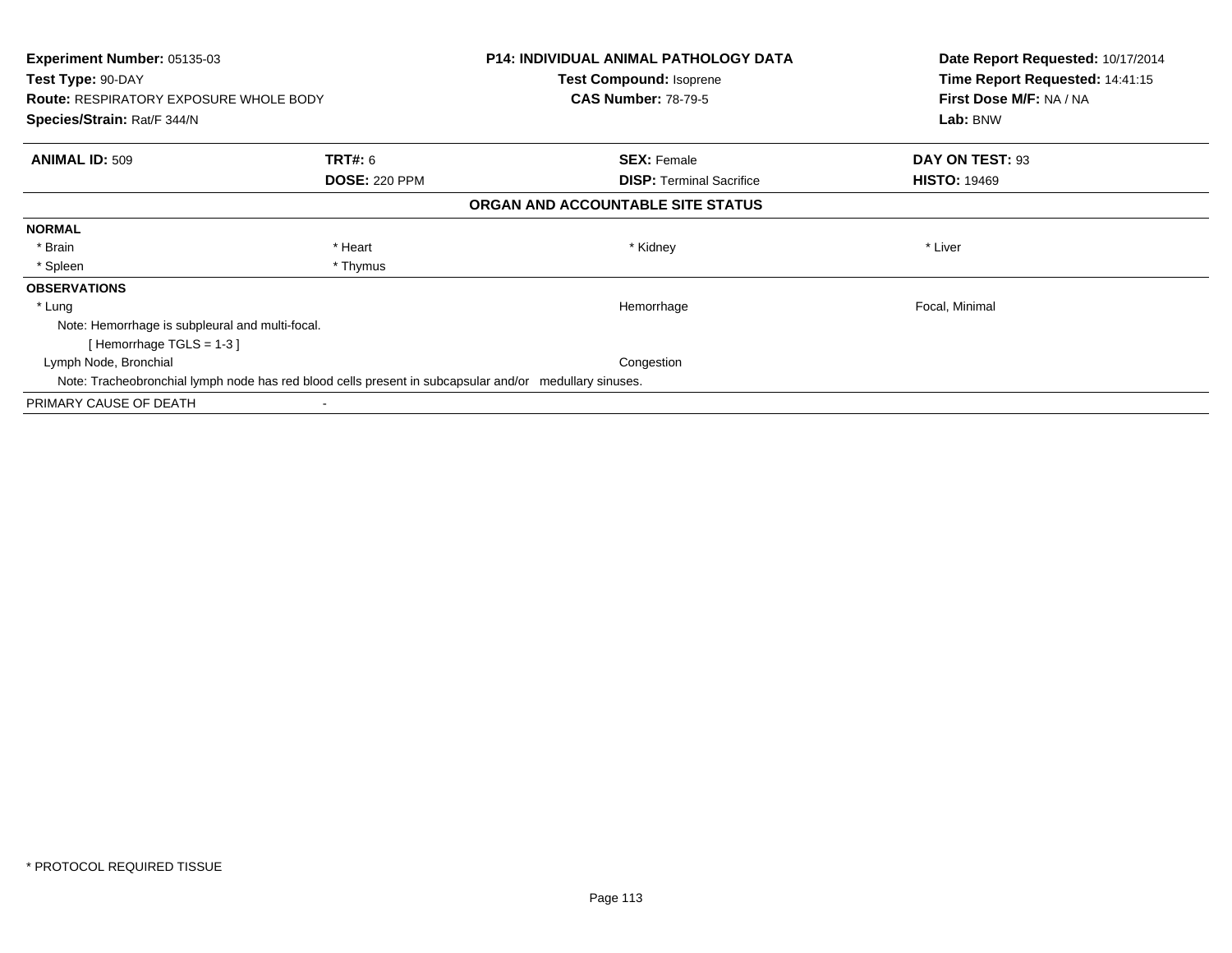**Experiment Number:** 05135-03
**Test Type:** 90-DAY
**Route:** RESPIRATORY EXPOSURE WHOLE BODY
**Species/Strain:** Rat/F 344/N

**P14: INDIVIDUAL ANIMAL PATHOLOGY DATA**
**Test Compound:** Isoprene
**CAS Number:** 78-79-5

**Date Report Requested:** 10/17/2014
**Time Report Requested:** 14:41:15
**First Dose M/F:** NA / NA
**Lab:** BNW

| **ANIMAL ID:** 509 | **TRT#:** 6 | **SEX:** Female | **DAY ON TEST:** 93 |
|---|---|---|---|
| | **DOSE:** 220 PPM | **DISP:** Terminal Sacrifice | **HISTO:** 19469 |

## ORGAN AND ACCOUNTABLE SITE STATUS

**NORMAL**

| | | | |
|---|---|---|---|
| * Brain | * Heart | * Kidney | * Liver |
| * Spleen | * Thymus | | |

**OBSERVATIONS**

| | | |
|---|---|---|
| * Lung | Hemorrhage | Focal, Minimal |

Note: Hemorrhage is subpleural and multi-focal.
[ Hemorrhage TGLS = 1-3 ]

| | | |
|---|---|---|
| Lymph Node, Bronchial | Congestion | |

Note: Tracheobronchial lymph node has red blood cells present in subcapsular and/or medullary sinuses.

PRIMARY CAUSE OF DEATH -

* PROTOCOL REQUIRED TISSUE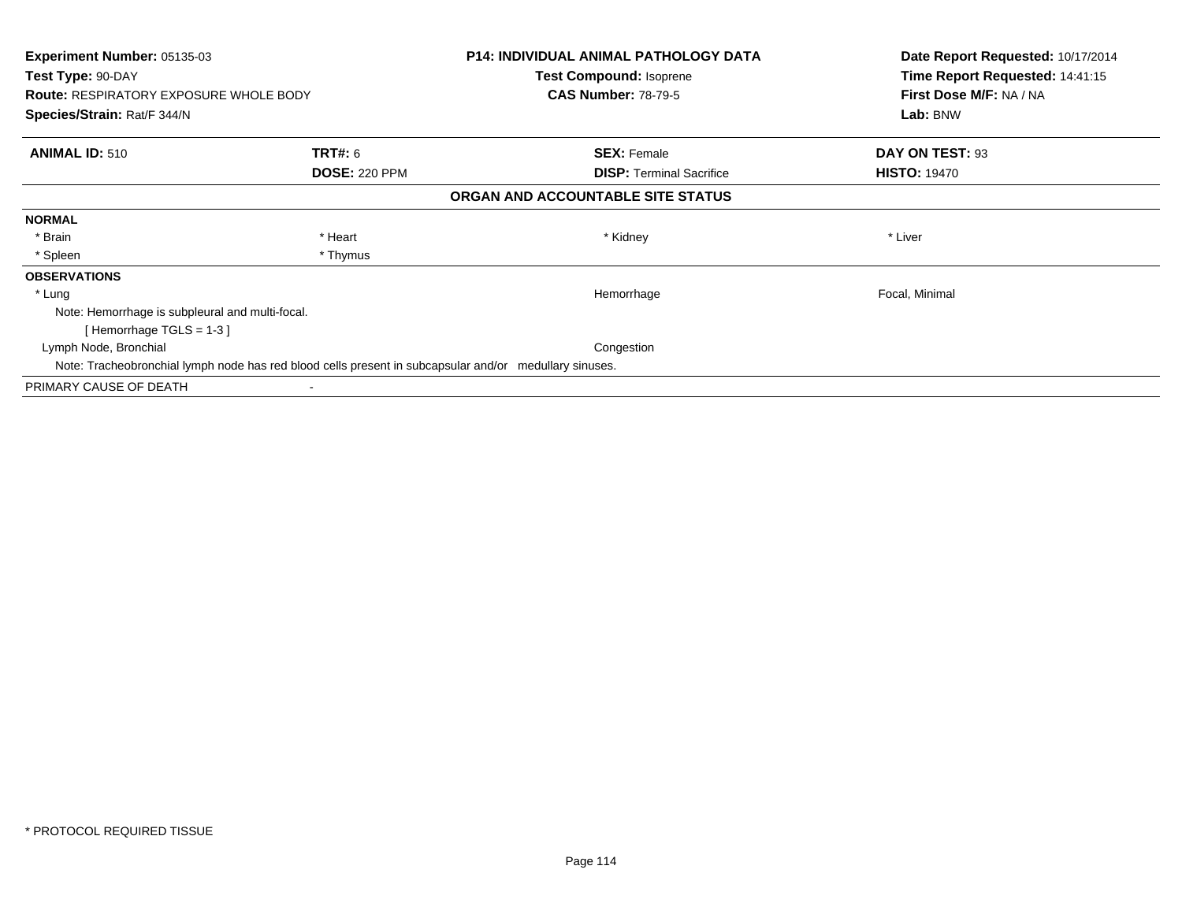**Experiment Number:** 05135-03
**Test Type:** 90-DAY
**Route:** RESPIRATORY EXPOSURE WHOLE BODY
**Species/Strain:** Rat/F 344/N

**P14: INDIVIDUAL ANIMAL PATHOLOGY DATA**
**Test Compound:** Isoprene
**CAS Number:** 78-79-5

**Date Report Requested:** 10/17/2014
**Time Report Requested:** 14:41:15
**First Dose M/F:** NA / NA
**Lab:** BNW

| **ANIMAL ID:** 510 | **TRT#:** 6 | **SEX:** Female | **DAY ON TEST:** 93 |
|---|---|---|---|
| | **DOSE:** 220 PPM | **DISP:** Terminal Sacrifice | **HISTO:** 19470 |

**ORGAN AND ACCOUNTABLE SITE STATUS**

**NORMAL**

| * Brain | * Heart | * Kidney | * Liver |
|---|---|---|---|
| * Spleen | * Thymus | | |

**OBSERVATIONS**

| * Lung | Hemorrhage | Focal, Minimal |
|---|---|---|

Note: Hemorrhage is subpleural and multi-focal.
[ Hemorrhage TGLS = 1-3 ]

| Lymph Node, Bronchial | Congestion | |
|---|---|---|

Note: Tracheobronchial lymph node has red blood cells present in subcapsular and/or medullary sinuses.

PRIMARY CAUSE OF DEATH -

* PROTOCOL REQUIRED TISSUE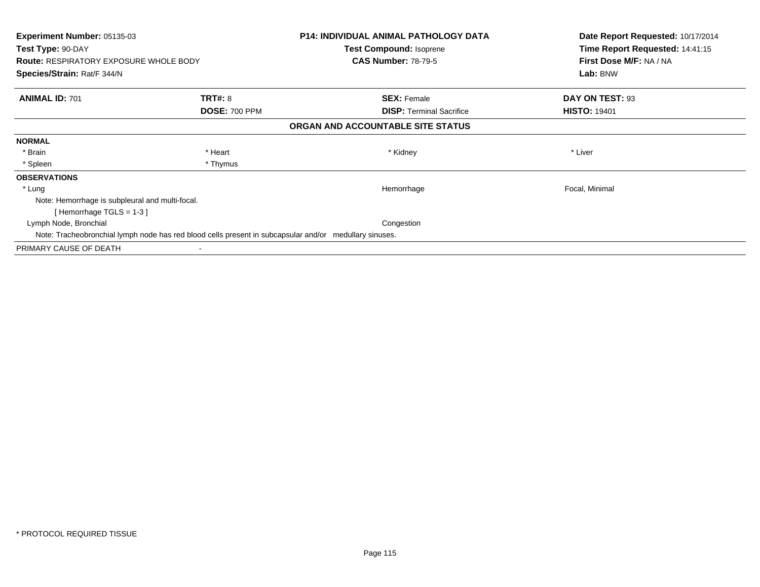**Experiment Number:** 05135-03
**Test Type:** 90-DAY
**Route:** RESPIRATORY EXPOSURE WHOLE BODY
**Species/Strain:** Rat/F 344/N

**P14: INDIVIDUAL ANIMAL PATHOLOGY DATA**
**Test Compound:** Isoprene
**CAS Number:** 78-79-5

**Date Report Requested:** 10/17/2014
**Time Report Requested:** 14:41:15
**First Dose M/F:** NA / NA
**Lab:** BNW

| **ANIMAL ID:** 701 | **TRT#:** 8 | **SEX:** Female | **DAY ON TEST:** 93 |
|---|---|---|---|
| | **DOSE:** 700 PPM | **DISP:** Terminal Sacrifice | **HISTO:** 19401 |

**ORGAN AND ACCOUNTABLE SITE STATUS**

**NORMAL**

| | | | |
|---|---|---|---|
| * Brain | * Heart | * Kidney | * Liver |
| * Spleen | * Thymus | | |

**OBSERVATIONS**

| | | |
|---|---|---|
| * Lung | Hemorrhage | Focal, Minimal |

Note: Hemorrhage is subpleural and multi-focal.
[ Hemorrhage TGLS = 1-3 ]

| | | |
|---|---|---|
| Lymph Node, Bronchial | Congestion | |

Note: Tracheobronchial lymph node has red blood cells present in subcapsular and/or medullary sinuses.

PRIMARY CAUSE OF DEATH -

* PROTOCOL REQUIRED TISSUE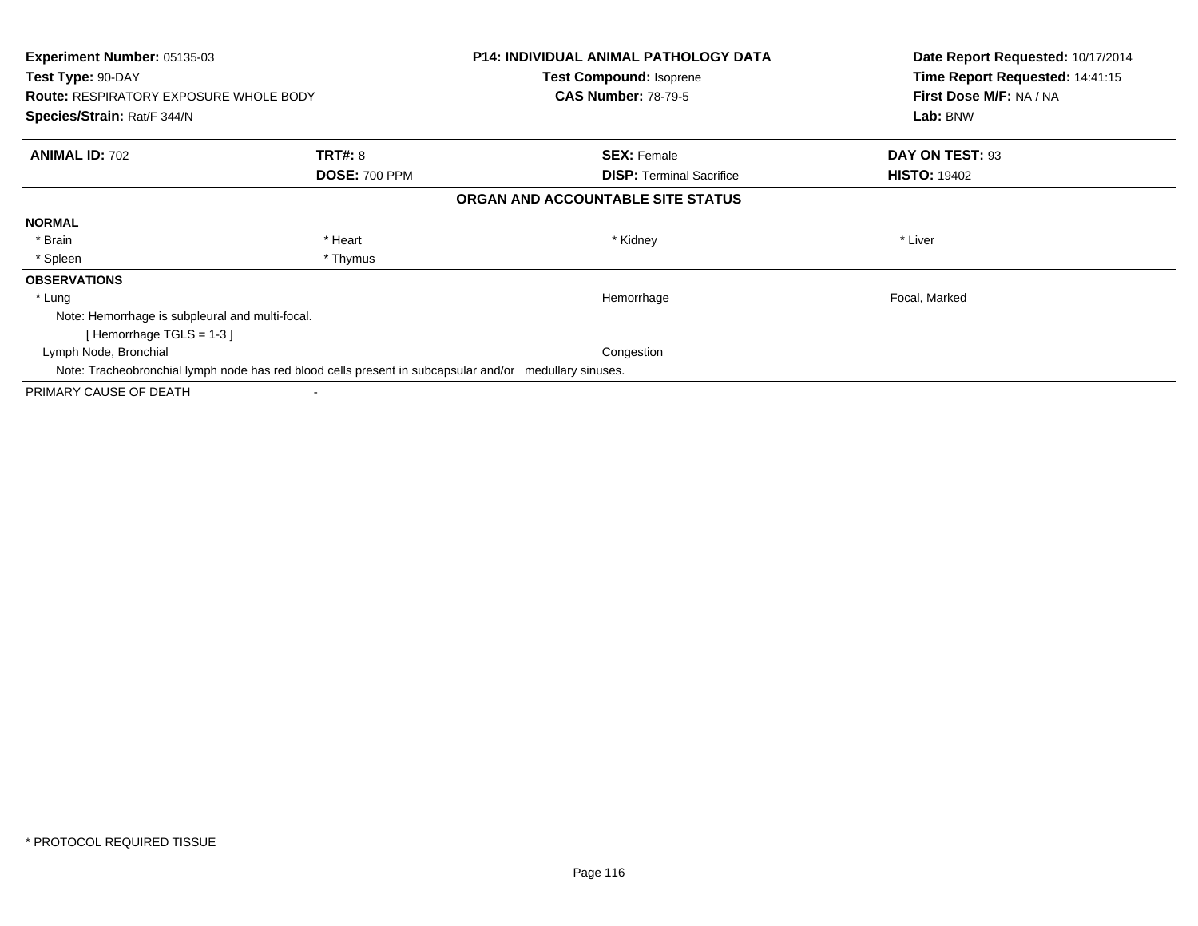**Experiment Number:** 05135-03
**Test Type:** 90-DAY
**Route:** RESPIRATORY EXPOSURE WHOLE BODY
**Species/Strain:** Rat/F 344/N

**P14: INDIVIDUAL ANIMAL PATHOLOGY DATA**
**Test Compound:** Isoprene
**CAS Number:** 78-79-5

**Date Report Requested:** 10/17/2014
**Time Report Requested:** 14:41:15
**First Dose M/F:** NA / NA
**Lab:** BNW

| **ANIMAL ID:** 702 | **TRT#:** 8 | **SEX:** Female | **DAY ON TEST:** 93 |
|---|---|---|---|
| | **DOSE:** 700 PPM | **DISP:** Terminal Sacrifice | **HISTO:** 19402 |

**ORGAN AND ACCOUNTABLE SITE STATUS**

**NORMAL**

| | | | |
|---|---|---|---|
| * Brain | * Heart | * Kidney | * Liver |
| * Spleen | * Thymus | | |

**OBSERVATIONS**

| | | |
|---|---|---|
| * Lung | Hemorrhage | Focal, Marked |

Note: Hemorrhage is subpleural and multi-focal.
[ Hemorrhage TGLS = 1-3 ]

| | | |
|---|---|---|
| Lymph Node, Bronchial | Congestion | |

Note: Tracheobronchial lymph node has red blood cells present in subcapsular and/or medullary sinuses.

PRIMARY CAUSE OF DEATH -

* PROTOCOL REQUIRED TISSUE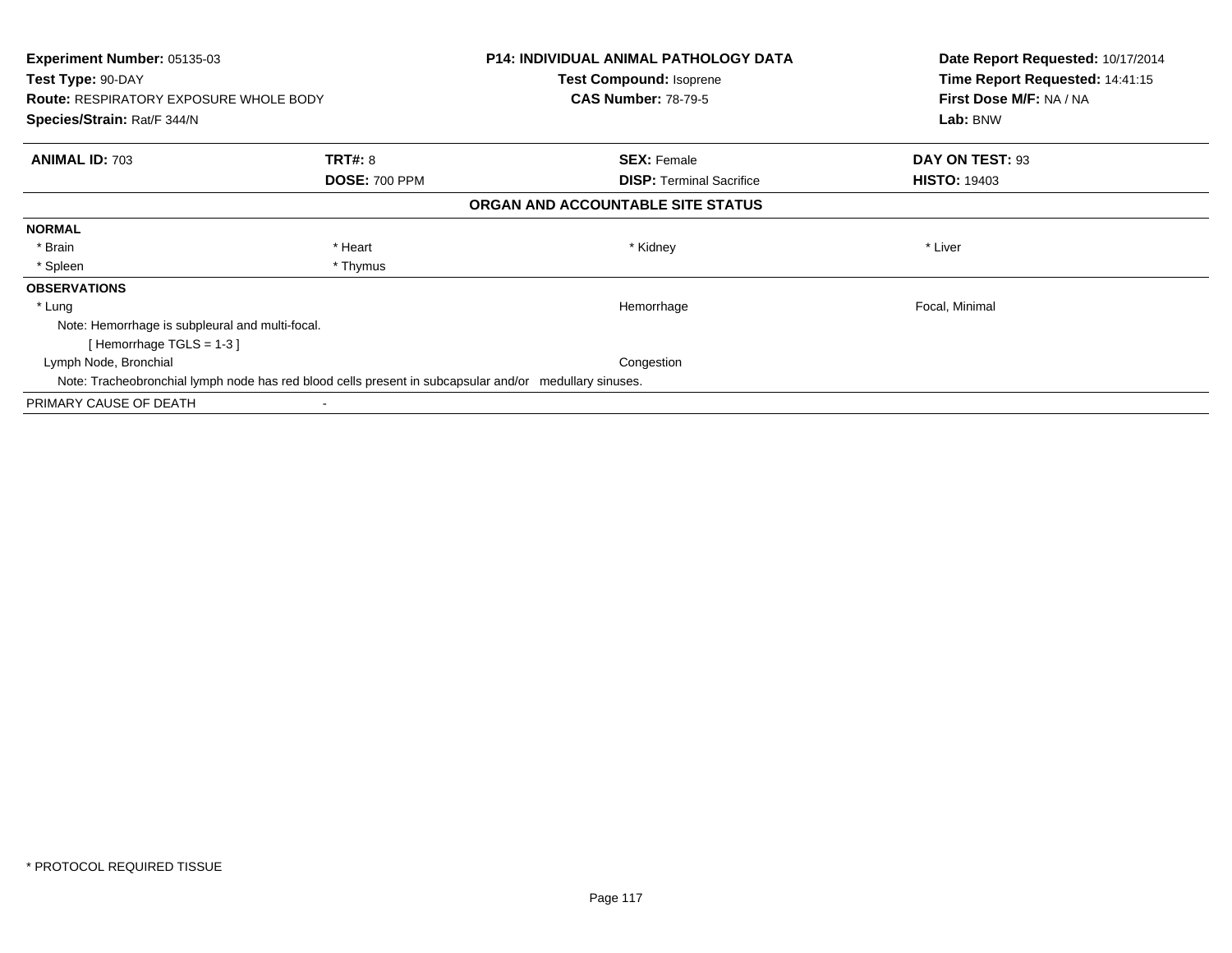**Experiment Number:** 05135-03
**Test Type:** 90-DAY
**Route:** RESPIRATORY EXPOSURE WHOLE BODY
**Species/Strain:** Rat/F 344/N

**P14: INDIVIDUAL ANIMAL PATHOLOGY DATA**
**Test Compound:** Isoprene
**CAS Number:** 78-79-5

**Date Report Requested:** 10/17/2014
**Time Report Requested:** 14:41:15
**First Dose M/F:** NA / NA
**Lab:** BNW

| **ANIMAL ID:** 703 | **TRT#:** 8 | **SEX:** Female | **DAY ON TEST:** 93 |
|---|---|---|---|
| | **DOSE:** 700 PPM | **DISP:** Terminal Sacrifice | **HISTO:** 19403 |

**ORGAN AND ACCOUNTABLE SITE STATUS**

**NORMAL**

| | | | |
|---|---|---|---|
| * Brain | * Heart | * Kidney | * Liver |
| * Spleen | * Thymus | | |

**OBSERVATIONS**

| | | |
|---|---|---|
| * Lung | Hemorrhage | Focal, Minimal |

Note: Hemorrhage is subpleural and multi-focal.
[ Hemorrhage TGLS = 1-3 ]

| | | |
|---|---|---|
| Lymph Node, Bronchial | Congestion | |

Note: Tracheobronchial lymph node has red blood cells present in subcapsular and/or medullary sinuses.

PRIMARY CAUSE OF DEATH -

* PROTOCOL REQUIRED TISSUE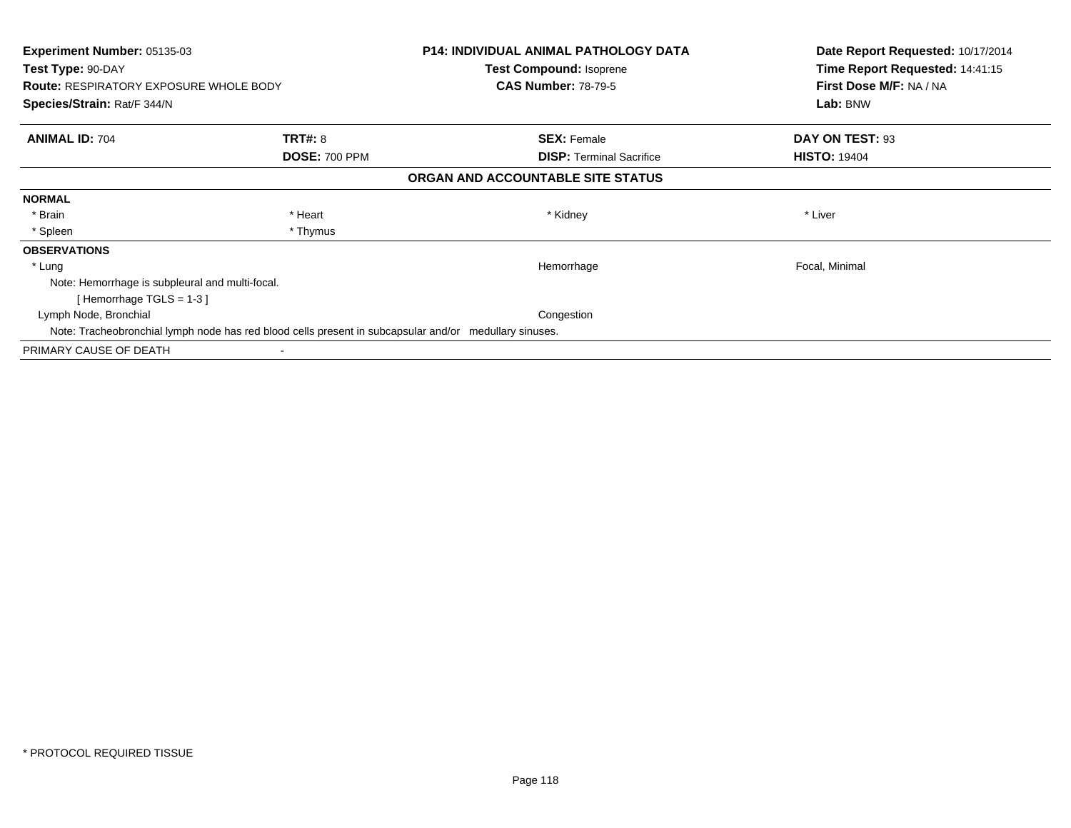**Experiment Number:** 05135-03
**Test Type:** 90-DAY
**Route:** RESPIRATORY EXPOSURE WHOLE BODY
**Species/Strain:** Rat/F 344/N

**P14: INDIVIDUAL ANIMAL PATHOLOGY DATA**
**Test Compound:** Isoprene
**CAS Number:** 78-79-5

**Date Report Requested:** 10/17/2014
**Time Report Requested:** 14:41:15
**First Dose M/F:** NA / NA
**Lab:** BNW

| **ANIMAL ID:** 704 | **TRT#:** 8 | **SEX:** Female | **DAY ON TEST:** 93 |
|---|---|---|---|
| | **DOSE:** 700 PPM | **DISP:** Terminal Sacrifice | **HISTO:** 19404 |

## ORGAN AND ACCOUNTABLE SITE STATUS

**NORMAL**

| | | | |
|---|---|---|---|
| * Brain | * Heart | * Kidney | * Liver |
| * Spleen | * Thymus | | |

**OBSERVATIONS**

| | | |
|---|---|---|
| * Lung | Hemorrhage | Focal, Minimal |

Note: Hemorrhage is subpleural and multi-focal.
[ Hemorrhage TGLS = 1-3 ]

| | | |
|---|---|---|
| Lymph Node, Bronchial | Congestion | |

Note: Tracheobronchial lymph node has red blood cells present in subcapsular and/or medullary sinuses.

PRIMARY CAUSE OF DEATH -

\* PROTOCOL REQUIRED TISSUE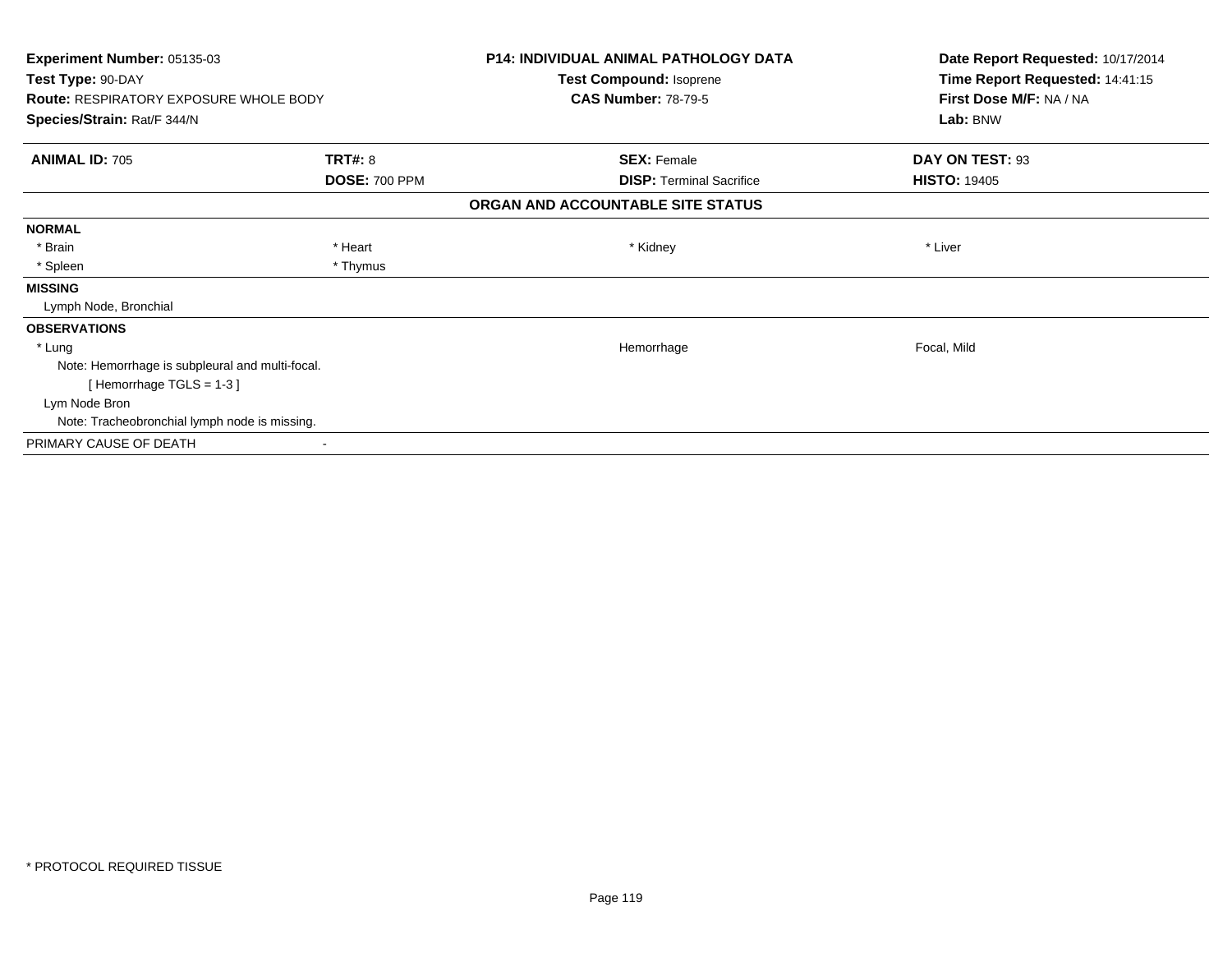**Experiment Number:** 05135-03
**Test Type:** 90-DAY
**Route:** RESPIRATORY EXPOSURE WHOLE BODY
**Species/Strain:** Rat/F 344/N

**P14: INDIVIDUAL ANIMAL PATHOLOGY DATA**
**Test Compound:** Isoprene
**CAS Number:** 78-79-5

**Date Report Requested:** 10/17/2014
**Time Report Requested:** 14:41:15
**First Dose M/F:** NA / NA
**Lab:** BNW

| **ANIMAL ID:** 705 | **TRT#:** 8 | **SEX:** Female | **DAY ON TEST:** 93 |
|---|---|---|---|
| | **DOSE:** 700 PPM | **DISP:** Terminal Sacrifice | **HISTO:** 19405 |

**ORGAN AND ACCOUNTABLE SITE STATUS**

**NORMAL**

| | | | |
|---|---|---|---|
| * Brain | * Heart | * Kidney | * Liver |
| * Spleen | * Thymus | | |

**MISSING**

Lymph Node, Bronchial

**OBSERVATIONS**

| | | |
|---|---|---|
| * Lung | Hemorrhage | Focal, Mild |

Note: Hemorrhage is subpleural and multi-focal.

[ Hemorrhage TGLS = 1-3 ]

Lym Node Bron

Note: Tracheobronchial lymph node is missing.

PRIMARY CAUSE OF DEATH -

* PROTOCOL REQUIRED TISSUE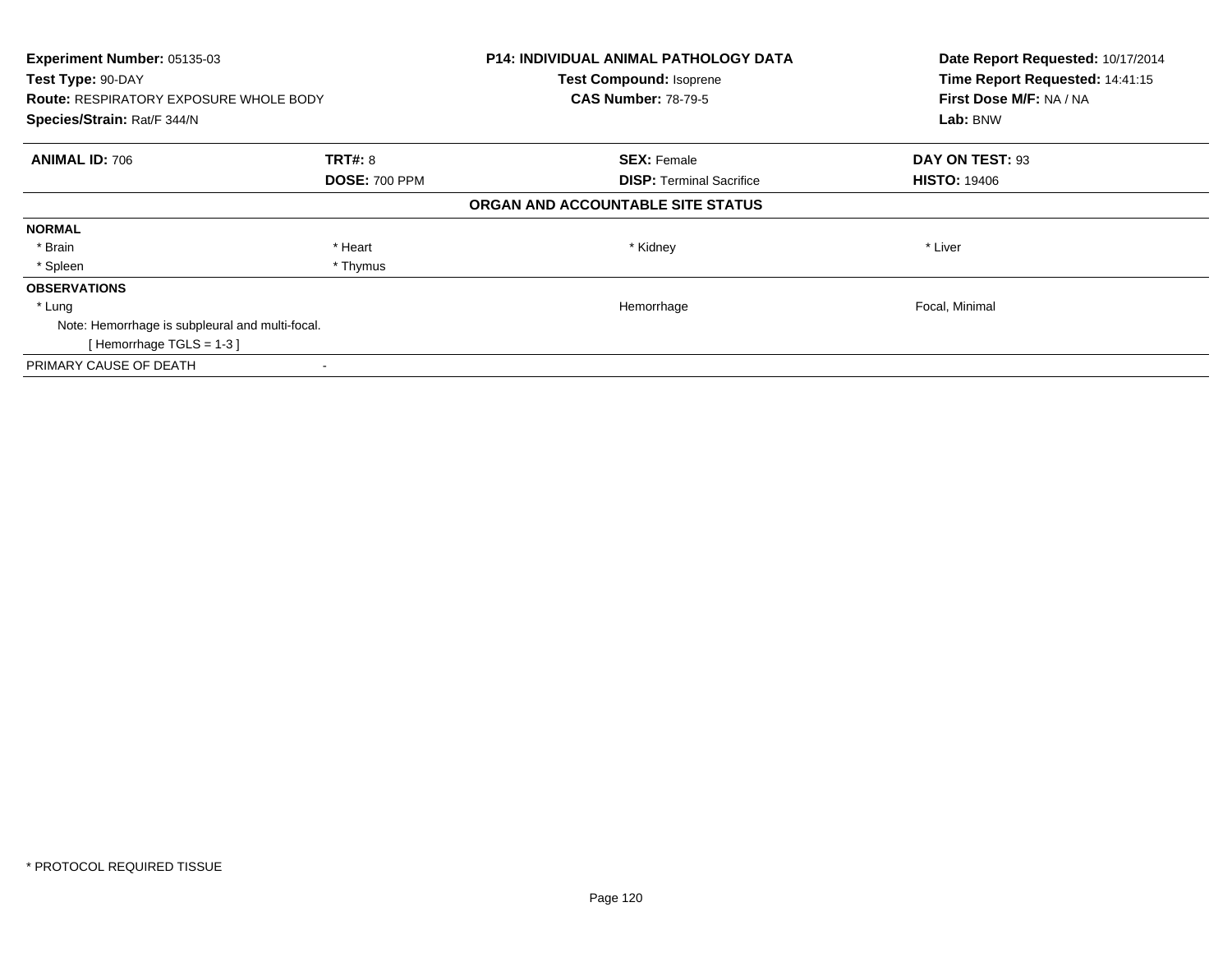**Experiment Number:** 05135-03
**Test Type:** 90-DAY
**Route:** RESPIRATORY EXPOSURE WHOLE BODY
**Species/Strain:** Rat/F 344/N

**P14: INDIVIDUAL ANIMAL PATHOLOGY DATA**
**Test Compound:** Isoprene
**CAS Number:** 78-79-5

**Date Report Requested:** 10/17/2014
**Time Report Requested:** 14:41:15
**First Dose M/F:** NA / NA
**Lab:** BNW

| **ANIMAL ID:** 706 | **TRT#:** 8 | **SEX:** Female | **DAY ON TEST:** 93 |
|---|---|---|---|
| | **DOSE:** 700 PPM | **DISP:** Terminal Sacrifice | **HISTO:** 19406 |

**ORGAN AND ACCOUNTABLE SITE STATUS**

| | | | |
|---|---|---|---|
| **NORMAL** | | | |
| * Brain | * Heart | * Kidney | * Liver |
| * Spleen | * Thymus | | |
| **OBSERVATIONS** | | | |
| * Lung | | Hemorrhage | Focal, Minimal |
| Note: Hemorrhage is subpleural and multi-focal. | | | |
| [ Hemorrhage TGLS = 1-3 ] | | | |
| PRIMARY CAUSE OF DEATH | - | | |

* PROTOCOL REQUIRED TISSUE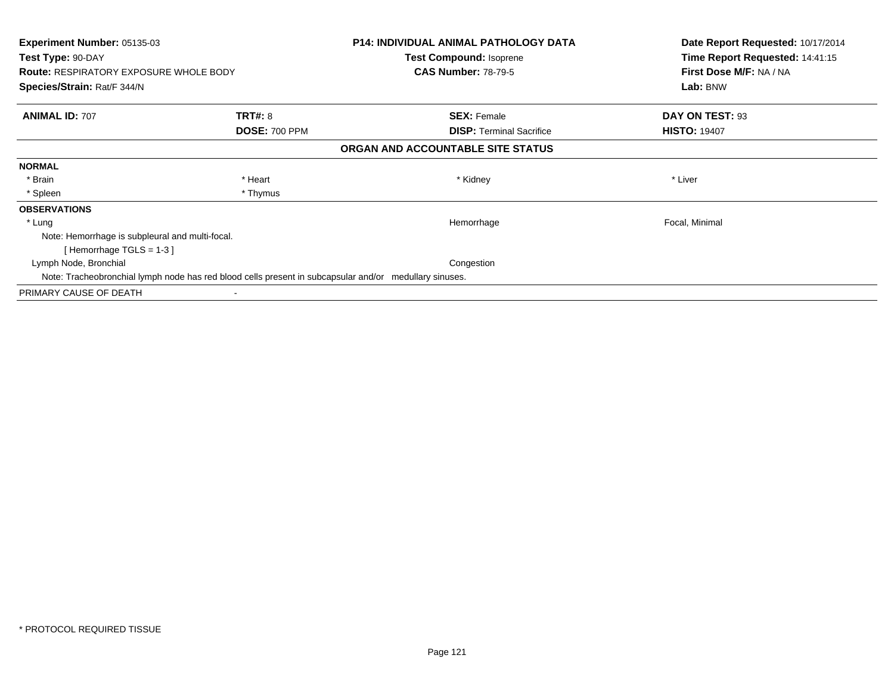**Experiment Number:** 05135-03
**Test Type:** 90-DAY
**Route:** RESPIRATORY EXPOSURE WHOLE BODY
**Species/Strain:** Rat/F 344/N

**P14: INDIVIDUAL ANIMAL PATHOLOGY DATA**
**Test Compound:** Isoprene
**CAS Number:** 78-79-5

**Date Report Requested:** 10/17/2014
**Time Report Requested:** 14:41:15
**First Dose M/F:** NA / NA
**Lab:** BNW

| **ANIMAL ID:** 707 | **TRT#:** 8 | **SEX:** Female | **DAY ON TEST:** 93 |
|---|---|---|---|
| | **DOSE:** 700 PPM | **DISP:** Terminal Sacrifice | **HISTO:** 19407 |

**ORGAN AND ACCOUNTABLE SITE STATUS**

**NORMAL**

| | | | |
|---|---|---|---|
| * Brain | * Heart | * Kidney | * Liver |
| * Spleen | * Thymus | | |

**OBSERVATIONS**

| | | |
|---|---|---|
| * Lung | Hemorrhage | Focal, Minimal |

Note: Hemorrhage is subpleural and multi-focal.
[ Hemorrhage TGLS = 1-3 ]

| | | |
|---|---|---|
| Lymph Node, Bronchial | Congestion | |

Note: Tracheobronchial lymph node has red blood cells present in subcapsular and/or medullary sinuses.

PRIMARY CAUSE OF DEATH -

* PROTOCOL REQUIRED TISSUE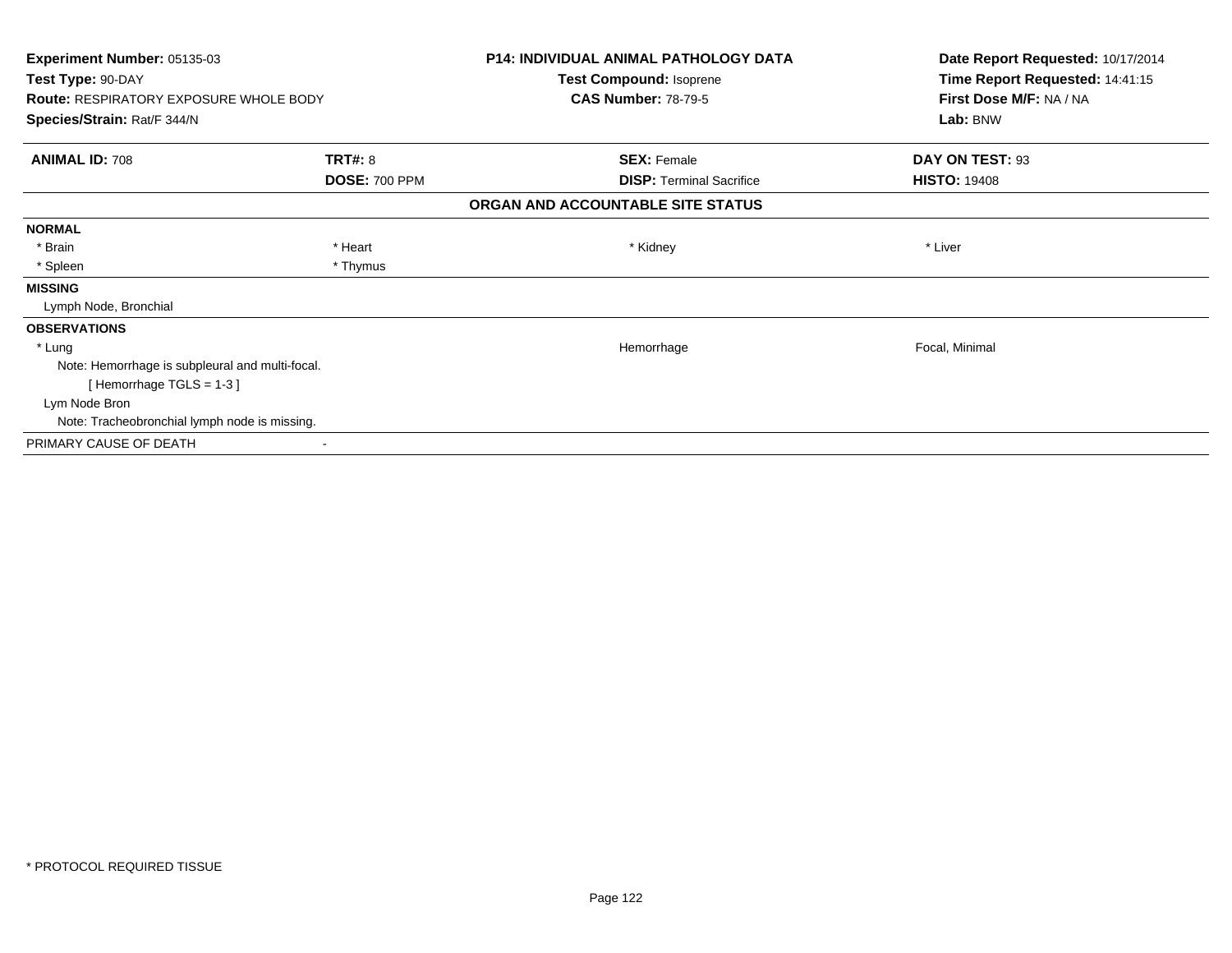| Experiment Number: 05135-03 | P14: INDIVIDUAL ANIMAL PATHOLOGY DATA | Date Report Requested: 10/17/2014 |
|---|---|---|
| Test Type: 90-DAY | Test Compound: Isoprene | Time Report Requested: 14:41:15 |
| Route: RESPIRATORY EXPOSURE WHOLE BODY | CAS Number: 78-79-5 | First Dose M/F: NA / NA |
| Species/Strain: Rat/F 344/N | | Lab: BNW |

| ANIMAL ID: 708 | TRT#: 8 | SEX: Female | DAY ON TEST: 93 |
|---|---|---|---|
| | DOSE: 700 PPM | DISP: Terminal Sacrifice | HISTO: 19408 |

**ORGAN AND ACCOUNTABLE SITE STATUS**

| | | | |
|---|---|---|---|
| **NORMAL** | | | |
| * Brain | * Heart | * Kidney | * Liver |
| * Spleen | * Thymus | | |
| **MISSING** | | | |
| Lymph Node, Bronchial | | | |
| **OBSERVATIONS** | | | |
| * Lung | | Hemorrhage | Focal, Minimal |
| Note: Hemorrhage is subpleural and multi-focal. | | | |
| [ Hemorrhage TGLS = 1-3 ] | | | |
| Lym Node Bron | | | |
| Note: Tracheobronchial lymph node is missing. | | | |
| PRIMARY CAUSE OF DEATH | - | | |

* PROTOCOL REQUIRED TISSUE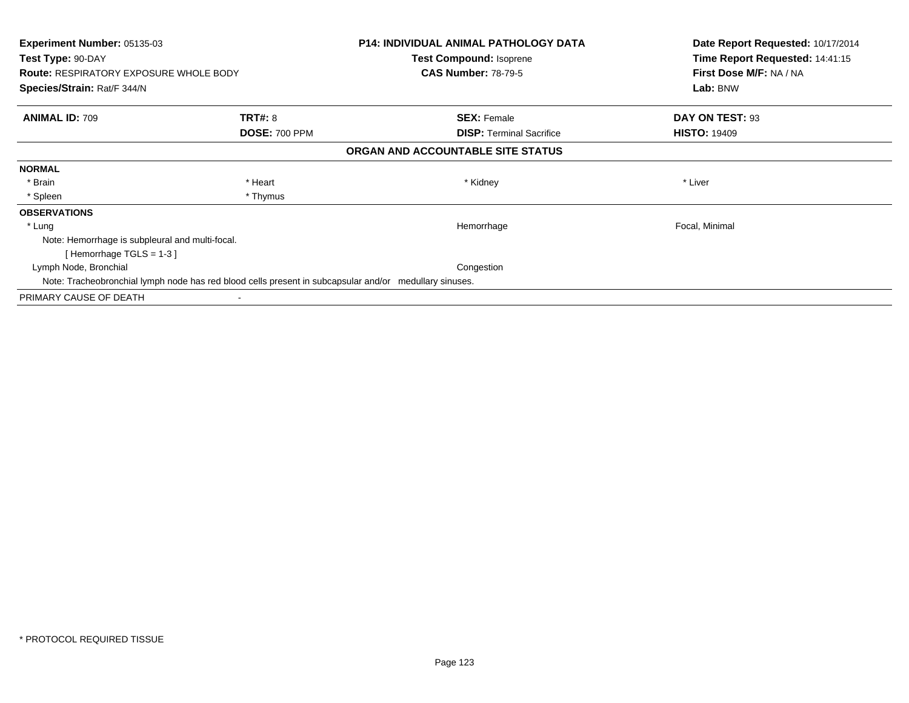**Experiment Number:** 05135-03
**Test Type:** 90-DAY
**Route:** RESPIRATORY EXPOSURE WHOLE BODY
**Species/Strain:** Rat/F 344/N

**P14: INDIVIDUAL ANIMAL PATHOLOGY DATA**
**Test Compound:** Isoprene
**CAS Number:** 78-79-5

**Date Report Requested:** 10/17/2014
**Time Report Requested:** 14:41:15
**First Dose M/F:** NA / NA
**Lab:** BNW

| **ANIMAL ID:** 709 | **TRT#:** 8 | **SEX:** Female | **DAY ON TEST:** 93 |
|---|---|---|---|
| | **DOSE:** 700 PPM | **DISP:** Terminal Sacrifice | **HISTO:** 19409 |

**ORGAN AND ACCOUNTABLE SITE STATUS**

**NORMAL**

| * Brain | * Heart | * Kidney | * Liver |
|---|---|---|---|
| * Spleen | * Thymus | | |

**OBSERVATIONS**

| | | | |
|---|---|---|---|
| * Lung | | Hemorrhage | Focal, Minimal |

Note: Hemorrhage is subpleural and multi-focal.
[ Hemorrhage TGLS = 1-3 ]

| | | | |
|---|---|---|---|
| Lymph Node, Bronchial | | Congestion | |

Note: Tracheobronchial lymph node has red blood cells present in subcapsular and/or medullary sinuses.

PRIMARY CAUSE OF DEATH -

* PROTOCOL REQUIRED TISSUE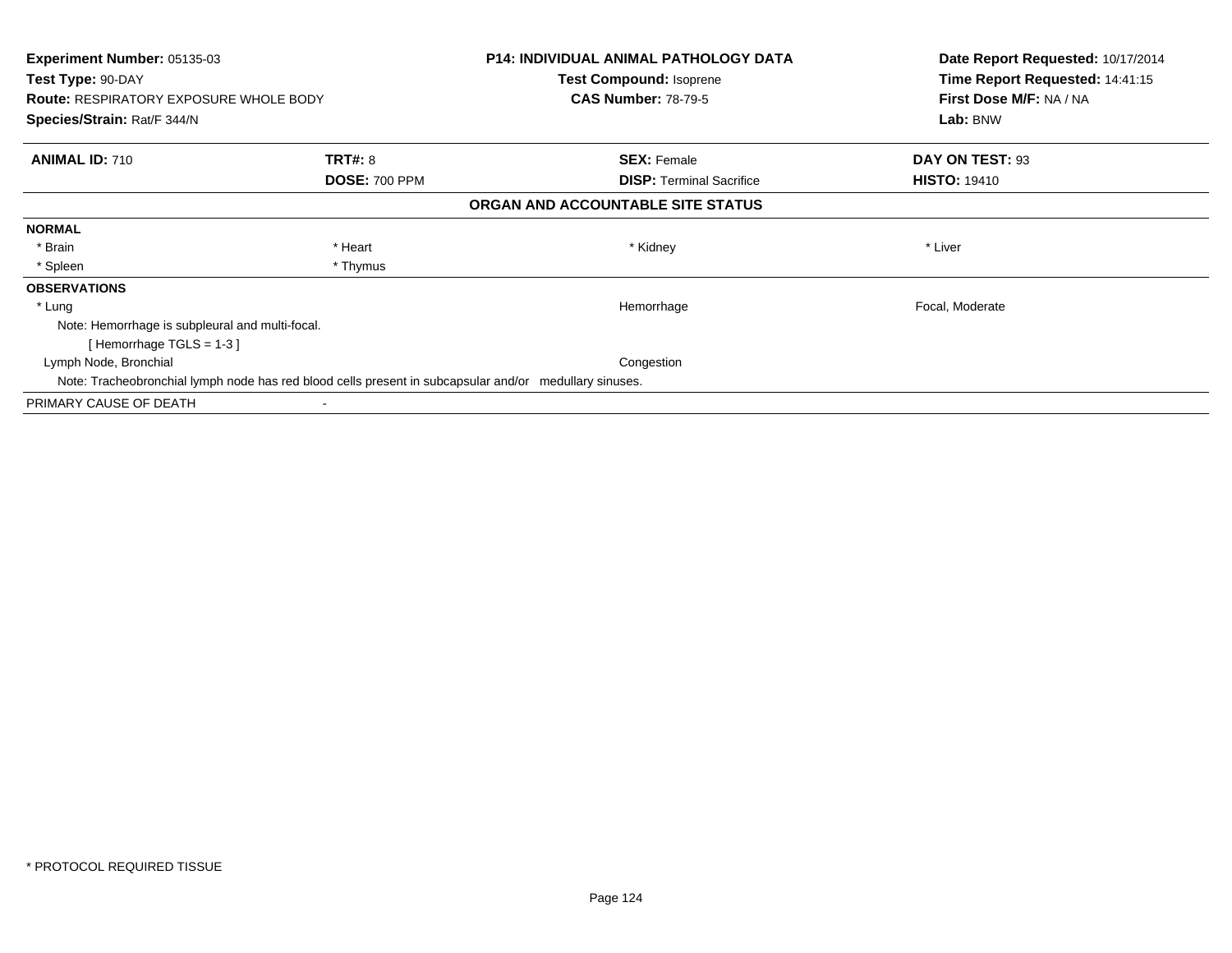**Experiment Number:** 05135-03
**Test Type:** 90-DAY
**Route:** RESPIRATORY EXPOSURE WHOLE BODY
**Species/Strain:** Rat/F 344/N

**P14: INDIVIDUAL ANIMAL PATHOLOGY DATA**
**Test Compound:** Isoprene
**CAS Number:** 78-79-5

**Date Report Requested:** 10/17/2014
**Time Report Requested:** 14:41:15
**First Dose M/F:** NA / NA
**Lab:** BNW

| **ANIMAL ID:** 710 | **TRT#:** 8 | **SEX:** Female | **DAY ON TEST:** 93 |
|---|---|---|---|
| | **DOSE:** 700 PPM | **DISP:** Terminal Sacrifice | **HISTO:** 19410 |

## ORGAN AND ACCOUNTABLE SITE STATUS

**NORMAL**

| | | | |
|---|---|---|---|
| * Brain | * Heart | * Kidney | * Liver |
| * Spleen | * Thymus | | |

**OBSERVATIONS**

| | | |
|---|---|---|
| * Lung | Hemorrhage | Focal, Moderate |

Note: Hemorrhage is subpleural and multi-focal.
[ Hemorrhage TGLS = 1-3 ]

| | | |
|---|---|---|
| Lymph Node, Bronchial | Congestion | |

Note: Tracheobronchial lymph node has red blood cells present in subcapsular and/or medullary sinuses.

PRIMARY CAUSE OF DEATH -

* PROTOCOL REQUIRED TISSUE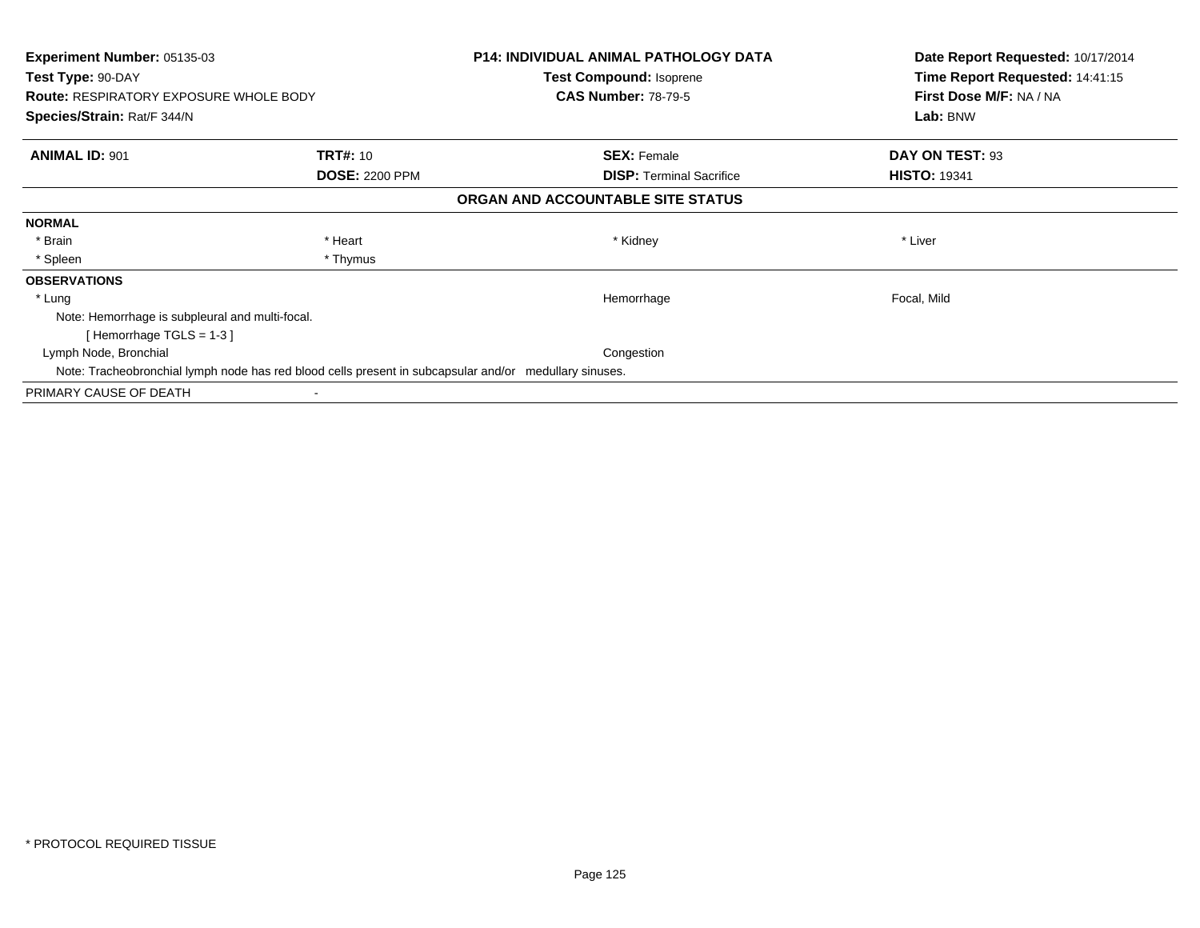**Experiment Number:** 05135-03
**Test Type:** 90-DAY
**Route:** RESPIRATORY EXPOSURE WHOLE BODY
**Species/Strain:** Rat/F 344/N

**P14: INDIVIDUAL ANIMAL PATHOLOGY DATA**
**Test Compound:** Isoprene
**CAS Number:** 78-79-5

**Date Report Requested:** 10/17/2014
**Time Report Requested:** 14:41:15
**First Dose M/F:** NA / NA
**Lab:** BNW

| **ANIMAL ID:** 901 | **TRT#:** 10 | **SEX:** Female | **DAY ON TEST:** 93 |
|---|---|---|---|
| | **DOSE:** 2200 PPM | **DISP:** Terminal Sacrifice | **HISTO:** 19341 |

**ORGAN AND ACCOUNTABLE SITE STATUS**

**NORMAL**

| | | | |
|---|---|---|---|
| * Brain | * Heart | * Kidney | * Liver |
| * Spleen | * Thymus | | |

**OBSERVATIONS**

| | | |
|---|---|---|
| * Lung | Hemorrhage | Focal, Mild |

Note: Hemorrhage is subpleural and multi-focal.
[ Hemorrhage TGLS = 1-3 ]

| | | |
|---|---|---|
| Lymph Node, Bronchial | Congestion | |

Note: Tracheobronchial lymph node has red blood cells present in subcapsular and/or medullary sinuses.

PRIMARY CAUSE OF DEATH -

* PROTOCOL REQUIRED TISSUE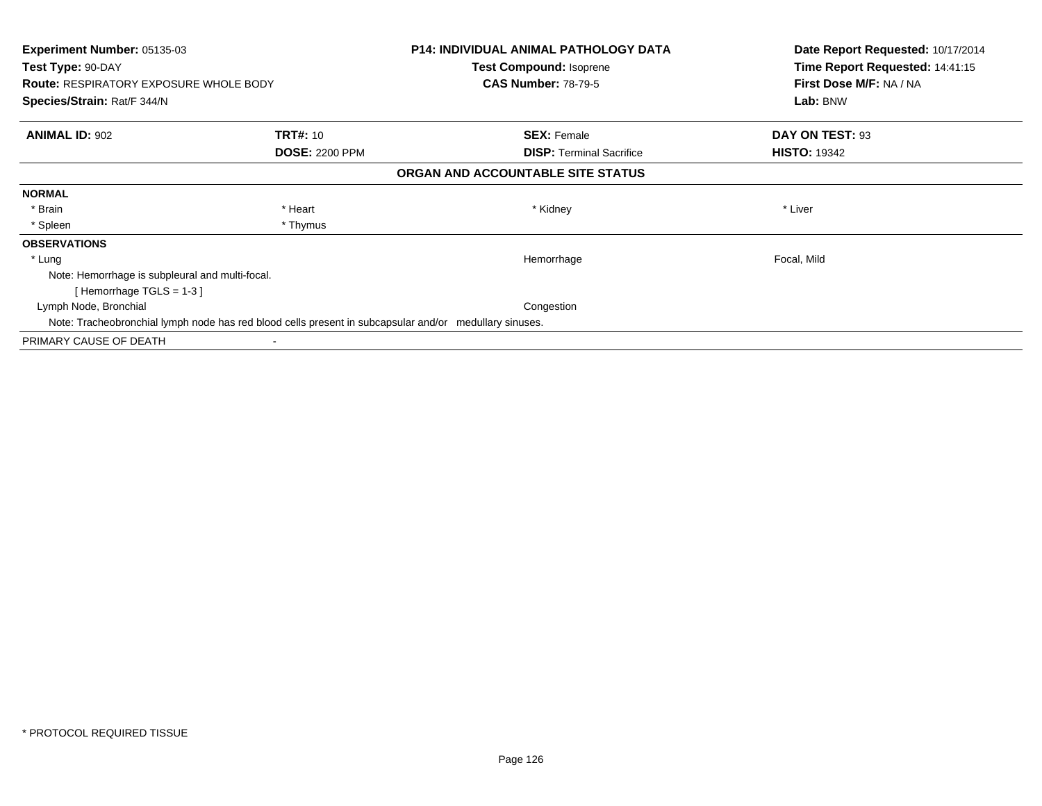| | | | |
|---|---|---|---|
| **Experiment Number:** 05135-03 | | **P14: INDIVIDUAL ANIMAL PATHOLOGY DATA** | **Date Report Requested:** 10/17/2014 |
| **Test Type:** 90-DAY | | **Test Compound:** Isoprene | **Time Report Requested:** 14:41:15 |
| **Route:** RESPIRATORY EXPOSURE WHOLE BODY | | **CAS Number:** 78-79-5 | **First Dose M/F:** NA / NA |
| **Species/Strain:** Rat/F 344/N | | | **Lab:** BNW |

| | | | |
|---|---|---|---|
| **ANIMAL ID:** 902 | **TRT#:** 10 | **SEX:** Female | **DAY ON TEST:** 93 |
| | **DOSE:** 2200 PPM | **DISP:** Terminal Sacrifice | **HISTO:** 19342 |

## ORGAN AND ACCOUNTABLE SITE STATUS

**NORMAL**

| | | | |
|---|---|---|---|
| * Brain | * Heart | * Kidney | * Liver |
| * Spleen | * Thymus | | |

**OBSERVATIONS**

| | | |
|---|---|---|
| * Lung | Hemorrhage | Focal, Mild |

Note: Hemorrhage is subpleural and multi-focal.

[ Hemorrhage TGLS = 1-3 ]

| | | |
|---|---|---|
| Lymph Node, Bronchial | Congestion | |

Note: Tracheobronchial lymph node has red blood cells present in subcapsular and/or medullary sinuses.

PRIMARY CAUSE OF DEATH -

* PROTOCOL REQUIRED TISSUE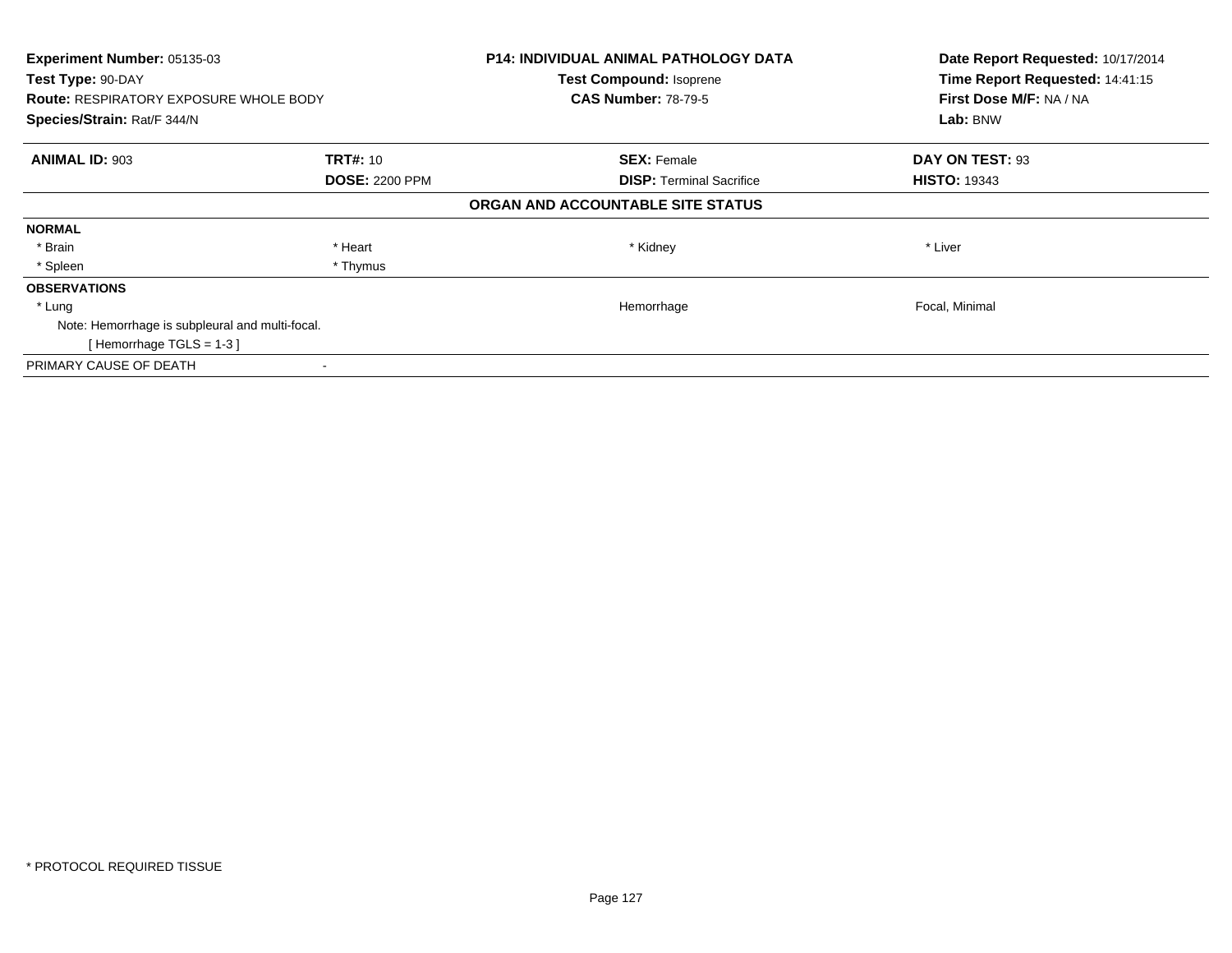**Experiment Number:** 05135-03
**Test Type:** 90-DAY
**Route:** RESPIRATORY EXPOSURE WHOLE BODY
**Species/Strain:** Rat/F 344/N

**P14: INDIVIDUAL ANIMAL PATHOLOGY DATA**
**Test Compound:** Isoprene
**CAS Number:** 78-79-5

**Date Report Requested:** 10/17/2014
**Time Report Requested:** 14:41:15
**First Dose M/F:** NA / NA
**Lab:** BNW

| **ANIMAL ID:** 903 | **TRT#:** 10 | **SEX:** Female | **DAY ON TEST:** 93 |
|---|---|---|---|
| | **DOSE:** 2200 PPM | **DISP:** Terminal Sacrifice | **HISTO:** 19343 |

**ORGAN AND ACCOUNTABLE SITE STATUS**

| | | | |
|---|---|---|---|
| **NORMAL** | | | |
| * Brain | * Heart | * Kidney | * Liver |
| * Spleen | * Thymus | | |
| **OBSERVATIONS** | | | |
| * Lung | | Hemorrhage | Focal, Minimal |
| Note: Hemorrhage is subpleural and multi-focal. | | | |
| [ Hemorrhage TGLS = 1-3 ] | | | |
| PRIMARY CAUSE OF DEATH | - | | |

* PROTOCOL REQUIRED TISSUE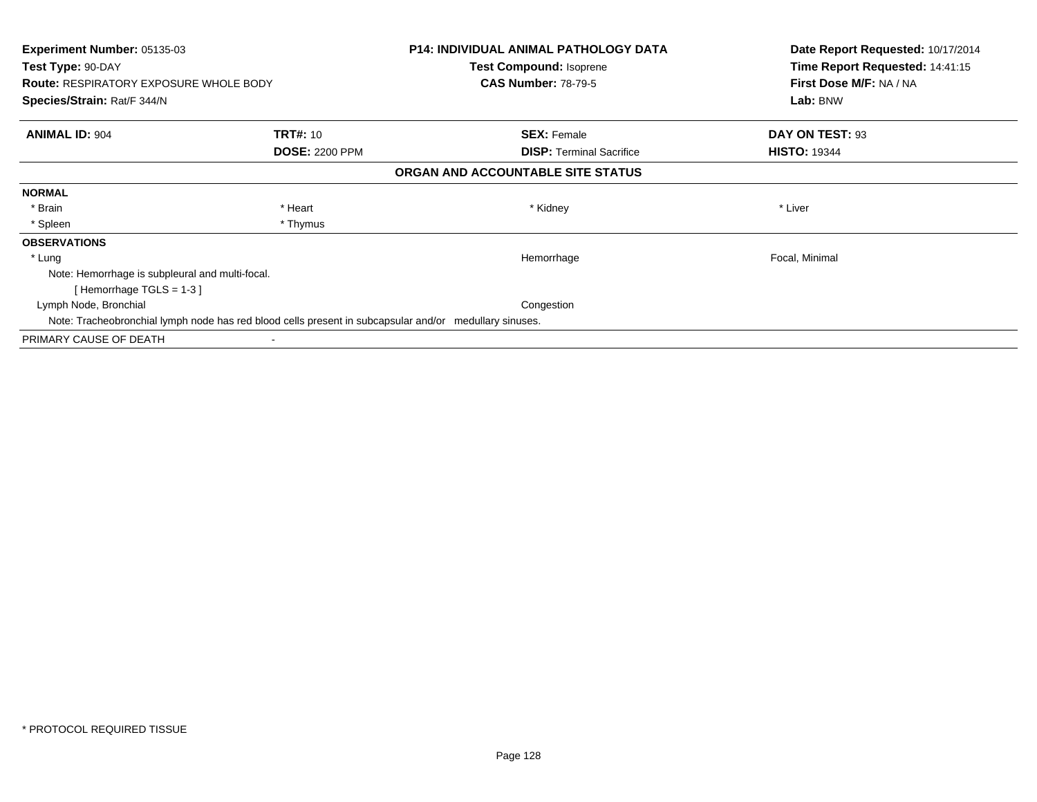**Experiment Number:** 05135-03
**Test Type:** 90-DAY
**Route:** RESPIRATORY EXPOSURE WHOLE BODY
**Species/Strain:** Rat/F 344/N

**P14: INDIVIDUAL ANIMAL PATHOLOGY DATA**
**Test Compound:** Isoprene
**CAS Number:** 78-79-5

**Date Report Requested:** 10/17/2014
**Time Report Requested:** 14:41:15
**First Dose M/F:** NA / NA
**Lab:** BNW

| **ANIMAL ID:** 904 | **TRT#:** 10 | **SEX:** Female | **DAY ON TEST:** 93 |
|---|---|---|---|
| | **DOSE:** 2200 PPM | **DISP:** Terminal Sacrifice | **HISTO:** 19344 |

**ORGAN AND ACCOUNTABLE SITE STATUS**

**NORMAL**

| * Brain | * Heart | * Kidney | * Liver |
|---|---|---|---|
| * Spleen | * Thymus | | |

**OBSERVATIONS**

| | | |
|---|---|---|
| * Lung | Hemorrhage | Focal, Minimal |

Note: Hemorrhage is subpleural and multi-focal.
[ Hemorrhage TGLS = 1-3 ]

| | | |
|---|---|---|
| Lymph Node, Bronchial | Congestion | |

Note: Tracheobronchial lymph node has red blood cells present in subcapsular and/or medullary sinuses.

PRIMARY CAUSE OF DEATH -

* PROTOCOL REQUIRED TISSUE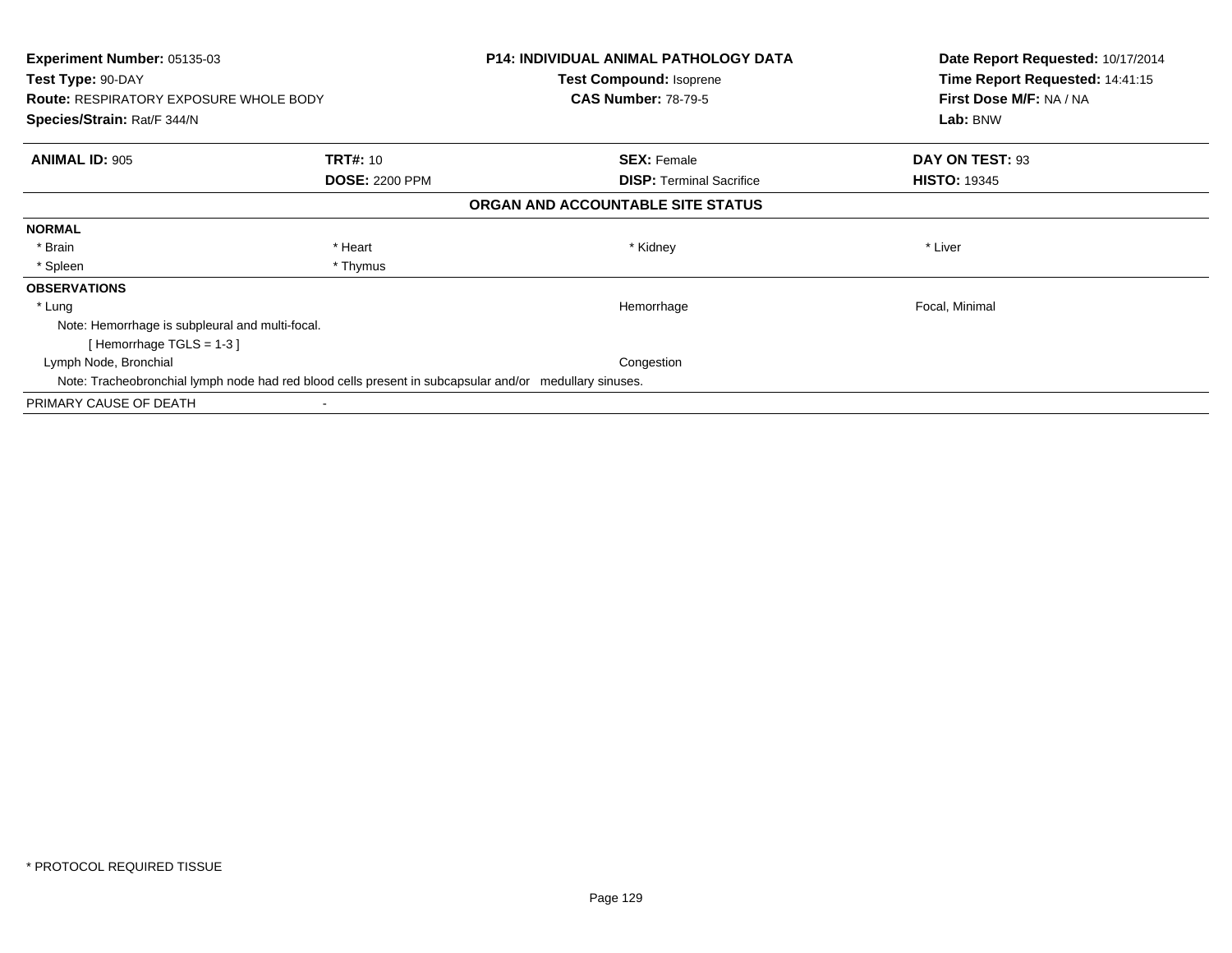**Experiment Number:** 05135-03
**Test Type:** 90-DAY
**Route:** RESPIRATORY EXPOSURE WHOLE BODY
**Species/Strain:** Rat/F 344/N

**P14: INDIVIDUAL ANIMAL PATHOLOGY DATA**
**Test Compound:** Isoprene
**CAS Number:** 78-79-5

**Date Report Requested:** 10/17/2014
**Time Report Requested:** 14:41:15
**First Dose M/F:** NA / NA
**Lab:** BNW

| **ANIMAL ID:** 905 | **TRT#:** 10 | **SEX:** Female | **DAY ON TEST:** 93 |
|---|---|---|---|
| | **DOSE:** 2200 PPM | **DISP:** Terminal Sacrifice | **HISTO:** 19345 |

**ORGAN AND ACCOUNTABLE SITE STATUS**

**NORMAL**

| | | | |
|---|---|---|---|
| * Brain | * Heart | * Kidney | * Liver |
| * Spleen | * Thymus | | |

**OBSERVATIONS**

| | | |
|---|---|---|
| * Lung | Hemorrhage | Focal, Minimal |

Note: Hemorrhage is subpleural and multi-focal.
[ Hemorrhage TGLS = 1-3 ]

| | | |
|---|---|---|
| Lymph Node, Bronchial | Congestion | |

Note: Tracheobronchial lymph node had red blood cells present in subcapsular and/or medullary sinuses.

PRIMARY CAUSE OF DEATH -

* PROTOCOL REQUIRED TISSUE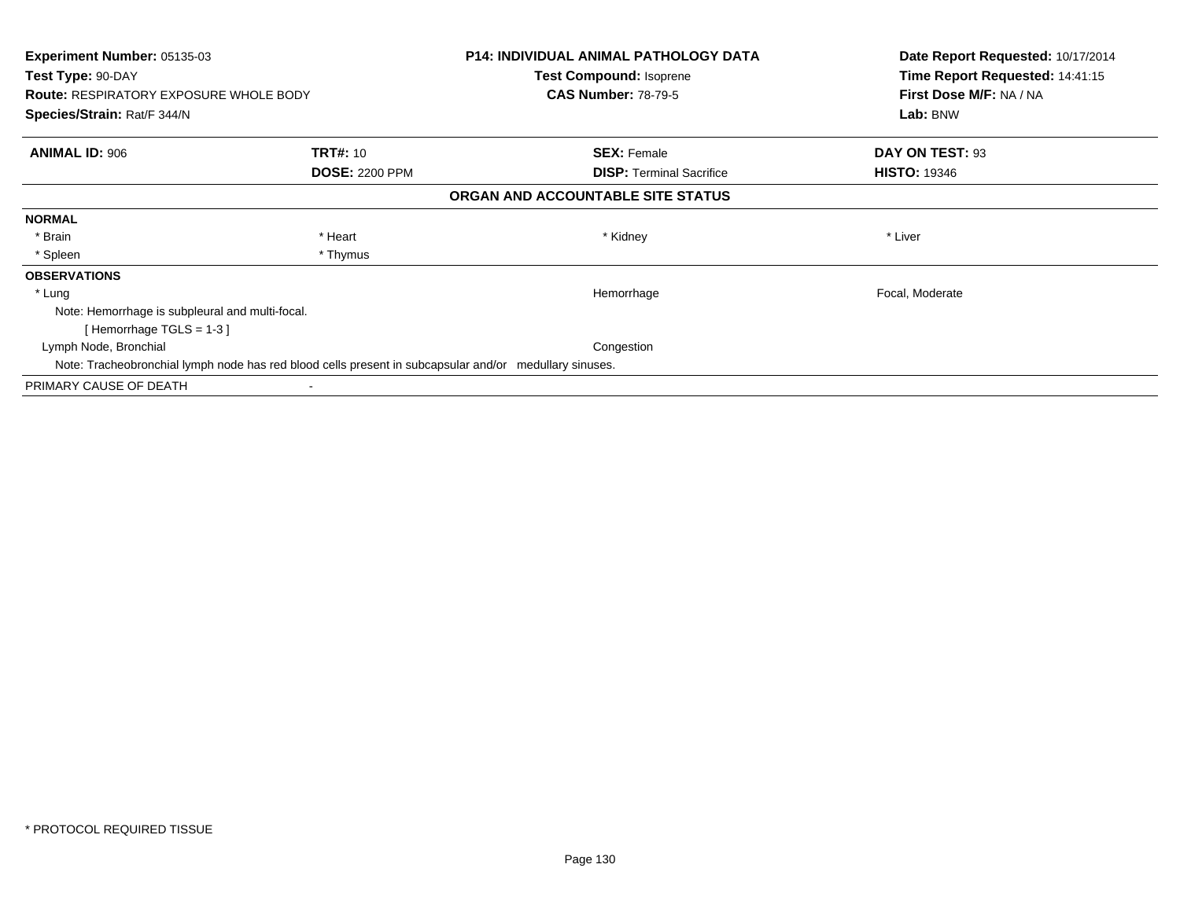**Experiment Number:** 05135-03
**Test Type:** 90-DAY
**Route:** RESPIRATORY EXPOSURE WHOLE BODY
**Species/Strain:** Rat/F 344/N

**P14: INDIVIDUAL ANIMAL PATHOLOGY DATA**
**Test Compound:** Isoprene
**CAS Number:** 78-79-5

**Date Report Requested:** 10/17/2014
**Time Report Requested:** 14:41:15
**First Dose M/F:** NA / NA
**Lab:** BNW

| **ANIMAL ID:** 906 | **TRT#:** 10 | **SEX:** Female | **DAY ON TEST:** 93 |
|---|---|---|---|
| | **DOSE:** 2200 PPM | **DISP:** Terminal Sacrifice | **HISTO:** 19346 |

**ORGAN AND ACCOUNTABLE SITE STATUS**

**NORMAL**

| | | | |
|---|---|---|---|
| * Brain | * Heart | * Kidney | * Liver |
| * Spleen | * Thymus | | |

**OBSERVATIONS**

| | | |
|---|---|---|
| * Lung | Hemorrhage | Focal, Moderate |

Note: Hemorrhage is subpleural and multi-focal.
[ Hemorrhage TGLS = 1-3 ]

| | | |
|---|---|---|
| Lymph Node, Bronchial | Congestion | |

Note: Tracheobronchial lymph node has red blood cells present in subcapsular and/or medullary sinuses.

PRIMARY CAUSE OF DEATH -

* PROTOCOL REQUIRED TISSUE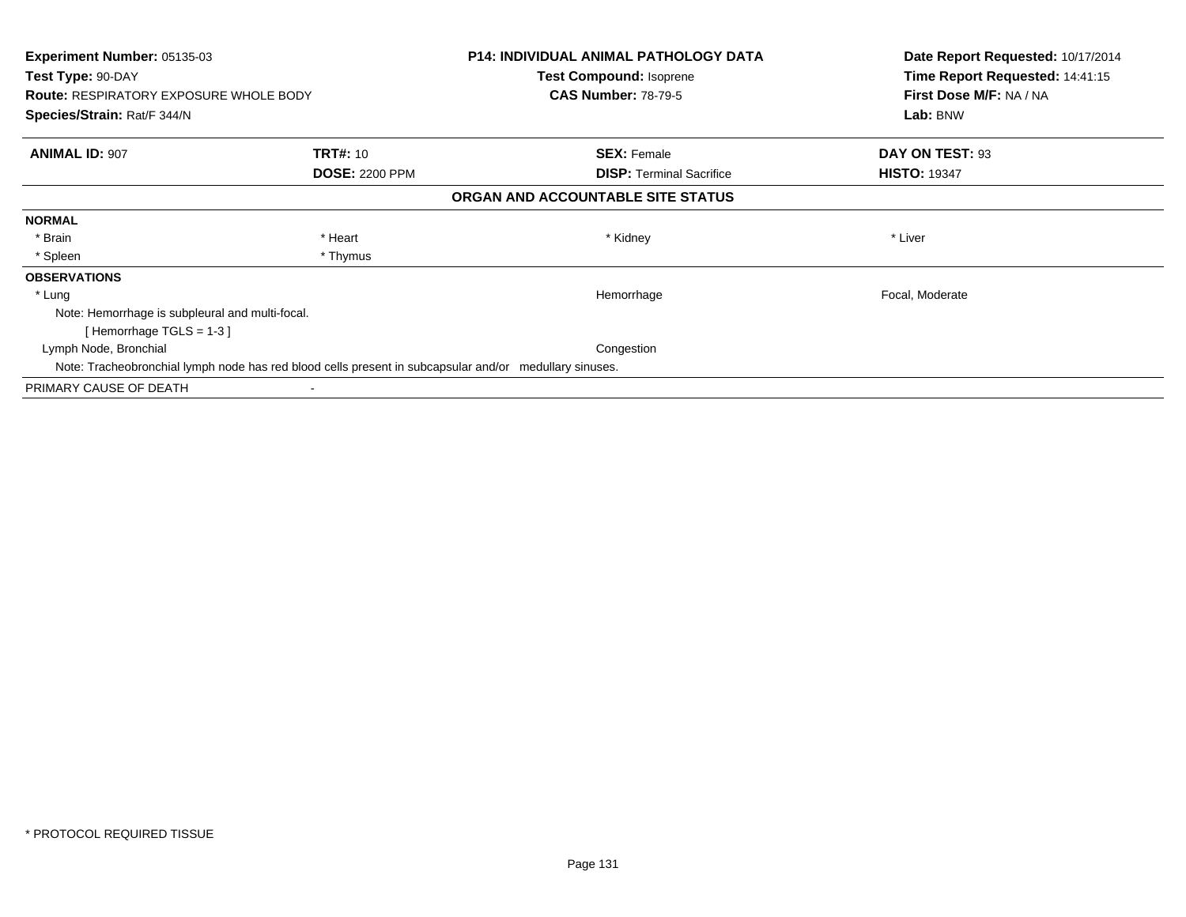**Experiment Number:** 05135-03
**Test Type:** 90-DAY
**Route:** RESPIRATORY EXPOSURE WHOLE BODY
**Species/Strain:** Rat/F 344/N

**P14: INDIVIDUAL ANIMAL PATHOLOGY DATA**
**Test Compound:** Isoprene
**CAS Number:** 78-79-5

**Date Report Requested:** 10/17/2014
**Time Report Requested:** 14:41:15
**First Dose M/F:** NA / NA
**Lab:** BNW

| **ANIMAL ID:** 907 | **TRT#:** 10 | **SEX:** Female | **DAY ON TEST:** 93 |
|---|---|---|---|
| | **DOSE:** 2200 PPM | **DISP:** Terminal Sacrifice | **HISTO:** 19347 |

**ORGAN AND ACCOUNTABLE SITE STATUS**

**NORMAL**

| | | | |
|---|---|---|---|
| * Brain | * Heart | * Kidney | * Liver |
| * Spleen | * Thymus | | |

**OBSERVATIONS**

| | | |
|---|---|---|
| * Lung | Hemorrhage | Focal, Moderate |

Note: Hemorrhage is subpleural and multi-focal.
[ Hemorrhage TGLS = 1-3 ]

| | | |
|---|---|---|
| Lymph Node, Bronchial | Congestion | |

Note: Tracheobronchial lymph node has red blood cells present in subcapsular and/or medullary sinuses.

PRIMARY CAUSE OF DEATH -

* PROTOCOL REQUIRED TISSUE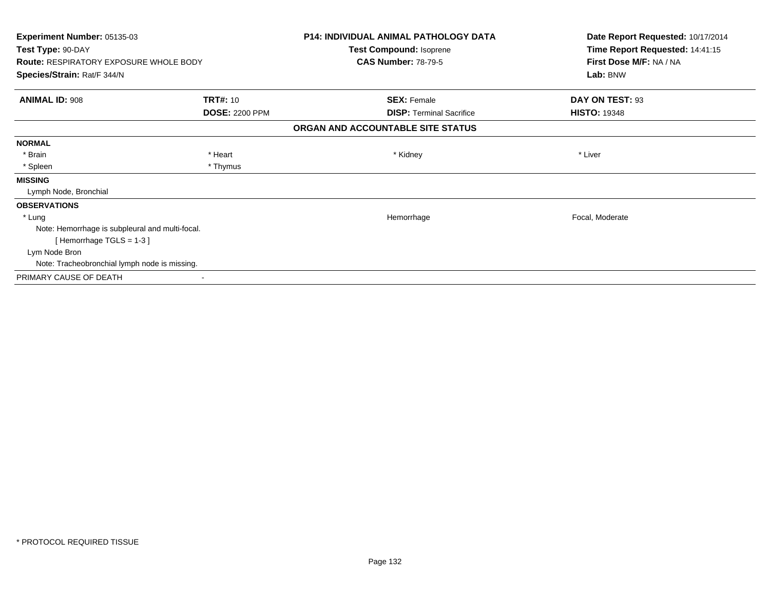**Experiment Number:** 05135-03
**Test Type:** 90-DAY
**Route:** RESPIRATORY EXPOSURE WHOLE BODY
**Species/Strain:** Rat/F 344/N

**P14: INDIVIDUAL ANIMAL PATHOLOGY DATA**
**Test Compound:** Isoprene
**CAS Number:** 78-79-5

**Date Report Requested:** 10/17/2014
**Time Report Requested:** 14:41:15
**First Dose M/F:** NA / NA
**Lab:** BNW

| **ANIMAL ID:** 908 | **TRT#:** 10 | **SEX:** Female | **DAY ON TEST:** 93 |
|---|---|---|---|
| | **DOSE:** 2200 PPM | **DISP:** Terminal Sacrifice | **HISTO:** 19348 |

**ORGAN AND ACCOUNTABLE SITE STATUS**

**NORMAL**

| * Brain | * Heart | * Kidney | * Liver |
|---|---|---|---|
| * Spleen | * Thymus | | |

**MISSING**

Lymph Node, Bronchial

**OBSERVATIONS**

| * Lung | Hemorrhage | Focal, Moderate |
|---|---|---|

Note: Hemorrhage is subpleural and multi-focal.

[ Hemorrhage TGLS = 1-3 ]

Lym Node Bron

Note: Tracheobronchial lymph node is missing.

PRIMARY CAUSE OF DEATH -

* PROTOCOL REQUIRED TISSUE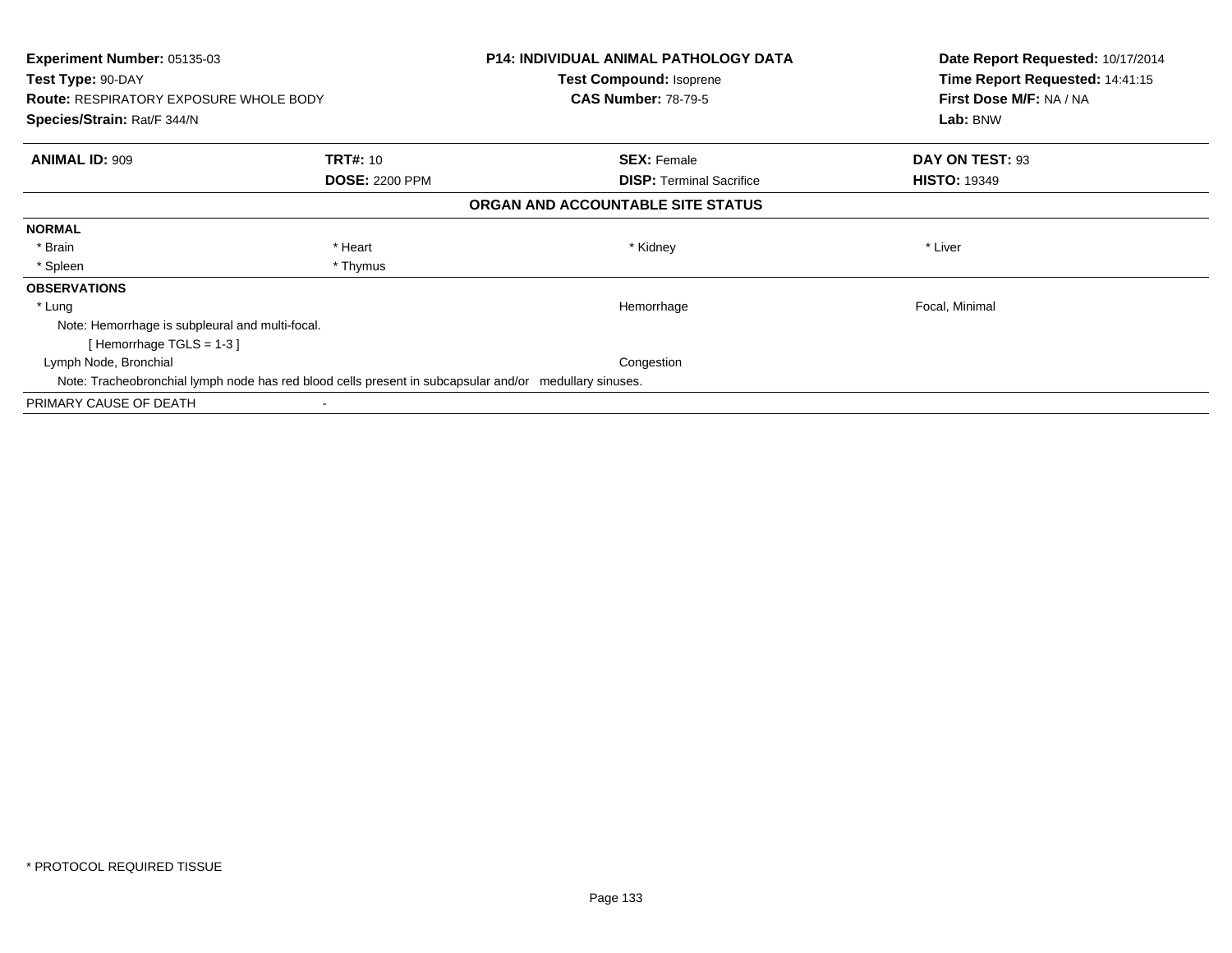**Experiment Number:** 05135-03
**Test Type:** 90-DAY
**Route:** RESPIRATORY EXPOSURE WHOLE BODY
**Species/Strain:** Rat/F 344/N

**P14: INDIVIDUAL ANIMAL PATHOLOGY DATA**
**Test Compound:** Isoprene
**CAS Number:** 78-79-5

**Date Report Requested:** 10/17/2014
**Time Report Requested:** 14:41:15
**First Dose M/F:** NA / NA
**Lab:** BNW

| **ANIMAL ID:** 909 | **TRT#:** 10 | **SEX:** Female | **DAY ON TEST:** 93 |
|---|---|---|---|
| | **DOSE:** 2200 PPM | **DISP:** Terminal Sacrifice | **HISTO:** 19349 |

**ORGAN AND ACCOUNTABLE SITE STATUS**

**NORMAL**

| * Brain | * Heart | * Kidney | * Liver |
|---|---|---|---|
| * Spleen | * Thymus | | |

**OBSERVATIONS**

| | | |
|---|---|---|
| * Lung | Hemorrhage | Focal, Minimal |

Note: Hemorrhage is subpleural and multi-focal.
[ Hemorrhage TGLS = 1-3 ]

| | | |
|---|---|---|
| Lymph Node, Bronchial | Congestion | |

Note: Tracheobronchial lymph node has red blood cells present in subcapsular and/or medullary sinuses.

PRIMARY CAUSE OF DEATH -

* PROTOCOL REQUIRED TISSUE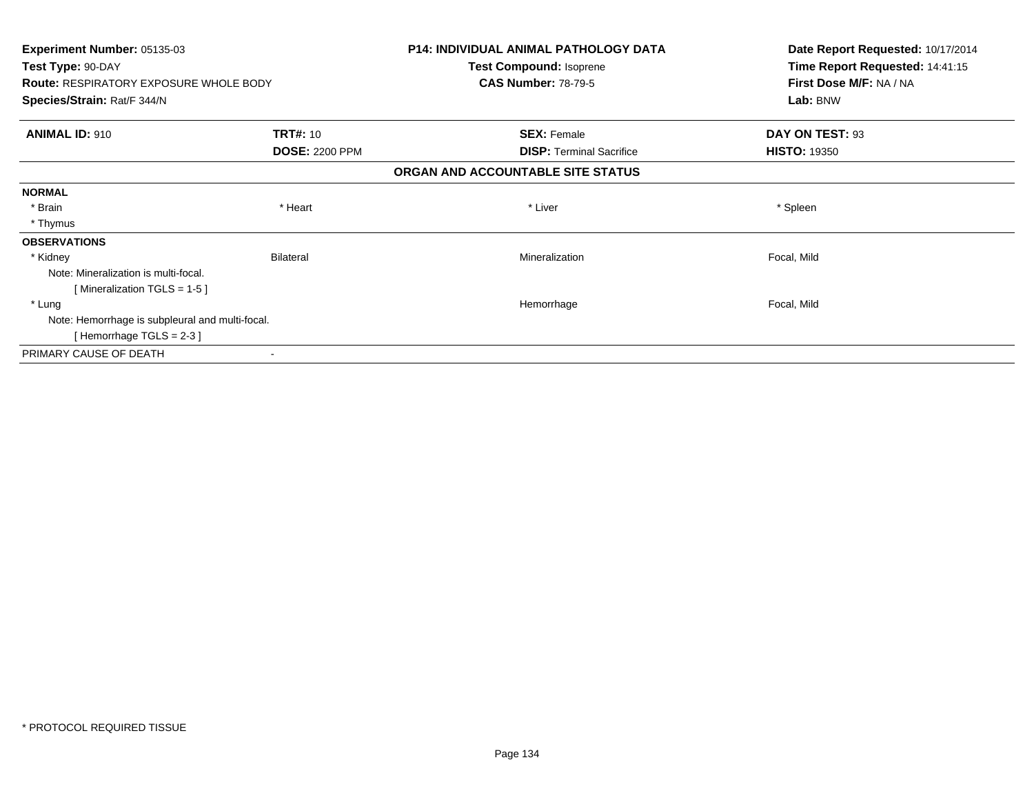**Experiment Number:** 05135-03
**Test Type:** 90-DAY
**Route:** RESPIRATORY EXPOSURE WHOLE BODY
**Species/Strain:** Rat/F 344/N

**P14: INDIVIDUAL ANIMAL PATHOLOGY DATA**
**Test Compound:** Isoprene
**CAS Number:** 78-79-5

**Date Report Requested:** 10/17/2014
**Time Report Requested:** 14:41:15
**First Dose M/F:** NA / NA
**Lab:** BNW

| **ANIMAL ID:** 910 | **TRT#:** 10 | **SEX:** Female | **DAY ON TEST:** 93 |
|---|---|---|---|
| | **DOSE:** 2200 PPM | **DISP:** Terminal Sacrifice | **HISTO:** 19350 |

**ORGAN AND ACCOUNTABLE SITE STATUS**

| | | | |
|---|---|---|---|
| **NORMAL** | | | |
| * Brain | * Heart | * Liver | * Spleen |
| * Thymus | | | |
| **OBSERVATIONS** | | | |
| * Kidney | Bilateral | Mineralization | Focal, Mild |
| Note: Mineralization is multi-focal. | | | |
| [ Mineralization TGLS = 1-5 ] | | | |
| * Lung | | Hemorrhage | Focal, Mild |
| Note: Hemorrhage is subpleural and multi-focal. | | | |
| [ Hemorrhage TGLS = 2-3 ] | | | |
| PRIMARY CAUSE OF DEATH | - | | |

* PROTOCOL REQUIRED TISSUE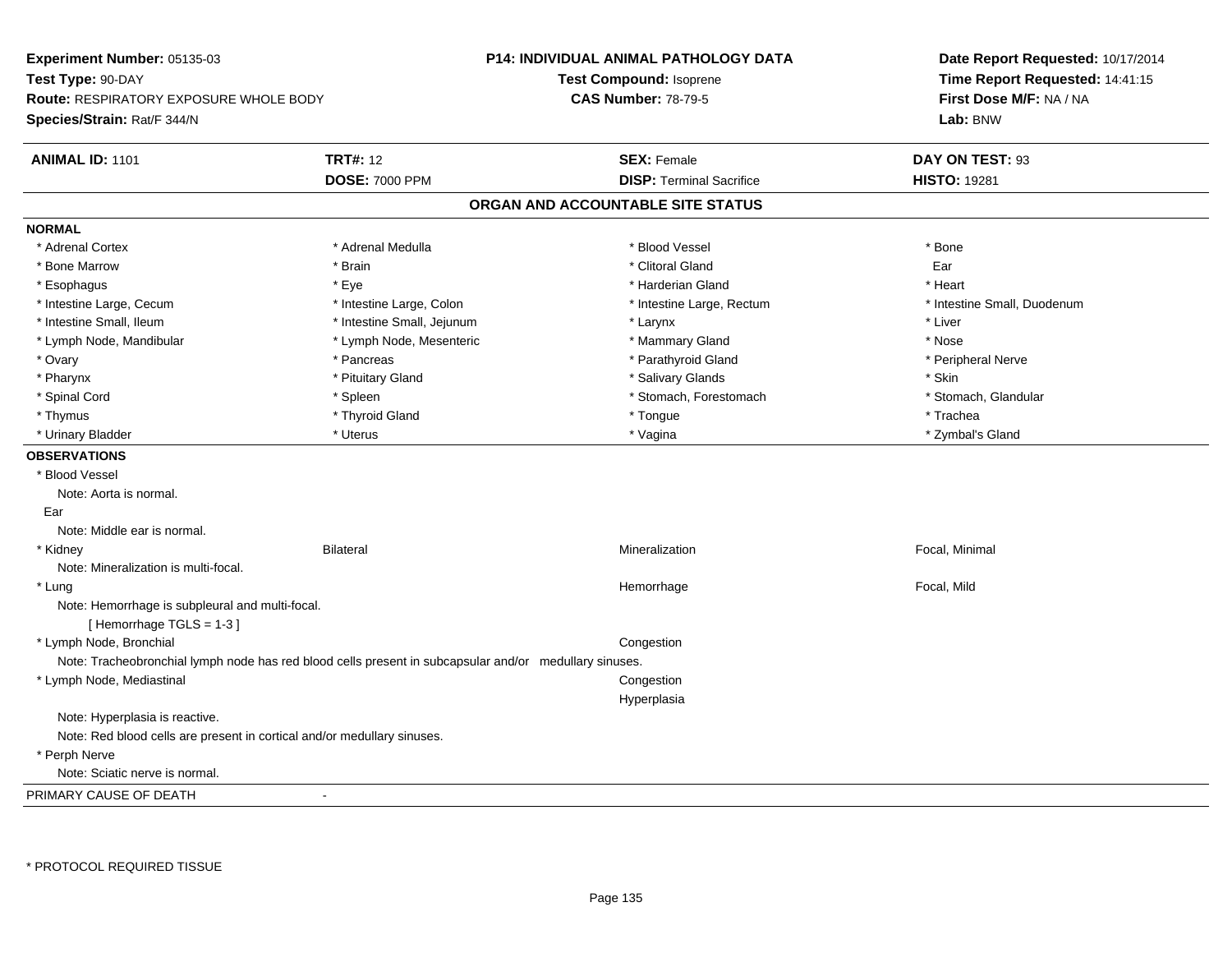**Experiment Number:** 05135-03
**Test Type:** 90-DAY
**Route:** RESPIRATORY EXPOSURE WHOLE BODY
**Species/Strain:** Rat/F 344/N

**P14: INDIVIDUAL ANIMAL PATHOLOGY DATA**
**Test Compound:** Isoprene
**CAS Number:** 78-79-5

**Date Report Requested:** 10/17/2014
**Time Report Requested:** 14:41:15
**First Dose M/F:** NA / NA
**Lab:** BNW

| **ANIMAL ID:** 1101 | **TRT#:** 12 | **SEX:** Female | **DAY ON TEST:** 93 |
|---|---|---|---|
| | **DOSE:** 7000 PPM | **DISP:** Terminal Sacrifice | **HISTO:** 19281 |

## ORGAN AND ACCOUNTABLE SITE STATUS

**NORMAL**

| | | | |
|---|---|---|---|
| * Adrenal Cortex | * Adrenal Medulla | * Blood Vessel | * Bone |
| * Bone Marrow | * Brain | * Clitoral Gland | Ear |
| * Esophagus | * Eye | * Harderian Gland | * Heart |
| * Intestine Large, Cecum | * Intestine Large, Colon | * Intestine Large, Rectum | * Intestine Small, Duodenum |
| * Intestine Small, Ileum | * Intestine Small, Jejunum | * Larynx | * Liver |
| * Lymph Node, Mandibular | * Lymph Node, Mesenteric | * Mammary Gland | * Nose |
| * Ovary | * Pancreas | * Parathyroid Gland | * Peripheral Nerve |
| * Pharynx | * Pituitary Gland | * Salivary Glands | * Skin |
| * Spinal Cord | * Spleen | * Stomach, Forestomach | * Stomach, Glandular |
| * Thymus | * Thyroid Gland | * Tongue | * Trachea |
| * Urinary Bladder | * Uterus | * Vagina | * Zymbal's Gland |

**OBSERVATIONS**

* Blood Vessel
  Note: Aorta is normal.

Ear
  Note: Middle ear is normal.

| | | | |
|---|---|---|---|
| * Kidney | Bilateral | Mineralization | Focal, Minimal |

  Note: Mineralization is multi-focal.

| | | | |
|---|---|---|---|
| * Lung | | Hemorrhage | Focal, Mild |

  Note: Hemorrhage is subpleural and multi-focal.
  [ Hemorrhage TGLS = 1-3 ]

| | | | |
|---|---|---|---|
| * Lymph Node, Bronchial | | Congestion | |

  Note: Tracheobronchial lymph node has red blood cells present in subcapsular and/or medullary sinuses.

| | | | |
|---|---|---|---|
| * Lymph Node, Mediastinal | | Congestion | |
| | | Hyperplasia | |

  Note: Hyperplasia is reactive.
  Note: Red blood cells are present in cortical and/or medullary sinuses.

* Perph Nerve
  Note: Sciatic nerve is normal.

PRIMARY CAUSE OF DEATH -

\* PROTOCOL REQUIRED TISSUE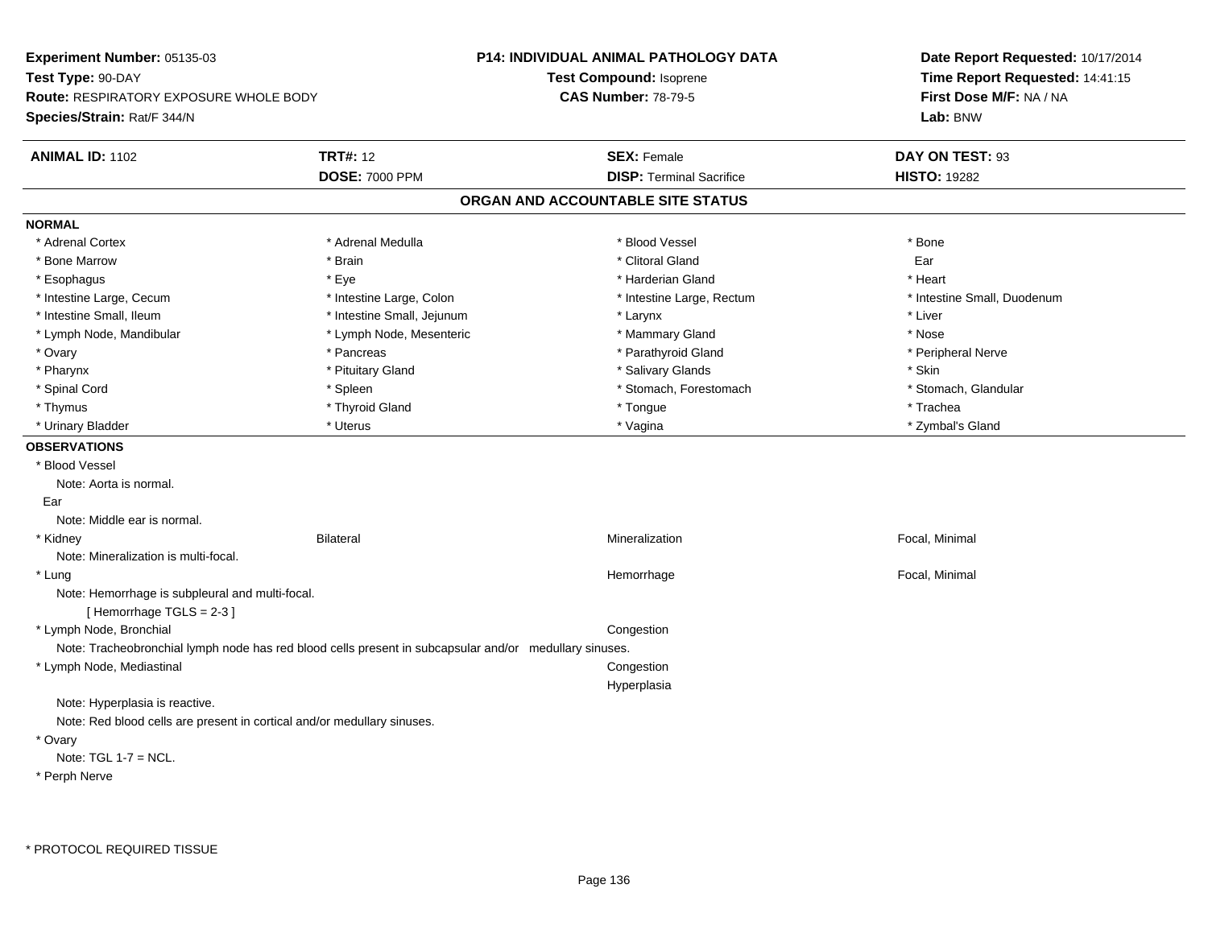**Experiment Number:** 05135-03
**Test Type:** 90-DAY
**Route:** RESPIRATORY EXPOSURE WHOLE BODY
**Species/Strain:** Rat/F 344/N

**P14: INDIVIDUAL ANIMAL PATHOLOGY DATA**
**Test Compound:** Isoprene
**CAS Number:** 78-79-5

**Date Report Requested:** 10/17/2014
**Time Report Requested:** 14:41:15
**First Dose M/F:** NA / NA
**Lab:** BNW

| **ANIMAL ID:** 1102 | **TRT#:** 12 | **SEX:** Female | **DAY ON TEST:** 93 |
|---|---|---|---|
| | **DOSE:** 7000 PPM | **DISP:** Terminal Sacrifice | **HISTO:** 19282 |

## ORGAN AND ACCOUNTABLE SITE STATUS

**NORMAL**

| | | | |
|---|---|---|---|
| * Adrenal Cortex | * Adrenal Medulla | * Blood Vessel | * Bone |
| * Bone Marrow | * Brain | * Clitoral Gland | Ear |
| * Esophagus | * Eye | * Harderian Gland | * Heart |
| * Intestine Large, Cecum | * Intestine Large, Colon | * Intestine Large, Rectum | * Intestine Small, Duodenum |
| * Intestine Small, Ileum | * Intestine Small, Jejunum | * Larynx | * Liver |
| * Lymph Node, Mandibular | * Lymph Node, Mesenteric | * Mammary Gland | * Nose |
| * Ovary | * Pancreas | * Parathyroid Gland | * Peripheral Nerve |
| * Pharynx | * Pituitary Gland | * Salivary Glands | * Skin |
| * Spinal Cord | * Spleen | * Stomach, Forestomach | * Stomach, Glandular |
| * Thymus | * Thyroid Gland | * Tongue | * Trachea |
| * Urinary Bladder | * Uterus | * Vagina | * Zymbal's Gland |

**OBSERVATIONS**

* Blood Vessel
  Note: Aorta is normal.

Ear
  Note: Middle ear is normal.

| | | | |
|---|---|---|---|
| * Kidney | Bilateral | Mineralization | Focal, Minimal |

  Note: Mineralization is multi-focal.

| | | | |
|---|---|---|---|
| * Lung | | Hemorrhage | Focal, Minimal |

  Note: Hemorrhage is subpleural and multi-focal.
  [ Hemorrhage TGLS = 2-3 ]

| | | | |
|---|---|---|---|
| * Lymph Node, Bronchial | | Congestion | |

  Note: Tracheobronchial lymph node has red blood cells present in subcapsular and/or medullary sinuses.

| | | | |
|---|---|---|---|
| * Lymph Node, Mediastinal | | Congestion | |
| | | Hyperplasia | |

  Note: Hyperplasia is reactive.
  Note: Red blood cells are present in cortical and/or medullary sinuses.

* Ovary
  Note: TGL 1-7 = NCL.

* Perph Nerve

\* PROTOCOL REQUIRED TISSUE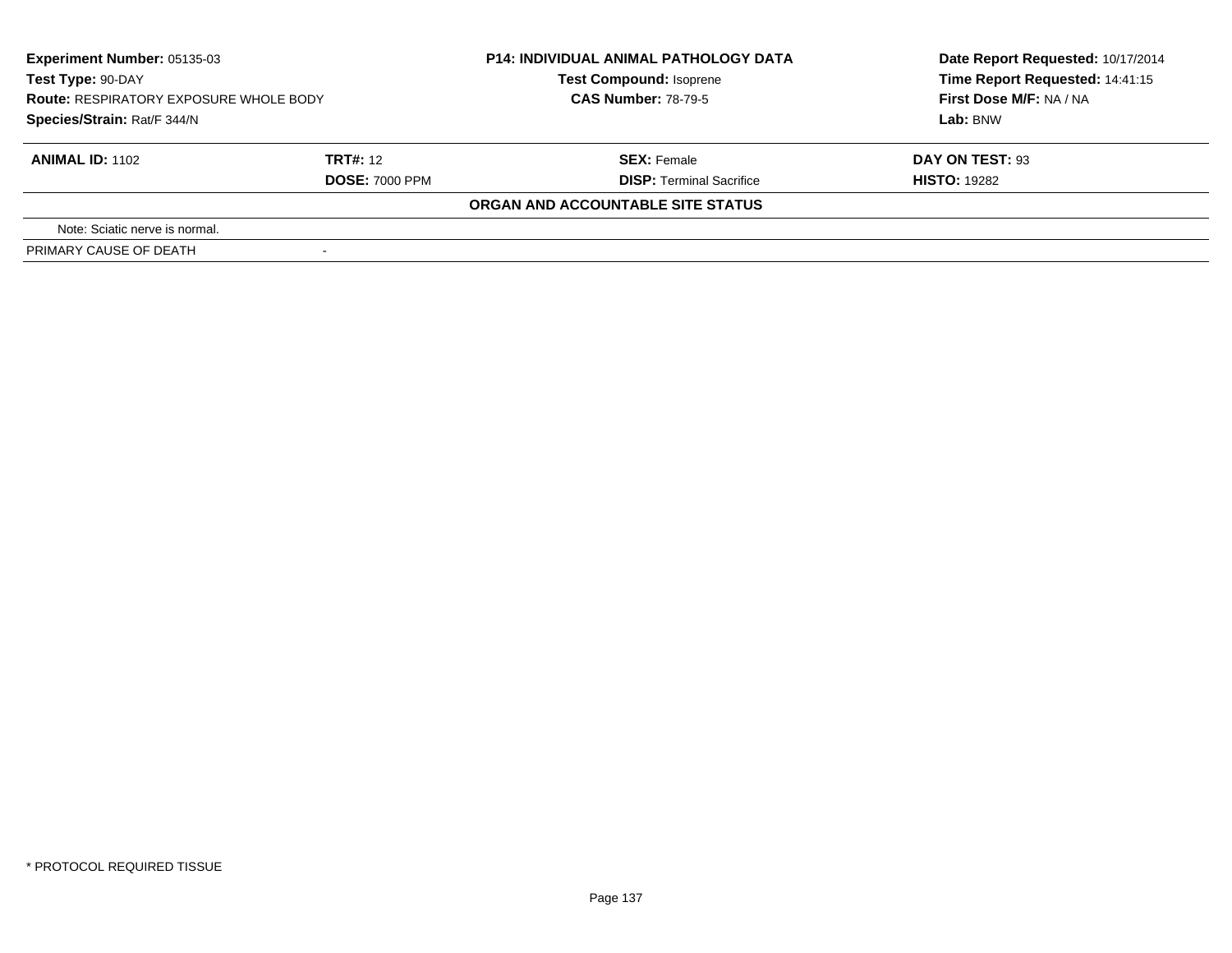| **Experiment Number:** 05135-03 | **P14: INDIVIDUAL ANIMAL PATHOLOGY DATA** | **Date Report Requested:** 10/17/2014 |
|---|---|---|
| **Test Type:** 90-DAY | **Test Compound:** Isoprene | **Time Report Requested:** 14:41:15 |
| **Route:** RESPIRATORY EXPOSURE WHOLE BODY | **CAS Number:** 78-79-5 | **First Dose M/F:** NA / NA |
| **Species/Strain:** Rat/F 344/N | | **Lab:** BNW |

| **ANIMAL ID:** 1102 | **TRT#:** 12 | **SEX:** Female | **DAY ON TEST:** 93 |
|---|---|---|---|
| | **DOSE:** 7000 PPM | **DISP:** Terminal Sacrifice | **HISTO:** 19282 |

**ORGAN AND ACCOUNTABLE SITE STATUS**

| | |
|---|---|
| Note: Sciatic nerve is normal. | |
| PRIMARY CAUSE OF DEATH | - |

* PROTOCOL REQUIRED TISSUE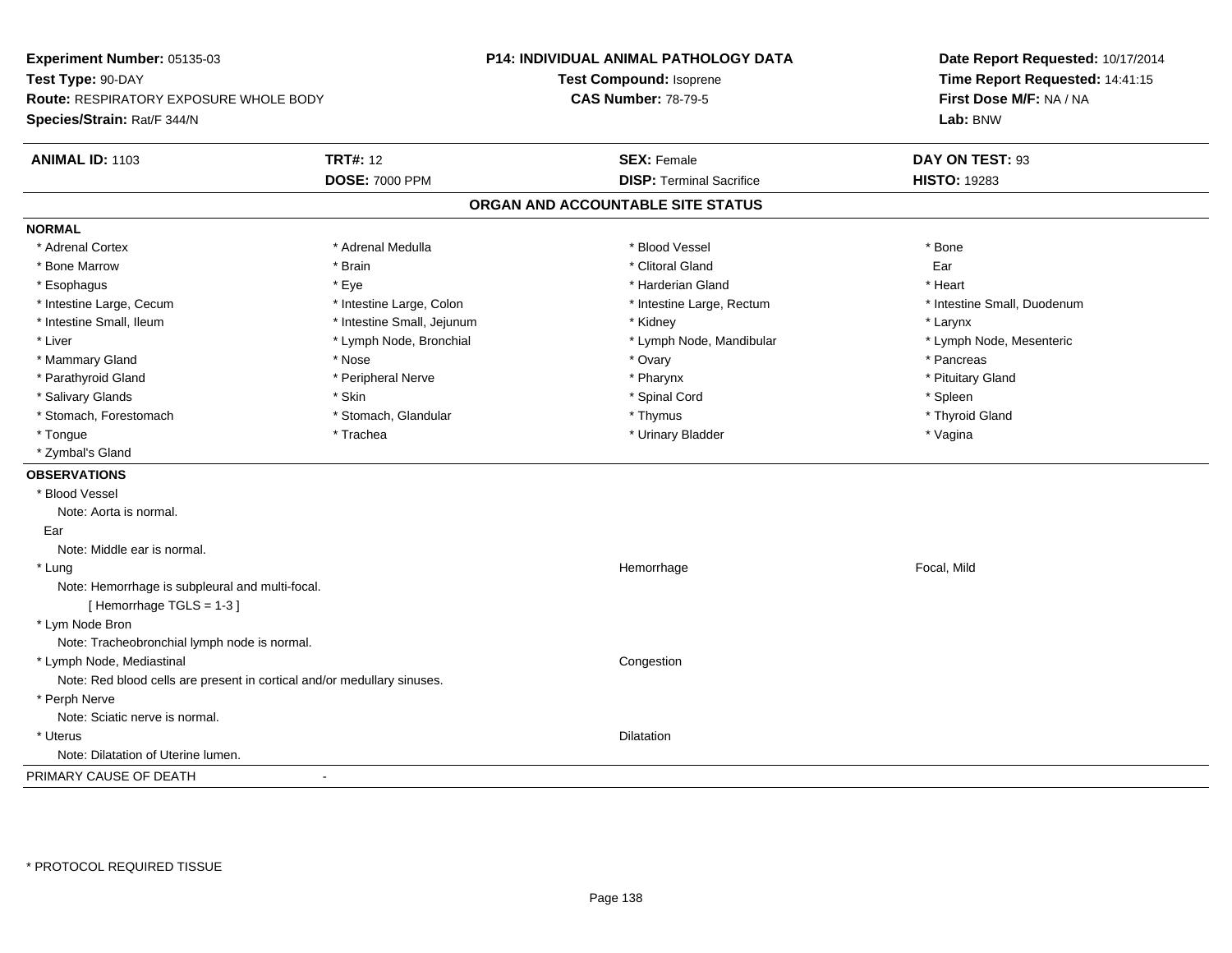**Experiment Number:** 05135-03
**Test Type:** 90-DAY
**Route:** RESPIRATORY EXPOSURE WHOLE BODY
**Species/Strain:** Rat/F 344/N

**P14: INDIVIDUAL ANIMAL PATHOLOGY DATA**
**Test Compound:** Isoprene
**CAS Number:** 78-79-5

**Date Report Requested:** 10/17/2014
**Time Report Requested:** 14:41:15
**First Dose M/F:** NA / NA
**Lab:** BNW

| **ANIMAL ID:** 1103 | **TRT#:** 12 | **SEX:** Female | **DAY ON TEST:** 93 |
|---|---|---|---|
| | **DOSE:** 7000 PPM | **DISP:** Terminal Sacrifice | **HISTO:** 19283 |

## ORGAN AND ACCOUNTABLE SITE STATUS

**NORMAL**

| | | | |
|---|---|---|---|
| * Adrenal Cortex | * Adrenal Medulla | * Blood Vessel | * Bone |
| * Bone Marrow | * Brain | * Clitoral Gland | Ear |
| * Esophagus | * Eye | * Harderian Gland | * Heart |
| * Intestine Large, Cecum | * Intestine Large, Colon | * Intestine Large, Rectum | * Intestine Small, Duodenum |
| * Intestine Small, Ileum | * Intestine Small, Jejunum | * Kidney | * Larynx |
| * Liver | * Lymph Node, Bronchial | * Lymph Node, Mandibular | * Lymph Node, Mesenteric |
| * Mammary Gland | * Nose | * Ovary | * Pancreas |
| * Parathyroid Gland | * Peripheral Nerve | * Pharynx | * Pituitary Gland |
| * Salivary Glands | * Skin | * Spinal Cord | * Spleen |
| * Stomach, Forestomach | * Stomach, Glandular | * Thymus | * Thyroid Gland |
| * Tongue | * Trachea | * Urinary Bladder | * Vagina |
| * Zymbal's Gland | | | |

**OBSERVATIONS**

* Blood Vessel
  Note: Aorta is normal.

Ear
  Note: Middle ear is normal.

* Lung — Hemorrhage — Focal, Mild
  Note: Hemorrhage is subpleural and multi-focal.
  [ Hemorrhage TGLS = 1-3 ]

* Lym Node Bron
  Note: Tracheobronchial lymph node is normal.

* Lymph Node, Mediastinal — Congestion
  Note: Red blood cells are present in cortical and/or medullary sinuses.

* Perph Nerve
  Note: Sciatic nerve is normal.

* Uterus — Dilatation
  Note: Dilatation of Uterine lumen.

PRIMARY CAUSE OF DEATH -

* PROTOCOL REQUIRED TISSUE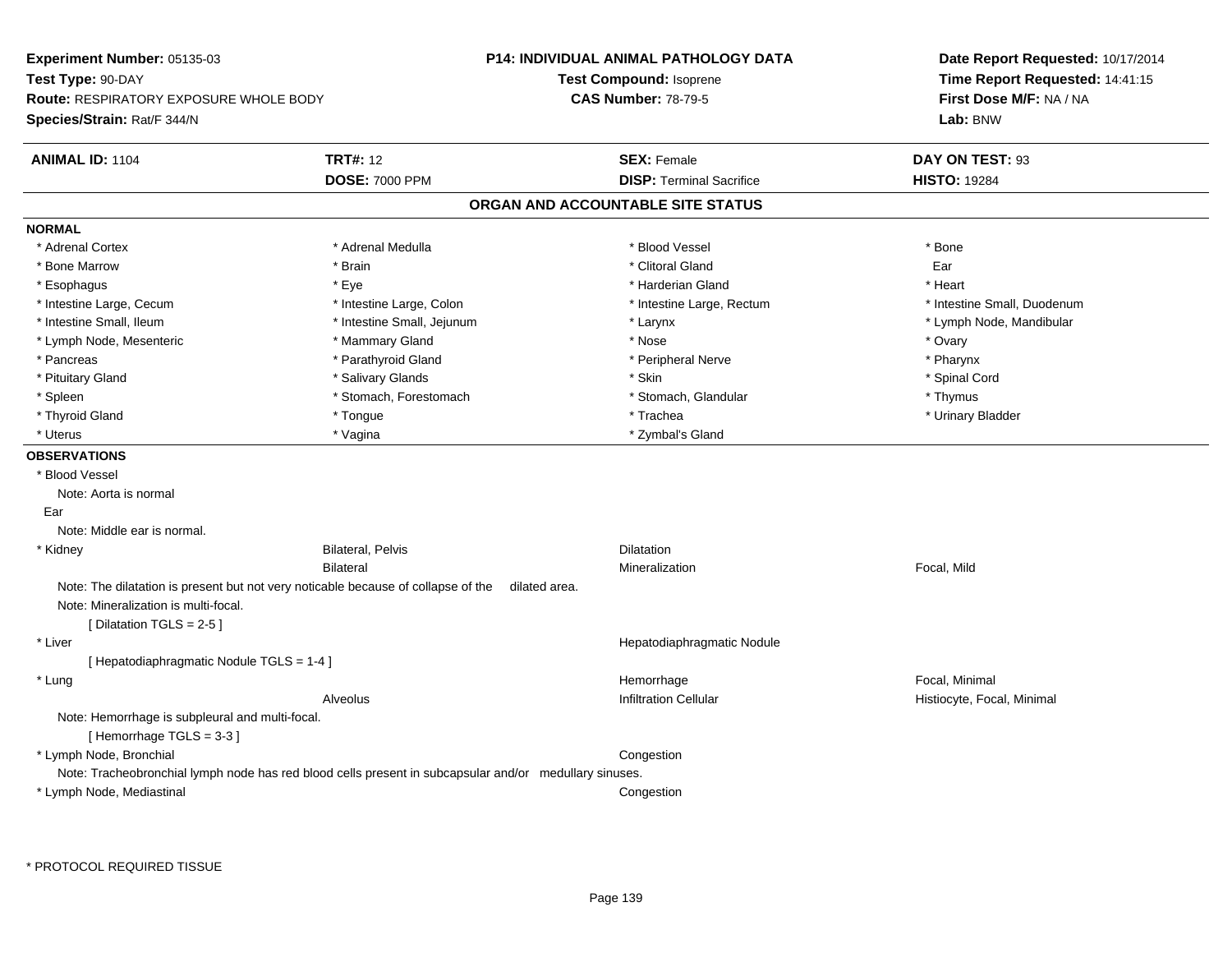**Experiment Number:** 05135-03
**Test Type:** 90-DAY
**Route:** RESPIRATORY EXPOSURE WHOLE BODY
**Species/Strain:** Rat/F 344/N

**P14: INDIVIDUAL ANIMAL PATHOLOGY DATA**
**Test Compound:** Isoprene
**CAS Number:** 78-79-5

**Date Report Requested:** 10/17/2014
**Time Report Requested:** 14:41:15
**First Dose M/F:** NA / NA
**Lab:** BNW

| **ANIMAL ID:** 1104 | **TRT#:** 12 | **SEX:** Female | **DAY ON TEST:** 93 |
|---|---|---|---|
| | **DOSE:** 7000 PPM | **DISP:** Terminal Sacrifice | **HISTO:** 19284 |

## ORGAN AND ACCOUNTABLE SITE STATUS

**NORMAL**

| | | | |
|---|---|---|---|
| * Adrenal Cortex | * Adrenal Medulla | * Blood Vessel | * Bone |
| * Bone Marrow | * Brain | * Clitoral Gland | Ear |
| * Esophagus | * Eye | * Harderian Gland | * Heart |
| * Intestine Large, Cecum | * Intestine Large, Colon | * Intestine Large, Rectum | * Intestine Small, Duodenum |
| * Intestine Small, Ileum | * Intestine Small, Jejunum | * Larynx | * Lymph Node, Mandibular |
| * Lymph Node, Mesenteric | * Mammary Gland | * Nose | * Ovary |
| * Pancreas | * Parathyroid Gland | * Peripheral Nerve | * Pharynx |
| * Pituitary Gland | * Salivary Glands | * Skin | * Spinal Cord |
| * Spleen | * Stomach, Forestomach | * Stomach, Glandular | * Thymus |
| * Thyroid Gland | * Tongue | * Trachea | * Urinary Bladder |
| * Uterus | * Vagina | * Zymbal's Gland | |

**OBSERVATIONS**

* Blood Vessel
  Note: Aorta is normal

Ear
  Note: Middle ear is normal.

| | | | |
|---|---|---|---|
| * Kidney | Bilateral, Pelvis | Dilatation | |
| | Bilateral | Mineralization | Focal, Mild |

  Note: The dilatation is present but not very noticable because of collapse of the dilated area.
  Note: Mineralization is multi-focal.
  [ Dilatation TGLS = 2-5 ]

| | | | |
|---|---|---|---|
| * Liver | | Hepatodiaphragmatic Nodule | |

  [ Hepatodiaphragmatic Nodule TGLS = 1-4 ]

| | | | |
|---|---|---|---|
| * Lung | | Hemorrhage | Focal, Minimal |
| | Alveolus | Infiltration Cellular | Histiocyte, Focal, Minimal |

  Note: Hemorrhage is subpleural and multi-focal.
  [ Hemorrhage TGLS = 3-3 ]

| | | | |
|---|---|---|---|
| * Lymph Node, Bronchial | | Congestion | |

  Note: Tracheobronchial lymph node has red blood cells present in subcapsular and/or medullary sinuses.

| | | | |
|---|---|---|---|
| * Lymph Node, Mediastinal | | Congestion | |

\* PROTOCOL REQUIRED TISSUE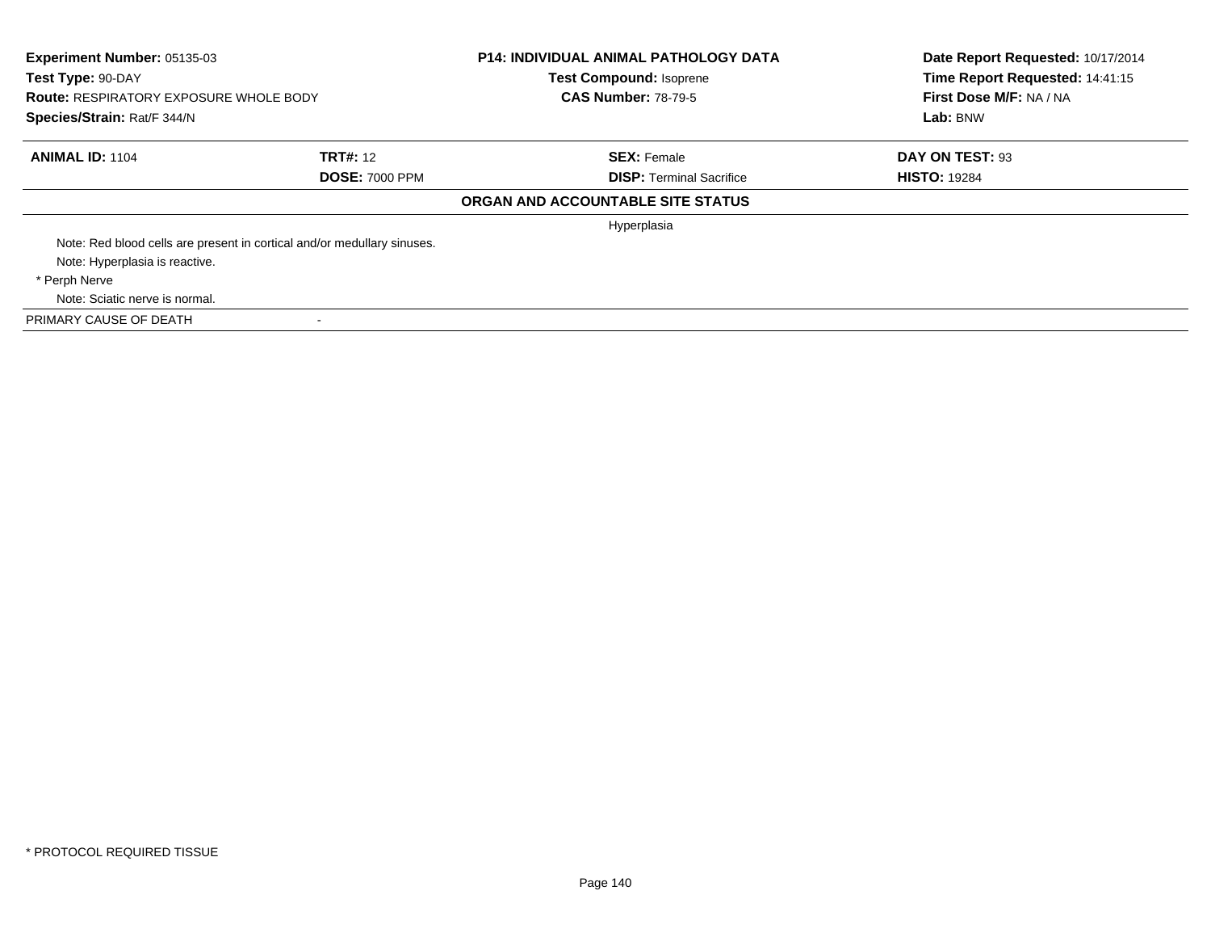| **Experiment Number:** 05135-03 | **P14: INDIVIDUAL ANIMAL PATHOLOGY DATA** | **Date Report Requested:** 10/17/2014 |
|---|---|---|
| **Test Type:** 90-DAY | **Test Compound:** Isoprene | **Time Report Requested:** 14:41:15 |
| **Route:** RESPIRATORY EXPOSURE WHOLE BODY | **CAS Number:** 78-79-5 | **First Dose M/F:** NA / NA |
| **Species/Strain:** Rat/F 344/N | | **Lab:** BNW |

| **ANIMAL ID:** 1104 | **TRT#:** 12 | **SEX:** Female | **DAY ON TEST:** 93 |
|---|---|---|---|
| | **DOSE:** 7000 PPM | **DISP:** Terminal Sacrifice | **HISTO:** 19284 |

**ORGAN AND ACCOUNTABLE SITE STATUS**

Hyperplasia

Note: Red blood cells are present in cortical and/or medullary sinuses.

Note: Hyperplasia is reactive.

* Perph Nerve

Note: Sciatic nerve is normal.

PRIMARY CAUSE OF DEATH -

* PROTOCOL REQUIRED TISSUE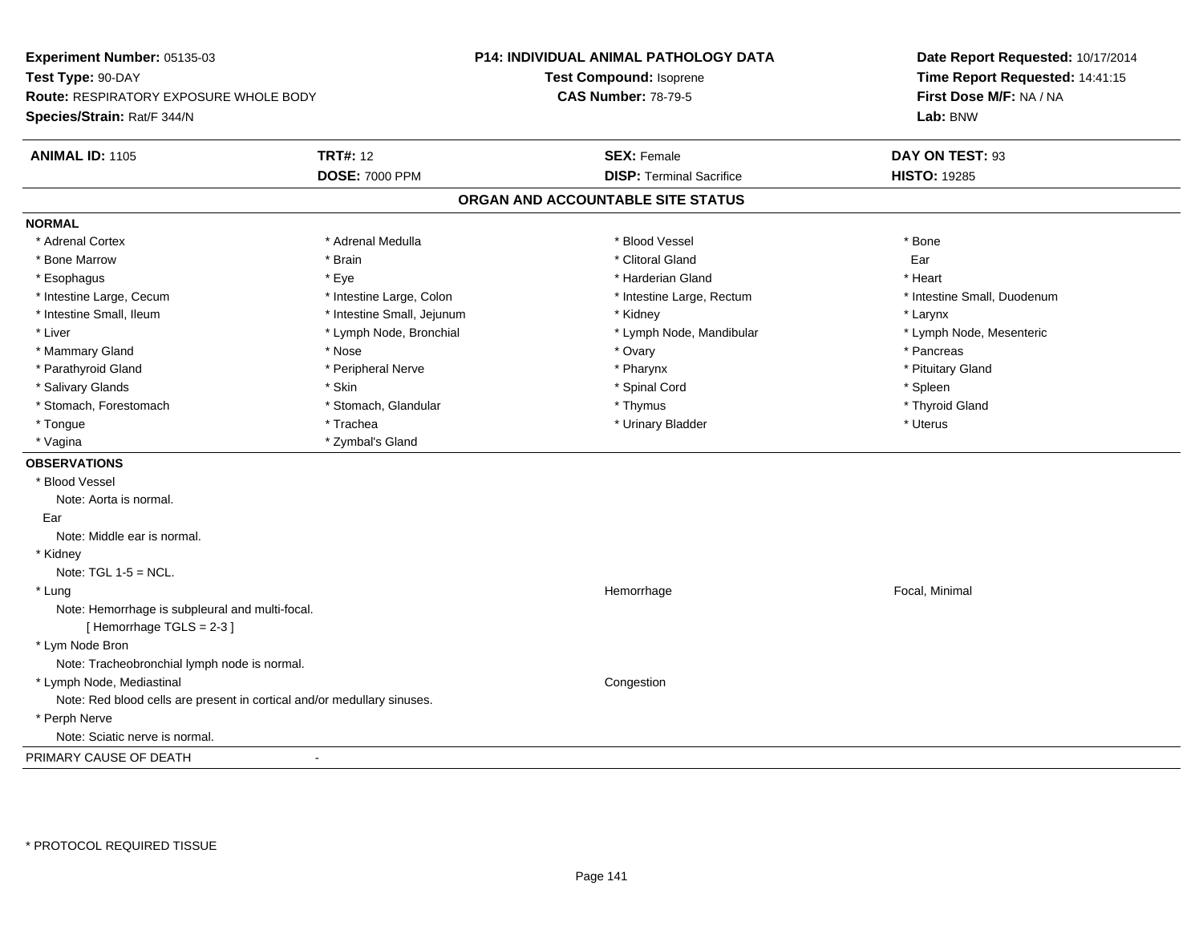**Experiment Number:** 05135-03
**Test Type:** 90-DAY
**Route:** RESPIRATORY EXPOSURE WHOLE BODY
**Species/Strain:** Rat/F 344/N

**P14: INDIVIDUAL ANIMAL PATHOLOGY DATA**
**Test Compound:** Isoprene
**CAS Number:** 78-79-5

**Date Report Requested:** 10/17/2014
**Time Report Requested:** 14:41:15
**First Dose M/F:** NA / NA
**Lab:** BNW

| **ANIMAL ID:** 1105 | **TRT#:** 12 | **SEX:** Female | **DAY ON TEST:** 93 |
|---|---|---|---|
| | **DOSE:** 7000 PPM | **DISP:** Terminal Sacrifice | **HISTO:** 19285 |

## ORGAN AND ACCOUNTABLE SITE STATUS

**NORMAL**

| | | | |
|---|---|---|---|
| * Adrenal Cortex | * Adrenal Medulla | * Blood Vessel | * Bone |
| * Bone Marrow | * Brain | * Clitoral Gland | Ear |
| * Esophagus | * Eye | * Harderian Gland | * Heart |
| * Intestine Large, Cecum | * Intestine Large, Colon | * Intestine Large, Rectum | * Intestine Small, Duodenum |
| * Intestine Small, Ileum | * Intestine Small, Jejunum | * Kidney | * Larynx |
| * Liver | * Lymph Node, Bronchial | * Lymph Node, Mandibular | * Lymph Node, Mesenteric |
| * Mammary Gland | * Nose | * Ovary | * Pancreas |
| * Parathyroid Gland | * Peripheral Nerve | * Pharynx | * Pituitary Gland |
| * Salivary Glands | * Skin | * Spinal Cord | * Spleen |
| * Stomach, Forestomach | * Stomach, Glandular | * Thymus | * Thyroid Gland |
| * Tongue | * Trachea | * Urinary Bladder | * Uterus |
| * Vagina | * Zymbal's Gland | | |

**OBSERVATIONS**

* Blood Vessel
  Note: Aorta is normal.

Ear
  Note: Middle ear is normal.

* Kidney
  Note: TGL 1-5 = NCL.

* Lung — Hemorrhage — Focal, Minimal
  Note: Hemorrhage is subpleural and multi-focal.
  [ Hemorrhage TGLS = 2-3 ]

* Lym Node Bron
  Note: Tracheobronchial lymph node is normal.

* Lymph Node, Mediastinal — Congestion
  Note: Red blood cells are present in cortical and/or medullary sinuses.

* Perph Nerve
  Note: Sciatic nerve is normal.

PRIMARY CAUSE OF DEATH -

\* PROTOCOL REQUIRED TISSUE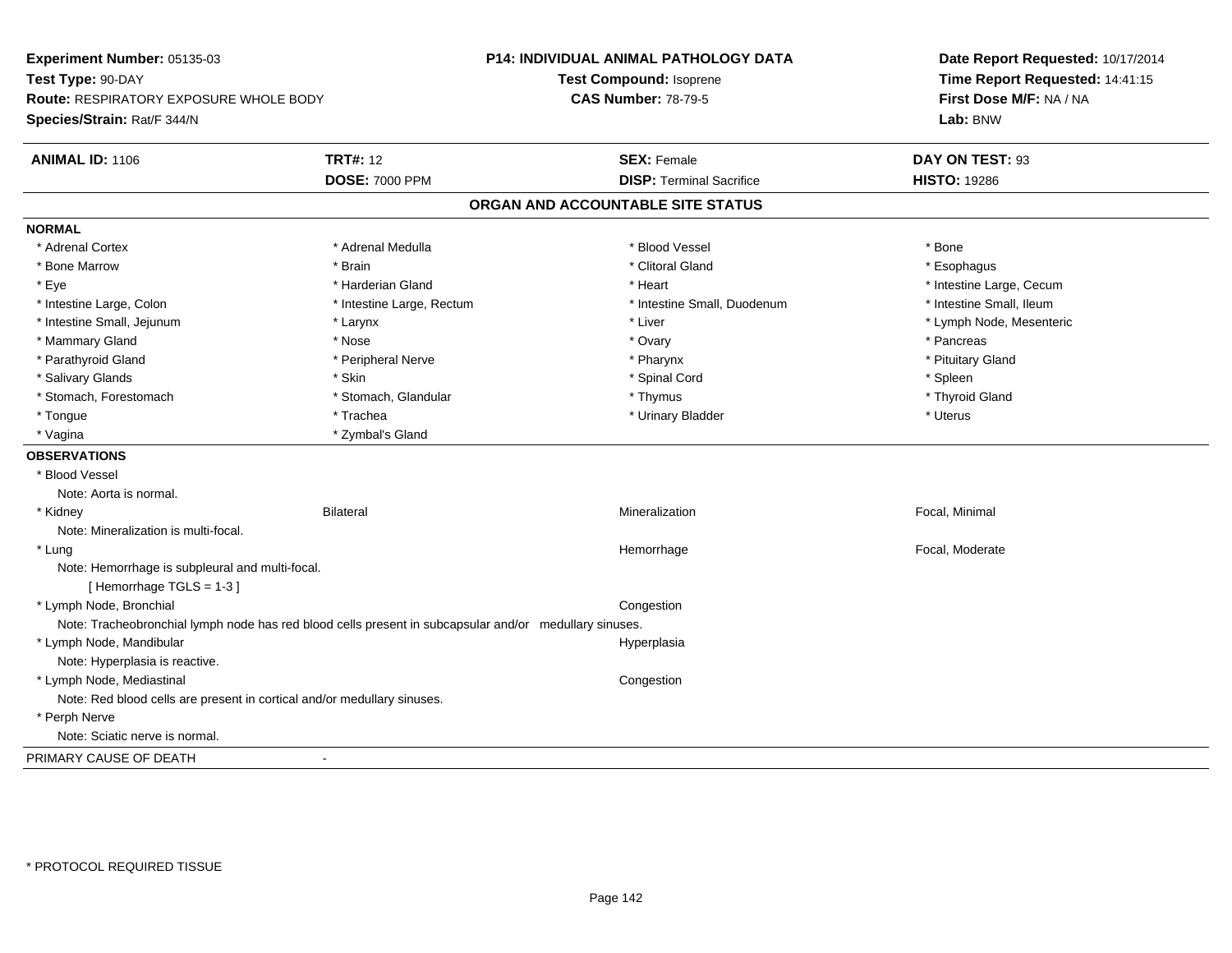**Experiment Number:** 05135-03
**Test Type:** 90-DAY
**Route:** RESPIRATORY EXPOSURE WHOLE BODY
**Species/Strain:** Rat/F 344/N

**P14: INDIVIDUAL ANIMAL PATHOLOGY DATA**
**Test Compound:** Isoprene
**CAS Number:** 78-79-5

**Date Report Requested:** 10/17/2014
**Time Report Requested:** 14:41:15
**First Dose M/F:** NA / NA
**Lab:** BNW

| **ANIMAL ID:** 1106 | **TRT#:** 12 | **SEX:** Female | **DAY ON TEST:** 93 |
|---|---|---|---|
| | **DOSE:** 7000 PPM | **DISP:** Terminal Sacrifice | **HISTO:** 19286 |

## ORGAN AND ACCOUNTABLE SITE STATUS

**NORMAL**

| | | | |
|---|---|---|---|
| * Adrenal Cortex | * Adrenal Medulla | * Blood Vessel | * Bone |
| * Bone Marrow | * Brain | * Clitoral Gland | * Esophagus |
| * Eye | * Harderian Gland | * Heart | * Intestine Large, Cecum |
| * Intestine Large, Colon | * Intestine Large, Rectum | * Intestine Small, Duodenum | * Intestine Small, Ileum |
| * Intestine Small, Jejunum | * Larynx | * Liver | * Lymph Node, Mesenteric |
| * Mammary Gland | * Nose | * Ovary | * Pancreas |
| * Parathyroid Gland | * Peripheral Nerve | * Pharynx | * Pituitary Gland |
| * Salivary Glands | * Skin | * Spinal Cord | * Spleen |
| * Stomach, Forestomach | * Stomach, Glandular | * Thymus | * Thyroid Gland |
| * Tongue | * Trachea | * Urinary Bladder | * Uterus |
| * Vagina | * Zymbal's Gland | | |

**OBSERVATIONS**

* Blood Vessel
  Note: Aorta is normal.
* Kidney — Bilateral — Mineralization — Focal, Minimal
  Note: Mineralization is multi-focal.
* Lung — Hemorrhage — Focal, Moderate
  Note: Hemorrhage is subpleural and multi-focal.
  [ Hemorrhage TGLS = 1-3 ]
* Lymph Node, Bronchial — Congestion
  Note: Tracheobronchial lymph node has red blood cells present in subcapsular and/or medullary sinuses.
* Lymph Node, Mandibular — Hyperplasia
  Note: Hyperplasia is reactive.
* Lymph Node, Mediastinal — Congestion
  Note: Red blood cells are present in cortical and/or medullary sinuses.
* Perph Nerve
  Note: Sciatic nerve is normal.

PRIMARY CAUSE OF DEATH -

* PROTOCOL REQUIRED TISSUE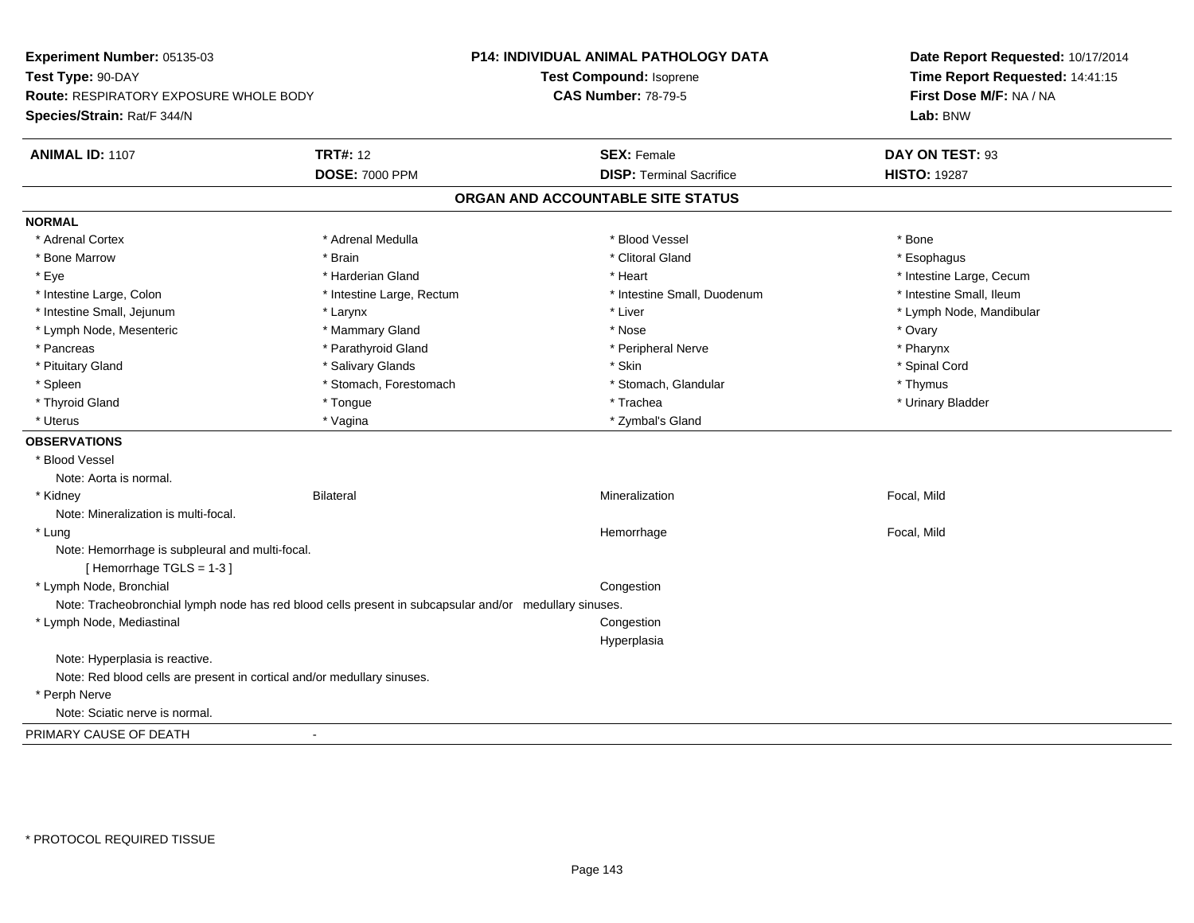**Experiment Number:** 05135-03
**Test Type:** 90-DAY
**Route:** RESPIRATORY EXPOSURE WHOLE BODY
**Species/Strain:** Rat/F 344/N

**P14: INDIVIDUAL ANIMAL PATHOLOGY DATA**
**Test Compound:** Isoprene
**CAS Number:** 78-79-5

**Date Report Requested:** 10/17/2014
**Time Report Requested:** 14:41:15
**First Dose M/F:** NA / NA
**Lab:** BNW

| **ANIMAL ID:** 1107 | **TRT#:** 12 | **SEX:** Female | **DAY ON TEST:** 93 |
|---|---|---|---|
| | **DOSE:** 7000 PPM | **DISP:** Terminal Sacrifice | **HISTO:** 19287 |

## ORGAN AND ACCOUNTABLE SITE STATUS

**NORMAL**

| | | | |
|---|---|---|---|
| * Adrenal Cortex | * Adrenal Medulla | * Blood Vessel | * Bone |
| * Bone Marrow | * Brain | * Clitoral Gland | * Esophagus |
| * Eye | * Harderian Gland | * Heart | * Intestine Large, Cecum |
| * Intestine Large, Colon | * Intestine Large, Rectum | * Intestine Small, Duodenum | * Intestine Small, Ileum |
| * Intestine Small, Jejunum | * Larynx | * Liver | * Lymph Node, Mandibular |
| * Lymph Node, Mesenteric | * Mammary Gland | * Nose | * Ovary |
| * Pancreas | * Parathyroid Gland | * Peripheral Nerve | * Pharynx |
| * Pituitary Gland | * Salivary Glands | * Skin | * Spinal Cord |
| * Spleen | * Stomach, Forestomach | * Stomach, Glandular | * Thymus |
| * Thyroid Gland | * Tongue | * Trachea | * Urinary Bladder |
| * Uterus | * Vagina | * Zymbal's Gland | |

**OBSERVATIONS**

* Blood Vessel
  Note: Aorta is normal.
* Kidney — Bilateral — Mineralization — Focal, Mild
  Note: Mineralization is multi-focal.
* Lung — Hemorrhage — Focal, Mild
  Note: Hemorrhage is subpleural and multi-focal.
  [ Hemorrhage TGLS = 1-3 ]
* Lymph Node, Bronchial — Congestion
  Note: Tracheobronchial lymph node has red blood cells present in subcapsular and/or medullary sinuses.
* Lymph Node, Mediastinal — Congestion
  Hyperplasia
  Note: Hyperplasia is reactive.
  Note: Red blood cells are present in cortical and/or medullary sinuses.
* Perph Nerve
  Note: Sciatic nerve is normal.

PRIMARY CAUSE OF DEATH -

\* PROTOCOL REQUIRED TISSUE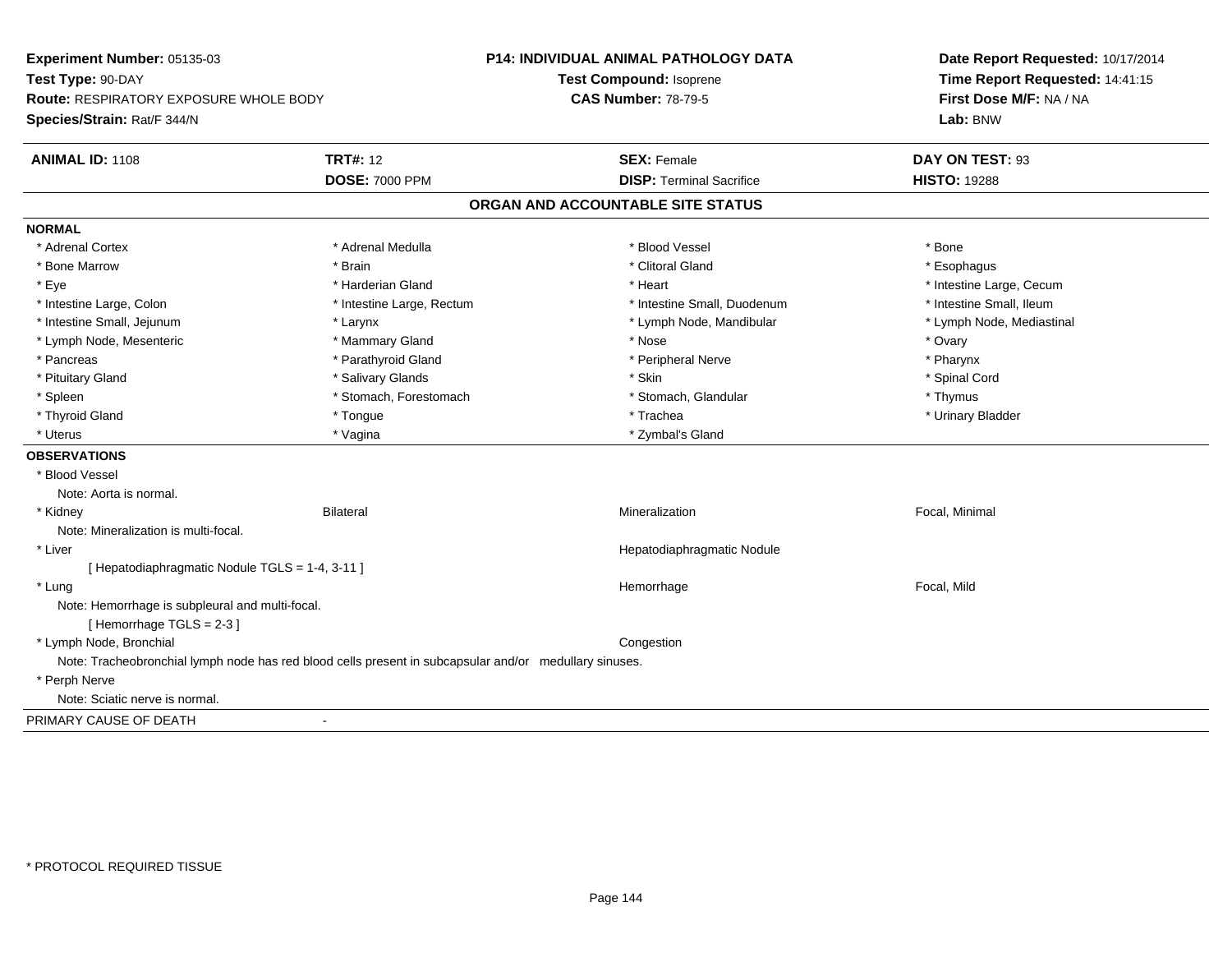**Experiment Number:** 05135-03
**Test Type:** 90-DAY
**Route:** RESPIRATORY EXPOSURE WHOLE BODY
**Species/Strain:** Rat/F 344/N

**P14: INDIVIDUAL ANIMAL PATHOLOGY DATA**
**Test Compound:** Isoprene
**CAS Number:** 78-79-5

**Date Report Requested:** 10/17/2014
**Time Report Requested:** 14:41:15
**First Dose M/F:** NA / NA
**Lab:** BNW

| **ANIMAL ID:** 1108 | **TRT#:** 12 | **SEX:** Female | **DAY ON TEST:** 93 |
|---|---|---|---|
| | **DOSE:** 7000 PPM | **DISP:** Terminal Sacrifice | **HISTO:** 19288 |

## ORGAN AND ACCOUNTABLE SITE STATUS

**NORMAL**

| | | | |
|---|---|---|---|
| * Adrenal Cortex | * Adrenal Medulla | * Blood Vessel | * Bone |
| * Bone Marrow | * Brain | * Clitoral Gland | * Esophagus |
| * Eye | * Harderian Gland | * Heart | * Intestine Large, Cecum |
| * Intestine Large, Colon | * Intestine Large, Rectum | * Intestine Small, Duodenum | * Intestine Small, Ileum |
| * Intestine Small, Jejunum | * Larynx | * Lymph Node, Mandibular | * Lymph Node, Mediastinal |
| * Lymph Node, Mesenteric | * Mammary Gland | * Nose | * Ovary |
| * Pancreas | * Parathyroid Gland | * Peripheral Nerve | * Pharynx |
| * Pituitary Gland | * Salivary Glands | * Skin | * Spinal Cord |
| * Spleen | * Stomach, Forestomach | * Stomach, Glandular | * Thymus |
| * Thyroid Gland | * Tongue | * Trachea | * Urinary Bladder |
| * Uterus | * Vagina | * Zymbal's Gland | |

**OBSERVATIONS**

* Blood Vessel
  Note: Aorta is normal.

| | | | |
|---|---|---|---|
| * Kidney | Bilateral | Mineralization | Focal, Minimal |

  Note: Mineralization is multi-focal.

| | | | |
|---|---|---|---|
| * Liver | | Hepatodiaphragmatic Nodule | |

  [ Hepatodiaphragmatic Nodule TGLS = 1-4, 3-11 ]

| | | | |
|---|---|---|---|
| * Lung | | Hemorrhage | Focal, Mild |

  Note: Hemorrhage is subpleural and multi-focal.
  [ Hemorrhage TGLS = 2-3 ]

| | | | |
|---|---|---|---|
| * Lymph Node, Bronchial | | Congestion | |

  Note: Tracheobronchial lymph node has red blood cells present in subcapsular and/or medullary sinuses.

* Perph Nerve
  Note: Sciatic nerve is normal.

PRIMARY CAUSE OF DEATH -

* PROTOCOL REQUIRED TISSUE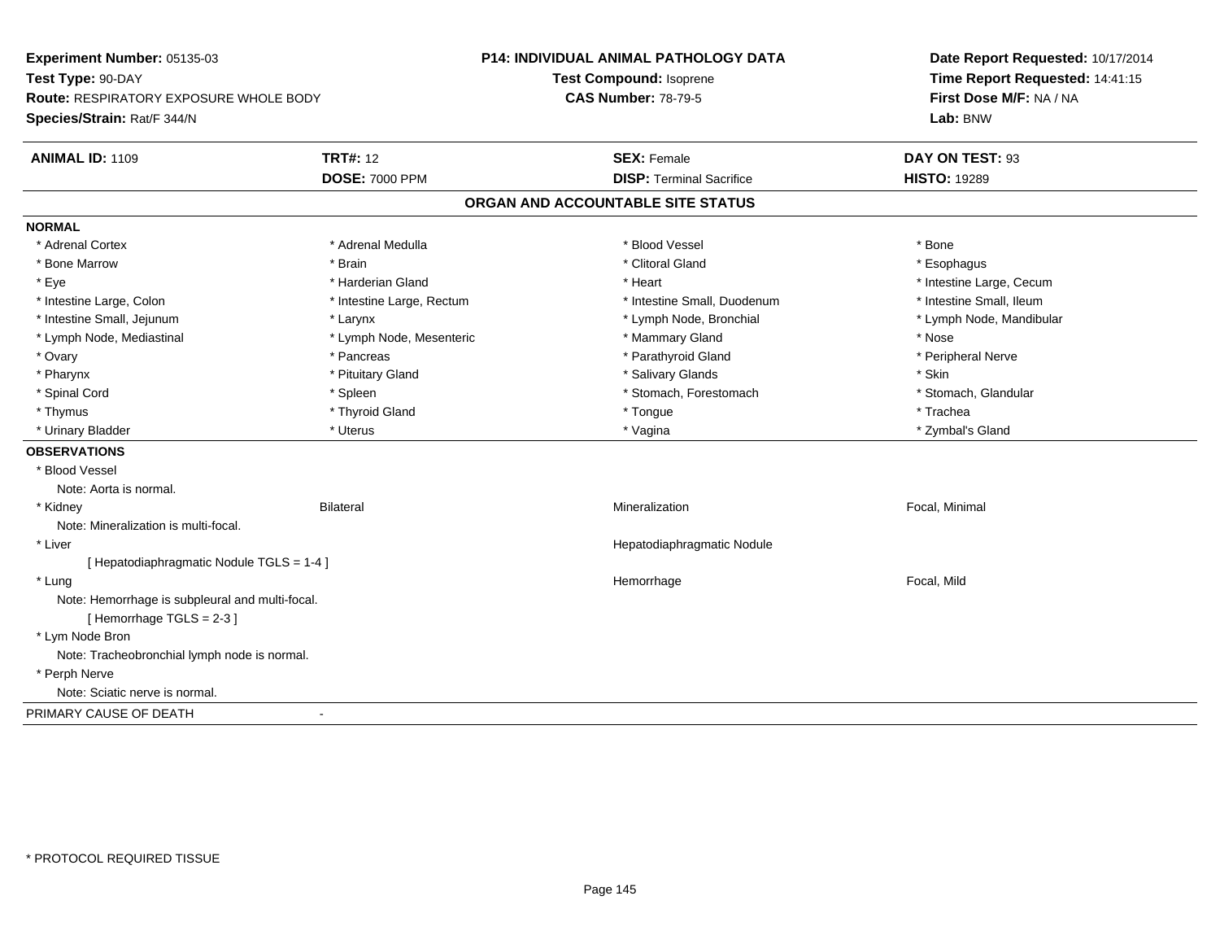**Experiment Number:** 05135-03
**Test Type:** 90-DAY
**Route:** RESPIRATORY EXPOSURE WHOLE BODY
**Species/Strain:** Rat/F 344/N

**P14: INDIVIDUAL ANIMAL PATHOLOGY DATA**
**Test Compound:** Isoprene
**CAS Number:** 78-79-5

**Date Report Requested:** 10/17/2014
**Time Report Requested:** 14:41:15
**First Dose M/F:** NA / NA
**Lab:** BNW

| **ANIMAL ID:** 1109 | **TRT#:** 12 | **SEX:** Female | **DAY ON TEST:** 93 |
|---|---|---|---|
| | **DOSE:** 7000 PPM | **DISP:** Terminal Sacrifice | **HISTO:** 19289 |

## ORGAN AND ACCOUNTABLE SITE STATUS

**NORMAL**

| | | | |
|---|---|---|---|
| * Adrenal Cortex | * Adrenal Medulla | * Blood Vessel | * Bone |
| * Bone Marrow | * Brain | * Clitoral Gland | * Esophagus |
| * Eye | * Harderian Gland | * Heart | * Intestine Large, Cecum |
| * Intestine Large, Colon | * Intestine Large, Rectum | * Intestine Small, Duodenum | * Intestine Small, Ileum |
| * Intestine Small, Jejunum | * Larynx | * Lymph Node, Bronchial | * Lymph Node, Mandibular |
| * Lymph Node, Mediastinal | * Lymph Node, Mesenteric | * Mammary Gland | * Nose |
| * Ovary | * Pancreas | * Parathyroid Gland | * Peripheral Nerve |
| * Pharynx | * Pituitary Gland | * Salivary Glands | * Skin |
| * Spinal Cord | * Spleen | * Stomach, Forestomach | * Stomach, Glandular |
| * Thymus | * Thyroid Gland | * Tongue | * Trachea |
| * Urinary Bladder | * Uterus | * Vagina | * Zymbal's Gland |

**OBSERVATIONS**

* Blood Vessel
  Note: Aorta is normal.

| | | | |
|---|---|---|---|
| * Kidney | Bilateral | Mineralization | Focal, Minimal |

  Note: Mineralization is multi-focal.

| | | | |
|---|---|---|---|
| * Liver | | Hepatodiaphragmatic Nodule | |

  [ Hepatodiaphragmatic Nodule TGLS = 1-4 ]

| | | | |
|---|---|---|---|
| * Lung | | Hemorrhage | Focal, Mild |

  Note: Hemorrhage is subpleural and multi-focal.
  [ Hemorrhage TGLS = 2-3 ]

* Lym Node Bron
  Note: Tracheobronchial lymph node is normal.
* Perph Nerve
  Note: Sciatic nerve is normal.

PRIMARY CAUSE OF DEATH -

\* PROTOCOL REQUIRED TISSUE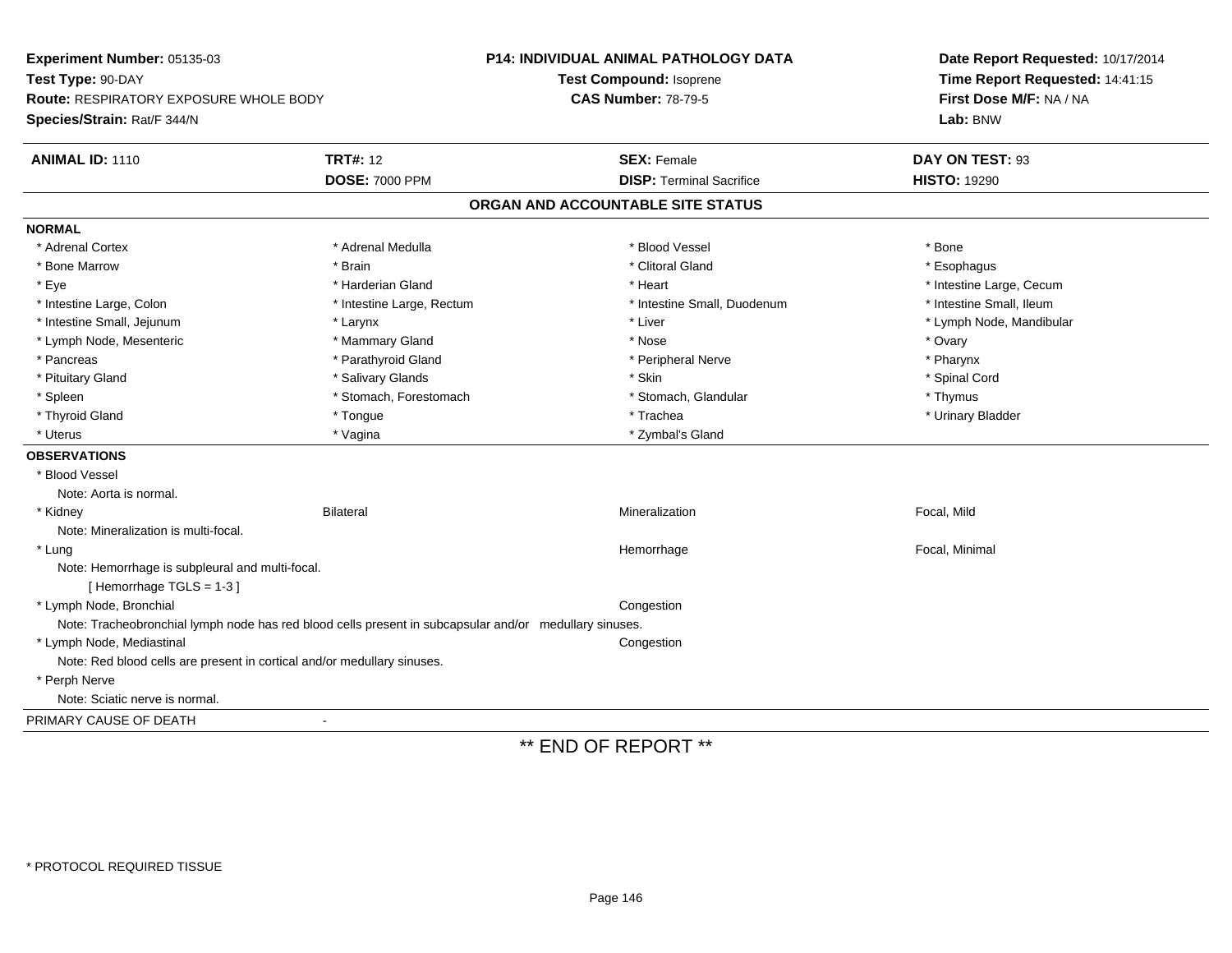**Experiment Number:** 05135-03
**Test Type:** 90-DAY
**Route:** RESPIRATORY EXPOSURE WHOLE BODY
**Species/Strain:** Rat/F 344/N

**P14: INDIVIDUAL ANIMAL PATHOLOGY DATA**
**Test Compound:** Isoprene
**CAS Number:** 78-79-5

**Date Report Requested:** 10/17/2014
**Time Report Requested:** 14:41:15
**First Dose M/F:** NA / NA
**Lab:** BNW

| | | | |
|---|---|---|---|
| **ANIMAL ID:** 1110 | **TRT#:** 12 | **SEX:** Female | **DAY ON TEST:** 93 |
| | **DOSE:** 7000 PPM | **DISP:** Terminal Sacrifice | **HISTO:** 19290 |

## ORGAN AND ACCOUNTABLE SITE STATUS

**NORMAL**

| | | | |
|---|---|---|---|
| * Adrenal Cortex | * Adrenal Medulla | * Blood Vessel | * Bone |
| * Bone Marrow | * Brain | * Clitoral Gland | * Esophagus |
| * Eye | * Harderian Gland | * Heart | * Intestine Large, Cecum |
| * Intestine Large, Colon | * Intestine Large, Rectum | * Intestine Small, Duodenum | * Intestine Small, Ileum |
| * Intestine Small, Jejunum | * Larynx | * Liver | * Lymph Node, Mandibular |
| * Lymph Node, Mesenteric | * Mammary Gland | * Nose | * Ovary |
| * Pancreas | * Parathyroid Gland | * Peripheral Nerve | * Pharynx |
| * Pituitary Gland | * Salivary Glands | * Skin | * Spinal Cord |
| * Spleen | * Stomach, Forestomach | * Stomach, Glandular | * Thymus |
| * Thyroid Gland | * Tongue | * Trachea | * Urinary Bladder |
| * Uterus | * Vagina | * Zymbal's Gland | |

**OBSERVATIONS**

* Blood Vessel
  Note: Aorta is normal.

| | | | |
|---|---|---|---|
| * Kidney | Bilateral | Mineralization | Focal, Mild |

  Note: Mineralization is multi-focal.

| | | | |
|---|---|---|---|
| * Lung | | Hemorrhage | Focal, Minimal |

  Note: Hemorrhage is subpleural and multi-focal.
  [ Hemorrhage TGLS = 1-3 ]

| | | | |
|---|---|---|---|
| * Lymph Node, Bronchial | | Congestion | |

  Note: Tracheobronchial lymph node has red blood cells present in subcapsular and/or medullary sinuses.

| | | | |
|---|---|---|---|
| * Lymph Node, Mediastinal | | Congestion | |

  Note: Red blood cells are present in cortical and/or medullary sinuses.

* Perph Nerve
  Note: Sciatic nerve is normal.

PRIMARY CAUSE OF DEATH -

** END OF REPORT **

* PROTOCOL REQUIRED TISSUE